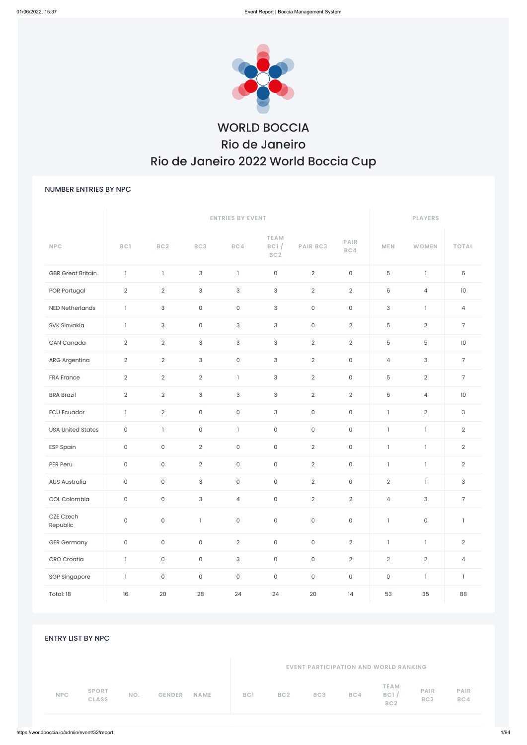# WORLD BOCCIA

## Rio de Janeiro

## Rio de Janeiro 2022 World Boccia Cup

### NUMBER ENTRIES BY NPC

| NPC | ENTRIES BY EVENT | | | | | | | PLAYERS | | |
|---|---|---|---|---|---|---|---|---|---|---|
| | BC1 | BC2 | BC3 | BC4 | TEAM BC1 / BC2 | PAIR BC3 | PAIR BC4 | MEN | WOMEN | TOTAL |
| GBR Great Britain | 1 | 1 | 3 | 1 | 0 | 2 | 0 | 5 | 1 | 6 |
| POR Portugal | 2 | 2 | 3 | 3 | 3 | 2 | 2 | 6 | 4 | 10 |
| NED Netherlands | 1 | 3 | 0 | 0 | 3 | 0 | 0 | 3 | 1 | 4 |
| SVK Slovakia | 1 | 3 | 0 | 3 | 3 | 0 | 2 | 5 | 2 | 7 |
| CAN Canada | 2 | 2 | 3 | 3 | 3 | 2 | 2 | 5 | 5 | 10 |
| ARG Argentina | 2 | 2 | 3 | 0 | 3 | 2 | 0 | 4 | 3 | 7 |
| FRA France | 2 | 2 | 2 | 1 | 3 | 2 | 0 | 5 | 2 | 7 |
| BRA Brazil | 2 | 2 | 3 | 3 | 3 | 2 | 2 | 6 | 4 | 10 |
| ECU Ecuador | 1 | 2 | 0 | 0 | 3 | 0 | 0 | 1 | 2 | 3 |
| USA United States | 0 | 1 | 0 | 1 | 0 | 0 | 0 | 1 | 1 | 2 |
| ESP Spain | 0 | 0 | 2 | 0 | 0 | 2 | 0 | 1 | 1 | 2 |
| PER Peru | 0 | 0 | 2 | 0 | 0 | 2 | 0 | 1 | 1 | 2 |
| AUS Australia | 0 | 0 | 3 | 0 | 0 | 2 | 0 | 2 | 1 | 3 |
| COL Colombia | 0 | 0 | 3 | 4 | 0 | 2 | 2 | 4 | 3 | 7 |
| CZE Czech Republic | 0 | 0 | 1 | 0 | 0 | 0 | 0 | 1 | 0 | 1 |
| GER Germany | 0 | 0 | 0 | 2 | 0 | 0 | 2 | 1 | 1 | 2 |
| CRO Croatia | 1 | 0 | 0 | 3 | 0 | 0 | 2 | 2 | 2 | 4 |
| SGP Singapore | 1 | 0 | 0 | 0 | 0 | 0 | 0 | 0 | 1 | 1 |
| Total: 18 | 16 | 20 | 28 | 24 | 24 | 20 | 14 | 53 | 35 | 88 |

### ENTRY LIST BY NPC

| NPC | SPORT CLASS | NO. | GENDER | NAME | EVENT PARTICIPATION AND WORLD RANKING | | | | | | |
|---|---|---|---|---|---|---|---|---|---|---|---|
| | | | | | BC1 | BC2 | BC3 | BC4 | TEAM BC1 / BC2 | PAIR BC3 | PAIR BC4 |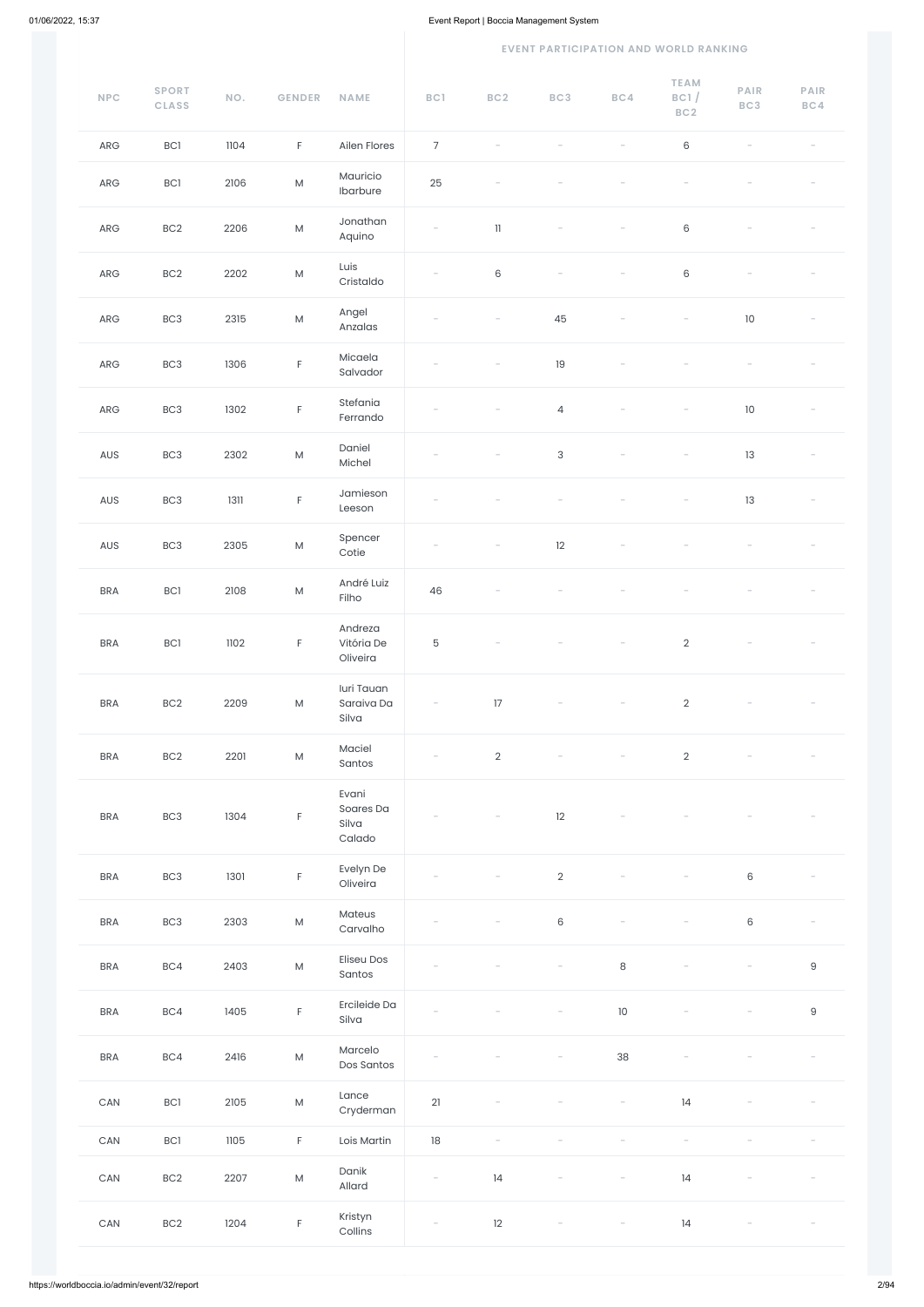| NPC | SPORT CLASS | NO. | GENDER | NAME | EVENT PARTICIPATION AND WORLD RANKING | | | | | | |
|---|---|---|---|---|---|---|---|---|---|---|---|
| | | | | | BC1 | BC2 | BC3 | BC4 | TEAM BC1 / BC2 | PAIR BC3 | PAIR BC4 |
| ARG | BC1 | 1104 | F | Ailen Flores | 7 | - | - | - | 6 | - | - |
| ARG | BC1 | 2106 | M | Mauricio Ibarbure | 25 | - | - | - | - | - | - |
| ARG | BC2 | 2206 | M | Jonathan Aquino | - | 11 | - | - | 6 | - | - |
| ARG | BC2 | 2202 | M | Luis Cristaldo | - | 6 | - | - | 6 | - | - |
| ARG | BC3 | 2315 | M | Angel Anzalas | - | - | 45 | - | - | 10 | - |
| ARG | BC3 | 1306 | F | Micaela Salvador | - | - | 19 | - | - | - | - |
| ARG | BC3 | 1302 | F | Stefania Ferrando | - | - | 4 | - | - | 10 | - |
| AUS | BC3 | 2302 | M | Daniel Michel | - | - | 3 | - | - | 13 | - |
| AUS | BC3 | 1311 | F | Jamieson Leeson | - | - | - | - | - | 13 | - |
| AUS | BC3 | 2305 | M | Spencer Cotie | - | - | 12 | - | - | - | - |
| BRA | BC1 | 2108 | M | André Luiz Filho | 46 | - | - | - | - | - | - |
| BRA | BC1 | 1102 | F | Andreza Vitória De Oliveira | 5 | - | - | - | 2 | - | - |
| BRA | BC2 | 2209 | M | Iuri Tauan Saraiva Da Silva | - | 17 | - | - | 2 | - | - |
| BRA | BC2 | 2201 | M | Maciel Santos | - | 2 | - | - | 2 | - | - |
| BRA | BC3 | 1304 | F | Evani Soares Da Silva Calado | - | - | 12 | - | - | - | - |
| BRA | BC3 | 1301 | F | Evelyn De Oliveira | - | - | 2 | - | - | 6 | - |
| BRA | BC3 | 2303 | M | Mateus Carvalho | - | - | 6 | - | - | 6 | - |
| BRA | BC4 | 2403 | M | Eliseu Dos Santos | - | - | - | 8 | - | - | 9 |
| BRA | BC4 | 1405 | F | Ercileide Da Silva | - | - | - | 10 | - | - | 9 |
| BRA | BC4 | 2416 | M | Marcelo Dos Santos | - | - | - | 38 | - | - | - |
| CAN | BC1 | 2105 | M | Lance Cryderman | 21 | - | - | - | 14 | - | - |
| CAN | BC1 | 1105 | F | Lois Martin | 18 | - | - | - | - | - | - |
| CAN | BC2 | 2207 | M | Danik Allard | - | 14 | - | - | 14 | - | - |
| CAN | BC2 | 1204 | F | Kristyn Collins | - | 12 | - | - | 14 | - | - |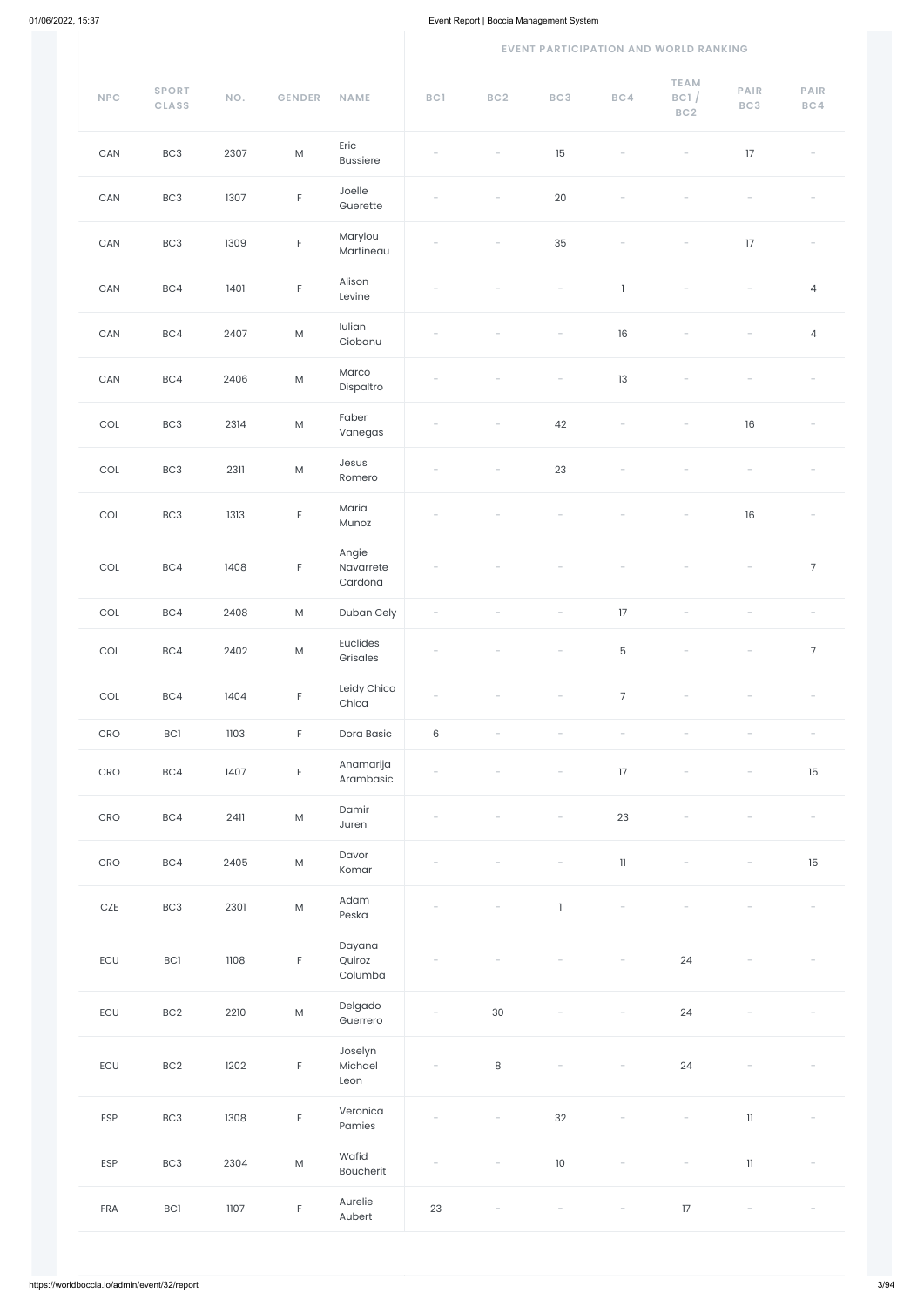| NPC | SPORT CLASS | NO. | GENDER | NAME | EVENT PARTICIPATION AND WORLD RANKING | | | | | | |
|---|---|---|---|---|---|---|---|---|---|---|---|
| | | | | | BC1 | BC2 | BC3 | BC4 | TEAM BC1 / BC2 | PAIR BC3 | PAIR BC4 |
| CAN | BC3 | 2307 | M | Eric Bussiere | - | - | 15 | - | - | 17 | - |
| CAN | BC3 | 1307 | F | Joelle Guerette | - | - | 20 | - | - | - | - |
| CAN | BC3 | 1309 | F | Marylou Martineau | - | - | 35 | - | - | 17 | - |
| CAN | BC4 | 1401 | F | Alison Levine | - | - | - | 1 | - | - | 4 |
| CAN | BC4 | 2407 | M | Iulian Ciobanu | - | - | - | 16 | - | - | 4 |
| CAN | BC4 | 2406 | M | Marco Dispaltro | - | - | - | 13 | - | - | - |
| COL | BC3 | 2314 | M | Faber Vanegas | - | - | 42 | - | - | 16 | - |
| COL | BC3 | 2311 | M | Jesus Romero | - | - | 23 | - | - | - | - |
| COL | BC3 | 1313 | F | Maria Munoz | - | - | - | - | - | 16 | - |
| COL | BC4 | 1408 | F | Angie Navarrete Cardona | - | - | - | - | - | - | 7 |
| COL | BC4 | 2408 | M | Duban Cely | - | - | - | 17 | - | - | - |
| COL | BC4 | 2402 | M | Euclides Grisales | - | - | - | 5 | - | - | 7 |
| COL | BC4 | 1404 | F | Leidy Chica Chica | - | - | - | 7 | - | - | - |
| CRO | BC1 | 1103 | F | Dora Basic | 6 | - | - | - | - | - | - |
| CRO | BC4 | 1407 | F | Anamarija Arambasic | - | - | - | 17 | - | - | 15 |
| CRO | BC4 | 2411 | M | Damir Juren | - | - | - | 23 | - | - | - |
| CRO | BC4 | 2405 | M | Davor Komar | - | - | - | 11 | - | - | 15 |
| CZE | BC3 | 2301 | M | Adam Peska | - | - | 1 | - | - | - | - |
| ECU | BC1 | 1108 | F | Dayana Quiroz Columba | - | - | - | - | 24 | - | - |
| ECU | BC2 | 2210 | M | Delgado Guerrero | - | 30 | - | - | 24 | - | - |
| ECU | BC2 | 1202 | F | Joselyn Michael Leon | - | 8 | - | - | 24 | - | - |
| ESP | BC3 | 1308 | F | Veronica Pamies | - | - | 32 | - | - | 11 | - |
| ESP | BC3 | 2304 | M | Wafid Boucherit | - | - | 10 | - | - | 11 | - |
| FRA | BC1 | 1107 | F | Aurelie Aubert | 23 | - | - | - | 17 | - | - |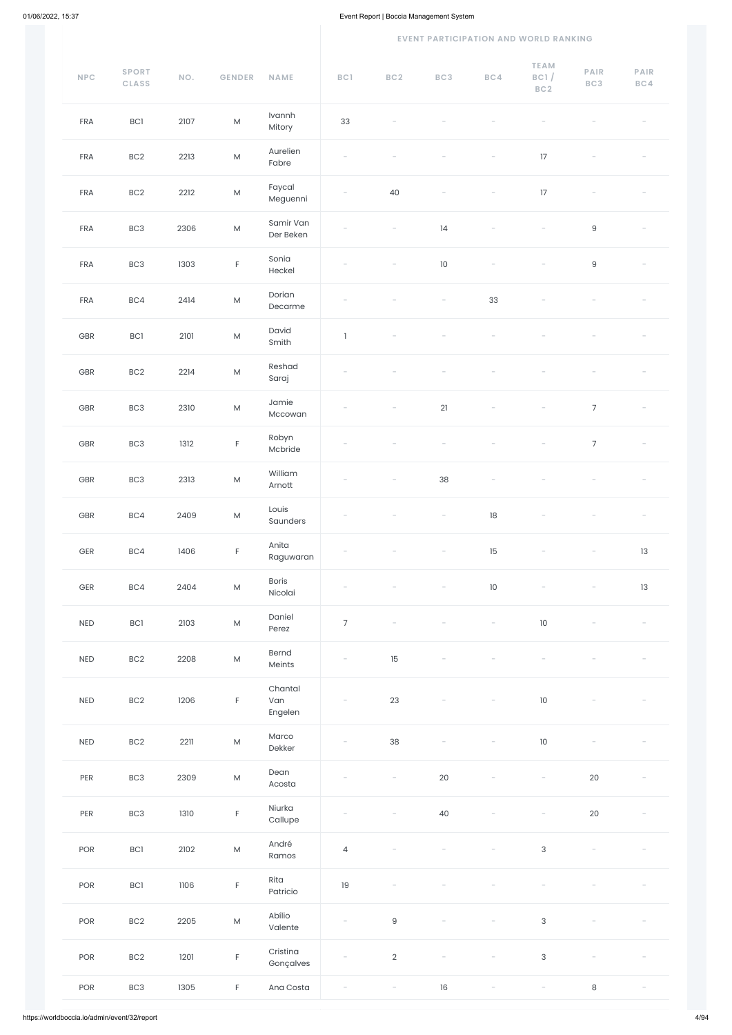| NPC | SPORT CLASS | NO. | GENDER | NAME | EVENT PARTICIPATION AND WORLD RANKING | | | | | | |
|---|---|---|---|---|---|---|---|---|---|---|---|
| | | | | | BC1 | BC2 | BC3 | BC4 | TEAM BC1 / BC2 | PAIR BC3 | PAIR BC4 |
| FRA | BC1 | 2107 | M | Ivannh Mitory | 33 | - | - | - | - | - | - |
| FRA | BC2 | 2213 | M | Aurelien Fabre | - | - | - | - | 17 | - | - |
| FRA | BC2 | 2212 | M | Faycal Meguenni | - | 40 | - | - | 17 | - | - |
| FRA | BC3 | 2306 | M | Samir Van Der Beken | - | - | 14 | - | - | 9 | - |
| FRA | BC3 | 1303 | F | Sonia Heckel | - | - | 10 | - | - | 9 | - |
| FRA | BC4 | 2414 | M | Dorian Decarme | - | - | - | 33 | - | - | - |
| GBR | BC1 | 2101 | M | David Smith | 1 | - | - | - | - | - | - |
| GBR | BC2 | 2214 | M | Reshad Saraj | - | - | - | - | - | - | - |
| GBR | BC3 | 2310 | M | Jamie Mccowan | - | - | 21 | - | - | 7 | - |
| GBR | BC3 | 1312 | F | Robyn Mcbride | - | - | - | - | - | 7 | - |
| GBR | BC3 | 2313 | M | William Arnott | - | - | 38 | - | - | - | - |
| GBR | BC4 | 2409 | M | Louis Saunders | - | - | - | 18 | - | - | - |
| GER | BC4 | 1406 | F | Anita Raguwaran | - | - | - | 15 | - | - | 13 |
| GER | BC4 | 2404 | M | Boris Nicolai | - | - | - | 10 | - | - | 13 |
| NED | BC1 | 2103 | M | Daniel Perez | 7 | - | - | - | 10 | - | - |
| NED | BC2 | 2208 | M | Bernd Meints | - | 15 | - | - | - | - | - |
| NED | BC2 | 1206 | F | Chantal Van Engelen | - | 23 | - | - | 10 | - | - |
| NED | BC2 | 2211 | M | Marco Dekker | - | 38 | - | - | 10 | - | - |
| PER | BC3 | 2309 | M | Dean Acosta | - | - | 20 | - | - | 20 | - |
| PER | BC3 | 1310 | F | Niurka Callupe | - | - | 40 | - | - | 20 | - |
| POR | BC1 | 2102 | M | André Ramos | 4 | - | - | - | 3 | - | - |
| POR | BC1 | 1106 | F | Rita Patricio | 19 | - | - | - | - | - | - |
| POR | BC2 | 2205 | M | Abilio Valente | - | 9 | - | - | 3 | - | - |
| POR | BC2 | 1201 | F | Cristina Gonçalves | - | 2 | - | - | 3 | - | - |
| POR | BC3 | 1305 | F | Ana Costa | - | - | 16 | - | - | 8 | - |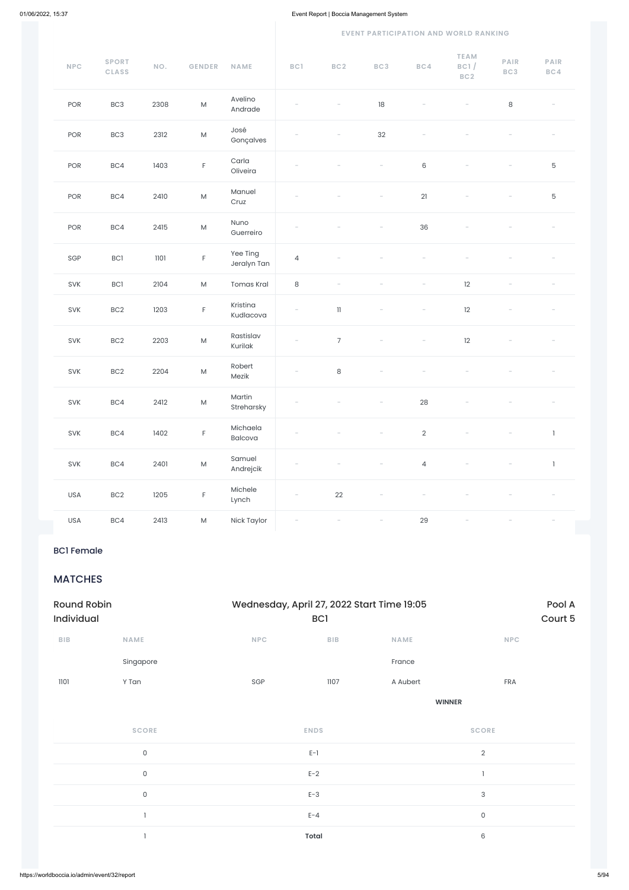| NPC | SPORT CLASS | NO. | GENDER | NAME | EVENT PARTICIPATION AND WORLD RANKING | | | | | | |
|---|---|---|---|---|---|---|---|---|---|---|---|
| | | | | | BC1 | BC2 | BC3 | BC4 | TEAM BC1 / BC2 | PAIR BC3 | PAIR BC4 |
| POR | BC3 | 2308 | M | Avelino Andrade | - | - | 18 | - | - | 8 | - |
| POR | BC3 | 2312 | M | José Gonçalves | - | - | 32 | - | - | - | - |
| POR | BC4 | 1403 | F | Carla Oliveira | - | - | - | 6 | - | - | 5 |
| POR | BC4 | 2410 | M | Manuel Cruz | - | - | - | 21 | - | - | 5 |
| POR | BC4 | 2415 | M | Nuno Guerreiro | - | - | - | 36 | - | - | - |
| SGP | BC1 | 1101 | F | Yee Ting Jeralyn Tan | 4 | - | - | - | - | - | - |
| SVK | BC1 | 2104 | M | Tomas Kral | 8 | - | - | - | 12 | - | - |
| SVK | BC2 | 1203 | F | Kristina Kudlacova | - | 11 | - | - | 12 | - | - |
| SVK | BC2 | 2203 | M | Rastislav Kurilak | - | 7 | - | - | 12 | - | - |
| SVK | BC2 | 2204 | M | Robert Mezik | - | 8 | - | - | - | - | - |
| SVK | BC4 | 2412 | M | Martin Streharsky | - | - | - | 28 | - | - | - |
| SVK | BC4 | 1402 | F | Michaela Balcova | - | - | - | 2 | - | - | 1 |
| SVK | BC4 | 2401 | M | Samuel Andrejcik | - | - | - | 4 | - | - | 1 |
| USA | BC2 | 1205 | F | Michele Lynch | - | 22 | - | - | - | - | - |
| USA | BC4 | 2413 | M | Nick Taylor | - | - | - | 29 | - | - | - |

## BC1 Female

## MATCHES

**Round Robin Individual** | Wednesday, April 27, 2022 Start Time 19:05 | BC1 | Pool A | Court 5

| BIB | NAME | NPC | BIB | NAME | NPC |
|---|---|---|---|---|---|
| | Singapore | | | France | |
| 1101 | Y Tan | SGP | 1107 | A Aubert | FRA |
| | | | | **WINNER** | |

| SCORE | ENDS | SCORE |
|---|---|---|
| 0 | E-1 | 2 |
| 0 | E-2 | 1 |
| 0 | E-3 | 3 |
| 1 | E-4 | 0 |
| 1 | **Total** | 6 |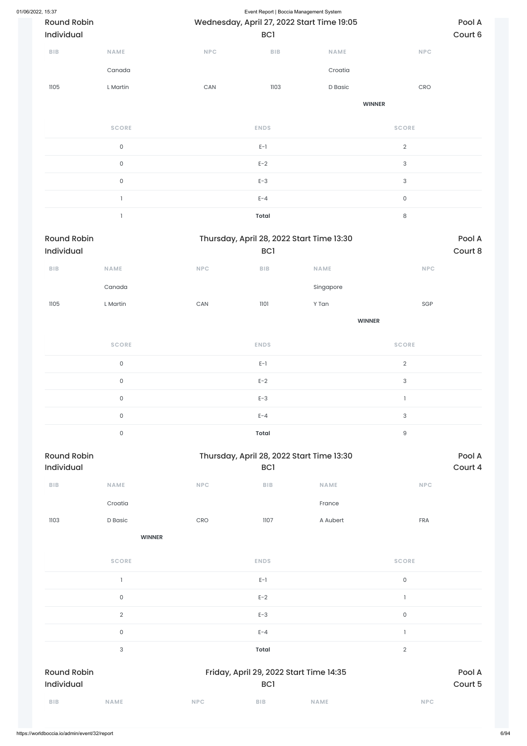Round Robin Individual — Wednesday, April 27, 2022 Start Time 19:05 — BC1 — Pool A — Court 6

| BIB | NAME | NPC | BIB | NAME | NPC |
| --- | --- | --- | --- | --- | --- |
| | Canada | | | Croatia | |
| 1105 | L Martin | CAN | 1103 | D Basic | CRO |
| | | | | **WINNER** | |

| SCORE | ENDS | SCORE |
| --- | --- | --- |
| 0 | E-1 | 2 |
| 0 | E-2 | 3 |
| 0 | E-3 | 3 |
| 1 | E-4 | 0 |
| 1 | **Total** | 8 |

Round Robin Individual — Thursday, April 28, 2022 Start Time 13:30 — BC1 — Pool A — Court 8

| BIB | NAME | NPC | BIB | NAME | NPC |
| --- | --- | --- | --- | --- | --- |
| | Canada | | | Singapore | |
| 1105 | L Martin | CAN | 1101 | Y Tan | SGP |
| | | | | **WINNER** | |

| SCORE | ENDS | SCORE |
| --- | --- | --- |
| 0 | E-1 | 2 |
| 0 | E-2 | 3 |
| 0 | E-3 | 1 |
| 0 | E-4 | 3 |
| 0 | **Total** | 9 |

Round Robin Individual — Thursday, April 28, 2022 Start Time 13:30 — BC1 — Pool A — Court 4

| BIB | NAME | NPC | BIB | NAME | NPC |
| --- | --- | --- | --- | --- | --- |
| | Croatia | | | France | |
| 1103 | D Basic | CRO | 1107 | A Aubert | FRA |
| | **WINNER** | | | | |

| SCORE | ENDS | SCORE |
| --- | --- | --- |
| 1 | E-1 | 0 |
| 0 | E-2 | 1 |
| 2 | E-3 | 0 |
| 0 | E-4 | 1 |
| 3 | **Total** | 2 |

Round Robin Individual — Friday, April 29, 2022 Start Time 14:35 — BC1 — Pool A — Court 5

| BIB | NAME | NPC | BIB | NAME | NPC |
| --- | --- | --- | --- | --- | --- |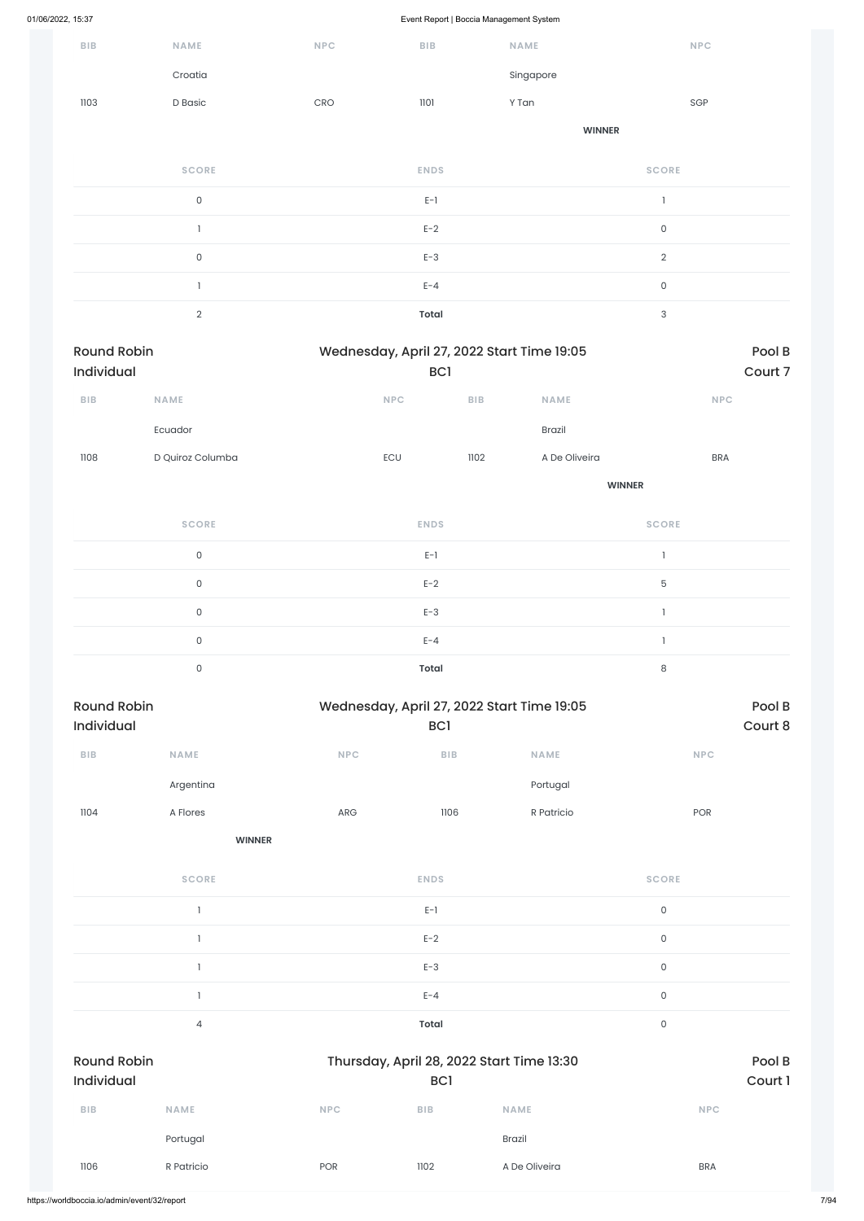| BIB | NAME | NPC | BIB | NAME | NPC |
|---|---|---|---|---|---|
| | Croatia | | | Singapore | |
| 1103 | D Basic | CRO | 1101 | Y Tan | SGP |
| | | | | **WINNER** | |

| SCORE | ENDS | SCORE |
|---|---|---|
| 0 | E-1 | 1 |
| 1 | E-2 | 0 |
| 0 | E-3 | 2 |
| 1 | E-4 | 0 |
| 2 | **Total** | 3 |

Round Robin Individual — Wednesday, April 27, 2022 Start Time 19:05 — BC1 — Pool B Court 7

| BIB | NAME | NPC | BIB | NAME | NPC |
|---|---|---|---|---|---|
| | Ecuador | | | Brazil | |
| 1108 | D Quiroz Columba | ECU | 1102 | A De Oliveira | BRA |
| | | | | **WINNER** | |

| SCORE | ENDS | SCORE |
|---|---|---|
| 0 | E-1 | 1 |
| 0 | E-2 | 5 |
| 0 | E-3 | 1 |
| 0 | E-4 | 1 |
| 0 | **Total** | 8 |

Round Robin Individual — Wednesday, April 27, 2022 Start Time 19:05 — BC1 — Pool B Court 8

| BIB | NAME | NPC | BIB | NAME | NPC |
|---|---|---|---|---|---|
| | Argentina | | | Portugal | |
| 1104 | A Flores | ARG | 1106 | R Patricio | POR |
| | **WINNER** | | | | |

| SCORE | ENDS | SCORE |
|---|---|---|
| 1 | E-1 | 0 |
| 1 | E-2 | 0 |
| 1 | E-3 | 0 |
| 1 | E-4 | 0 |
| 4 | **Total** | 0 |

Round Robin Individual — Thursday, April 28, 2022 Start Time 13:30 — BC1 — Pool B Court 1

| BIB | NAME | NPC | BIB | NAME | NPC |
|---|---|---|---|---|---|
| | Portugal | | | Brazil | |
| 1106 | R Patricio | POR | 1102 | A De Oliveira | BRA |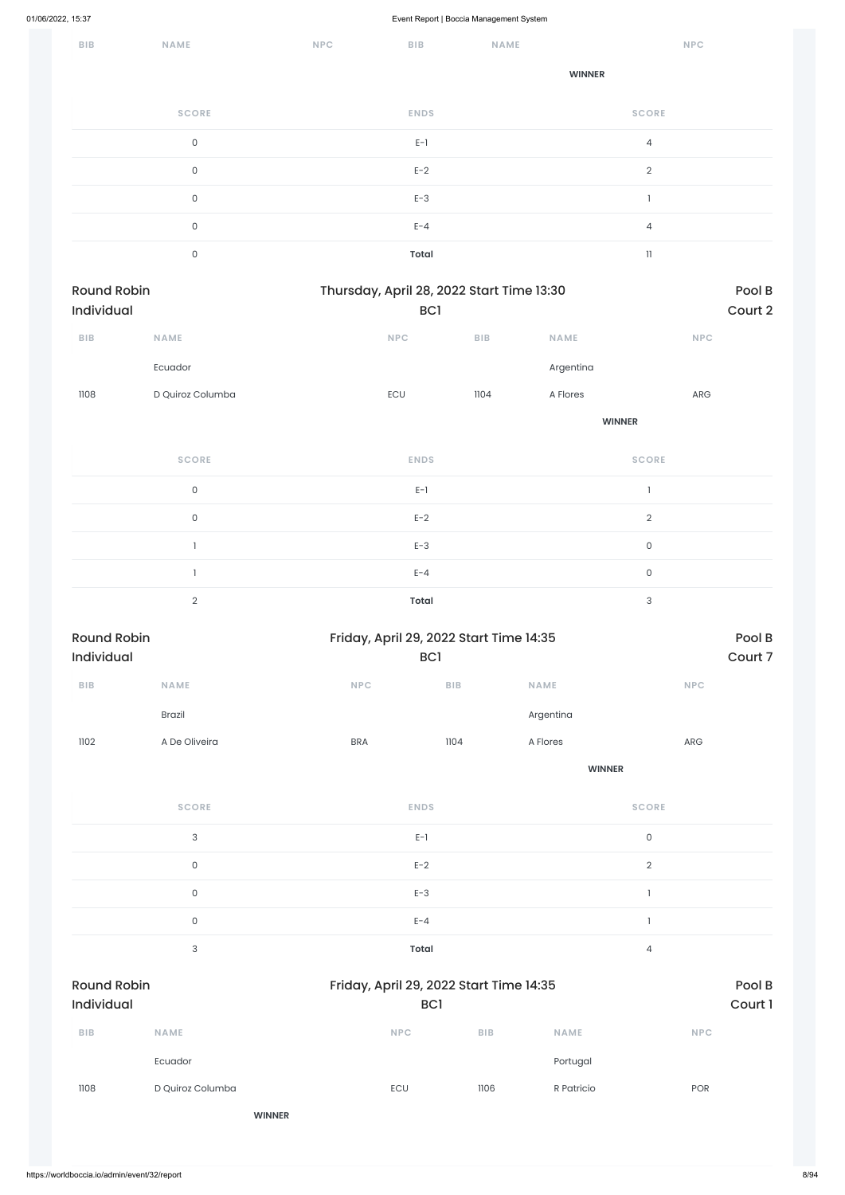| BIB | NAME | NPC | BIB | NAME | NPC |
|---|---|---|---|---|---|
| | | | | | |
| | | | | WINNER | |

| SCORE | ENDS | SCORE |
|---|---|---|
| 0 | E-1 | 4 |
| 0 | E-2 | 2 |
| 0 | E-3 | 1 |
| 0 | E-4 | 4 |
| 0 | **Total** | 11 |

Round Robin Individual — Thursday, April 28, 2022 Start Time 13:30 — BC1 — Pool B — Court 2

| BIB | NAME | NPC | BIB | NAME | NPC |
|---|---|---|---|---|---|
| | Ecuador | | | Argentina | |
| 1108 | D Quiroz Columba | ECU | 1104 | A Flores | ARG |
| | | | | **WINNER** | |

| SCORE | ENDS | SCORE |
|---|---|---|
| 0 | E-1 | 1 |
| 0 | E-2 | 2 |
| 1 | E-3 | 0 |
| 1 | E-4 | 0 |
| 2 | **Total** | 3 |

Round Robin Individual — Friday, April 29, 2022 Start Time 14:35 — BC1 — Pool B — Court 7

| BIB | NAME | NPC | BIB | NAME | NPC |
|---|---|---|---|---|---|
| | Brazil | | | Argentina | |
| 1102 | A De Oliveira | BRA | 1104 | A Flores | ARG |
| | | | | **WINNER** | |

| SCORE | ENDS | SCORE |
|---|---|---|
| 3 | E-1 | 0 |
| 0 | E-2 | 2 |
| 0 | E-3 | 1 |
| 0 | E-4 | 1 |
| 3 | **Total** | 4 |

Round Robin Individual — Friday, April 29, 2022 Start Time 14:35 — BC1 — Pool B — Court 1

| BIB | NAME | NPC | BIB | NAME | NPC |
|---|---|---|---|---|---|
| | Ecuador | | | Portugal | |
| 1108 | D Quiroz Columba | ECU | 1106 | R Patricio | POR |
| | **WINNER** | | | | |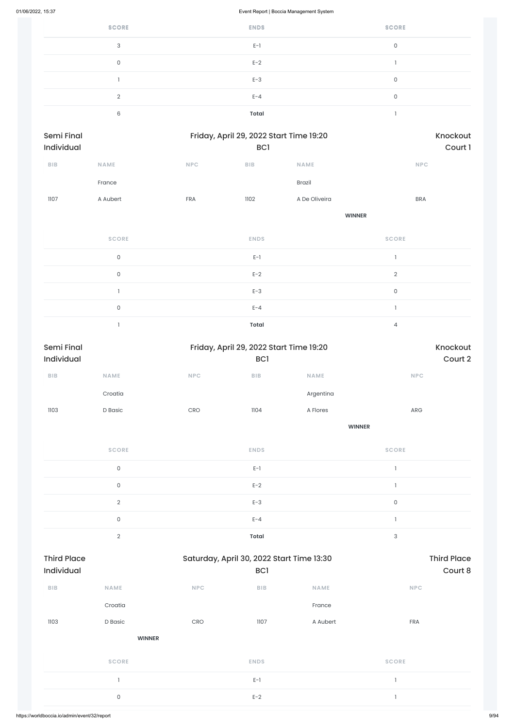| SCORE | ENDS | SCORE |
|---|---|---|
| 3 | E-1 | 0 |
| 0 | E-2 | 1 |
| 1 | E-3 | 0 |
| 2 | E-4 | 0 |
| 6 | **Total** | 1 |

## Semi Final Individual — Friday, April 29, 2022 Start Time 19:20 — BC1 — Knockout Court 1

| BIB | NAME | NPC | BIB | NAME | NPC |
|---|---|---|---|---|---|
| | France | | | Brazil | |
| 1107 | A Aubert | FRA | 1102 | A De Oliveira | BRA |
| | | | | **WINNER** | |

| SCORE | ENDS | SCORE |
|---|---|---|
| 0 | E-1 | 1 |
| 0 | E-2 | 2 |
| 1 | E-3 | 0 |
| 0 | E-4 | 1 |
| 1 | **Total** | 4 |

## Semi Final Individual — Friday, April 29, 2022 Start Time 19:20 — BC1 — Knockout Court 2

| BIB | NAME | NPC | BIB | NAME | NPC |
|---|---|---|---|---|---|
| | Croatia | | | Argentina | |
| 1103 | D Basic | CRO | 1104 | A Flores | ARG |
| | | | | **WINNER** | |

| SCORE | ENDS | SCORE |
|---|---|---|
| 0 | E-1 | 1 |
| 0 | E-2 | 1 |
| 2 | E-3 | 0 |
| 0 | E-4 | 1 |
| 2 | **Total** | 3 |

## Third Place Individual — Saturday, April 30, 2022 Start Time 13:30 — BC1 — Third Place Court 8

| BIB | NAME | NPC | BIB | NAME | NPC |
|---|---|---|---|---|---|
| | Croatia | | | France | |
| 1103 | D Basic | CRO | 1107 | A Aubert | FRA |
| | **WINNER** | | | | |

| SCORE | ENDS | SCORE |
|---|---|---|
| 1 | E-1 | 1 |
| 0 | E-2 | 1 |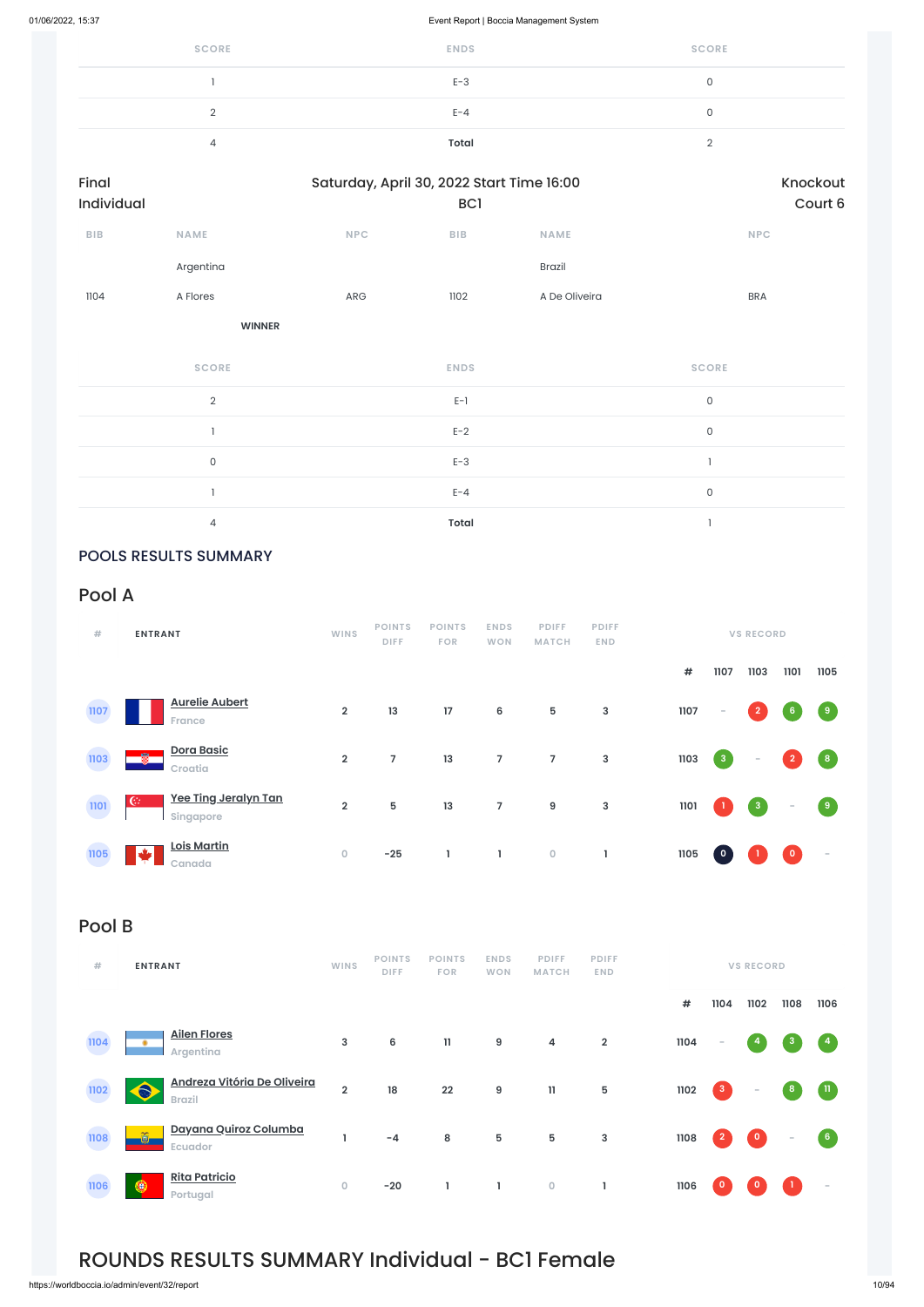| SCORE | ENDS | SCORE |
|---|---|---|
| 1 | E-3 | 0 |
| 2 | E-4 | 0 |
| 4 | **Total** | 2 |

Final Individual | Saturday, April 30, 2022 Start Time 16:00 BC1 | Knockout Court 6

| BIB | NAME | NPC | BIB | NAME | NPC |
|---|---|---|---|---|---|
| | Argentina | | | Brazil | |
| 1104 | A Flores | ARG | 1102 | A De Oliveira | BRA |
| | **WINNER** | | | | |

| SCORE | ENDS | SCORE |
|---|---|---|
| 2 | E-1 | 0 |
| 1 | E-2 | 0 |
| 0 | E-3 | 1 |
| 1 | E-4 | 0 |
| 4 | **Total** | 1 |

## POOLS RESULTS SUMMARY

## Pool A

| # | ENTRANT | WINS | POINTS DIFF | POINTS FOR | ENDS WON | PDIFF MATCH | PDIFF END | # | 1107 | 1103 | 1101 | 1105 |
|---|---|---|---|---|---|---|---|---|---|---|---|---|
| 1107 | **Aurelie Aubert** France | 2 | 13 | 17 | 6 | 5 | 3 | 1107 | - | 2 | 6 | 9 |
| 1103 | **Dora Basic** Croatia | 2 | 7 | 13 | 7 | 7 | 3 | 1103 | 3 | - | 2 | 8 |
| 1101 | **Yee Ting Jeralyn Tan** Singapore | 2 | 5 | 13 | 7 | 9 | 3 | 1101 | 1 | 3 | - | 9 |
| 1105 | **Lois Martin** Canada | 0 | -25 | 1 | 1 | 0 | 1 | 1105 | 0 | 1 | 0 | - |

## Pool B

| # | ENTRANT | WINS | POINTS DIFF | POINTS FOR | ENDS WON | PDIFF MATCH | PDIFF END | # | 1104 | 1102 | 1108 | 1106 |
|---|---|---|---|---|---|---|---|---|---|---|---|---|
| 1104 | **Ailen Flores** Argentina | 3 | 6 | 11 | 9 | 4 | 2 | 1104 | - | 4 | 3 | 4 |
| 1102 | **Andreza Vitória De Oliveira** Brazil | 2 | 18 | 22 | 9 | 11 | 5 | 1102 | 3 | - | 8 | 11 |
| 1108 | **Dayana Quiroz Columba** Ecuador | 1 | -4 | 8 | 5 | 5 | 3 | 1108 | 2 | 0 | - | 6 |
| 1106 | **Rita Patricio** Portugal | 0 | -20 | 1 | 1 | 0 | 1 | 1106 | 0 | 0 | 1 | - |

# ROUNDS RESULTS SUMMARY Individual - BC1 Female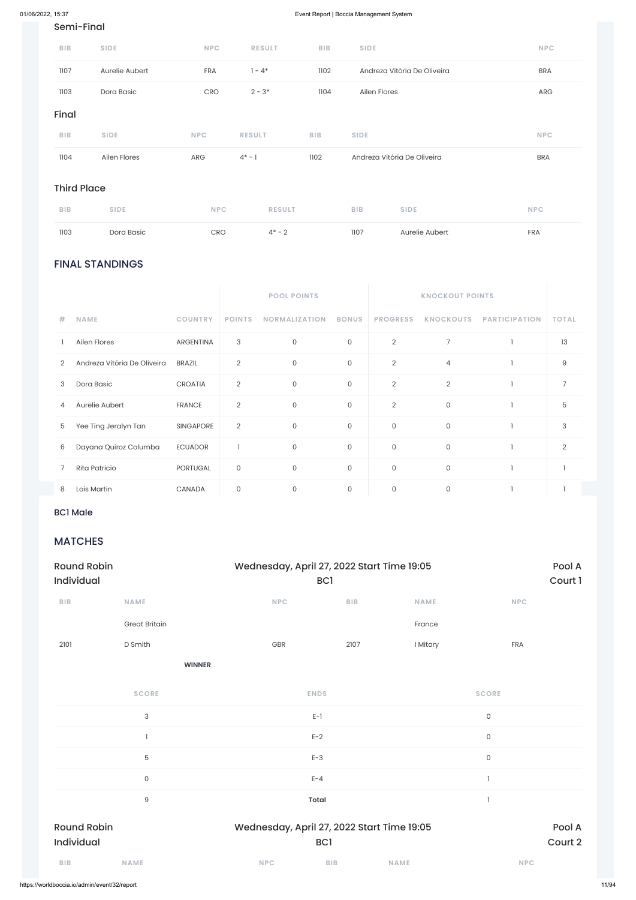### Semi-Final

| BIB | SIDE | NPC | RESULT | BIB | SIDE | NPC |
|---|---|---|---|---|---|---|
| 1107 | Aurelie Aubert | FRA | 1 - 4* | 1102 | Andreza Vitória De Oliveira | BRA |
| 1103 | Dora Basic | CRO | 2 - 3* | 1104 | Ailen Flores | ARG |

### Final

| BIB | SIDE | NPC | RESULT | BIB | SIDE | NPC |
|---|---|---|---|---|---|---|
| 1104 | Ailen Flores | ARG | 4* - 1 | 1102 | Andreza Vitória De Oliveira | BRA |

### Third Place

| BIB | SIDE | NPC | RESULT | BIB | SIDE | NPC |
|---|---|---|---|---|---|---|
| 1103 | Dora Basic | CRO | 4* - 2 | 1107 | Aurelie Aubert | FRA |

## FINAL STANDINGS

| | | | POOL POINTS | | | KNOCKOUT POINTS | | | |
|---|---|---|---|---|---|---|---|---|---|
| # | NAME | COUNTRY | POINTS | NORMALIZATION | BONUS | PROGRESS | KNOCKOUTS | PARTICIPATION | TOTAL |
| 1 | Ailen Flores | ARGENTINA | 3 | 0 | 0 | 2 | 7 | 1 | 13 |
| 2 | Andreza Vitória De Oliveira | BRAZIL | 2 | 0 | 0 | 2 | 4 | 1 | 9 |
| 3 | Dora Basic | CROATIA | 2 | 0 | 0 | 2 | 2 | 1 | 7 |
| 4 | Aurelie Aubert | FRANCE | 2 | 0 | 0 | 2 | 0 | 1 | 5 |
| 5 | Yee Ting Jeralyn Tan | SINGAPORE | 2 | 0 | 0 | 0 | 0 | 1 | 3 |
| 6 | Dayana Quiroz Columba | ECUADOR | 1 | 0 | 0 | 0 | 0 | 1 | 2 |
| 7 | Rita Patricio | PORTUGAL | 0 | 0 | 0 | 0 | 0 | 1 | 1 |
| 8 | Lois Martin | CANADA | 0 | 0 | 0 | 0 | 0 | 1 | 1 |

### BC1 Male

## MATCHES

**Round Robin Individual** — Wednesday, April 27, 2022 Start Time 19:05 — BC1 — Pool A Court 1

| BIB | NAME | NPC | BIB | NAME | NPC |
|---|---|---|---|---|---|
| | Great Britain | | | France | |
| 2101 | D Smith | GBR | 2107 | I Mitory | FRA |
| | **WINNER** | | | | |

| SCORE | ENDS | SCORE |
|---|---|---|
| 3 | E-1 | 0 |
| 1 | E-2 | 0 |
| 5 | E-3 | 0 |
| 0 | E-4 | 1 |
| 9 | **Total** | 1 |

**Round Robin Individual** — Wednesday, April 27, 2022 Start Time 19:05 — BC1 — Pool A Court 2

| BIB | NAME | NPC | BIB | NAME | NPC |
|---|---|---|---|---|---|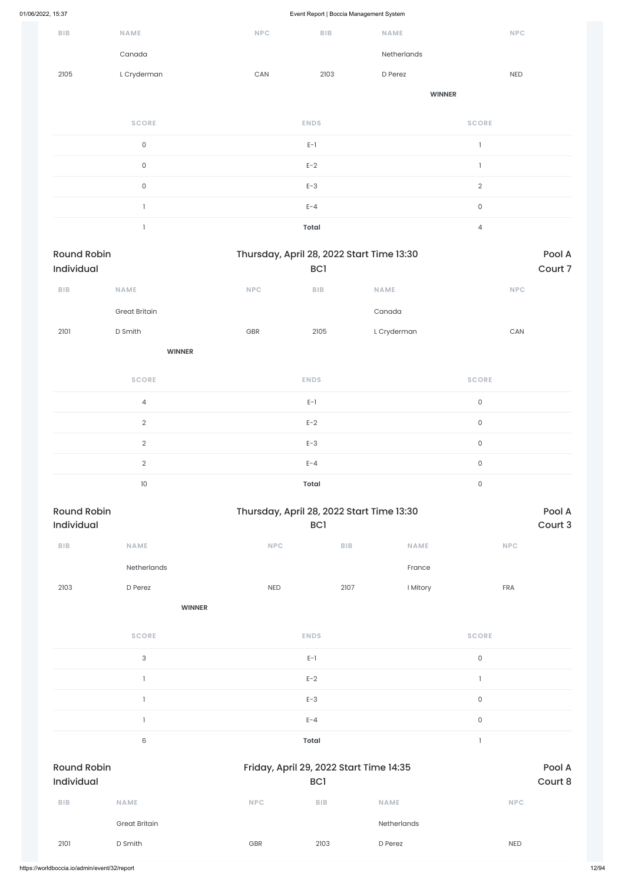| BIB | NAME | NPC | BIB | NAME | NPC |
|---|---|---|---|---|---|
| | Canada | | | Netherlands | |
| 2105 | L Cryderman | CAN | 2103 | D Perez | NED |
| | | | | **WINNER** | |

| SCORE | ENDS | SCORE |
|---|---|---|
| 0 | E-1 | 1 |
| 0 | E-2 | 1 |
| 0 | E-3 | 2 |
| 1 | E-4 | 0 |
| 1 | **Total** | 4 |

Round Robin Individual — Thursday, April 28, 2022 Start Time 13:30 — BC1 — Pool A, Court 7

| BIB | NAME | NPC | BIB | NAME | NPC |
|---|---|---|---|---|---|
| | Great Britain | | | Canada | |
| 2101 | D Smith | GBR | 2105 | L Cryderman | CAN |
| | **WINNER** | | | | |

| SCORE | ENDS | SCORE |
|---|---|---|
| 4 | E-1 | 0 |
| 2 | E-2 | 0 |
| 2 | E-3 | 0 |
| 2 | E-4 | 0 |
| 10 | **Total** | 0 |

Round Robin Individual — Thursday, April 28, 2022 Start Time 13:30 — BC1 — Pool A, Court 3

| BIB | NAME | NPC | BIB | NAME | NPC |
|---|---|---|---|---|---|
| | Netherlands | | | France | |
| 2103 | D Perez | NED | 2107 | I Mitory | FRA |
| | **WINNER** | | | | |

| SCORE | ENDS | SCORE |
|---|---|---|
| 3 | E-1 | 0 |
| 1 | E-2 | 1 |
| 1 | E-3 | 0 |
| 1 | E-4 | 0 |
| 6 | **Total** | 1 |

Round Robin Individual — Friday, April 29, 2022 Start Time 14:35 — BC1 — Pool A, Court 8

| BIB | NAME | NPC | BIB | NAME | NPC |
|---|---|---|---|---|---|
| | Great Britain | | | Netherlands | |
| 2101 | D Smith | GBR | 2103 | D Perez | NED |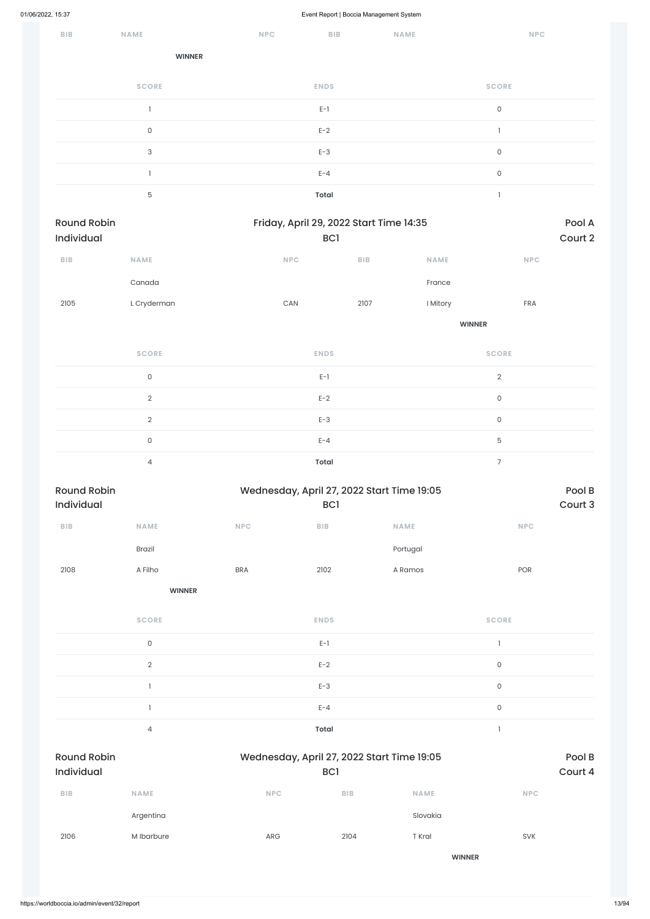| BIB | NAME | NPC | BIB | NAME | NPC |
|---|---|---|---|---|---|
| | **WINNER** | | | | |

| SCORE | ENDS | SCORE |
|---|---|---|
| 1 | E-1 | 0 |
| 0 | E-2 | 1 |
| 3 | E-3 | 0 |
| 1 | E-4 | 0 |
| 5 | **Total** | 1 |

## Round Robin Individual — Friday, April 29, 2022 Start Time 14:35 — BC1 — Pool A Court 2

| BIB | NAME | NPC | BIB | NAME | NPC |
|---|---|---|---|---|---|
| | Canada | | | France | |
| 2105 | L Cryderman | CAN | 2107 | I Mitory | FRA |
| | | | | **WINNER** | |

| SCORE | ENDS | SCORE |
|---|---|---|
| 0 | E-1 | 2 |
| 2 | E-2 | 0 |
| 2 | E-3 | 0 |
| 0 | E-4 | 5 |
| 4 | **Total** | 7 |

## Round Robin Individual — Wednesday, April 27, 2022 Start Time 19:05 — BC1 — Pool B Court 3

| BIB | NAME | NPC | BIB | NAME | NPC |
|---|---|---|---|---|---|
| | Brazil | | | Portugal | |
| 2108 | A Filho | BRA | 2102 | A Ramos | POR |
| | **WINNER** | | | | |

| SCORE | ENDS | SCORE |
|---|---|---|
| 0 | E-1 | 1 |
| 2 | E-2 | 0 |
| 1 | E-3 | 0 |
| 1 | E-4 | 0 |
| 4 | **Total** | 1 |

## Round Robin Individual — Wednesday, April 27, 2022 Start Time 19:05 — BC1 — Pool B Court 4

| BIB | NAME | NPC | BIB | NAME | NPC |
|---|---|---|---|---|---|
| | Argentina | | | Slovakia | |
| 2106 | M Ibarbure | ARG | 2104 | T Kral | SVK |
| | | | | **WINNER** | |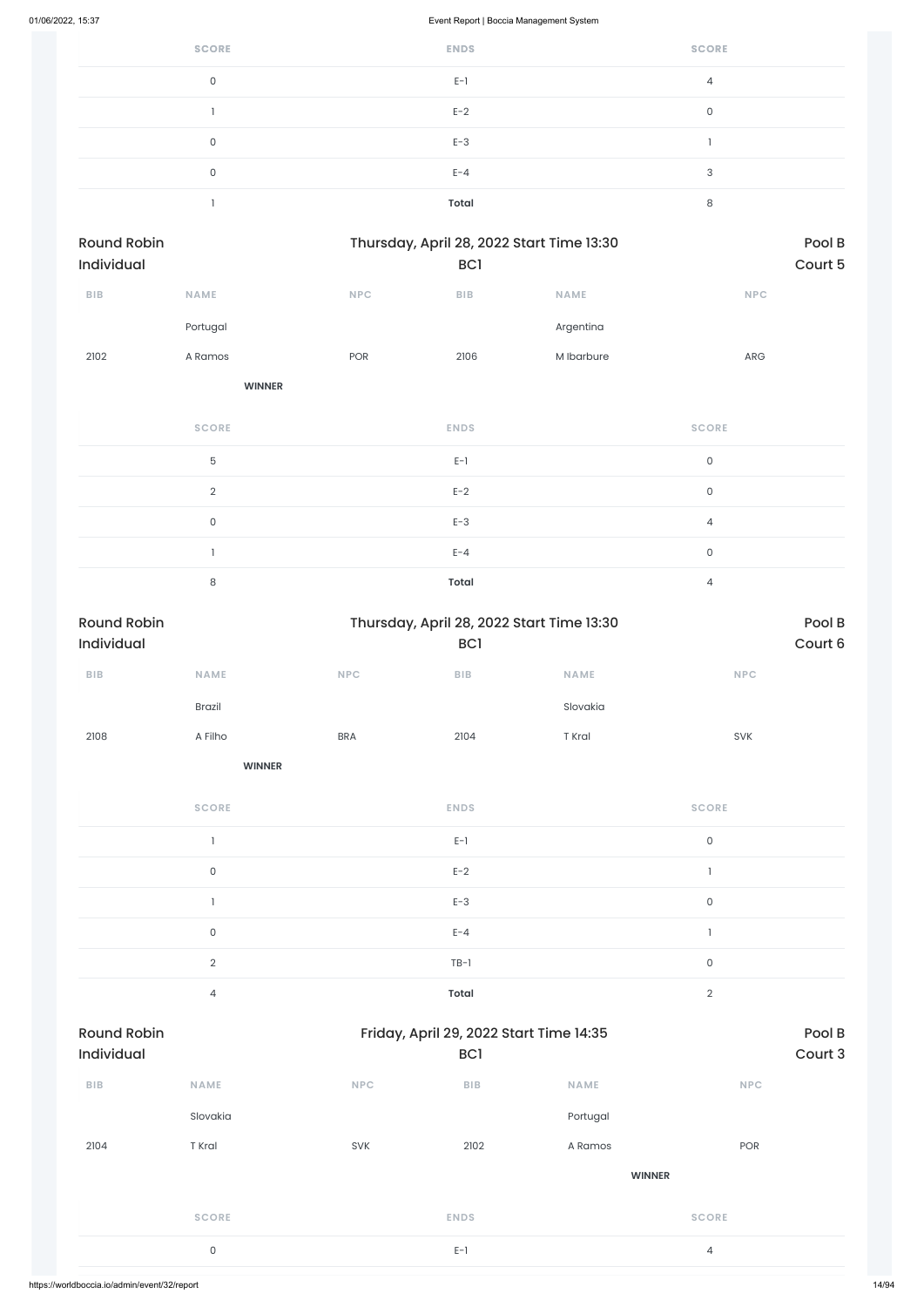| SCORE | ENDS | SCORE |
|---|---|---|
| 0 | E-1 | 4 |
| 1 | E-2 | 0 |
| 0 | E-3 | 1 |
| 0 | E-4 | 3 |
| 1 | **Total** | 8 |

Round Robin Individual — Thursday, April 28, 2022 Start Time 13:30 — BC1 — Pool B Court 5

| BIB | NAME | NPC | BIB | NAME | NPC |
|---|---|---|---|---|---|
| | Portugal | | | Argentina | |
| 2102 | A Ramos | POR | 2106 | M Ibarbure | ARG |
| | **WINNER** | | | | |

| SCORE | ENDS | SCORE |
|---|---|---|
| 5 | E-1 | 0 |
| 2 | E-2 | 0 |
| 0 | E-3 | 4 |
| 1 | E-4 | 0 |
| 8 | **Total** | 4 |

Round Robin Individual — Thursday, April 28, 2022 Start Time 13:30 — BC1 — Pool B Court 6

| BIB | NAME | NPC | BIB | NAME | NPC |
|---|---|---|---|---|---|
| | Brazil | | | Slovakia | |
| 2108 | A Filho | BRA | 2104 | T Kral | SVK |
| | **WINNER** | | | | |

| SCORE | ENDS | SCORE |
|---|---|---|
| 1 | E-1 | 0 |
| 0 | E-2 | 1 |
| 1 | E-3 | 0 |
| 0 | E-4 | 1 |
| 2 | TB-1 | 0 |
| 4 | **Total** | 2 |

Round Robin Individual — Friday, April 29, 2022 Start Time 14:35 — BC1 — Pool B Court 3

| BIB | NAME | NPC | BIB | NAME | NPC |
|---|---|---|---|---|---|
| | Slovakia | | | Portugal | |
| 2104 | T Kral | SVK | 2102 | A Ramos | POR |
| | | | | **WINNER** | |

| SCORE | ENDS | SCORE |
|---|---|---|
| 0 | E-1 | 4 |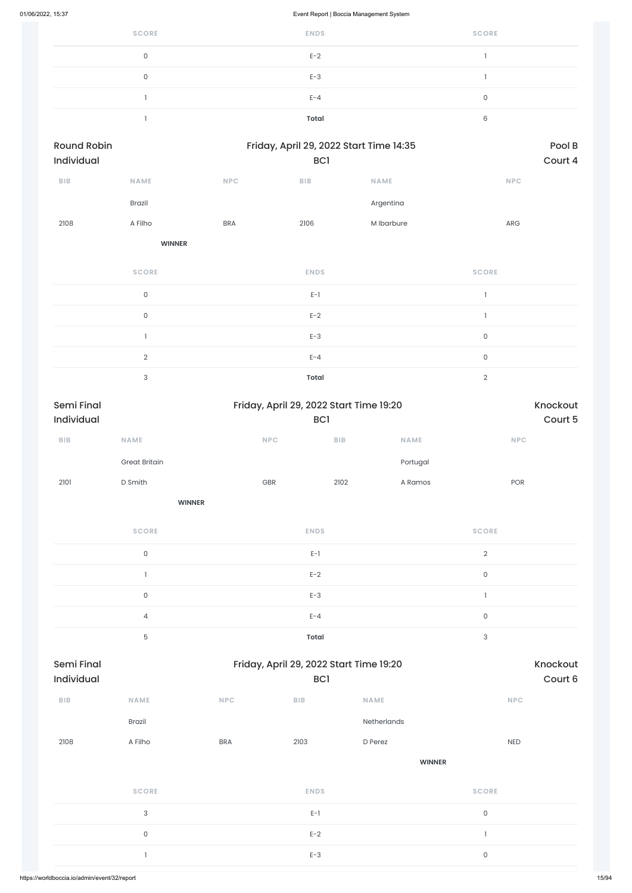| SCORE | ENDS | SCORE |
|---|---|---|
| 0 | E-2 | 1 |
| 0 | E-3 | 1 |
| 1 | E-4 | 0 |
| 1 | **Total** | 6 |

Round Robin Individual — Friday, April 29, 2022 Start Time 14:35 — BC1 — Pool B Court 4

| BIB | NAME | NPC | BIB | NAME | NPC |
|---|---|---|---|---|---|
| | Brazil | | | Argentina | |
| 2108 | A Filho | BRA | 2106 | M Ibarbure | ARG |
| | **WINNER** | | | | |

| SCORE | ENDS | SCORE |
|---|---|---|
| 0 | E-1 | 1 |
| 0 | E-2 | 1 |
| 1 | E-3 | 0 |
| 2 | E-4 | 0 |
| 3 | **Total** | 2 |

Semi Final Individual — Friday, April 29, 2022 Start Time 19:20 — BC1 — Knockout Court 5

| BIB | NAME | NPC | BIB | NAME | NPC |
|---|---|---|---|---|---|
| | Great Britain | | | Portugal | |
| 2101 | D Smith | GBR | 2102 | A Ramos | POR |
| | **WINNER** | | | | |

| SCORE | ENDS | SCORE |
|---|---|---|
| 0 | E-1 | 2 |
| 1 | E-2 | 0 |
| 0 | E-3 | 1 |
| 4 | E-4 | 0 |
| 5 | **Total** | 3 |

Semi Final Individual — Friday, April 29, 2022 Start Time 19:20 — BC1 — Knockout Court 6

| BIB | NAME | NPC | BIB | NAME | NPC |
|---|---|---|---|---|---|
| | Brazil | | | Netherlands | |
| 2108 | A Filho | BRA | 2103 | D Perez | NED |
| | | | | **WINNER** | |

| SCORE | ENDS | SCORE |
|---|---|---|
| 3 | E-1 | 0 |
| 0 | E-2 | 1 |
| 1 | E-3 | 0 |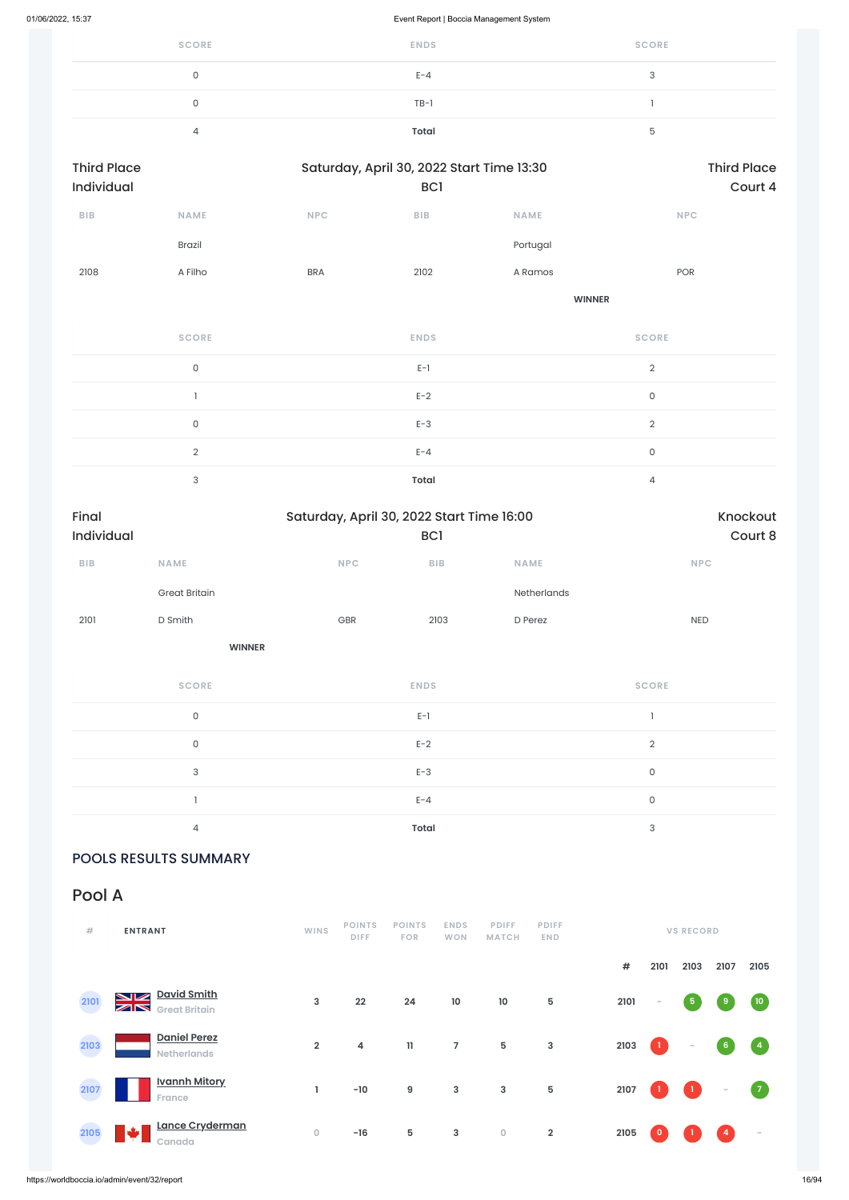| SCORE | ENDS | SCORE |
|---|---|---|
| 0 | E-4 | 3 |
| 0 | TB-1 | 1 |
| 4 | **Total** | 5 |

Third Place Individual — Saturday, April 30, 2022 Start Time 13:30 — BC1 — Third Place Court 4

| BIB | NAME | NPC | BIB | NAME | NPC |
|---|---|---|---|---|---|
| | Brazil | | | Portugal | |
| 2108 | A Filho | BRA | 2102 | A Ramos | POR |
| | | | | **WINNER** | |

| SCORE | ENDS | SCORE |
|---|---|---|
| 0 | E-1 | 2 |
| 1 | E-2 | 0 |
| 0 | E-3 | 2 |
| 2 | E-4 | 0 |
| 3 | **Total** | 4 |

Final Individual — Saturday, April 30, 2022 Start Time 16:00 — BC1 — Knockout Court 8

| BIB | NAME | NPC | BIB | NAME | NPC |
|---|---|---|---|---|---|
| | Great Britain | | | Netherlands | |
| 2101 | D Smith | GBR | 2103 | D Perez | NED |
| | **WINNER** | | | | |

| SCORE | ENDS | SCORE |
|---|---|---|
| 0 | E-1 | 1 |
| 0 | E-2 | 2 |
| 3 | E-3 | 0 |
| 1 | E-4 | 0 |
| 4 | **Total** | 3 |

## POOLS RESULTS SUMMARY

## Pool A

| # | ENTRANT | WINS | POINTS DIFF | POINTS FOR | ENDS WON | PDIFF MATCH | PDIFF END | # | 2101 | 2103 | 2107 | 2105 |
|---|---|---|---|---|---|---|---|---|---|---|---|---|
| 2101 | **David Smith** Great Britain | 3 | 22 | 24 | 10 | 10 | 5 | 2101 | - | 5 | 9 | 10 |
| 2103 | **Daniel Perez** Netherlands | 2 | 4 | 11 | 7 | 5 | 3 | 2103 | 1 | - | 6 | 4 |
| 2107 | **Ivannh Mitory** France | 1 | -10 | 9 | 3 | 3 | 5 | 2107 | 1 | 1 | - | 7 |
| 2105 | **Lance Cryderman** Canada | 0 | -16 | 5 | 3 | 0 | 2 | 2105 | 0 | 1 | 4 | - |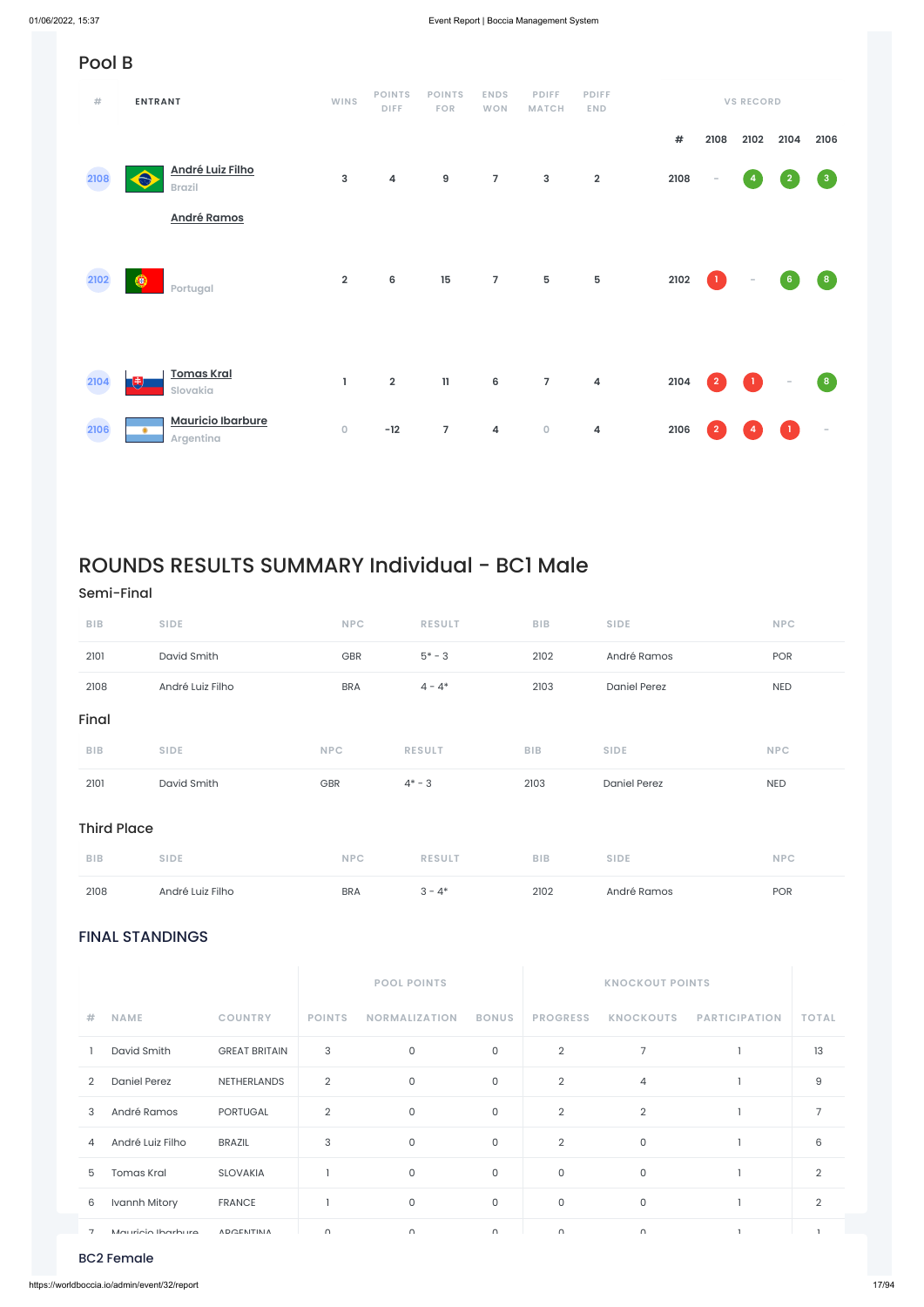## Pool B

| # | ENTRANT | WINS | POINTS DIFF | POINTS FOR | ENDS WON | PDIFF MATCH | PDIFF END |
|---|---|---|---|---|---|---|---|
| 2108 | André Luiz Filho, Brazil; André Ramos | 3 | 4 | 9 | 7 | 3 | 2 |
| 2102 | Portugal | 2 | 6 | 15 | 7 | 5 | 5 |
| 2104 | Tomas Kral, Slovakia | 1 | 2 | 11 | 6 | 7 | 4 |
| 2106 | Mauricio Ibarbure, Argentina | 0 | -12 | 7 | 4 | 0 | 4 |

VS RECORD

| # | 2108 | 2102 | 2104 | 2106 |
|---|---|---|---|---|
| 2108 | - | 4 | 2 | 3 |
| 2102 | 1 | - | 6 | 8 |
| 2104 | 2 | 1 | - | 8 |
| 2106 | 2 | 4 | 1 | - |

# ROUNDS RESULTS SUMMARY Individual - BC1 Male

### Semi-Final

| BIB | SIDE | NPC | RESULT | BIB | SIDE | NPC |
|---|---|---|---|---|---|---|
| 2101 | David Smith | GBR | 5* - 3 | 2102 | André Ramos | POR |
| 2108 | André Luiz Filho | BRA | 4 - 4* | 2103 | Daniel Perez | NED |

### Final

| BIB | SIDE | NPC | RESULT | BIB | SIDE | NPC |
|---|---|---|---|---|---|---|
| 2101 | David Smith | GBR | 4* - 3 | 2103 | Daniel Perez | NED |

### Third Place

| BIB | SIDE | NPC | RESULT | BIB | SIDE | NPC |
|---|---|---|---|---|---|---|
| 2108 | André Luiz Filho | BRA | 3 - 4* | 2102 | André Ramos | POR |

### FINAL STANDINGS

| | | | POOL POINTS | | | KNOCKOUT POINTS | | | |
|---|---|---|---|---|---|---|---|---|---|
| # | NAME | COUNTRY | POINTS | NORMALIZATION | BONUS | PROGRESS | KNOCKOUTS | PARTICIPATION | TOTAL |
| 1 | David Smith | GREAT BRITAIN | 3 | 0 | 0 | 2 | 7 | 1 | 13 |
| 2 | Daniel Perez | NETHERLANDS | 2 | 0 | 0 | 2 | 4 | 1 | 9 |
| 3 | André Ramos | PORTUGAL | 2 | 0 | 0 | 2 | 2 | 1 | 7 |
| 4 | André Luiz Filho | BRAZIL | 3 | 0 | 0 | 2 | 0 | 1 | 6 |
| 5 | Tomas Kral | SLOVAKIA | 1 | 0 | 0 | 0 | 0 | 1 | 2 |
| 6 | Ivannh Mitory | FRANCE | 1 | 0 | 0 | 0 | 0 | 1 | 2 |
| 7 | Mauricio Ibarbure | ARGENTINA | 0 | 0 | 0 | 0 | 0 | 1 | 1 |

### BC2 Female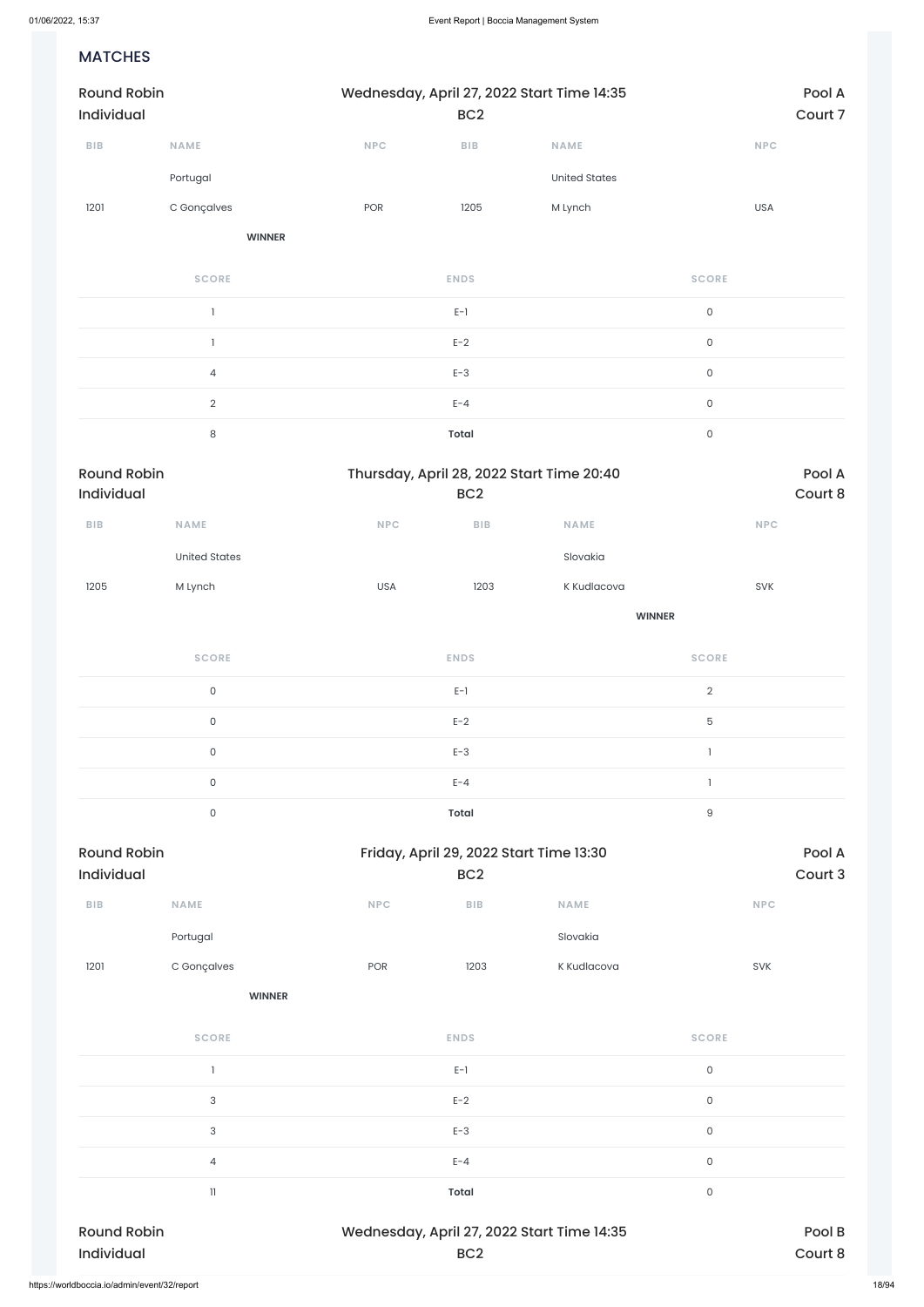## MATCHES

**Round Robin Individual** — Wednesday, April 27, 2022 Start Time 14:35 — BC2 — Pool A — Court 7

| BIB | NAME | NPC | BIB | NAME | NPC |
|---|---|---|---|---|---|
| | Portugal | | | United States | |
| 1201 | C Gonçalves | POR | 1205 | M Lynch | USA |
| | **WINNER** | | | | |

| SCORE | ENDS | SCORE |
|---|---|---|
| 1 | E-1 | 0 |
| 1 | E-2 | 0 |
| 4 | E-3 | 0 |
| 2 | E-4 | 0 |
| 8 | **Total** | 0 |

**Round Robin Individual** — Thursday, April 28, 2022 Start Time 20:40 — BC2 — Pool A — Court 8

| BIB | NAME | NPC | BIB | NAME | NPC |
|---|---|---|---|---|---|
| | United States | | | Slovakia | |
| 1205 | M Lynch | USA | 1203 | K Kudlacova | SVK |
| | | | | **WINNER** | |

| SCORE | ENDS | SCORE |
|---|---|---|
| 0 | E-1 | 2 |
| 0 | E-2 | 5 |
| 0 | E-3 | 1 |
| 0 | E-4 | 1 |
| 0 | **Total** | 9 |

**Round Robin Individual** — Friday, April 29, 2022 Start Time 13:30 — BC2 — Pool A — Court 3

| BIB | NAME | NPC | BIB | NAME | NPC |
|---|---|---|---|---|---|
| | Portugal | | | Slovakia | |
| 1201 | C Gonçalves | POR | 1203 | K Kudlacova | SVK |
| | **WINNER** | | | | |

| SCORE | ENDS | SCORE |
|---|---|---|
| 1 | E-1 | 0 |
| 3 | E-2 | 0 |
| 3 | E-3 | 0 |
| 4 | E-4 | 0 |
| 11 | **Total** | 0 |

**Round Robin Individual** — Wednesday, April 27, 2022 Start Time 14:35 — BC2 — Pool B — Court 8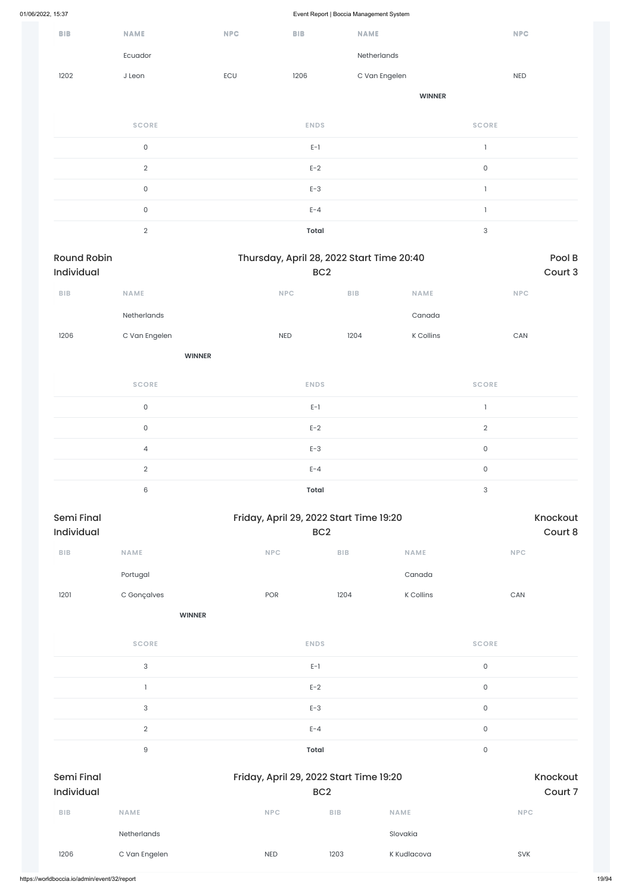| BIB | NAME | NPC | BIB | NAME | NPC |
|---|---|---|---|---|---|
| | Ecuador | | | Netherlands | |
| 1202 | J Leon | ECU | 1206 | C Van Engelen | NED |
| | | | | **WINNER** | |

| SCORE | ENDS | SCORE |
|---|---|---|
| 0 | E-1 | 1 |
| 2 | E-2 | 0 |
| 0 | E-3 | 1 |
| 0 | E-4 | 1 |
| 2 | **Total** | 3 |

## Round Robin Individual — Thursday, April 28, 2022 Start Time 20:40 — BC2 — Pool B Court 3

| BIB | NAME | NPC | BIB | NAME | NPC |
|---|---|---|---|---|---|
| | Netherlands | | | Canada | |
| 1206 | C Van Engelen | NED | 1204 | K Collins | CAN |
| | **WINNER** | | | | |

| SCORE | ENDS | SCORE |
|---|---|---|
| 0 | E-1 | 1 |
| 0 | E-2 | 2 |
| 4 | E-3 | 0 |
| 2 | E-4 | 0 |
| 6 | **Total** | 3 |

## Semi Final Individual — Friday, April 29, 2022 Start Time 19:20 — BC2 — Knockout Court 8

| BIB | NAME | NPC | BIB | NAME | NPC |
|---|---|---|---|---|---|
| | Portugal | | | Canada | |
| 1201 | C Gonçalves | POR | 1204 | K Collins | CAN |
| | **WINNER** | | | | |

| SCORE | ENDS | SCORE |
|---|---|---|
| 3 | E-1 | 0 |
| 1 | E-2 | 0 |
| 3 | E-3 | 0 |
| 2 | E-4 | 0 |
| 9 | **Total** | 0 |

## Semi Final Individual — Friday, April 29, 2022 Start Time 19:20 — BC2 — Knockout Court 7

| BIB | NAME | NPC | BIB | NAME | NPC |
|---|---|---|---|---|---|
| | Netherlands | | | Slovakia | |
| 1206 | C Van Engelen | NED | 1203 | K Kudlacova | SVK |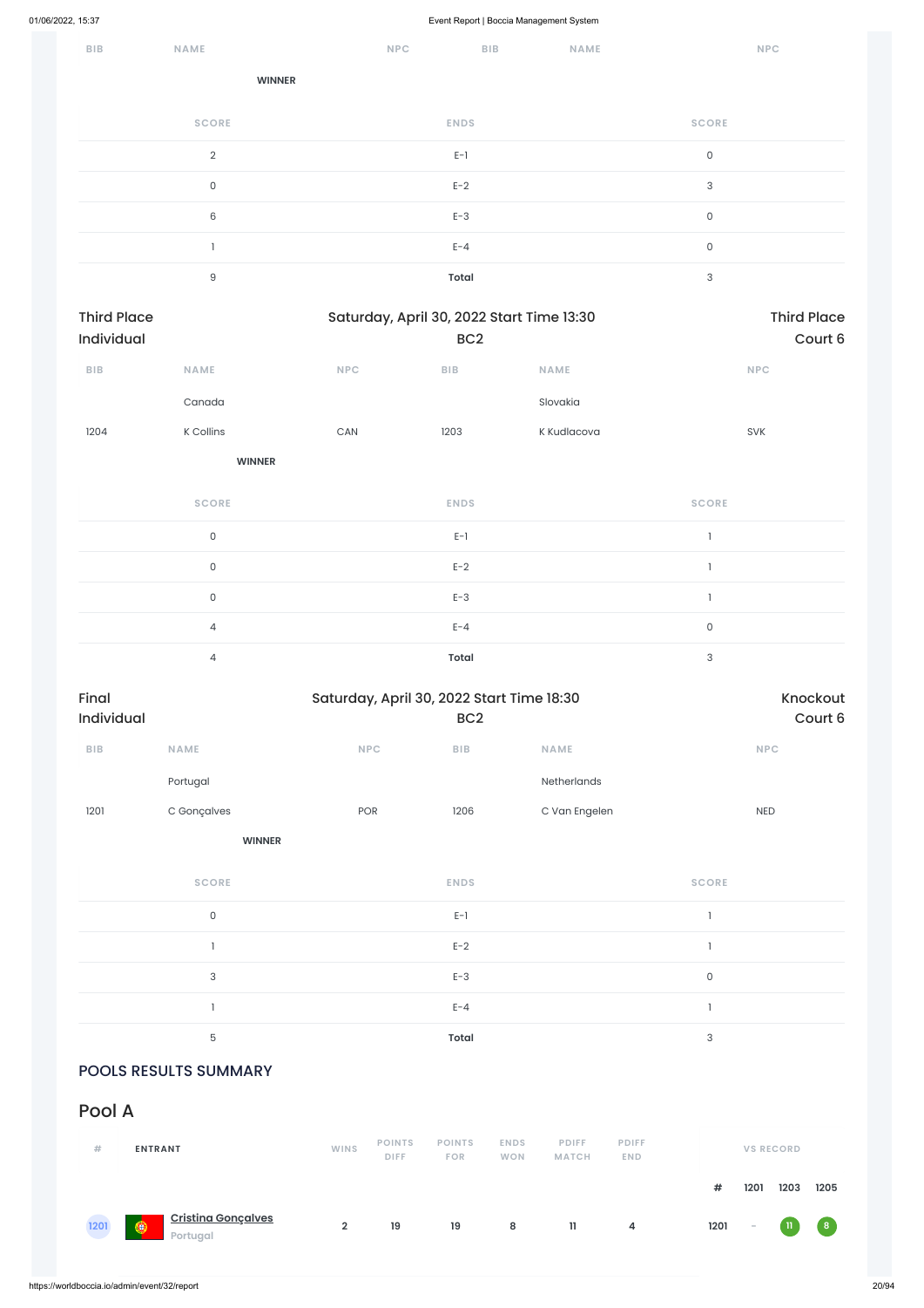| BIB | NAME | NPC | BIB | NAME | NPC |
|---|---|---|---|---|---|

**WINNER**

| SCORE | ENDS | SCORE |
|---|---|---|
| 2 | E-1 | 0 |
| 0 | E-2 | 3 |
| 6 | E-3 | 0 |
| 1 | E-4 | 0 |
| 9 | **Total** | 3 |

Third Place Individual — Saturday, April 30, 2022 Start Time 13:30 — BC2 — Third Place Court 6

| BIB | NAME | NPC | BIB | NAME | NPC |
|---|---|---|---|---|---|
| | Canada | | | Slovakia | |
| 1204 | K Collins | CAN | 1203 | K Kudlacova | SVK |

**WINNER**

| SCORE | ENDS | SCORE |
|---|---|---|
| 0 | E-1 | 1 |
| 0 | E-2 | 1 |
| 0 | E-3 | 1 |
| 4 | E-4 | 0 |
| 4 | **Total** | 3 |

Final Individual — Saturday, April 30, 2022 Start Time 18:30 — BC2 — Knockout Court 6

| BIB | NAME | NPC | BIB | NAME | NPC |
|---|---|---|---|---|---|
| | Portugal | | | Netherlands | |
| 1201 | C Gonçalves | POR | 1206 | C Van Engelen | NED |

**WINNER**

| SCORE | ENDS | SCORE |
|---|---|---|
| 0 | E-1 | 1 |
| 1 | E-2 | 1 |
| 3 | E-3 | 0 |
| 1 | E-4 | 1 |
| 5 | **Total** | 3 |

## POOLS RESULTS SUMMARY

## Pool A

| # | ENTRANT | WINS | POINTS DIFF | POINTS FOR | ENDS WON | PDIFF MATCH | PDIFF END | # | 1201 | 1203 | 1205 |
|---|---|---|---|---|---|---|---|---|---|---|---|
| 1201 | **Cristina Gonçalves** Portugal | 2 | 19 | 19 | 8 | 11 | 4 | 1201 | - | 11 | 8 |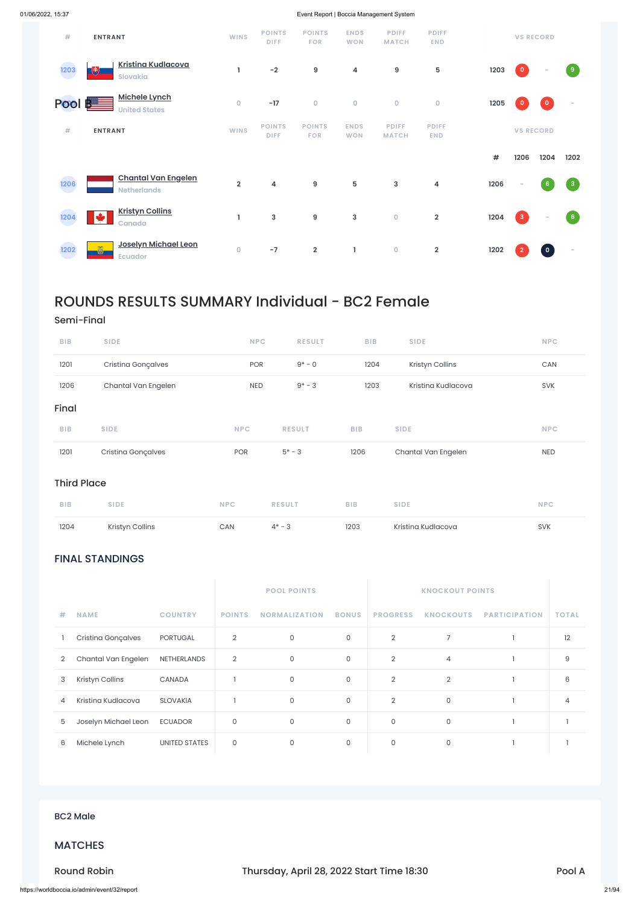| # | ENTRANT | WINS | POINTS DIFF | POINTS FOR | ENDS WON | PDIFF MATCH | PDIFF END | | | | |
|---|---|---|---|---|---|---|---|---|---|---|---|
| 1203 | Kristina Kudlacova<br>Slovakia | 1 | -2 | 9 | 4 | 9 | 5 | 1203 | 0 | - | 9 |
| | Michele Lynch<br>United States | 0 | -17 | 0 | 0 | 0 | 0 | 1205 | 0 | 0 | - |

## Pool B

| # | ENTRANT | WINS | POINTS DIFF | POINTS FOR | ENDS WON | PDIFF MATCH | PDIFF END | # | 1206 | 1204 | 1202 |
|---|---|---|---|---|---|---|---|---|---|---|---|
| 1206 | Chantal Van Engelen<br>Netherlands | 2 | 4 | 9 | 5 | 3 | 4 | 1206 | - | 6 | 3 |
| 1204 | Kristyn Collins<br>Canada | 1 | 3 | 9 | 3 | 0 | 2 | 1204 | 3 | - | 6 |
| 1202 | Joselyn Michael Leon<br>Ecuador | 0 | -7 | 2 | 1 | 0 | 2 | 1202 | 2 | 0 | - |

# ROUNDS RESULTS SUMMARY Individual - BC2 Female

## Semi-Final

| BIB | SIDE | NPC | RESULT | BIB | SIDE | NPC |
|---|---|---|---|---|---|---|
| 1201 | Cristina Gonçalves | POR | 9* - 0 | 1204 | Kristyn Collins | CAN |
| 1206 | Chantal Van Engelen | NED | 9* - 3 | 1203 | Kristina Kudlacova | SVK |

## Final

| BIB | SIDE | NPC | RESULT | BIB | SIDE | NPC |
|---|---|---|---|---|---|---|
| 1201 | Cristina Gonçalves | POR | 5* - 3 | 1206 | Chantal Van Engelen | NED |

## Third Place

| BIB | SIDE | NPC | RESULT | BIB | SIDE | NPC |
|---|---|---|---|---|---|---|
| 1204 | Kristyn Collins | CAN | 4* - 3 | 1203 | Kristina Kudlacova | SVK |

## FINAL STANDINGS

| | | | POOL POINTS | | | KNOCKOUT POINTS | | | |
|---|---|---|---|---|---|---|---|---|---|
| # | NAME | COUNTRY | POINTS | NORMALIZATION | BONUS | PROGRESS | KNOCKOUTS | PARTICIPATION | TOTAL |
| 1 | Cristina Gonçalves | PORTUGAL | 2 | 0 | 0 | 2 | 7 | 1 | 12 |
| 2 | Chantal Van Engelen | NETHERLANDS | 2 | 0 | 0 | 2 | 4 | 1 | 9 |
| 3 | Kristyn Collins | CANADA | 1 | 0 | 0 | 2 | 2 | 1 | 6 |
| 4 | Kristina Kudlacova | SLOVAKIA | 1 | 0 | 0 | 2 | 0 | 1 | 4 |
| 5 | Joselyn Michael Leon | ECUADOR | 0 | 0 | 0 | 0 | 0 | 1 | 1 |
| 6 | Michele Lynch | UNITED STATES | 0 | 0 | 0 | 0 | 0 | 1 | 1 |

## BC2 Male

## MATCHES

Round Robin — Thursday, April 28, 2022 Start Time 18:30 — Pool A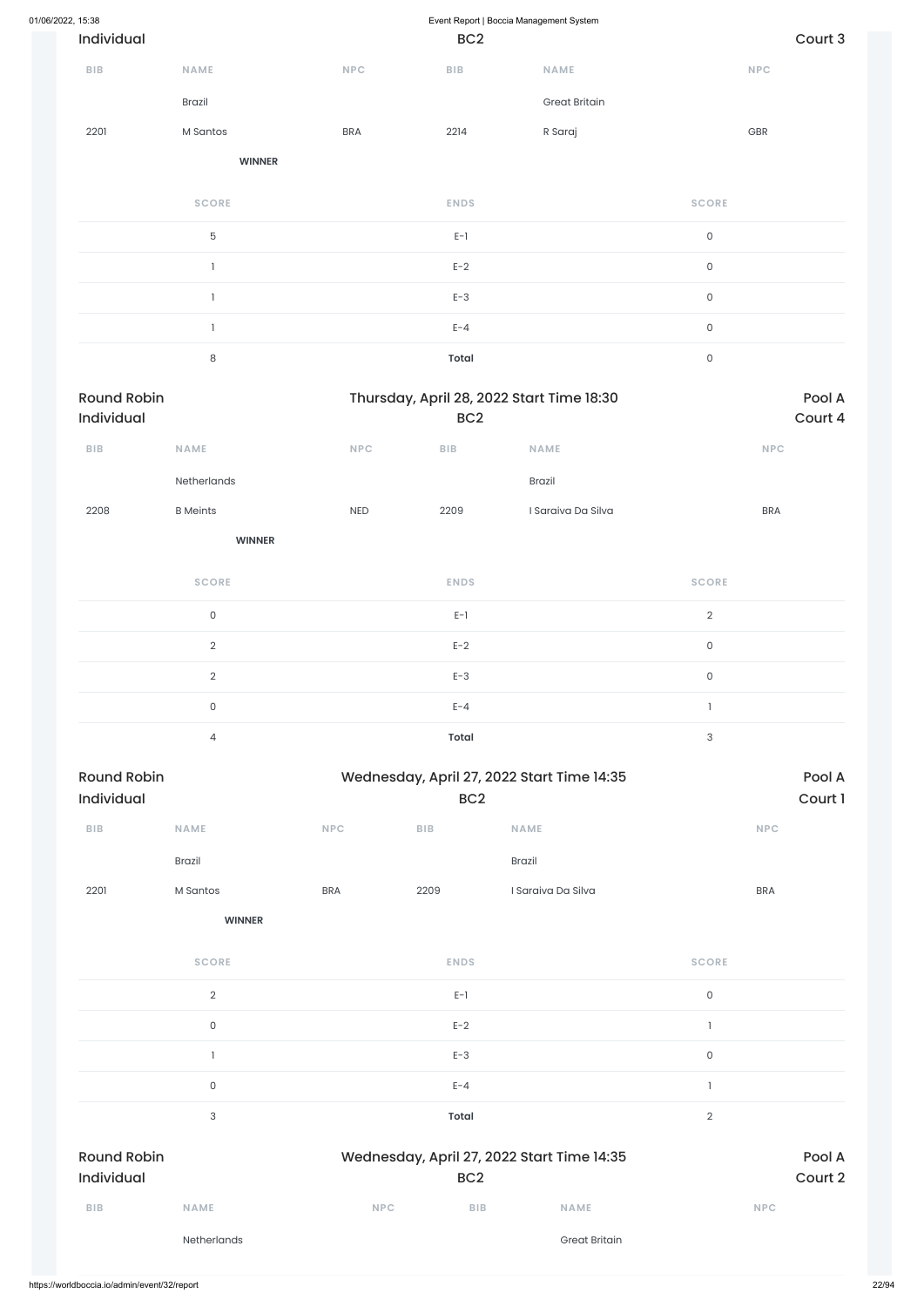Individual | BC2 | Court 3

| BIB | NAME | NPC | BIB | NAME | NPC |
|---|---|---|---|---|---|
| | Brazil | | | Great Britain | |
| 2201 | M Santos | BRA | 2214 | R Saraj | GBR |
| | **WINNER** | | | | |

| SCORE | ENDS | SCORE |
|---|---|---|
| 5 | E-1 | 0 |
| 1 | E-2 | 0 |
| 1 | E-3 | 0 |
| 1 | E-4 | 0 |
| 8 | **Total** | 0 |

## Round Robin Individual

Thursday, April 28, 2022 Start Time 18:30

BC2

Pool A Court 4

| BIB | NAME | NPC | BIB | NAME | NPC |
|---|---|---|---|---|---|
| | Netherlands | | | Brazil | |
| 2208 | B Meints | NED | 2209 | I Saraiva Da Silva | BRA |
| | **WINNER** | | | | |

| SCORE | ENDS | SCORE |
|---|---|---|
| 0 | E-1 | 2 |
| 2 | E-2 | 0 |
| 2 | E-3 | 0 |
| 0 | E-4 | 1 |
| 4 | **Total** | 3 |

## Round Robin Individual

Wednesday, April 27, 2022 Start Time 14:35

BC2

Pool A Court 1

| BIB | NAME | NPC | BIB | NAME | NPC |
|---|---|---|---|---|---|
| | Brazil | | | Brazil | |
| 2201 | M Santos | BRA | 2209 | I Saraiva Da Silva | BRA |
| | **WINNER** | | | | |

| SCORE | ENDS | SCORE |
|---|---|---|
| 2 | E-1 | 0 |
| 0 | E-2 | 1 |
| 1 | E-3 | 0 |
| 0 | E-4 | 1 |
| 3 | **Total** | 2 |

## Round Robin Individual

Wednesday, April 27, 2022 Start Time 14:35

BC2

Pool A Court 2

| BIB | NAME | NPC | BIB | NAME | NPC |
|---|---|---|---|---|---|
| | Netherlands | | | Great Britain | |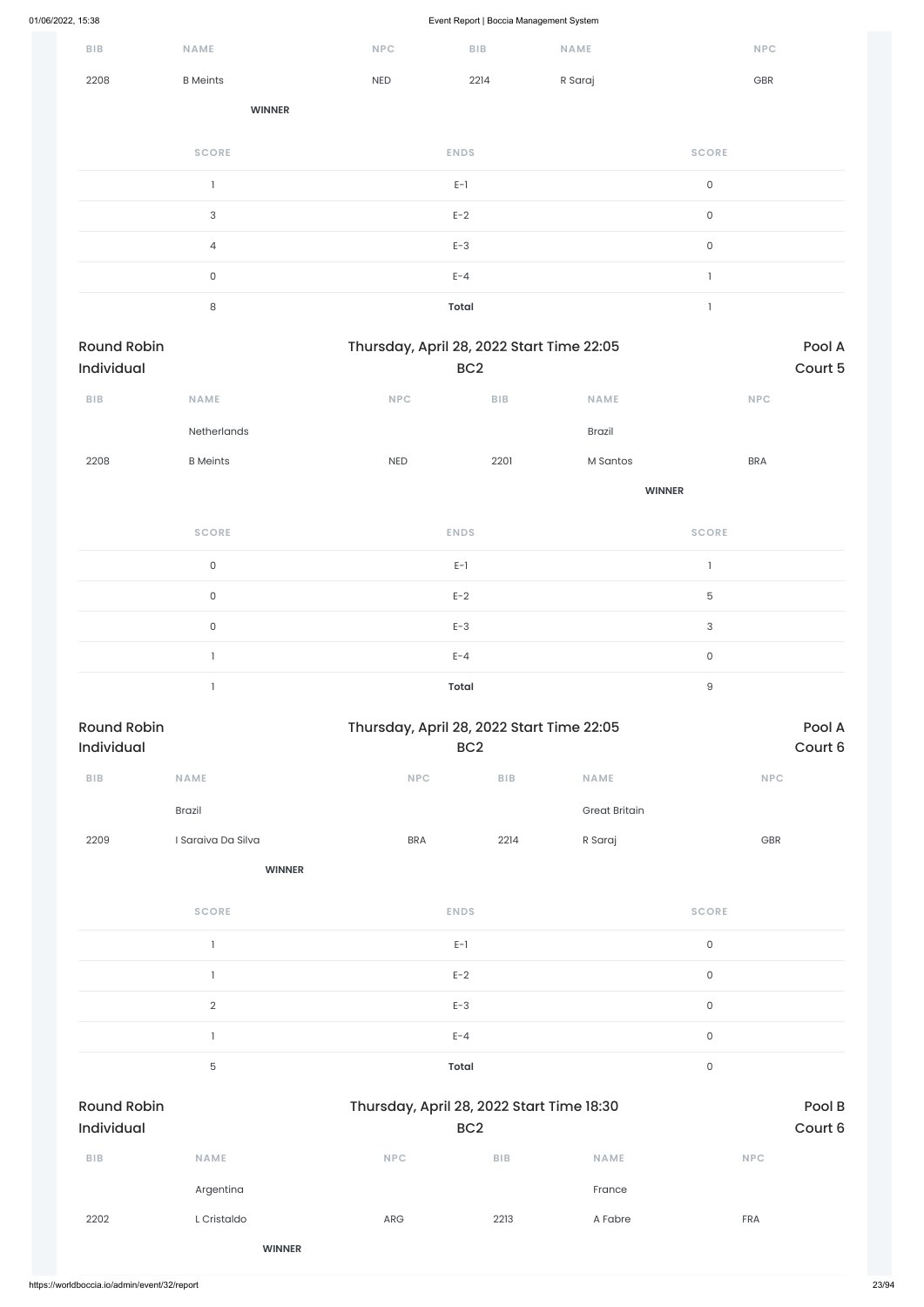| BIB | NAME | NPC | BIB | NAME | NPC |
|---|---|---|---|---|---|
| 2208 | B Meints | NED | 2214 | R Saraj | GBR |
| | **WINNER** | | | | |

| SCORE | ENDS | SCORE |
|---|---|---|
| 1 | E-1 | 0 |
| 3 | E-2 | 0 |
| 4 | E-3 | 0 |
| 0 | E-4 | 1 |
| 8 | **Total** | 1 |

Round Robin Individual — Thursday, April 28, 2022 Start Time 22:05 — BC2 — Pool A — Court 5

| BIB | NAME | NPC | BIB | NAME | NPC |
|---|---|---|---|---|---|
| | Netherlands | | | Brazil | |
| 2208 | B Meints | NED | 2201 | M Santos | BRA |
| | | | | **WINNER** | |

| SCORE | ENDS | SCORE |
|---|---|---|
| 0 | E-1 | 1 |
| 0 | E-2 | 5 |
| 0 | E-3 | 3 |
| 1 | E-4 | 0 |
| 1 | **Total** | 9 |

Round Robin Individual — Thursday, April 28, 2022 Start Time 22:05 — BC2 — Pool A — Court 6

| BIB | NAME | NPC | BIB | NAME | NPC |
|---|---|---|---|---|---|
| | Brazil | | | Great Britain | |
| 2209 | I Saraiva Da Silva | BRA | 2214 | R Saraj | GBR |
| | **WINNER** | | | | |

| SCORE | ENDS | SCORE |
|---|---|---|
| 1 | E-1 | 0 |
| 1 | E-2 | 0 |
| 2 | E-3 | 0 |
| 1 | E-4 | 0 |
| 5 | **Total** | 0 |

Round Robin Individual — Thursday, April 28, 2022 Start Time 18:30 — BC2 — Pool B — Court 6

| BIB | NAME | NPC | BIB | NAME | NPC |
|---|---|---|---|---|---|
| | Argentina | | | France | |
| 2202 | L Cristaldo | ARG | 2213 | A Fabre | FRA |
| | **WINNER** | | | | |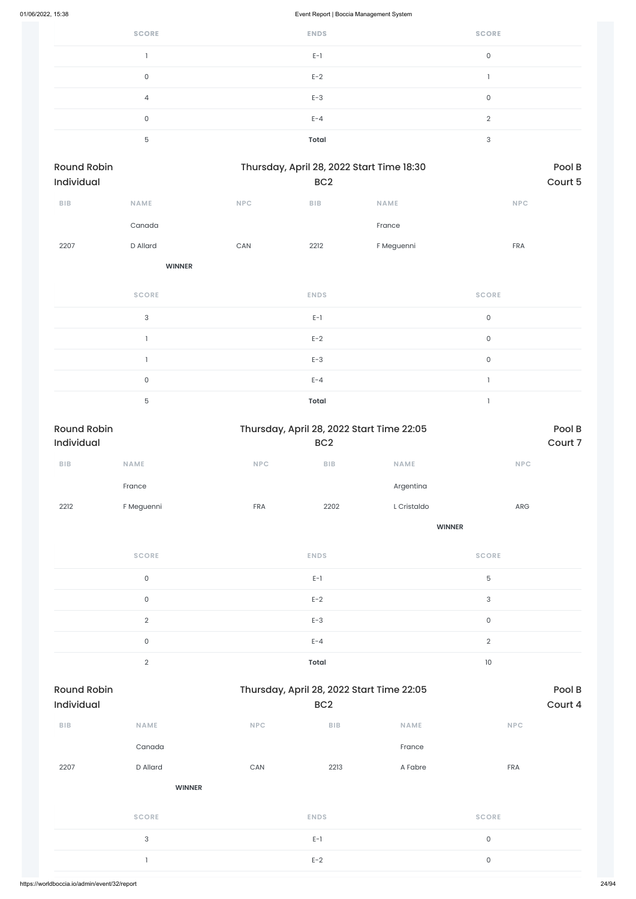| SCORE | ENDS | SCORE |
|---|---|---|
| 1 | E-1 | 0 |
| 0 | E-2 | 1 |
| 4 | E-3 | 0 |
| 0 | E-4 | 2 |
| 5 | **Total** | 3 |

Round Robin Individual — Thursday, April 28, 2022 Start Time 18:30 — BC2 — Pool B Court 5

| BIB | NAME | NPC | BIB | NAME | NPC |
|---|---|---|---|---|---|
| | Canada | | | France | |
| 2207 | D Allard | CAN | 2212 | F Meguenni | FRA |
| | **WINNER** | | | | |

| SCORE | ENDS | SCORE |
|---|---|---|
| 3 | E-1 | 0 |
| 1 | E-2 | 0 |
| 1 | E-3 | 0 |
| 0 | E-4 | 1 |
| 5 | **Total** | 1 |

Round Robin Individual — Thursday, April 28, 2022 Start Time 22:05 — BC2 — Pool B Court 7

| BIB | NAME | NPC | BIB | NAME | NPC |
|---|---|---|---|---|---|
| | France | | | Argentina | |
| 2212 | F Meguenni | FRA | 2202 | L Cristaldo | ARG |
| | | | | **WINNER** | |

| SCORE | ENDS | SCORE |
|---|---|---|
| 0 | E-1 | 5 |
| 0 | E-2 | 3 |
| 2 | E-3 | 0 |
| 0 | E-4 | 2 |
| 2 | **Total** | 10 |

Round Robin Individual — Thursday, April 28, 2022 Start Time 22:05 — BC2 — Pool B Court 4

| BIB | NAME | NPC | BIB | NAME | NPC |
|---|---|---|---|---|---|
| | Canada | | | France | |
| 2207 | D Allard | CAN | 2213 | A Fabre | FRA |
| | **WINNER** | | | | |

| SCORE | ENDS | SCORE |
|---|---|---|
| 3 | E-1 | 0 |
| 1 | E-2 | 0 |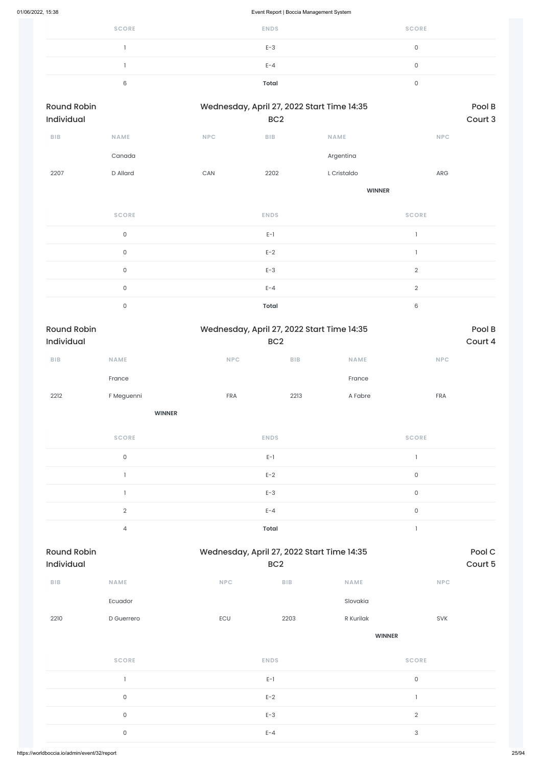| SCORE | ENDS | SCORE |
|---|---|---|
| 1 | E-3 | 0 |
| 1 | E-4 | 0 |
| 6 | **Total** | 0 |

## Round Robin Individual

Wednesday, April 27, 2022 Start Time 14:35 BC2

Pool B Court 3

| BIB | NAME | NPC | BIB | NAME | NPC |
|---|---|---|---|---|---|
| | Canada | | | Argentina | |
| 2207 | D Allard | CAN | 2202 | L Cristaldo | ARG |
| | | | | **WINNER** | |

| SCORE | ENDS | SCORE |
|---|---|---|
| 0 | E-1 | 1 |
| 0 | E-2 | 1 |
| 0 | E-3 | 2 |
| 0 | E-4 | 2 |
| 0 | **Total** | 6 |

## Round Robin Individual

Wednesday, April 27, 2022 Start Time 14:35 BC2

Pool B Court 4

| BIB | NAME | NPC | BIB | NAME | NPC |
|---|---|---|---|---|---|
| | France | | | France | |
| 2212 | F Meguenni | FRA | 2213 | A Fabre | FRA |
| | **WINNER** | | | | |

| SCORE | ENDS | SCORE |
|---|---|---|
| 0 | E-1 | 1 |
| 1 | E-2 | 0 |
| 1 | E-3 | 0 |
| 2 | E-4 | 0 |
| 4 | **Total** | 1 |

## Round Robin Individual

Wednesday, April 27, 2022 Start Time 14:35 BC2

Pool C Court 5

| BIB | NAME | NPC | BIB | NAME | NPC |
|---|---|---|---|---|---|
| | Ecuador | | | Slovakia | |
| 2210 | D Guerrero | ECU | 2203 | R Kurilak | SVK |
| | | | | **WINNER** | |

| SCORE | ENDS | SCORE |
|---|---|---|
| 1 | E-1 | 0 |
| 0 | E-2 | 1 |
| 0 | E-3 | 2 |
| 0 | E-4 | 3 |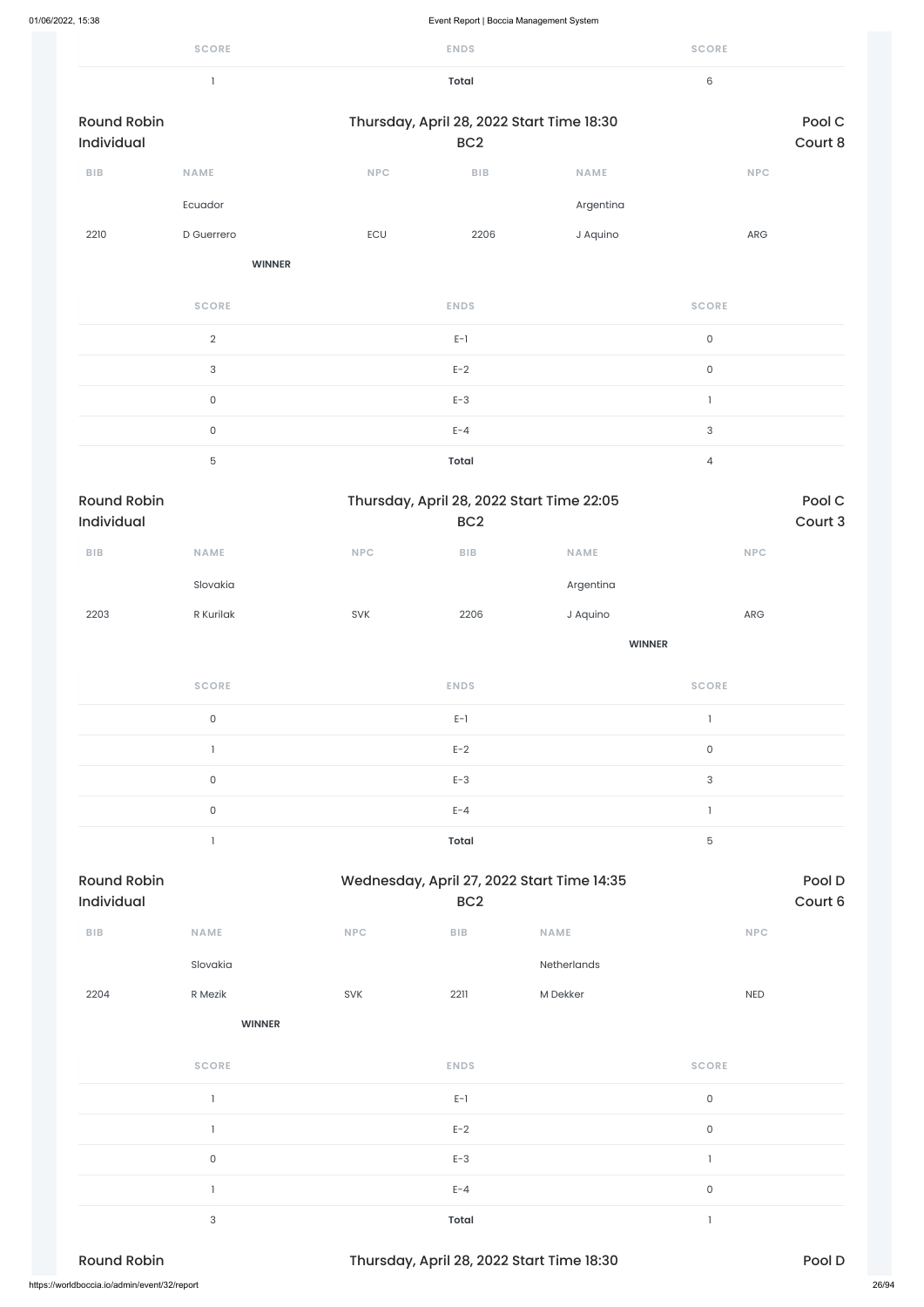| SCORE | ENDS | SCORE |
|---|---|---|
| 1 | **Total** | 6 |

## Round Robin Individual

Thursday, April 28, 2022 Start Time 18:30 — BC2 — Pool C — Court 8

| BIB | NAME | NPC | BIB | NAME | NPC |
|---|---|---|---|---|---|
| | Ecuador | | | Argentina | |
| 2210 | D Guerrero | ECU | 2206 | J Aquino | ARG |
| | **WINNER** | | | | |

| SCORE | ENDS | SCORE |
|---|---|---|
| 2 | E-1 | 0 |
| 3 | E-2 | 0 |
| 0 | E-3 | 1 |
| 0 | E-4 | 3 |
| 5 | **Total** | 4 |

## Round Robin Individual

Thursday, April 28, 2022 Start Time 22:05 — BC2 — Pool C — Court 3

| BIB | NAME | NPC | BIB | NAME | NPC |
|---|---|---|---|---|---|
| | Slovakia | | | Argentina | |
| 2203 | R Kurilak | SVK | 2206 | J Aquino | ARG |
| | | | | **WINNER** | |

| SCORE | ENDS | SCORE |
|---|---|---|
| 0 | E-1 | 1 |
| 1 | E-2 | 0 |
| 0 | E-3 | 3 |
| 0 | E-4 | 1 |
| 1 | **Total** | 5 |

## Round Robin Individual

Wednesday, April 27, 2022 Start Time 14:35 — BC2 — Pool D — Court 6

| BIB | NAME | NPC | BIB | NAME | NPC |
|---|---|---|---|---|---|
| | Slovakia | | | Netherlands | |
| 2204 | R Mezik | SVK | 2211 | M Dekker | NED |
| | **WINNER** | | | | |

| SCORE | ENDS | SCORE |
|---|---|---|
| 1 | E-1 | 0 |
| 1 | E-2 | 0 |
| 0 | E-3 | 1 |
| 1 | E-4 | 0 |
| 3 | **Total** | 1 |

## Round Robin

Thursday, April 28, 2022 Start Time 18:30 — Pool D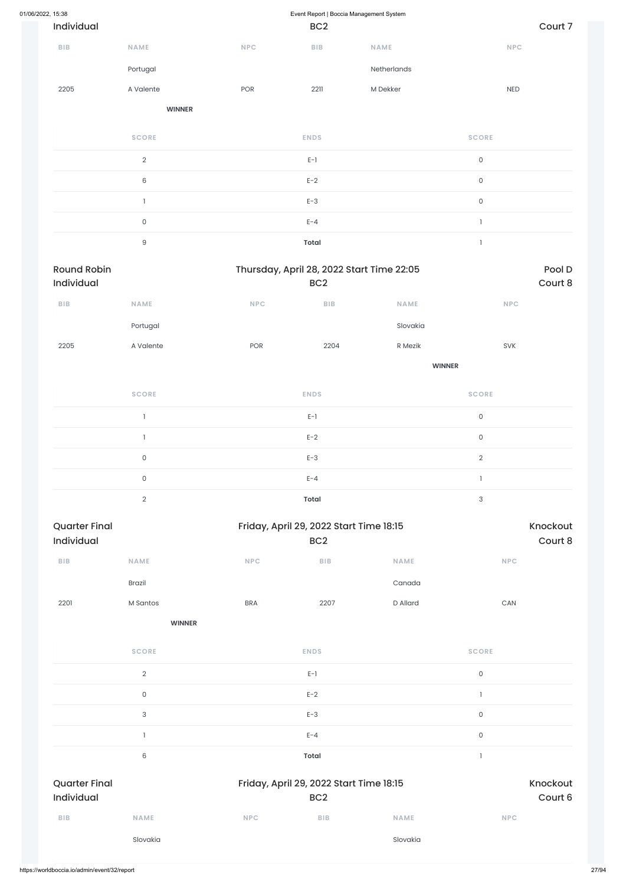Individual | BC2 | Court 7

| BIB | NAME | NPC | BIB | NAME | NPC |
|---|---|---|---|---|---|
| | Portugal | | | Netherlands | |
| 2205 | A Valente | POR | 2211 | M Dekker | NED |
| | **WINNER** | | | | |

| SCORE | ENDS | SCORE |
|---|---|---|
| 2 | E-1 | 0 |
| 6 | E-2 | 0 |
| 1 | E-3 | 0 |
| 0 | E-4 | 1 |
| 9 | **Total** | 1 |

Round Robin | Thursday, April 28, 2022 Start Time 22:05 | Pool D
Individual | BC2 | Court 8

| BIB | NAME | NPC | BIB | NAME | NPC |
|---|---|---|---|---|---|
| | Portugal | | | Slovakia | |
| 2205 | A Valente | POR | 2204 | R Mezik | SVK |
| | | | | **WINNER** | |

| SCORE | ENDS | SCORE |
|---|---|---|
| 1 | E-1 | 0 |
| 1 | E-2 | 0 |
| 0 | E-3 | 2 |
| 0 | E-4 | 1 |
| 2 | **Total** | 3 |

Quarter Final | Friday, April 29, 2022 Start Time 18:15 | Knockout
Individual | BC2 | Court 8

| BIB | NAME | NPC | BIB | NAME | NPC |
|---|---|---|---|---|---|
| | Brazil | | | Canada | |
| 2201 | M Santos | BRA | 2207 | D Allard | CAN |
| | **WINNER** | | | | |

| SCORE | ENDS | SCORE |
|---|---|---|
| 2 | E-1 | 0 |
| 0 | E-2 | 1 |
| 3 | E-3 | 0 |
| 1 | E-4 | 0 |
| 6 | **Total** | 1 |

Quarter Final | Friday, April 29, 2022 Start Time 18:15 | Knockout
Individual | BC2 | Court 6

| BIB | NAME | NPC | BIB | NAME | NPC |
|---|---|---|---|---|---|
| | Slovakia | | | Slovakia | |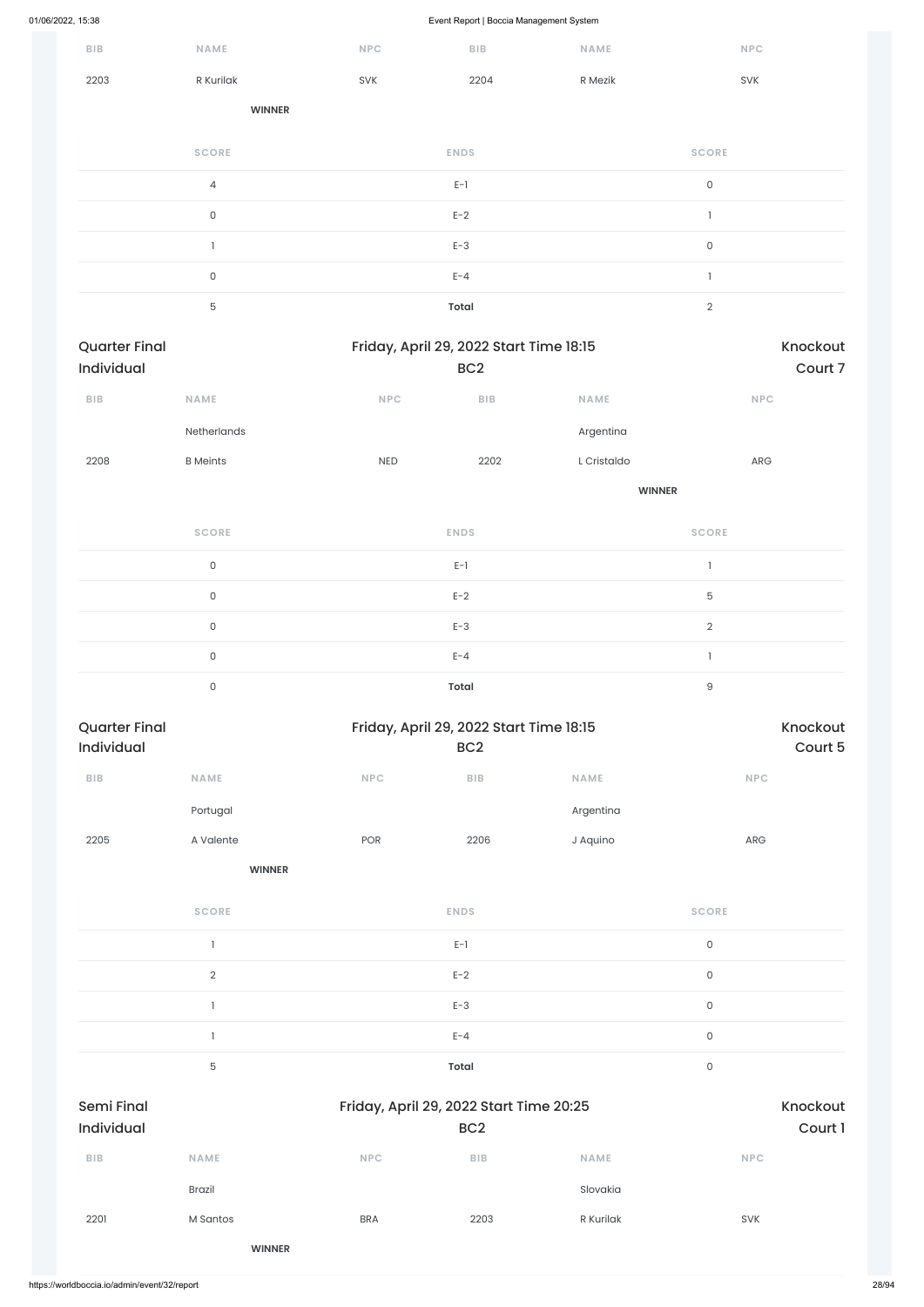| BIB | NAME | NPC | BIB | NAME | NPC |
|---|---|---|---|---|---|
| 2203 | R Kurilak | SVK | 2204 | R Mezik | SVK |
| | **WINNER** | | | | |

| SCORE | ENDS | SCORE |
|---|---|---|
| 4 | E-1 | 0 |
| 0 | E-2 | 1 |
| 1 | E-3 | 0 |
| 0 | E-4 | 1 |
| 5 | **Total** | 2 |

## Quarter Final Individual

Friday, April 29, 2022 Start Time 18:15 — BC2 — Knockout Court 7

| BIB | NAME | NPC | BIB | NAME | NPC |
|---|---|---|---|---|---|
| | Netherlands | | | Argentina | |
| 2208 | B Meints | NED | 2202 | L Cristaldo | ARG |
| | | | | **WINNER** | |

| SCORE | ENDS | SCORE |
|---|---|---|
| 0 | E-1 | 1 |
| 0 | E-2 | 5 |
| 0 | E-3 | 2 |
| 0 | E-4 | 1 |
| 0 | **Total** | 9 |

## Quarter Final Individual

Friday, April 29, 2022 Start Time 18:15 — BC2 — Knockout Court 5

| BIB | NAME | NPC | BIB | NAME | NPC |
|---|---|---|---|---|---|
| | Portugal | | | Argentina | |
| 2205 | A Valente | POR | 2206 | J Aquino | ARG |
| | **WINNER** | | | | |

| SCORE | ENDS | SCORE |
|---|---|---|
| 1 | E-1 | 0 |
| 2 | E-2 | 0 |
| 1 | E-3 | 0 |
| 1 | E-4 | 0 |
| 5 | **Total** | 0 |

## Semi Final Individual

Friday, April 29, 2022 Start Time 20:25 — BC2 — Knockout Court 1

| BIB | NAME | NPC | BIB | NAME | NPC |
|---|---|---|---|---|---|
| | Brazil | | | Slovakia | |
| 2201 | M Santos | BRA | 2203 | R Kurilak | SVK |
| | **WINNER** | | | | |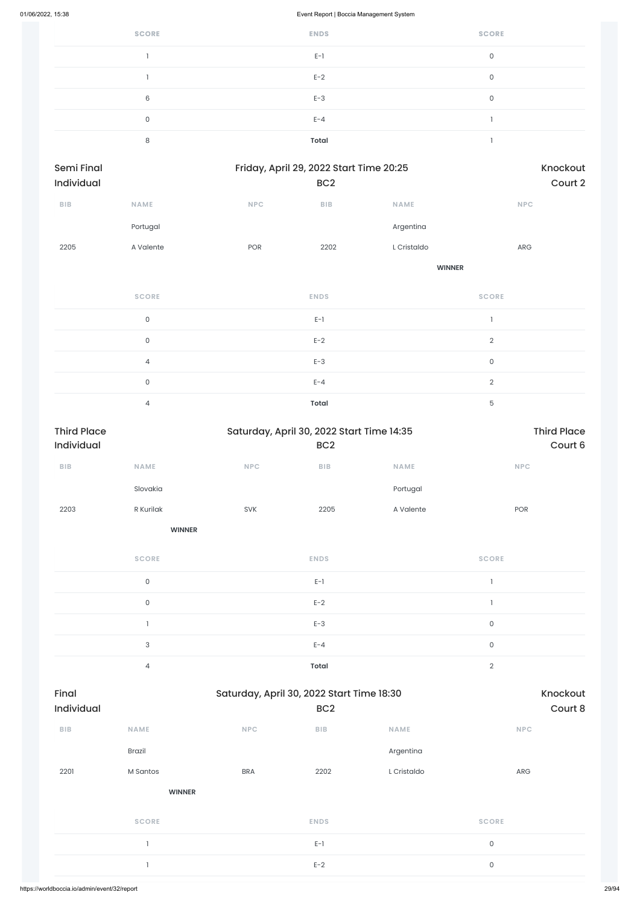| SCORE | ENDS | SCORE |
|---|---|---|
| 1 | E-1 | 0 |
| 1 | E-2 | 0 |
| 6 | E-3 | 0 |
| 0 | E-4 | 1 |
| 8 | **Total** | 1 |

## Semi Final Individual

Friday, April 29, 2022 Start Time 20:25

BC2

Knockout Court 2

| BIB | NAME | NPC | BIB | NAME | NPC |
|---|---|---|---|---|---|
| | Portugal | | | Argentina | |
| 2205 | A Valente | POR | 2202 | L Cristaldo | ARG |
| | | | | **WINNER** | |

| SCORE | ENDS | SCORE |
|---|---|---|
| 0 | E-1 | 1 |
| 0 | E-2 | 2 |
| 4 | E-3 | 0 |
| 0 | E-4 | 2 |
| 4 | **Total** | 5 |

## Third Place Individual

Saturday, April 30, 2022 Start Time 14:35

BC2

Third Place Court 6

| BIB | NAME | NPC | BIB | NAME | NPC |
|---|---|---|---|---|---|
| | Slovakia | | | Portugal | |
| 2203 | R Kurilak | SVK | 2205 | A Valente | POR |
| | **WINNER** | | | | |

| SCORE | ENDS | SCORE |
|---|---|---|
| 0 | E-1 | 1 |
| 0 | E-2 | 1 |
| 1 | E-3 | 0 |
| 3 | E-4 | 0 |
| 4 | **Total** | 2 |

## Final Individual

Saturday, April 30, 2022 Start Time 18:30

BC2

Knockout Court 8

| BIB | NAME | NPC | BIB | NAME | NPC |
|---|---|---|---|---|---|
| | Brazil | | | Argentina | |
| 2201 | M Santos | BRA | 2202 | L Cristaldo | ARG |
| | **WINNER** | | | | |

| SCORE | ENDS | SCORE |
|---|---|---|
| 1 | E-1 | 0 |
| 1 | E-2 | 0 |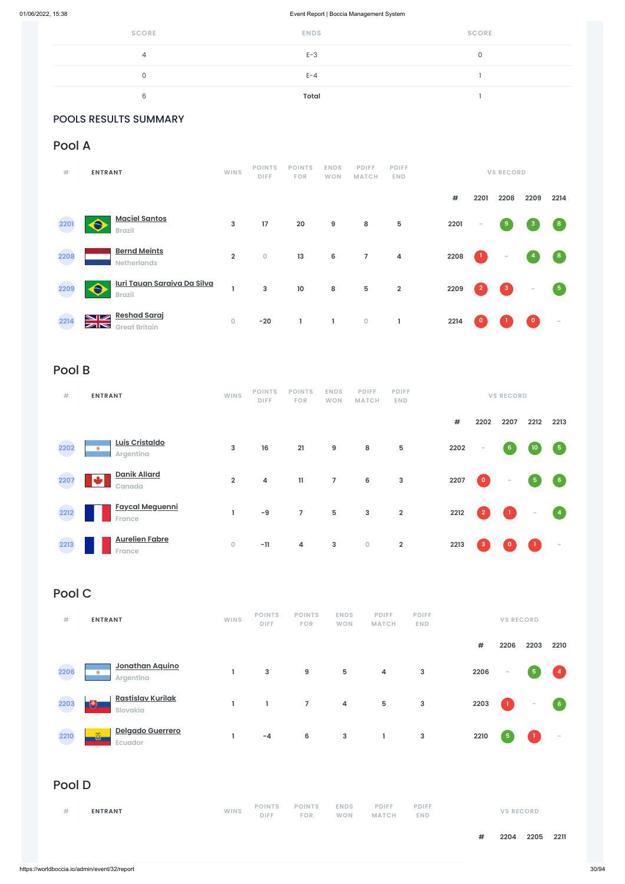| SCORE | ENDS | SCORE |
|---|---|---|
| 4 | E-3 | 0 |
| 0 | E-4 | 1 |
| 6 | **Total** | 1 |

POOLS RESULTS SUMMARY

## Pool A

| # | ENTRANT | WINS | POINTS DIFF | POINTS FOR | ENDS WON | PDIFF MATCH | PDIFF END | # | 2201 | 2208 | 2209 | 2214 |
|---|---|---|---|---|---|---|---|---|---|---|---|---|
| 2201 | Maciel Santos<br>Brazil | 3 | 17 | 20 | 9 | 8 | 5 | 2201 | - | 9 | 3 | 8 |
| 2208 | Bernd Meints<br>Netherlands | 2 | 0 | 13 | 6 | 7 | 4 | 2208 | 1 | - | 4 | 8 |
| 2209 | Iuri Tauan Saraiva Da Silva<br>Brazil | 1 | 3 | 10 | 8 | 5 | 2 | 2209 | 2 | 3 | - | 5 |
| 2214 | Reshad Saraj<br>Great Britain | 0 | -20 | 1 | 1 | 0 | 1 | 2214 | 0 | 1 | 0 | - |

## Pool B

| # | ENTRANT | WINS | POINTS DIFF | POINTS FOR | ENDS WON | PDIFF MATCH | PDIFF END | # | 2202 | 2207 | 2212 | 2213 |
|---|---|---|---|---|---|---|---|---|---|---|---|---|
| 2202 | Luis Cristaldo<br>Argentina | 3 | 16 | 21 | 9 | 8 | 5 | 2202 | - | 6 | 10 | 5 |
| 2207 | Danik Allard<br>Canada | 2 | 4 | 11 | 7 | 6 | 3 | 2207 | 0 | - | 5 | 6 |
| 2212 | Faycal Meguenni<br>France | 1 | -9 | 7 | 5 | 3 | 2 | 2212 | 2 | 1 | - | 4 |
| 2213 | Aurelien Fabre<br>France | 0 | -11 | 4 | 3 | 0 | 2 | 2213 | 3 | 0 | 1 | - |

## Pool C

| # | ENTRANT | WINS | POINTS DIFF | POINTS FOR | ENDS WON | PDIFF MATCH | PDIFF END | # | 2206 | 2203 | 2210 |
|---|---|---|---|---|---|---|---|---|---|---|---|
| 2206 | Jonathan Aquino<br>Argentina | 1 | 3 | 9 | 5 | 4 | 3 | 2206 | - | 5 | 4 |
| 2203 | Rastislav Kurilak<br>Slovakia | 1 | 1 | 7 | 4 | 5 | 3 | 2203 | 1 | - | 6 |
| 2210 | Delgado Guerrero<br>Ecuador | 1 | -4 | 6 | 3 | 1 | 3 | 2210 | 5 | 1 | - |

## Pool D

| # | ENTRANT | WINS | POINTS DIFF | POINTS FOR | ENDS WON | PDIFF MATCH | PDIFF END | # | 2204 | 2205 | 2211 |
|---|---|---|---|---|---|---|---|---|---|---|---|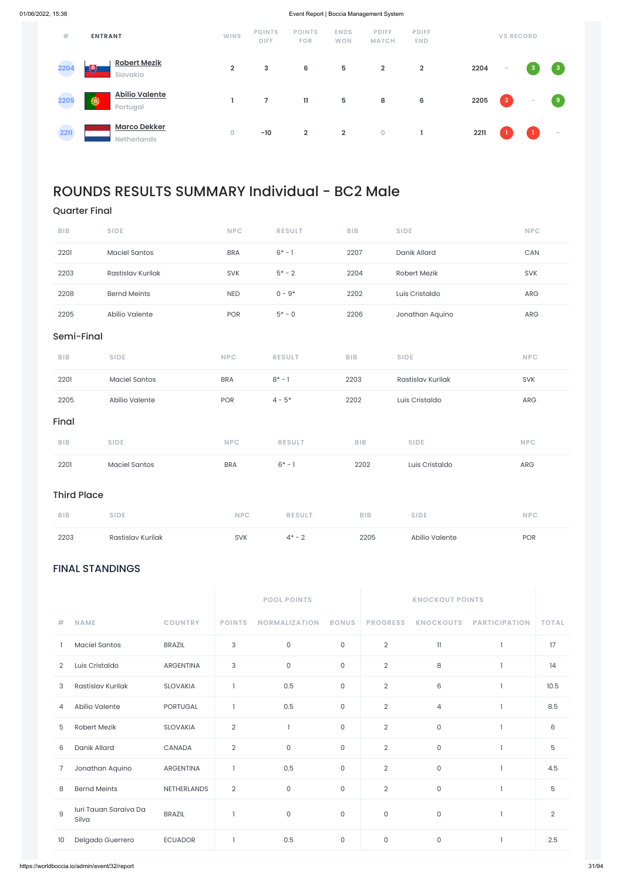| # | ENTRANT | WINS | POINTS DIFF | POINTS FOR | ENDS WON | PDIFF MATCH | PDIFF END | VS RECORD | | | |
|---|---|---|---|---|---|---|---|---|---|---|---|
| 2204 | Robert Mezik<br>Slovakia | 2 | 3 | 6 | 5 | 2 | 2 | 2204 | - | 3 | 3 |
| 2205 | Abílio Valente<br>Portugal | 1 | 7 | 11 | 5 | 8 | 6 | 2205 | 2 | - | 9 |
| 2211 | Marco Dekker<br>Netherlands | 0 | -10 | 2 | 2 | 0 | 1 | 2211 | 1 | 1 | - |

# ROUNDS RESULTS SUMMARY Individual - BC2 Male

## Quarter Final

| BIB | SIDE | NPC | RESULT | BIB | SIDE | NPC |
|---|---|---|---|---|---|---|
| 2201 | Maciel Santos | BRA | 6* - 1 | 2207 | Danik Allard | CAN |
| 2203 | Rastislav Kurilak | SVK | 5* - 2 | 2204 | Robert Mezik | SVK |
| 2208 | Bernd Meints | NED | 0 - 9* | 2202 | Luis Cristaldo | ARG |
| 2205 | Abilio Valente | POR | 5* - 0 | 2206 | Jonathan Aquino | ARG |

## Semi-Final

| BIB | SIDE | NPC | RESULT | BIB | SIDE | NPC |
|---|---|---|---|---|---|---|
| 2201 | Maciel Santos | BRA | 8* - 1 | 2203 | Rastislav Kurilak | SVK |
| 2205 | Abilio Valente | POR | 4 - 5* | 2202 | Luis Cristaldo | ARG |

## Final

| BIB | SIDE | NPC | RESULT | BIB | SIDE | NPC |
|---|---|---|---|---|---|---|
| 2201 | Maciel Santos | BRA | 6* - 1 | 2202 | Luis Cristaldo | ARG |

## Third Place

| BIB | SIDE | NPC | RESULT | BIB | SIDE | NPC |
|---|---|---|---|---|---|---|
| 2203 | Rastislav Kurilak | SVK | 4* - 2 | 2205 | Abilio Valente | POR |

## FINAL STANDINGS

| | | | POOL POINTS | | | KNOCKOUT POINTS | | | |
|---|---|---|---|---|---|---|---|---|---|
| # | NAME | COUNTRY | POINTS | NORMALIZATION | BONUS | PROGRESS | KNOCKOUTS | PARTICIPATION | TOTAL |
| 1 | Maciel Santos | BRAZIL | 3 | 0 | 0 | 2 | 11 | 1 | 17 |
| 2 | Luis Cristaldo | ARGENTINA | 3 | 0 | 0 | 2 | 8 | 1 | 14 |
| 3 | Rastislav Kurilak | SLOVAKIA | 1 | 0.5 | 0 | 2 | 6 | 1 | 10.5 |
| 4 | Abilio Valente | PORTUGAL | 1 | 0.5 | 0 | 2 | 4 | 1 | 8.5 |
| 5 | Robert Mezik | SLOVAKIA | 2 | 1 | 0 | 2 | 0 | 1 | 6 |
| 6 | Danik Allard | CANADA | 2 | 0 | 0 | 2 | 0 | 1 | 5 |
| 7 | Jonathan Aquino | ARGENTINA | 1 | 0.5 | 0 | 2 | 0 | 1 | 4.5 |
| 8 | Bernd Meints | NETHERLANDS | 2 | 0 | 0 | 2 | 0 | 1 | 5 |
| 9 | Iuri Tauan Saraiva Da Silva | BRAZIL | 1 | 0 | 0 | 0 | 0 | 1 | 2 |
| 10 | Delgado Guerrero | ECUADOR | 1 | 0.5 | 0 | 0 | 0 | 1 | 2.5 |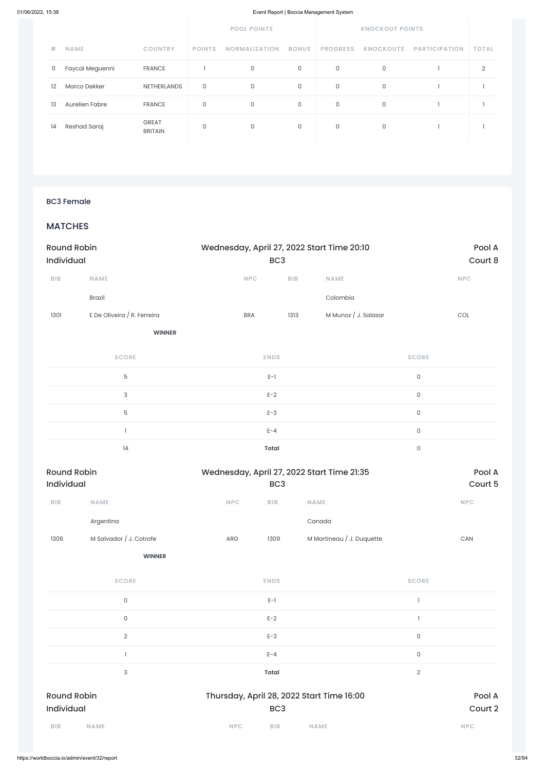| # | NAME | COUNTRY | POOL POINTS | | | KNOCKOUT POINTS | | | TOTAL |
|---|---|---|---|---|---|---|---|---|---|
| | | | POINTS | NORMALIZATION | BONUS | PROGRESS | KNOCKOUTS | PARTICIPATION | |
| 11 | Faycal Meguenni | FRANCE | 1 | 0 | 0 | 0 | 0 | 1 | 2 |
| 12 | Marco Dekker | NETHERLANDS | 0 | 0 | 0 | 0 | 0 | 1 | 1 |
| 13 | Aurelien Fabre | FRANCE | 0 | 0 | 0 | 0 | 0 | 1 | 1 |
| 14 | Reshad Saraj | GREAT BRITAIN | 0 | 0 | 0 | 0 | 0 | 1 | 1 |

## BC3 Female

## MATCHES

### Round Robin Individual — Wednesday, April 27, 2022 Start Time 20:10 — BC3 — Pool A, Court 8

| BIB | NAME | NPC | BIB | NAME | NPC |
|---|---|---|---|---|---|
| | Brazil | | | Colombia | |
| 1301 | E De Oliveira / R. Ferreira | BRA | 1313 | M Munoz / J. Salazar | COL |
| | **WINNER** | | | | |

| SCORE | ENDS | SCORE |
|---|---|---|
| 5 | E-1 | 0 |
| 3 | E-2 | 0 |
| 5 | E-3 | 0 |
| 1 | E-4 | 0 |
| 14 | **Total** | 0 |

### Round Robin Individual — Wednesday, April 27, 2022 Start Time 21:35 — BC3 — Pool A, Court 5

| BIB | NAME | NPC | BIB | NAME | NPC |
|---|---|---|---|---|---|
| | Argentina | | | Canada | |
| 1306 | M Salvador / J. Cotrofe | ARG | 1309 | M Martineau / J. Duquette | CAN |
| | **WINNER** | | | | |

| SCORE | ENDS | SCORE |
|---|---|---|
| 0 | E-1 | 1 |
| 0 | E-2 | 1 |
| 2 | E-3 | 0 |
| 1 | E-4 | 0 |
| 3 | **Total** | 2 |

### Round Robin Individual — Thursday, April 28, 2022 Start Time 16:00 — BC3 — Pool A, Court 2

| BIB | NAME | NPC | BIB | NAME | NPC |
|---|---|---|---|---|---|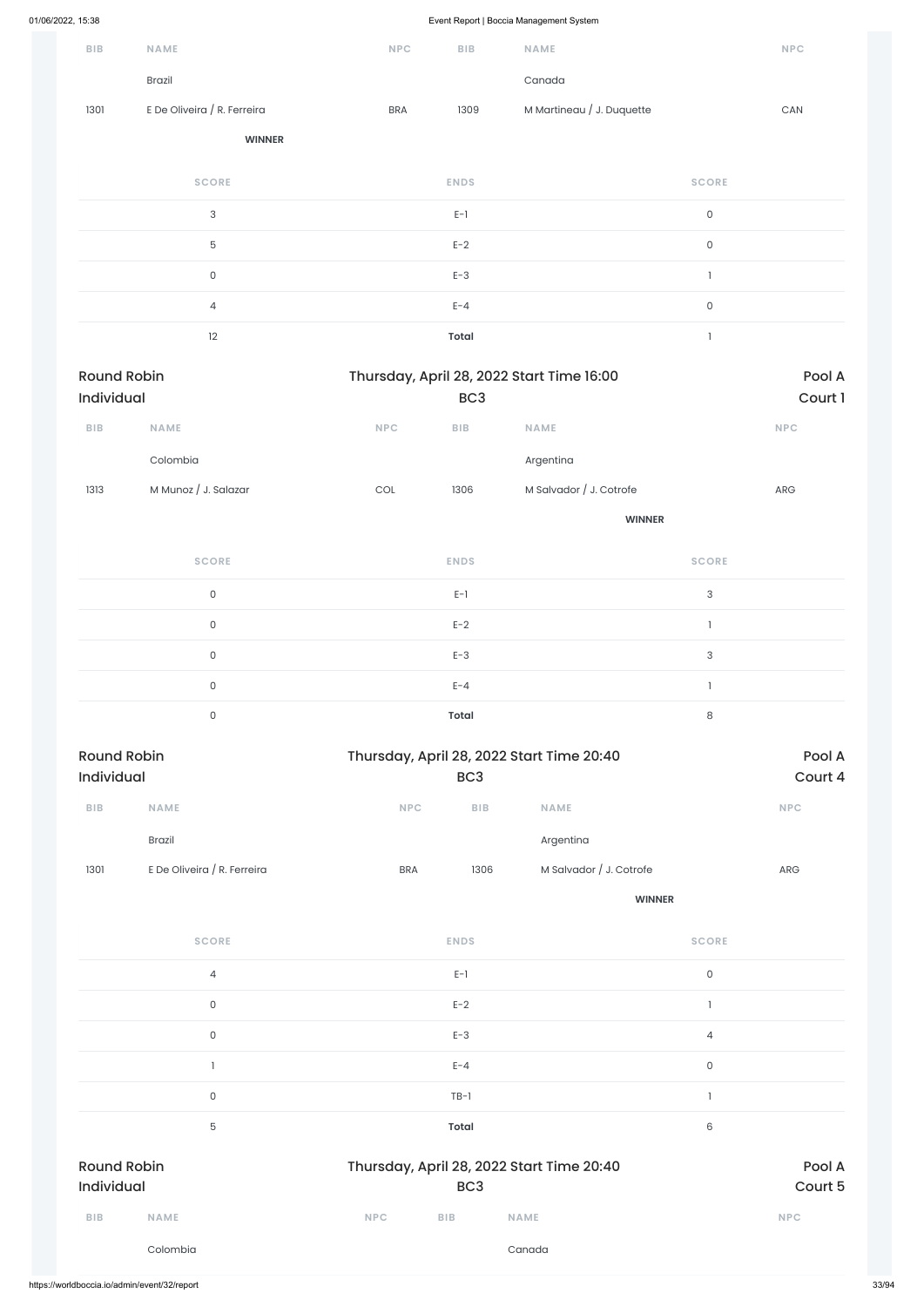| BIB | NAME | NPC | BIB | NAME | NPC |
|---|---|---|---|---|---|
| | Brazil | | | Canada | |
| 1301 | E De Oliveira / R. Ferreira | BRA | 1309 | M Martineau / J. Duquette | CAN |
| | **WINNER** | | | | |

| SCORE | ENDS | SCORE |
|---|---|---|
| 3 | E-1 | 0 |
| 5 | E-2 | 0 |
| 0 | E-3 | 1 |
| 4 | E-4 | 0 |
| 12 | **Total** | 1 |

## Round Robin Individual — Thursday, April 28, 2022 Start Time 16:00 — BC3 — Pool A Court 1

| BIB | NAME | NPC | BIB | NAME | NPC |
|---|---|---|---|---|---|
| | Colombia | | | Argentina | |
| 1313 | M Munoz / J. Salazar | COL | 1306 | M Salvador / J. Cotrofe | ARG |
| | | | | **WINNER** | |

| SCORE | ENDS | SCORE |
|---|---|---|
| 0 | E-1 | 3 |
| 0 | E-2 | 1 |
| 0 | E-3 | 3 |
| 0 | E-4 | 1 |
| 0 | **Total** | 8 |

## Round Robin Individual — Thursday, April 28, 2022 Start Time 20:40 — BC3 — Pool A Court 4

| BIB | NAME | NPC | BIB | NAME | NPC |
|---|---|---|---|---|---|
| | Brazil | | | Argentina | |
| 1301 | E De Oliveira / R. Ferreira | BRA | 1306 | M Salvador / J. Cotrofe | ARG |
| | | | | **WINNER** | |

| SCORE | ENDS | SCORE |
|---|---|---|
| 4 | E-1 | 0 |
| 0 | E-2 | 1 |
| 0 | E-3 | 4 |
| 1 | E-4 | 0 |
| 0 | TB-1 | 1 |
| 5 | **Total** | 6 |

## Round Robin Individual — Thursday, April 28, 2022 Start Time 20:40 — BC3 — Pool A Court 5

| BIB | NAME | NPC | BIB | NAME | NPC |
|---|---|---|---|---|---|
| | Colombia | | | Canada | |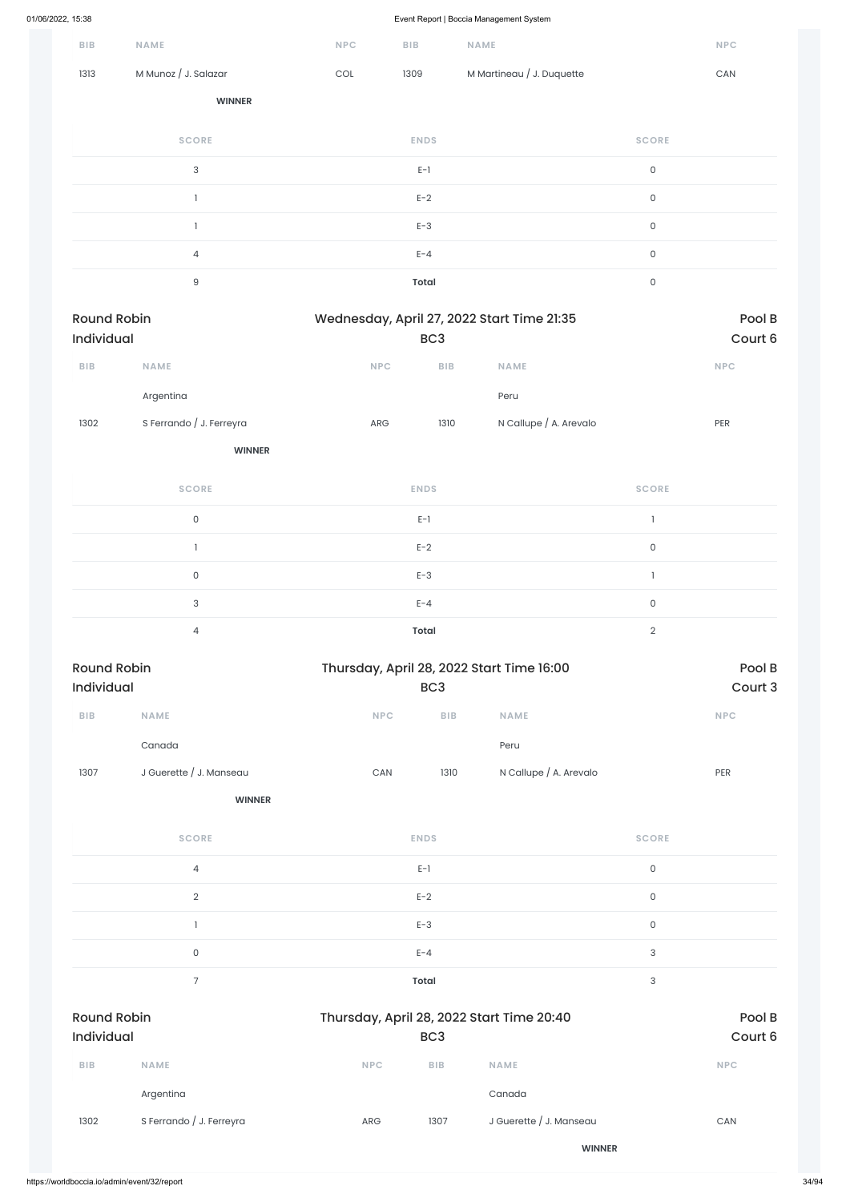| BIB | NAME | NPC | BIB | NAME | NPC |
| --- | --- | --- | --- | --- | --- |
| 1313 | M Munoz / J. Salazar | COL | 1309 | M Martineau / J. Duquette | CAN |
| | **WINNER** | | | | |

| SCORE | ENDS | SCORE |
| --- | --- | --- |
| 3 | E-1 | 0 |
| 1 | E-2 | 0 |
| 1 | E-3 | 0 |
| 4 | E-4 | 0 |
| 9 | **Total** | 0 |

## Round Robin Individual — Wednesday, April 27, 2022 Start Time 21:35 — BC3 — Pool B Court 6

| BIB | NAME | NPC | BIB | NAME | NPC |
| --- | --- | --- | --- | --- | --- |
| | Argentina | | | Peru | |
| 1302 | S Ferrando / J. Ferreyra | ARG | 1310 | N Callupe / A. Arevalo | PER |
| | **WINNER** | | | | |

| SCORE | ENDS | SCORE |
| --- | --- | --- |
| 0 | E-1 | 1 |
| 1 | E-2 | 0 |
| 0 | E-3 | 1 |
| 3 | E-4 | 0 |
| 4 | **Total** | 2 |

## Round Robin Individual — Thursday, April 28, 2022 Start Time 16:00 — BC3 — Pool B Court 3

| BIB | NAME | NPC | BIB | NAME | NPC |
| --- | --- | --- | --- | --- | --- |
| | Canada | | | Peru | |
| 1307 | J Guerette / J. Manseau | CAN | 1310 | N Callupe / A. Arevalo | PER |
| | **WINNER** | | | | |

| SCORE | ENDS | SCORE |
| --- | --- | --- |
| 4 | E-1 | 0 |
| 2 | E-2 | 0 |
| 1 | E-3 | 0 |
| 0 | E-4 | 3 |
| 7 | **Total** | 3 |

## Round Robin Individual — Thursday, April 28, 2022 Start Time 20:40 — BC3 — Pool B Court 6

| BIB | NAME | NPC | BIB | NAME | NPC |
| --- | --- | --- | --- | --- | --- |
| | Argentina | | | Canada | |
| 1302 | S Ferrando / J. Ferreyra | ARG | 1307 | J Guerette / J. Manseau | CAN |
| | | | | **WINNER** | |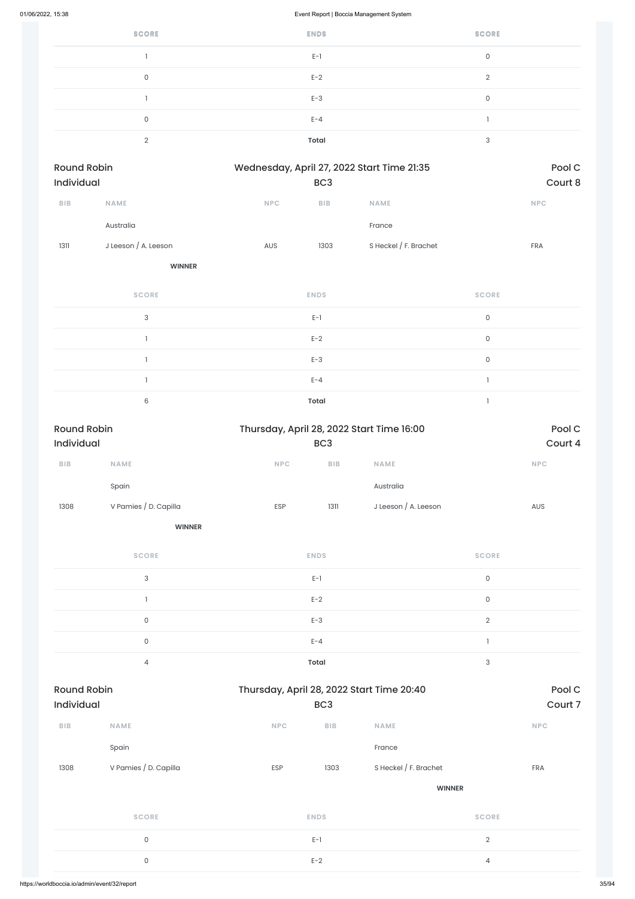| SCORE | ENDS | SCORE |
|---|---|---|
| 1 | E-1 | 0 |
| 0 | E-2 | 2 |
| 1 | E-3 | 0 |
| 0 | E-4 | 1 |
| 2 | **Total** | 3 |

## Round Robin Individual — Wednesday, April 27, 2022 Start Time 21:35 — BC3 — Pool C Court 8

| BIB | NAME | NPC | BIB | NAME | NPC |
|---|---|---|---|---|---|
| | Australia | | | France | |
| 1311 | J Leeson / A. Leeson | AUS | 1303 | S Heckel / F. Brachet | FRA |
| | **WINNER** | | | | |

| SCORE | ENDS | SCORE |
|---|---|---|
| 3 | E-1 | 0 |
| 1 | E-2 | 0 |
| 1 | E-3 | 0 |
| 1 | E-4 | 1 |
| 6 | **Total** | 1 |

## Round Robin Individual — Thursday, April 28, 2022 Start Time 16:00 — BC3 — Pool C Court 4

| BIB | NAME | NPC | BIB | NAME | NPC |
|---|---|---|---|---|---|
| | Spain | | | Australia | |
| 1308 | V Pamies / D. Capilla | ESP | 1311 | J Leeson / A. Leeson | AUS |
| | **WINNER** | | | | |

| SCORE | ENDS | SCORE |
|---|---|---|
| 3 | E-1 | 0 |
| 1 | E-2 | 0 |
| 0 | E-3 | 2 |
| 0 | E-4 | 1 |
| 4 | **Total** | 3 |

## Round Robin Individual — Thursday, April 28, 2022 Start Time 20:40 — BC3 — Pool C Court 7

| BIB | NAME | NPC | BIB | NAME | NPC |
|---|---|---|---|---|---|
| | Spain | | | France | |
| 1308 | V Pamies / D. Capilla | ESP | 1303 | S Heckel / F. Brachet | FRA |
| | | | | **WINNER** | |

| SCORE | ENDS | SCORE |
|---|---|---|
| 0 | E-1 | 2 |
| 0 | E-2 | 4 |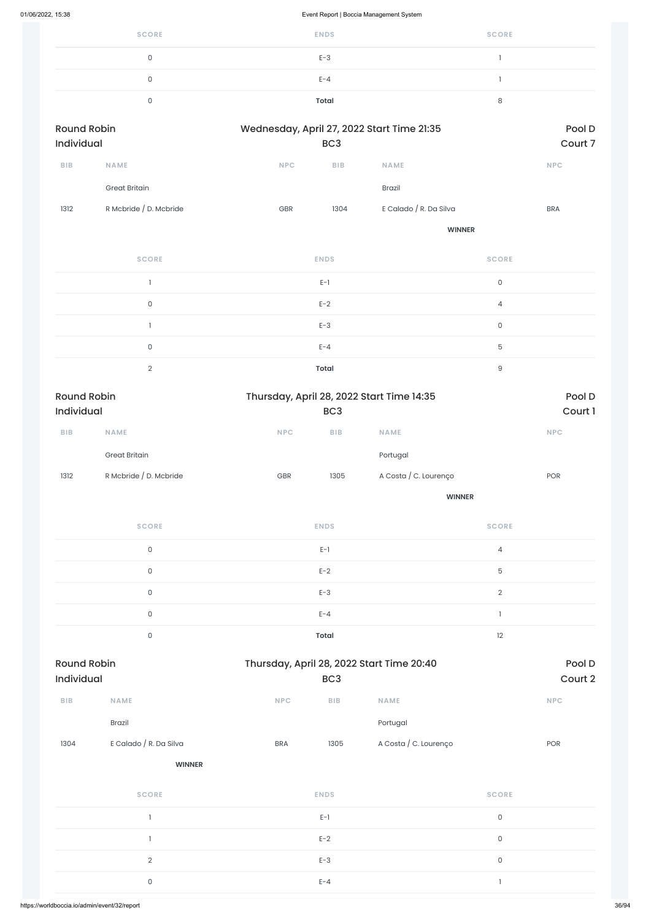| SCORE | ENDS | SCORE |
|---|---|---|
| 0 | E-3 | 1 |
| 0 | E-4 | 1 |
| 0 | **Total** | 8 |

## Round Robin Individual

Wednesday, April 27, 2022 Start Time 21:35 — BC3 — Pool D — Court 7

| BIB | NAME | NPC | BIB | NAME | NPC |
|---|---|---|---|---|---|
| | Great Britain | | | Brazil | |
| 1312 | R Mcbride / D. Mcbride | GBR | 1304 | E Calado / R. Da Silva | BRA |
| | | | | **WINNER** | |

| SCORE | ENDS | SCORE |
|---|---|---|
| 1 | E-1 | 0 |
| 0 | E-2 | 4 |
| 1 | E-3 | 0 |
| 0 | E-4 | 5 |
| 2 | **Total** | 9 |

## Round Robin Individual

Thursday, April 28, 2022 Start Time 14:35 — BC3 — Pool D — Court 1

| BIB | NAME | NPC | BIB | NAME | NPC |
|---|---|---|---|---|---|
| | Great Britain | | | Portugal | |
| 1312 | R Mcbride / D. Mcbride | GBR | 1305 | A Costa / C. Lourenço | POR |
| | | | | **WINNER** | |

| SCORE | ENDS | SCORE |
|---|---|---|
| 0 | E-1 | 4 |
| 0 | E-2 | 5 |
| 0 | E-3 | 2 |
| 0 | E-4 | 1 |
| 0 | **Total** | 12 |

## Round Robin Individual

Thursday, April 28, 2022 Start Time 20:40 — BC3 — Pool D — Court 2

| BIB | NAME | NPC | BIB | NAME | NPC |
|---|---|---|---|---|---|
| | Brazil | | | Portugal | |
| 1304 | E Calado / R. Da Silva | BRA | 1305 | A Costa / C. Lourenço | POR |
| | **WINNER** | | | | |

| SCORE | ENDS | SCORE |
|---|---|---|
| 1 | E-1 | 0 |
| 1 | E-2 | 0 |
| 2 | E-3 | 0 |
| 0 | E-4 | 1 |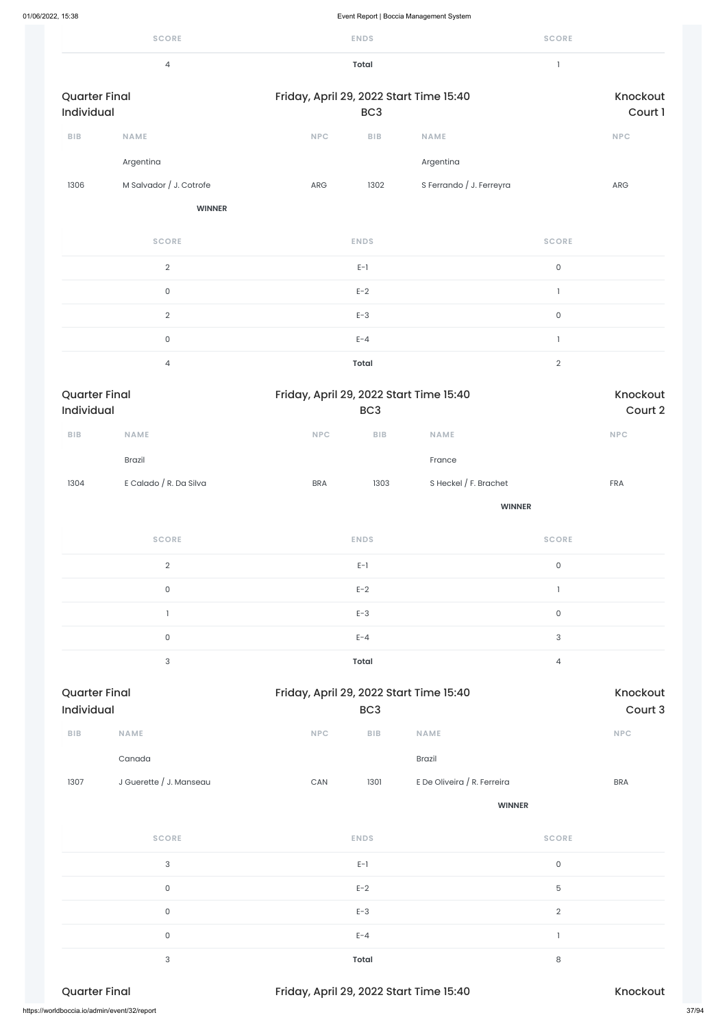| SCORE | ENDS | SCORE |
|---|---|---|
| 4 | **Total** | 1 |

Quarter Final Individual | Friday, April 29, 2022 Start Time 15:40 BC3 | Knockout Court 1

| BIB | NAME | NPC | BIB | NAME | NPC |
|---|---|---|---|---|---|
| | Argentina | | | Argentina | |
| 1306 | M Salvador / J. Cotrofe | ARG | 1302 | S Ferrando / J. Ferreyra | ARG |
| | **WINNER** | | | | |

| SCORE | ENDS | SCORE |
|---|---|---|
| 2 | E-1 | 0 |
| 0 | E-2 | 1 |
| 2 | E-3 | 0 |
| 0 | E-4 | 1 |
| 4 | **Total** | 2 |

Quarter Final Individual | Friday, April 29, 2022 Start Time 15:40 BC3 | Knockout Court 2

| BIB | NAME | NPC | BIB | NAME | NPC |
|---|---|---|---|---|---|
| | Brazil | | | France | |
| 1304 | E Calado / R. Da Silva | BRA | 1303 | S Heckel / F. Brachet | FRA |
| | | | | **WINNER** | |

| SCORE | ENDS | SCORE |
|---|---|---|
| 2 | E-1 | 0 |
| 0 | E-2 | 1 |
| 1 | E-3 | 0 |
| 0 | E-4 | 3 |
| 3 | **Total** | 4 |

Quarter Final Individual | Friday, April 29, 2022 Start Time 15:40 BC3 | Knockout Court 3

| BIB | NAME | NPC | BIB | NAME | NPC |
|---|---|---|---|---|---|
| | Canada | | | Brazil | |
| 1307 | J Guerette / J. Manseau | CAN | 1301 | E De Oliveira / R. Ferreira | BRA |
| | | | | **WINNER** | |

| SCORE | ENDS | SCORE |
|---|---|---|
| 3 | E-1 | 0 |
| 0 | E-2 | 5 |
| 0 | E-3 | 2 |
| 0 | E-4 | 1 |
| 3 | **Total** | 8 |

Quarter Final | Friday, April 29, 2022 Start Time 15:40 | Knockout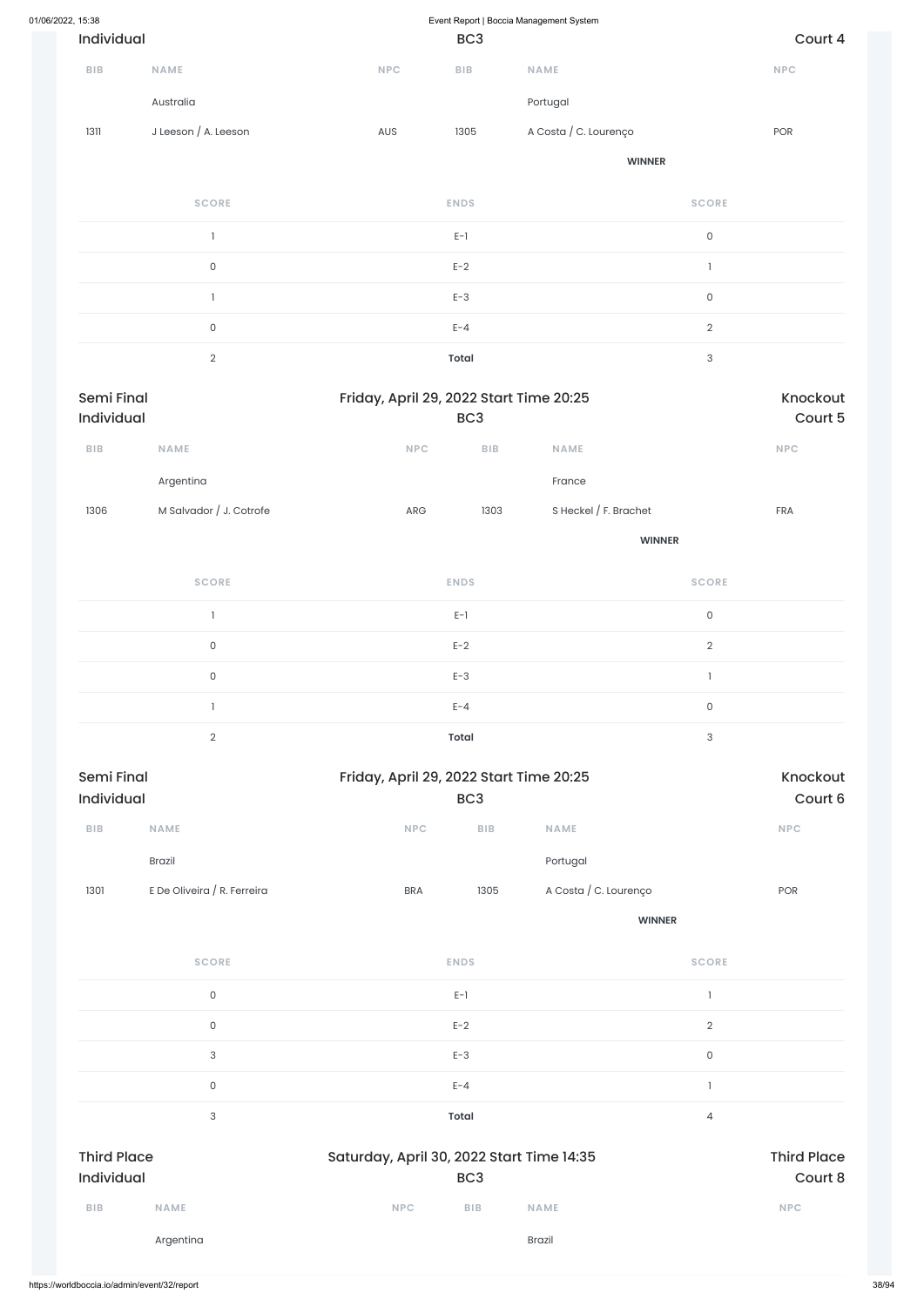Individual | BC3 | Court 4

| BIB | NAME | NPC | BIB | NAME | NPC |
|---|---|---|---|---|---|
| | Australia | | | Portugal | |
| 1311 | J Leeson / A. Leeson | AUS | 1305 | A Costa / C. Lourenço | POR |
| | | | | **WINNER** | |

| SCORE | ENDS | SCORE |
|---|---|---|
| 1 | E-1 | 0 |
| 0 | E-2 | 1 |
| 1 | E-3 | 0 |
| 0 | E-4 | 2 |
| 2 | **Total** | 3 |

Semi Final | Friday, April 29, 2022 Start Time 20:25 | Knockout
Individual | BC3 | Court 5

| BIB | NAME | NPC | BIB | NAME | NPC |
|---|---|---|---|---|---|
| | Argentina | | | France | |
| 1306 | M Salvador / J. Cotrofe | ARG | 1303 | S Heckel / F. Brachet | FRA |
| | | | | **WINNER** | |

| SCORE | ENDS | SCORE |
|---|---|---|
| 1 | E-1 | 0 |
| 0 | E-2 | 2 |
| 0 | E-3 | 1 |
| 1 | E-4 | 0 |
| 2 | **Total** | 3 |

Semi Final | Friday, April 29, 2022 Start Time 20:25 | Knockout
Individual | BC3 | Court 6

| BIB | NAME | NPC | BIB | NAME | NPC |
|---|---|---|---|---|---|
| | Brazil | | | Portugal | |
| 1301 | E De Oliveira / R. Ferreira | BRA | 1305 | A Costa / C. Lourenço | POR |
| | | | | **WINNER** | |

| SCORE | ENDS | SCORE |
|---|---|---|
| 0 | E-1 | 1 |
| 0 | E-2 | 2 |
| 3 | E-3 | 0 |
| 0 | E-4 | 1 |
| 3 | **Total** | 4 |

Third Place | Saturday, April 30, 2022 Start Time 14:35 | Third Place
Individual | BC3 | Court 8

| BIB | NAME | NPC | BIB | NAME | NPC |
|---|---|---|---|---|---|
| | Argentina | | | Brazil | |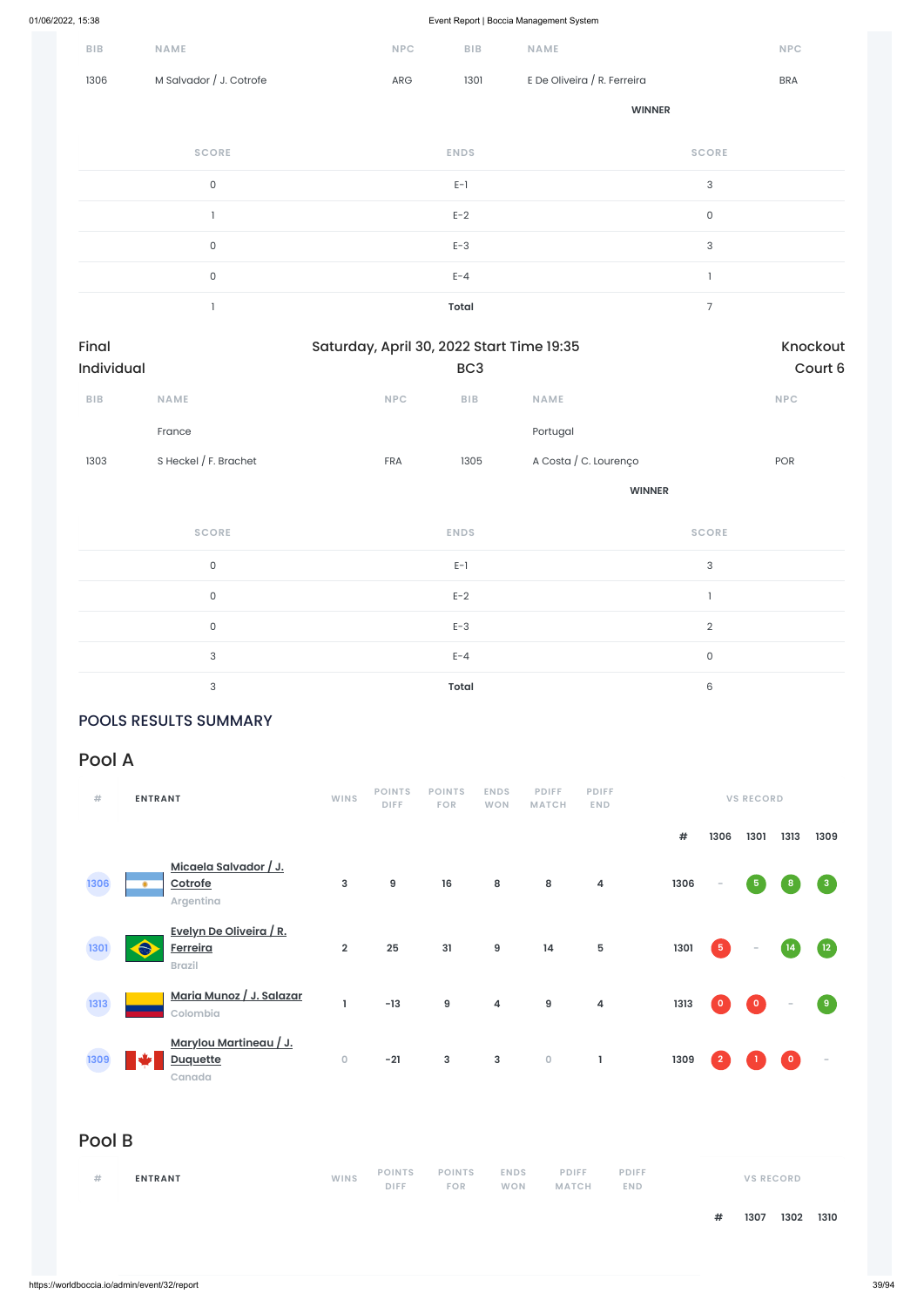| BIB | NAME | NPC | BIB | NAME | NPC |
|---|---|---|---|---|---|
| 1306 | M Salvador / J. Cotrofe | ARG | 1301 | E De Oliveira / R. Ferreira | BRA |
| | | | | WINNER | |

| SCORE | ENDS | SCORE |
|---|---|---|
| 0 | E-1 | 3 |
| 1 | E-2 | 0 |
| 0 | E-3 | 3 |
| 0 | E-4 | 1 |
| 1 | **Total** | 7 |

Final Individual — Saturday, April 30, 2022 Start Time 19:35 — BC3 — Knockout Court 6

| BIB | NAME | NPC | BIB | NAME | NPC |
|---|---|---|---|---|---|
| | France | | | Portugal | |
| 1303 | S Heckel / F. Brachet | FRA | 1305 | A Costa / C. Lourenço | POR |
| | | | | WINNER | |

| SCORE | ENDS | SCORE |
|---|---|---|
| 0 | E-1 | 3 |
| 0 | E-2 | 1 |
| 0 | E-3 | 2 |
| 3 | E-4 | 0 |
| 3 | **Total** | 6 |

## POOLS RESULTS SUMMARY

## Pool A

| # | ENTRANT | WINS | POINTS DIFF | POINTS FOR | ENDS WON | PDIFF MATCH | PDIFF END | # | 1306 | 1301 | 1313 | 1309 |
|---|---|---|---|---|---|---|---|---|---|---|---|---|
| 1306 | Micaela Salvador / J. Cotrofe Argentina | 3 | 9 | 16 | 8 | 8 | 4 | 1306 | - | 5 | 8 | 3 |
| 1301 | Evelyn De Oliveira / R. Ferreira Brazil | 2 | 25 | 31 | 9 | 14 | 5 | 1301 | 5 | - | 14 | 12 |
| 1313 | Maria Munoz / J. Salazar Colombia | 1 | -13 | 9 | 4 | 9 | 4 | 1313 | 0 | 0 | - | 9 |
| 1309 | Marylou Martineau / J. Duquette Canada | 0 | -21 | 3 | 3 | 0 | 1 | 1309 | 2 | 1 | 0 | - |

## Pool B

| # | ENTRANT | WINS | POINTS DIFF | POINTS FOR | ENDS WON | PDIFF MATCH | PDIFF END | # | 1307 | 1302 | 1310 |
|---|---|---|---|---|---|---|---|---|---|---|---|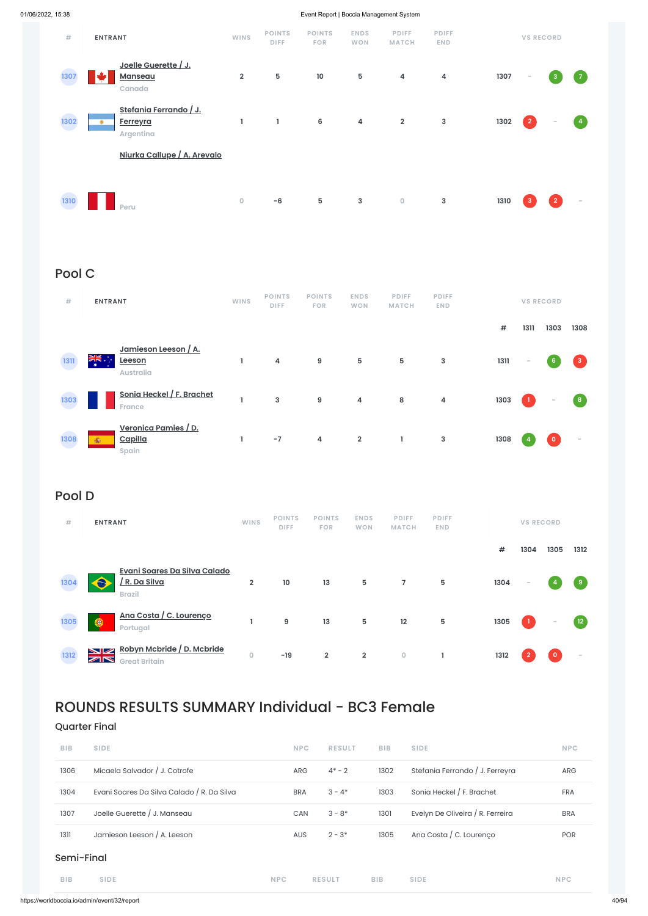| # | ENTRANT | WINS | POINTS DIFF | POINTS FOR | ENDS WON | PDIFF MATCH | PDIFF END | VS RECORD | | | |
|---|---|---|---|---|---|---|---|---|---|---|---|
| 1307 | Joelle Guerette / J. Manseau<br>Canada | 2 | 5 | 10 | 5 | 4 | 4 | 1307 | - | 3 | 7 |
| 1302 | Stefania Ferrando / J. Ferreyra<br>Argentina | 1 | 1 | 6 | 4 | 2 | 3 | 1302 | 2 | - | 4 |
| 1310 | Niurka Callupe / A. Arevalo<br>Peru | 0 | -6 | 5 | 3 | 0 | 3 | 1310 | 3 | 2 | - |

## Pool C

| # | ENTRANT | WINS | POINTS DIFF | POINTS FOR | ENDS WON | PDIFF MATCH | PDIFF END | VS RECORD | | | |
|---|---|---|---|---|---|---|---|---|---|---|---|
| | | | | | | | | # | 1311 | 1303 | 1308 |
| 1311 | Jamieson Leeson / A. Leeson<br>Australia | 1 | 4 | 9 | 5 | 5 | 3 | 1311 | - | 6 | 3 |
| 1303 | Sonia Heckel / F. Brachet<br>France | 1 | 3 | 9 | 4 | 8 | 4 | 1303 | 1 | - | 8 |
| 1308 | Veronica Pamies / D. Capilla<br>Spain | 1 | -7 | 4 | 2 | 1 | 3 | 1308 | 4 | 0 | - |

## Pool D

| # | ENTRANT | WINS | POINTS DIFF | POINTS FOR | ENDS WON | PDIFF MATCH | PDIFF END | VS RECORD | | | |
|---|---|---|---|---|---|---|---|---|---|---|---|
| | | | | | | | | # | 1304 | 1305 | 1312 |
| 1304 | Evani Soares Da Silva Calado / R. Da Silva<br>Brazil | 2 | 10 | 13 | 5 | 7 | 5 | 1304 | - | 4 | 9 |
| 1305 | Ana Costa / C. Lourenço<br>Portugal | 1 | 9 | 13 | 5 | 12 | 5 | 1305 | 1 | - | 12 |
| 1312 | Robyn Mcbride / D. Mcbride<br>Great Britain | 0 | -19 | 2 | 2 | 0 | 1 | 1312 | 2 | 0 | - |

# ROUNDS RESULTS SUMMARY Individual - BC3 Female

## Quarter Final

| BIB | SIDE | NPC | RESULT | BIB | SIDE | NPC |
|---|---|---|---|---|---|---|
| 1306 | Micaela Salvador / J. Cotrofe | ARG | 4* - 2 | 1302 | Stefania Ferrando / J. Ferreyra | ARG |
| 1304 | Evani Soares Da Silva Calado / R. Da Silva | BRA | 3 - 4* | 1303 | Sonia Heckel / F. Brachet | FRA |
| 1307 | Joelle Guerette / J. Manseau | CAN | 3 - 8* | 1301 | Evelyn De Oliveira / R. Ferreira | BRA |
| 1311 | Jamieson Leeson / A. Leeson | AUS | 2 - 3* | 1305 | Ana Costa / C. Lourenço | POR |

## Semi-Final

| BIB | SIDE | NPC | RESULT | BIB | SIDE | NPC |
|---|---|---|---|---|---|---|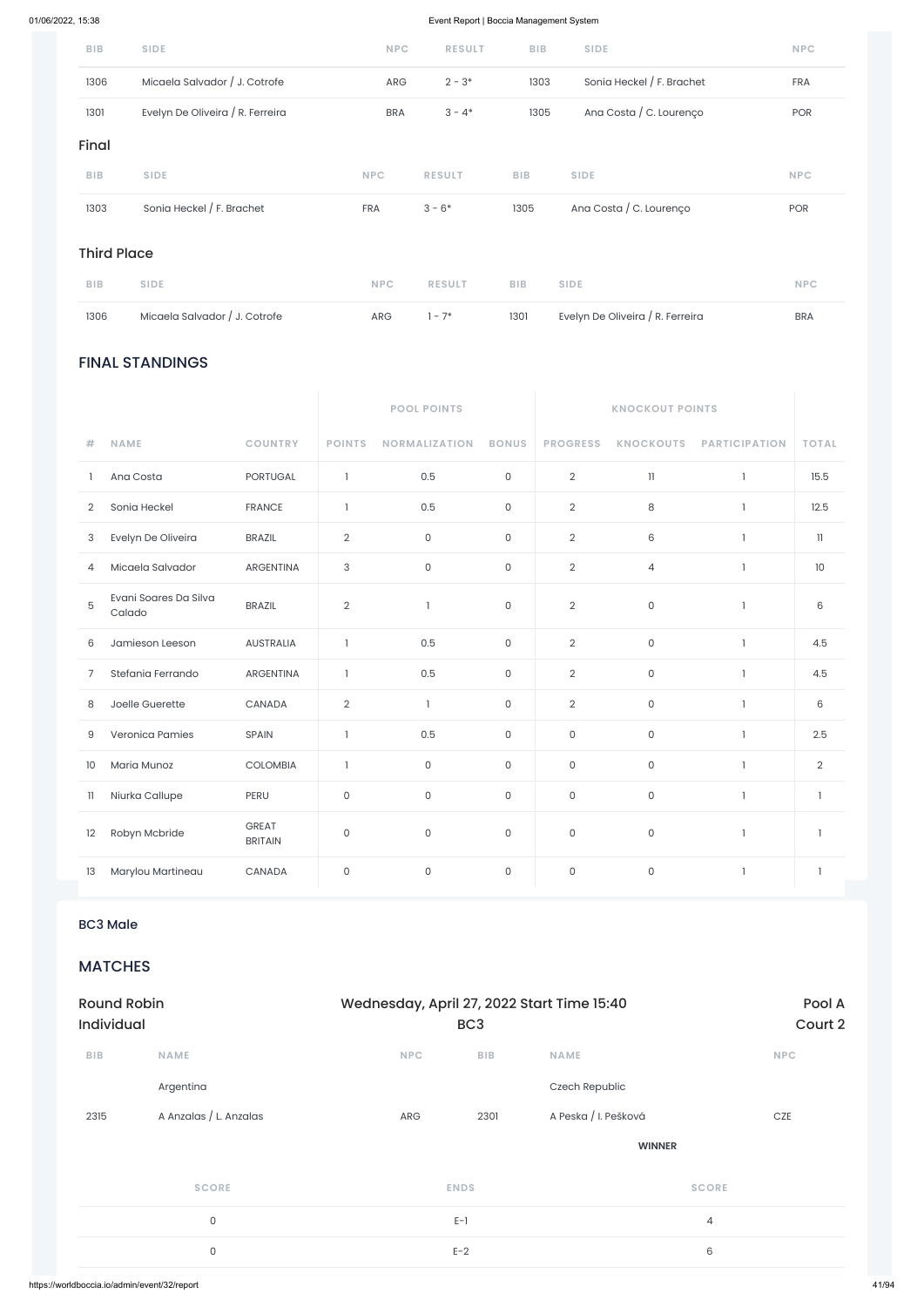| BIB | SIDE | NPC | RESULT | BIB | SIDE | NPC |
|---|---|---|---|---|---|---|
| 1306 | Micaela Salvador / J. Cotrofe | ARG | 2 - 3* | 1303 | Sonia Heckel / F. Brachet | FRA |
| 1301 | Evelyn De Oliveira / R. Ferreira | BRA | 3 - 4* | 1305 | Ana Costa / C. Lourenço | POR |

### Final

| BIB | SIDE | NPC | RESULT | BIB | SIDE | NPC |
|---|---|---|---|---|---|---|
| 1303 | Sonia Heckel / F. Brachet | FRA | 3 - 6* | 1305 | Ana Costa / C. Lourenço | POR |

### Third Place

| BIB | SIDE | NPC | RESULT | BIB | SIDE | NPC |
|---|---|---|---|---|---|---|
| 1306 | Micaela Salvador / J. Cotrofe | ARG | 1 - 7* | 1301 | Evelyn De Oliveira / R. Ferreira | BRA |

## FINAL STANDINGS

| | | | POOL POINTS | | | KNOCKOUT POINTS | | | |
|---|---|---|---|---|---|---|---|---|---|
| # | NAME | COUNTRY | POINTS | NORMALIZATION | BONUS | PROGRESS | KNOCKOUTS | PARTICIPATION | TOTAL |
| 1 | Ana Costa | PORTUGAL | 1 | 0.5 | 0 | 2 | 11 | 1 | 15.5 |
| 2 | Sonia Heckel | FRANCE | 1 | 0.5 | 0 | 2 | 8 | 1 | 12.5 |
| 3 | Evelyn De Oliveira | BRAZIL | 2 | 0 | 0 | 2 | 6 | 1 | 11 |
| 4 | Micaela Salvador | ARGENTINA | 3 | 0 | 0 | 2 | 4 | 1 | 10 |
| 5 | Evani Soares Da Silva Calado | BRAZIL | 2 | 1 | 0 | 2 | 0 | 1 | 6 |
| 6 | Jamieson Leeson | AUSTRALIA | 1 | 0.5 | 0 | 2 | 0 | 1 | 4.5 |
| 7 | Stefania Ferrando | ARGENTINA | 1 | 0.5 | 0 | 2 | 0 | 1 | 4.5 |
| 8 | Joelle Guerette | CANADA | 2 | 1 | 0 | 2 | 0 | 1 | 6 |
| 9 | Veronica Pamies | SPAIN | 1 | 0.5 | 0 | 0 | 0 | 1 | 2.5 |
| 10 | Maria Munoz | COLOMBIA | 1 | 0 | 0 | 0 | 0 | 1 | 2 |
| 11 | Niurka Callupe | PERU | 0 | 0 | 0 | 0 | 0 | 1 | 1 |
| 12 | Robyn Mcbride | GREAT BRITAIN | 0 | 0 | 0 | 0 | 0 | 1 | 1 |
| 13 | Marylou Martineau | CANADA | 0 | 0 | 0 | 0 | 0 | 1 | 1 |

### BC3 Male

## MATCHES

**Round Robin Individual** — Wednesday, April 27, 2022 Start Time 15:40 — BC3 — Pool A, Court 2

| BIB | NAME | NPC | BIB | NAME | NPC |
|---|---|---|---|---|---|
| | Argentina | | | Czech Republic | |
| 2315 | A Anzalas / L. Anzalas | ARG | 2301 | A Peska / I. Pešková | CZE |
| | | | | **WINNER** | |

| SCORE | ENDS | SCORE |
|---|---|---|
| 0 | E-1 | 4 |
| 0 | E-2 | 6 |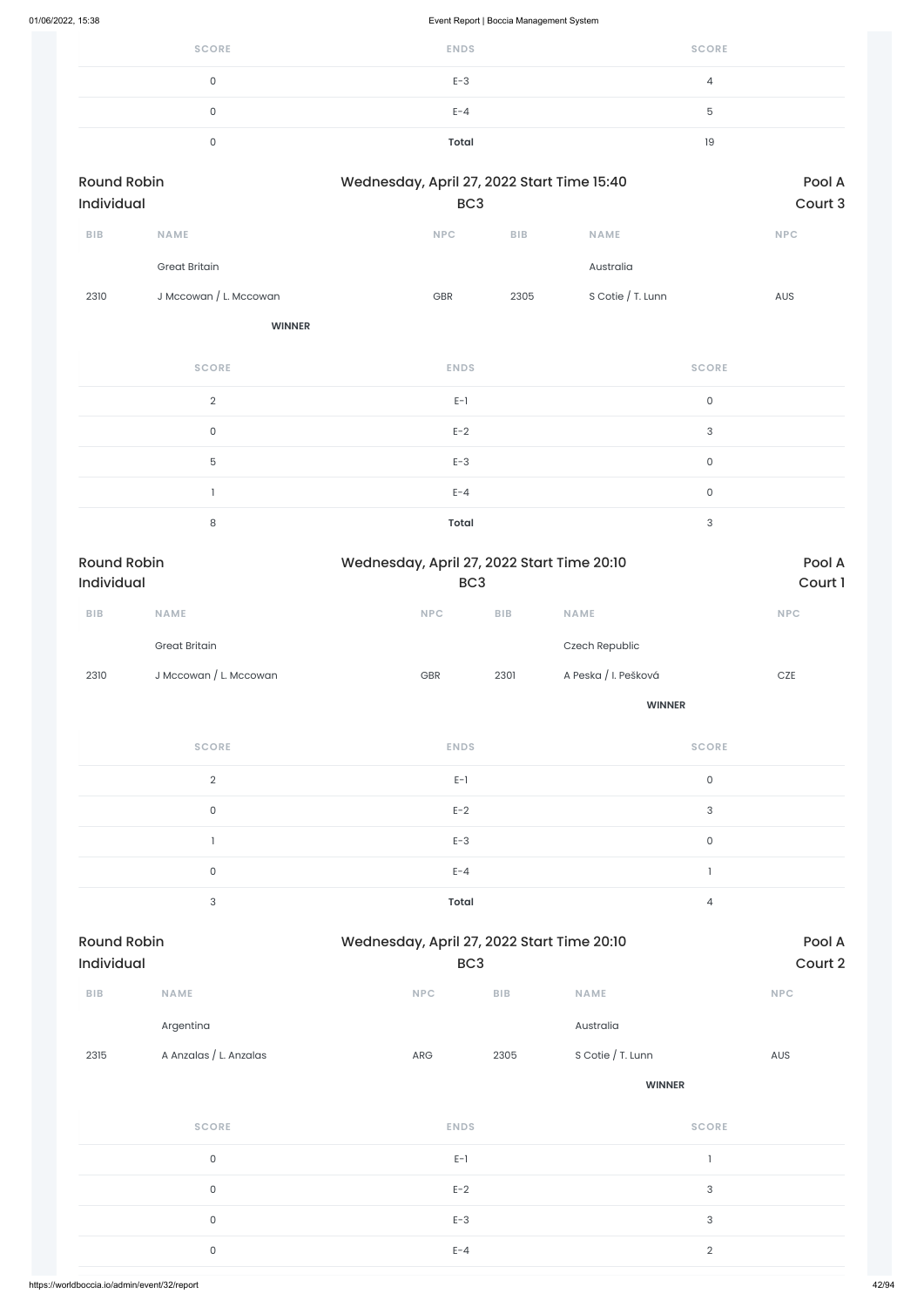| SCORE | ENDS | SCORE |
|---|---|---|
| 0 | E-3 | 4 |
| 0 | E-4 | 5 |
| 0 | **Total** | 19 |

Round Robin Individual | Wednesday, April 27, 2022 Start Time 15:40 | BC3 | Pool A Court 3

| BIB | NAME | NPC | BIB | NAME | NPC |
|---|---|---|---|---|---|
| | Great Britain | | | Australia | |
| 2310 | J Mccowan / L. Mccowan | GBR | 2305 | S Cotie / T. Lunn | AUS |
| | **WINNER** | | | | |

| SCORE | ENDS | SCORE |
|---|---|---|
| 2 | E-1 | 0 |
| 0 | E-2 | 3 |
| 5 | E-3 | 0 |
| 1 | E-4 | 0 |
| 8 | **Total** | 3 |

Round Robin Individual | Wednesday, April 27, 2022 Start Time 20:10 | BC3 | Pool A Court 1

| BIB | NAME | NPC | BIB | NAME | NPC |
|---|---|---|---|---|---|
| | Great Britain | | | Czech Republic | |
| 2310 | J Mccowan / L. Mccowan | GBR | 2301 | A Peska / I. Pešková | CZE |
| | | | | **WINNER** | |

| SCORE | ENDS | SCORE |
|---|---|---|
| 2 | E-1 | 0 |
| 0 | E-2 | 3 |
| 1 | E-3 | 0 |
| 0 | E-4 | 1 |
| 3 | **Total** | 4 |

Round Robin Individual | Wednesday, April 27, 2022 Start Time 20:10 | BC3 | Pool A Court 2

| BIB | NAME | NPC | BIB | NAME | NPC |
|---|---|---|---|---|---|
| | Argentina | | | Australia | |
| 2315 | A Anzalas / L. Anzalas | ARG | 2305 | S Cotie / T. Lunn | AUS |
| | | | | **WINNER** | |

| SCORE | ENDS | SCORE |
|---|---|---|
| 0 | E-1 | 1 |
| 0 | E-2 | 3 |
| 0 | E-3 | 3 |
| 0 | E-4 | 2 |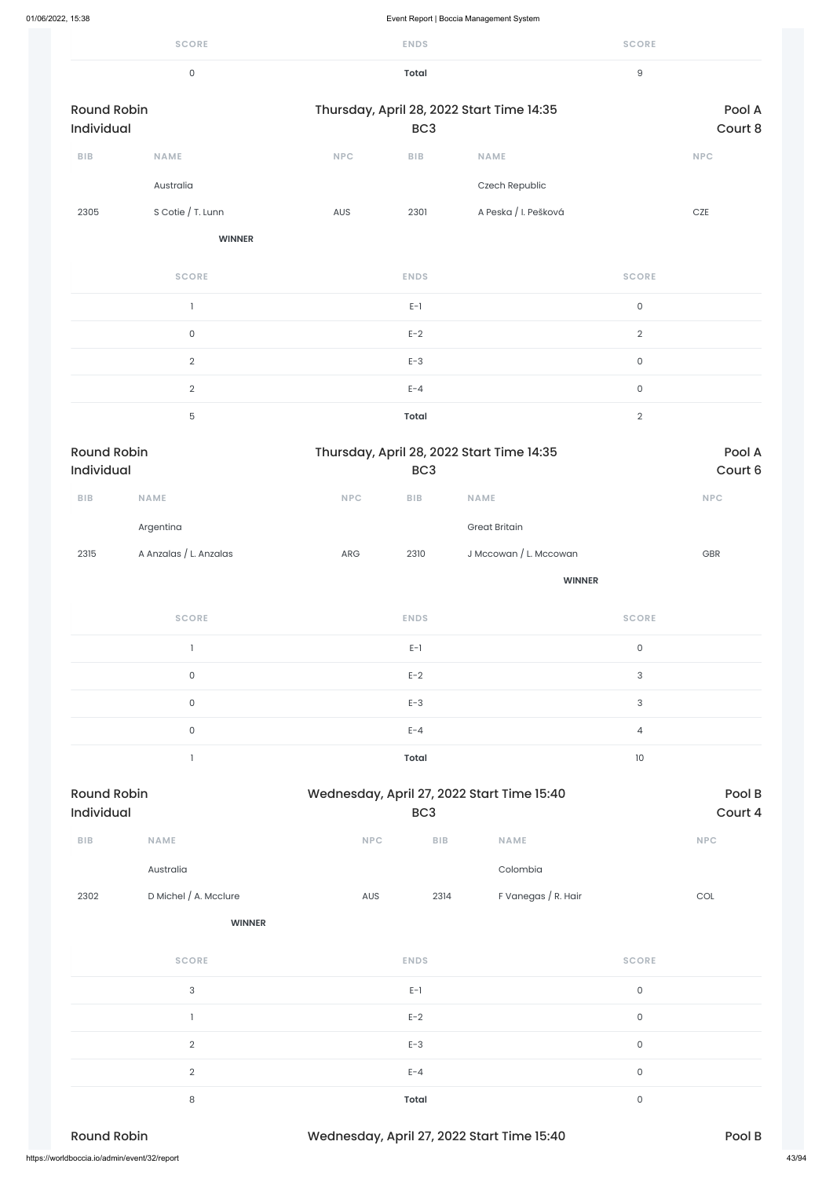| SCORE | ENDS | SCORE |
| --- | --- | --- |
| 0 | **Total** | 9 |

Round Robin Individual | Thursday, April 28, 2022 Start Time 14:35 | BC3 | Pool A | Court 8

| BIB | NAME | NPC | BIB | NAME | NPC |
| --- | --- | --- | --- | --- | --- |
| | Australia | | | Czech Republic | |
| 2305 | S Cotie / T. Lunn | AUS | 2301 | A Peska / I. Pešková | CZE |
| | **WINNER** | | | | |

| SCORE | ENDS | SCORE |
| --- | --- | --- |
| 1 | E-1 | 0 |
| 0 | E-2 | 2 |
| 2 | E-3 | 0 |
| 2 | E-4 | 0 |
| 5 | **Total** | 2 |

Round Robin Individual | Thursday, April 28, 2022 Start Time 14:35 | BC3 | Pool A | Court 6

| BIB | NAME | NPC | BIB | NAME | NPC |
| --- | --- | --- | --- | --- | --- |
| | Argentina | | | Great Britain | |
| 2315 | A Anzalas / L. Anzalas | ARG | 2310 | J Mccowan / L. Mccowan | GBR |
| | | | | **WINNER** | |

| SCORE | ENDS | SCORE |
| --- | --- | --- |
| 1 | E-1 | 0 |
| 0 | E-2 | 3 |
| 0 | E-3 | 3 |
| 0 | E-4 | 4 |
| 1 | **Total** | 10 |

Round Robin Individual | Wednesday, April 27, 2022 Start Time 15:40 | BC3 | Pool B | Court 4

| BIB | NAME | NPC | BIB | NAME | NPC |
| --- | --- | --- | --- | --- | --- |
| | Australia | | | Colombia | |
| 2302 | D Michel / A. Mcclure | AUS | 2314 | F Vanegas / R. Hair | COL |
| | **WINNER** | | | | |

| SCORE | ENDS | SCORE |
| --- | --- | --- |
| 3 | E-1 | 0 |
| 1 | E-2 | 0 |
| 2 | E-3 | 0 |
| 2 | E-4 | 0 |
| 8 | **Total** | 0 |

Round Robin | Wednesday, April 27, 2022 Start Time 15:40 | Pool B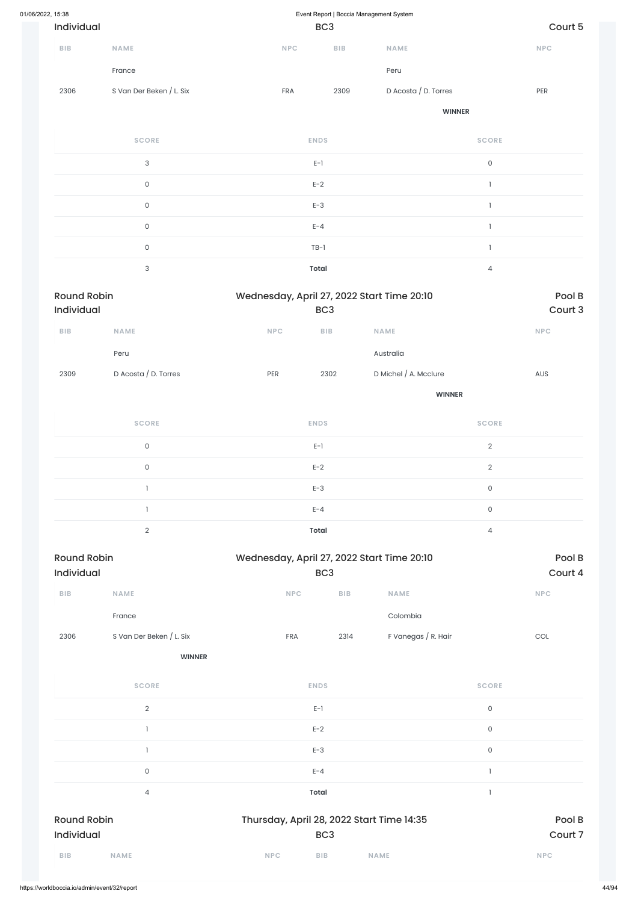Individual | BC3 | Court 5

| BIB | NAME | NPC | BIB | NAME | NPC |
|---|---|---|---|---|---|
| | France | | | Peru | |
| 2306 | S Van Der Beken / L. Six | FRA | 2309 | D Acosta / D. Torres | PER |
| | | | | **WINNER** | |

| SCORE | ENDS | SCORE |
|---|---|---|
| 3 | E-1 | 0 |
| 0 | E-2 | 1 |
| 0 | E-3 | 1 |
| 0 | E-4 | 1 |
| 0 | TB-1 | 1 |
| 3 | **Total** | 4 |

Round Robin | Wednesday, April 27, 2022 Start Time 20:10 | Pool B
Individual | BC3 | Court 3

| BIB | NAME | NPC | BIB | NAME | NPC |
|---|---|---|---|---|---|
| | Peru | | | Australia | |
| 2309 | D Acosta / D. Torres | PER | 2302 | D Michel / A. Mcclure | AUS |
| | | | | **WINNER** | |

| SCORE | ENDS | SCORE |
|---|---|---|
| 0 | E-1 | 2 |
| 0 | E-2 | 2 |
| 1 | E-3 | 0 |
| 1 | E-4 | 0 |
| 2 | **Total** | 4 |

Round Robin | Wednesday, April 27, 2022 Start Time 20:10 | Pool B
Individual | BC3 | Court 4

| BIB | NAME | NPC | BIB | NAME | NPC |
|---|---|---|---|---|---|
| | France | | | Colombia | |
| 2306 | S Van Der Beken / L. Six | FRA | 2314 | F Vanegas / R. Hair | COL |
| | **WINNER** | | | | |

| SCORE | ENDS | SCORE |
|---|---|---|
| 2 | E-1 | 0 |
| 1 | E-2 | 0 |
| 1 | E-3 | 0 |
| 0 | E-4 | 1 |
| 4 | **Total** | 1 |

Round Robin | Thursday, April 28, 2022 Start Time 14:35 | Pool B
Individual | BC3 | Court 7

| BIB | NAME | NPC | BIB | NAME | NPC |
|---|---|---|---|---|---|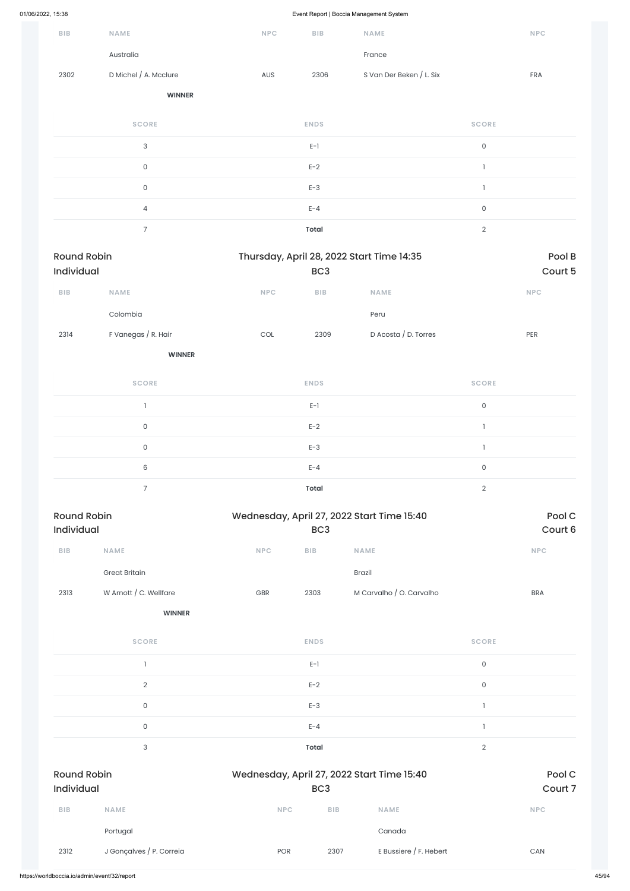| BIB | NAME | NPC | BIB | NAME | NPC |
|---|---|---|---|---|---|
| | Australia | | | France | |
| 2302 | D Michel / A. Mcclure | AUS | 2306 | S Van Der Beken / L. Six | FRA |
| | **WINNER** | | | | |

| SCORE | ENDS | SCORE |
|---|---|---|
| 3 | E-1 | 0 |
| 0 | E-2 | 1 |
| 0 | E-3 | 1 |
| 4 | E-4 | 0 |
| 7 | **Total** | 2 |

## Round Robin Individual

Thursday, April 28, 2022 Start Time 14:35 — BC3 — Pool B — Court 5

| BIB | NAME | NPC | BIB | NAME | NPC |
|---|---|---|---|---|---|
| | Colombia | | | Peru | |
| 2314 | F Vanegas / R. Hair | COL | 2309 | D Acosta / D. Torres | PER |
| | **WINNER** | | | | |

| SCORE | ENDS | SCORE |
|---|---|---|
| 1 | E-1 | 0 |
| 0 | E-2 | 1 |
| 0 | E-3 | 1 |
| 6 | E-4 | 0 |
| 7 | **Total** | 2 |

## Round Robin Individual

Wednesday, April 27, 2022 Start Time 15:40 — BC3 — Pool C — Court 6

| BIB | NAME | NPC | BIB | NAME | NPC |
|---|---|---|---|---|---|
| | Great Britain | | | Brazil | |
| 2313 | W Arnott / C. Wellfare | GBR | 2303 | M Carvalho / O. Carvalho | BRA |
| | **WINNER** | | | | |

| SCORE | ENDS | SCORE |
|---|---|---|
| 1 | E-1 | 0 |
| 2 | E-2 | 0 |
| 0 | E-3 | 1 |
| 0 | E-4 | 1 |
| 3 | **Total** | 2 |

## Round Robin Individual

Wednesday, April 27, 2022 Start Time 15:40 — BC3 — Pool C — Court 7

| BIB | NAME | NPC | BIB | NAME | NPC |
|---|---|---|---|---|---|
| | Portugal | | | Canada | |
| 2312 | J Gonçalves / P. Correia | POR | 2307 | E Bussiere / F. Hebert | CAN |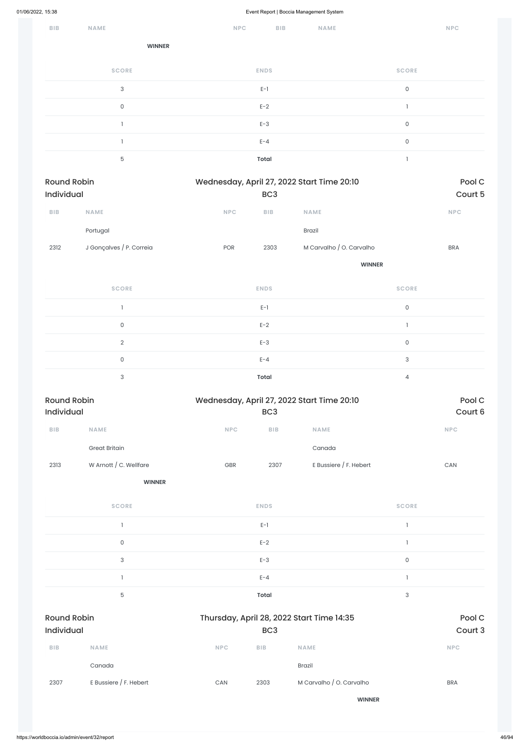| BIB | NAME | NPC | BIB | NAME | NPC |
|---|---|---|---|---|---|
| | WINNER | | | | |

| SCORE | ENDS | SCORE |
|---|---|---|
| 3 | E-1 | 0 |
| 0 | E-2 | 1 |
| 1 | E-3 | 0 |
| 1 | E-4 | 0 |
| 5 | **Total** | 1 |

## Round Robin Individual — Wednesday, April 27, 2022 Start Time 20:10 — BC3 — Pool C Court 5

| BIB | NAME | NPC | BIB | NAME | NPC |
|---|---|---|---|---|---|
| | Portugal | | | Brazil | |
| 2312 | J Gonçalves / P. Correia | POR | 2303 | M Carvalho / O. Carvalho | BRA |
| | | | | WINNER | |

| SCORE | ENDS | SCORE |
|---|---|---|
| 1 | E-1 | 0 |
| 0 | E-2 | 1 |
| 2 | E-3 | 0 |
| 0 | E-4 | 3 |
| 3 | **Total** | 4 |

## Round Robin Individual — Wednesday, April 27, 2022 Start Time 20:10 — BC3 — Pool C Court 6

| BIB | NAME | NPC | BIB | NAME | NPC |
|---|---|---|---|---|---|
| | Great Britain | | | Canada | |
| 2313 | W Arnott / C. Wellfare | GBR | 2307 | E Bussiere / F. Hebert | CAN |
| | WINNER | | | | |

| SCORE | ENDS | SCORE |
|---|---|---|
| 1 | E-1 | 1 |
| 0 | E-2 | 1 |
| 3 | E-3 | 0 |
| 1 | E-4 | 1 |
| 5 | **Total** | 3 |

## Round Robin Individual — Thursday, April 28, 2022 Start Time 14:35 — BC3 — Pool C Court 3

| BIB | NAME | NPC | BIB | NAME | NPC |
|---|---|---|---|---|---|
| | Canada | | | Brazil | |
| 2307 | E Bussiere / F. Hebert | CAN | 2303 | M Carvalho / O. Carvalho | BRA |
| | | | | WINNER | |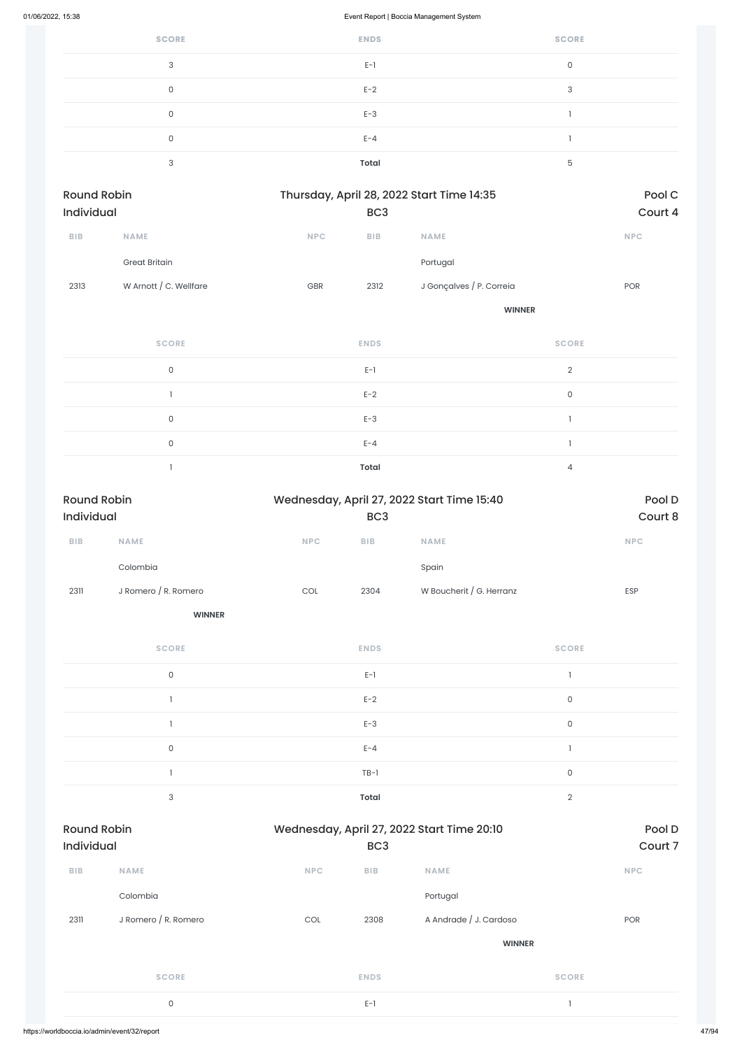| SCORE | ENDS | SCORE |
|---|---|---|
| 3 | E-1 | 0 |
| 0 | E-2 | 3 |
| 0 | E-3 | 1 |
| 0 | E-4 | 1 |
| 3 | **Total** | 5 |

**Round Robin Individual** | Thursday, April 28, 2022 Start Time 14:35 | BC3 | Pool C | Court 4

| BIB | NAME | NPC | BIB | NAME | NPC |
|---|---|---|---|---|---|
| | Great Britain | | | Portugal | |
| 2313 | W Arnott / C. Wellfare | GBR | 2312 | J Gonçalves / P. Correia | POR |
| | | | | **WINNER** | |

| SCORE | ENDS | SCORE |
|---|---|---|
| 0 | E-1 | 2 |
| 1 | E-2 | 0 |
| 0 | E-3 | 1 |
| 0 | E-4 | 1 |
| 1 | **Total** | 4 |

**Round Robin Individual** | Wednesday, April 27, 2022 Start Time 15:40 | BC3 | Pool D | Court 8

| BIB | NAME | NPC | BIB | NAME | NPC |
|---|---|---|---|---|---|
| | Colombia | | | Spain | |
| 2311 | J Romero / R. Romero | COL | 2304 | W Boucherit / G. Herranz | ESP |
| | **WINNER** | | | | |

| SCORE | ENDS | SCORE |
|---|---|---|
| 0 | E-1 | 1 |
| 1 | E-2 | 0 |
| 1 | E-3 | 0 |
| 0 | E-4 | 1 |
| 1 | TB-1 | 0 |
| 3 | **Total** | 2 |

**Round Robin Individual** | Wednesday, April 27, 2022 Start Time 20:10 | BC3 | Pool D | Court 7

| BIB | NAME | NPC | BIB | NAME | NPC |
|---|---|---|---|---|---|
| | Colombia | | | Portugal | |
| 2311 | J Romero / R. Romero | COL | 2308 | A Andrade / J. Cardoso | POR |
| | | | | **WINNER** | |

| SCORE | ENDS | SCORE |
|---|---|---|
| 0 | E-1 | 1 |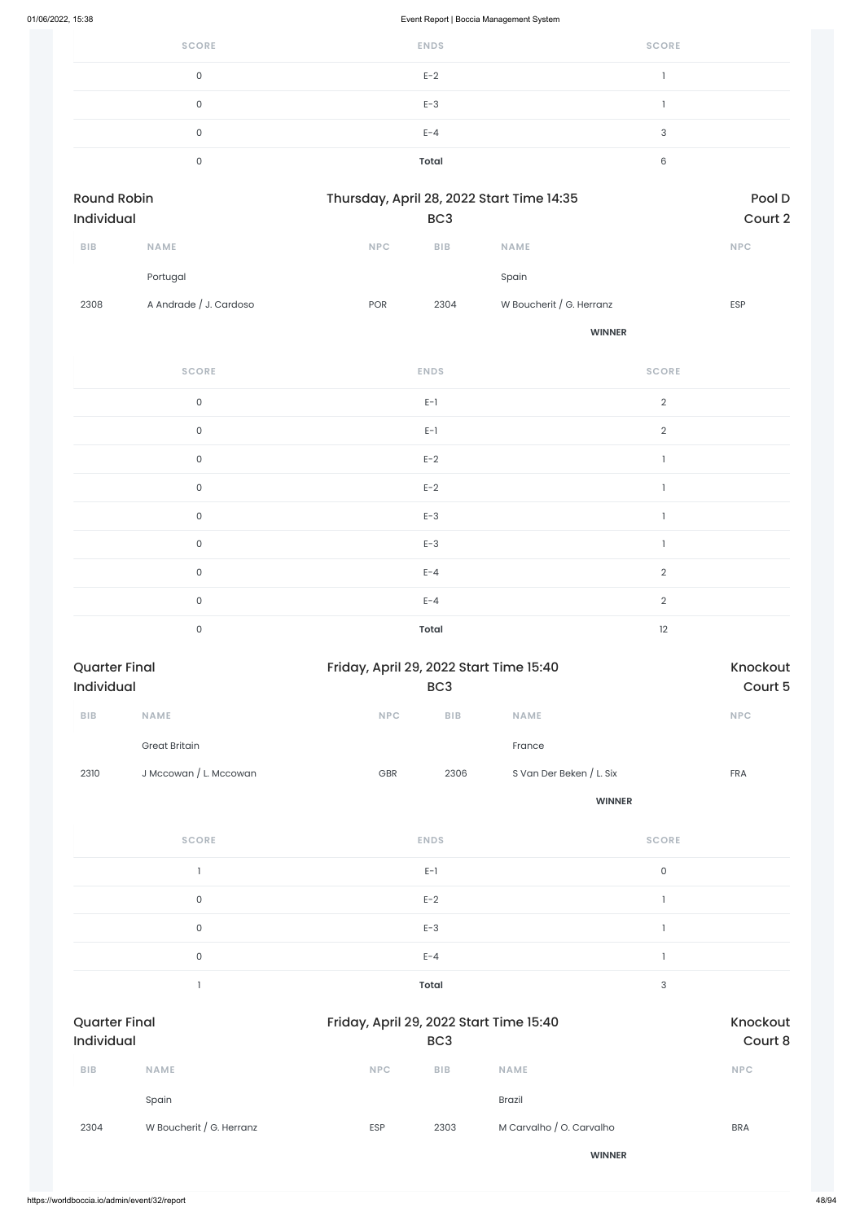| SCORE | ENDS | SCORE |
| --- | --- | --- |
| 0 | E-2 | 1 |
| 0 | E-3 | 1 |
| 0 | E-4 | 3 |
| 0 | **Total** | 6 |

**Round Robin** **Individual** — Thursday, April 28, 2022 Start Time 14:35 — BC3 — **Pool D** **Court 2**

| BIB | NAME | NPC | BIB | NAME | NPC |
| --- | --- | --- | --- | --- | --- |
| | Portugal | | | Spain | |
| 2308 | A Andrade / J. Cardoso | POR | 2304 | W Boucherit / G. Herranz | ESP |
| | | | | **WINNER** | |

| SCORE | ENDS | SCORE |
| --- | --- | --- |
| 0 | E-1 | 2 |
| 0 | E-1 | 2 |
| 0 | E-2 | 1 |
| 0 | E-2 | 1 |
| 0 | E-3 | 1 |
| 0 | E-3 | 1 |
| 0 | E-4 | 2 |
| 0 | E-4 | 2 |
| 0 | **Total** | 12 |

**Quarter Final** **Individual** — Friday, April 29, 2022 Start Time 15:40 — BC3 — **Knockout** **Court 5**

| BIB | NAME | NPC | BIB | NAME | NPC |
| --- | --- | --- | --- | --- | --- |
| | Great Britain | | | France | |
| 2310 | J Mccowan / L. Mccowan | GBR | 2306 | S Van Der Beken / L. Six | FRA |
| | | | | **WINNER** | |

| SCORE | ENDS | SCORE |
| --- | --- | --- |
| 1 | E-1 | 0 |
| 0 | E-2 | 1 |
| 0 | E-3 | 1 |
| 0 | E-4 | 1 |
| 1 | **Total** | 3 |

**Quarter Final** **Individual** — Friday, April 29, 2022 Start Time 15:40 — BC3 — **Knockout** **Court 8**

| BIB | NAME | NPC | BIB | NAME | NPC |
| --- | --- | --- | --- | --- | --- |
| | Spain | | | Brazil | |
| 2304 | W Boucherit / G. Herranz | ESP | 2303 | M Carvalho / O. Carvalho | BRA |
| | | | | **WINNER** | |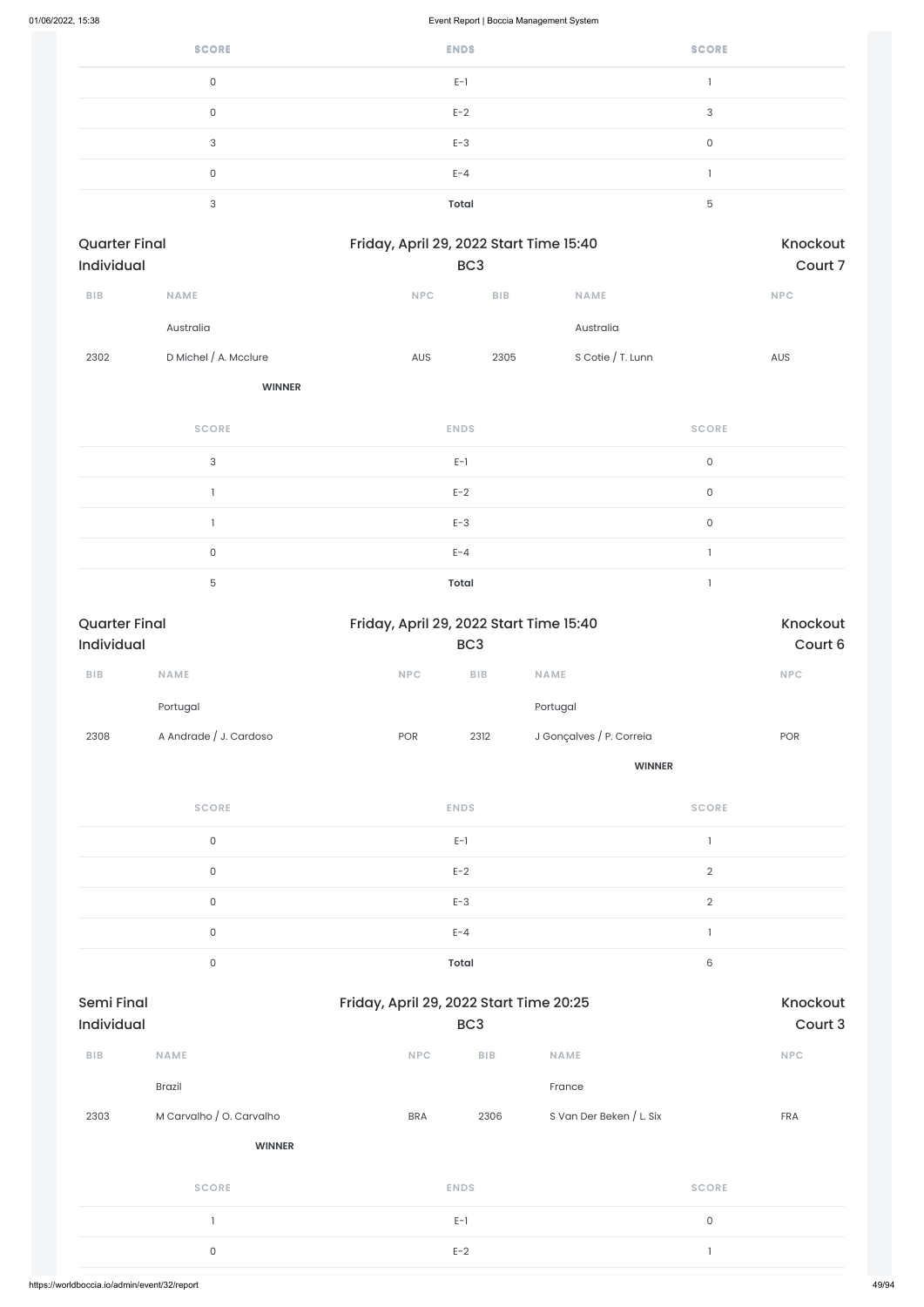| SCORE | ENDS | SCORE |
| --- | --- | --- |
| 0 | E-1 | 1 |
| 0 | E-2 | 3 |
| 3 | E-3 | 0 |
| 0 | E-4 | 1 |
| 3 | **Total** | 5 |

**Quarter Final** | **Friday, April 29, 2022 Start Time 15:40** | **Knockout**
**Individual** | **BC3** | **Court 7**

| BIB | NAME | NPC | BIB | NAME | NPC |
| --- | --- | --- | --- | --- | --- |
| | Australia | | | Australia | |
| 2302 | D Michel / A. Mcclure | AUS | 2305 | S Cotie / T. Lunn | AUS |
| | **WINNER** | | | | |

| SCORE | ENDS | SCORE |
| --- | --- | --- |
| 3 | E-1 | 0 |
| 1 | E-2 | 0 |
| 1 | E-3 | 0 |
| 0 | E-4 | 1 |
| 5 | **Total** | 1 |

**Quarter Final** | **Friday, April 29, 2022 Start Time 15:40** | **Knockout**
**Individual** | **BC3** | **Court 6**

| BIB | NAME | NPC | BIB | NAME | NPC |
| --- | --- | --- | --- | --- | --- |
| | Portugal | | | Portugal | |
| 2308 | A Andrade / J. Cardoso | POR | 2312 | J Gonçalves / P. Correia | POR |
| | | | | **WINNER** | |

| SCORE | ENDS | SCORE |
| --- | --- | --- |
| 0 | E-1 | 1 |
| 0 | E-2 | 2 |
| 0 | E-3 | 2 |
| 0 | E-4 | 1 |
| 0 | **Total** | 6 |

**Semi Final** | **Friday, April 29, 2022 Start Time 20:25** | **Knockout**
**Individual** | **BC3** | **Court 3**

| BIB | NAME | NPC | BIB | NAME | NPC |
| --- | --- | --- | --- | --- | --- |
| | Brazil | | | France | |
| 2303 | M Carvalho / O. Carvalho | BRA | 2306 | S Van Der Beken / L. Six | FRA |
| | **WINNER** | | | | |

| SCORE | ENDS | SCORE |
| --- | --- | --- |
| 1 | E-1 | 0 |
| 0 | E-2 | 1 |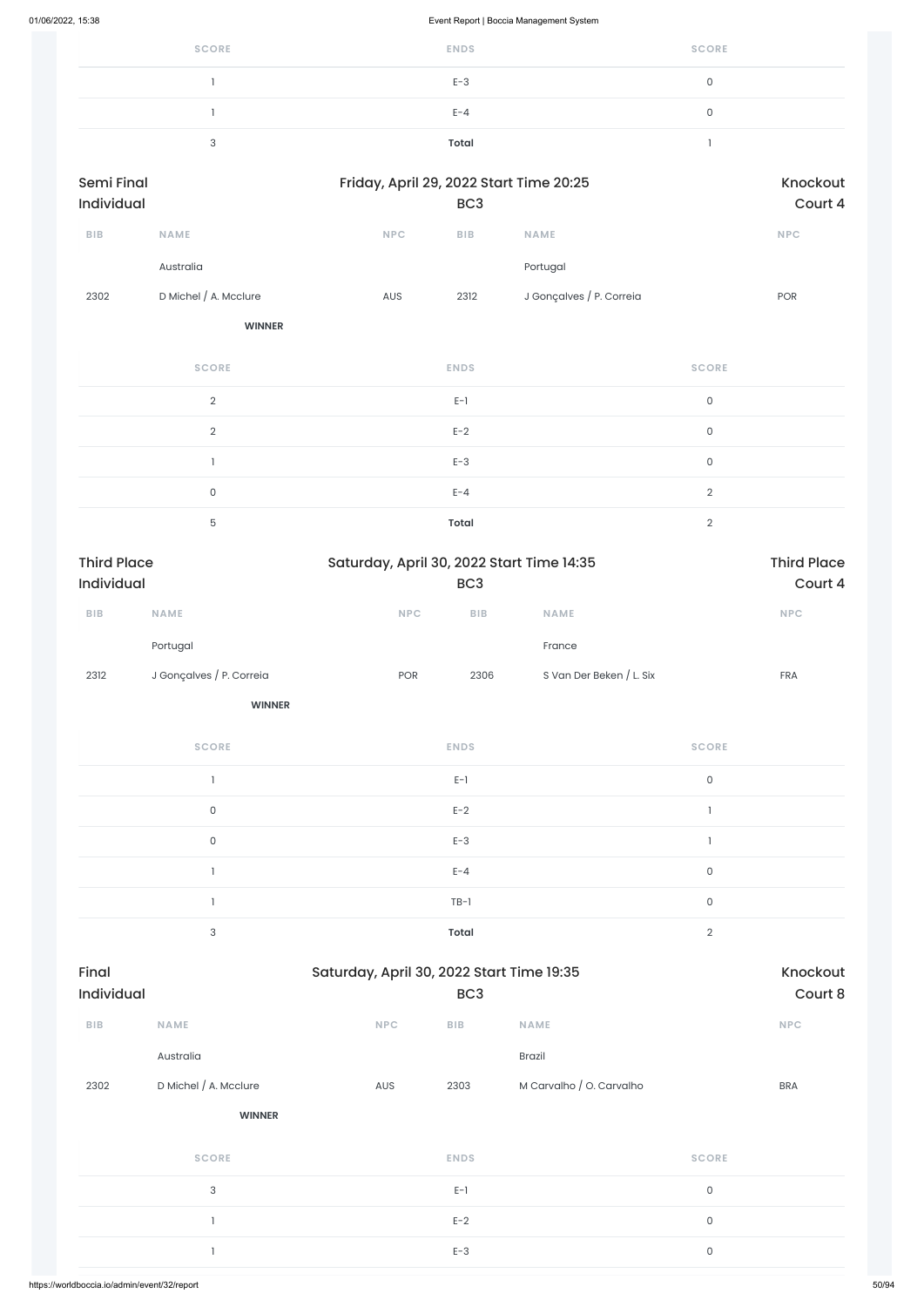| SCORE | ENDS | SCORE |
|---|---|---|
| 1 | E-3 | 0 |
| 1 | E-4 | 0 |
| 3 | **Total** | 1 |

**Semi Final Individual** — Friday, April 29, 2022 Start Time 20:25 — BC3 — Knockout Court 4

| BIB | NAME | NPC | BIB | NAME | NPC |
|---|---|---|---|---|---|
| | Australia | | | Portugal | |
| 2302 | D Michel / A. Mcclure | AUS | 2312 | J Gonçalves / P. Correia | POR |
| | **WINNER** | | | | |

| SCORE | ENDS | SCORE |
|---|---|---|
| 2 | E-1 | 0 |
| 2 | E-2 | 0 |
| 1 | E-3 | 0 |
| 0 | E-4 | 2 |
| 5 | **Total** | 2 |

**Third Place Individual** — Saturday, April 30, 2022 Start Time 14:35 — BC3 — Third Place Court 4

| BIB | NAME | NPC | BIB | NAME | NPC |
|---|---|---|---|---|---|
| | Portugal | | | France | |
| 2312 | J Gonçalves / P. Correia | POR | 2306 | S Van Der Beken / L. Six | FRA |
| | **WINNER** | | | | |

| SCORE | ENDS | SCORE |
|---|---|---|
| 1 | E-1 | 0 |
| 0 | E-2 | 1 |
| 0 | E-3 | 1 |
| 1 | E-4 | 0 |
| 1 | TB-1 | 0 |
| 3 | **Total** | 2 |

**Final Individual** — Saturday, April 30, 2022 Start Time 19:35 — BC3 — Knockout Court 8

| BIB | NAME | NPC | BIB | NAME | NPC |
|---|---|---|---|---|---|
| | Australia | | | Brazil | |
| 2302 | D Michel / A. Mcclure | AUS | 2303 | M Carvalho / O. Carvalho | BRA |
| | **WINNER** | | | | |

| SCORE | ENDS | SCORE |
|---|---|---|
| 3 | E-1 | 0 |
| 1 | E-2 | 0 |
| 1 | E-3 | 0 |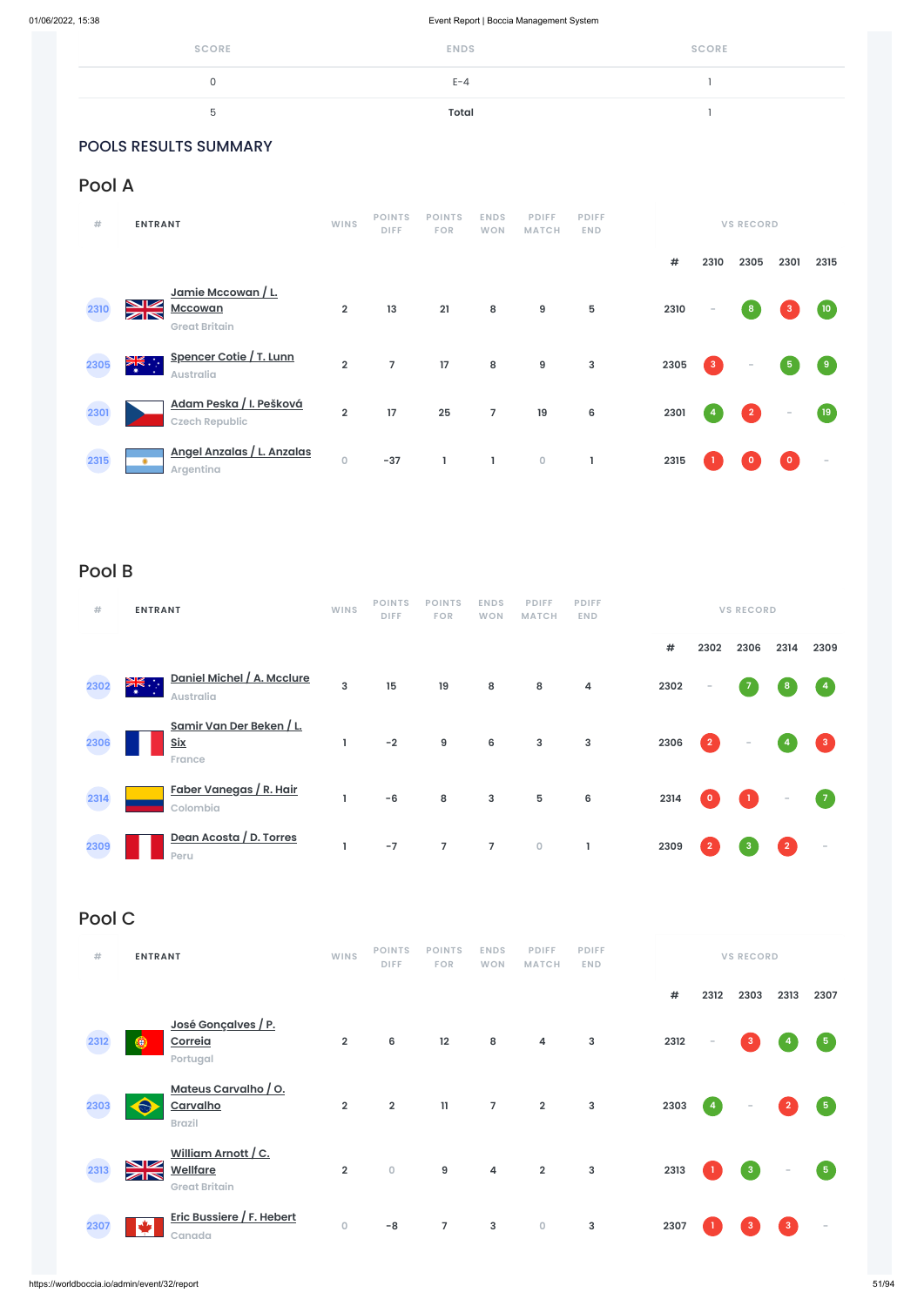| SCORE | ENDS | SCORE |
|---|---|---|
| 0 | E-4 | 1 |
| 5 | **Total** | 1 |

## POOLS RESULTS SUMMARY

## Pool A

| # | ENTRANT | WINS | POINTS DIFF | POINTS FOR | ENDS WON | PDIFF MATCH | PDIFF END | # | 2310 | 2305 | 2301 | 2315 |
|---|---|---|---|---|---|---|---|---|---|---|---|---|
| 2310 | Jamie Mccowan / L. Mccowan<br>Great Britain | 2 | 13 | 21 | 8 | 9 | 5 | 2310 | - | 8 | 3 | 10 |
| 2305 | Spencer Cotie / T. Lunn<br>Australia | 2 | 7 | 17 | 8 | 9 | 3 | 2305 | 3 | - | 5 | 9 |
| 2301 | Adam Peska / I. Pešková<br>Czech Republic | 2 | 17 | 25 | 7 | 19 | 6 | 2301 | 4 | 2 | - | 19 |
| 2315 | Angel Anzalas / L. Anzalas<br>Argentina | 0 | -37 | 1 | 1 | 0 | 1 | 2315 | 1 | 0 | 0 | - |

## Pool B

| # | ENTRANT | WINS | POINTS DIFF | POINTS FOR | ENDS WON | PDIFF MATCH | PDIFF END | # | 2302 | 2306 | 2314 | 2309 |
|---|---|---|---|---|---|---|---|---|---|---|---|---|
| 2302 | Daniel Michel / A. Mcclure<br>Australia | 3 | 15 | 19 | 8 | 8 | 4 | 2302 | - | 7 | 8 | 4 |
| 2306 | Samir Van Der Beken / L. Six<br>France | 1 | -2 | 9 | 6 | 3 | 3 | 2306 | 2 | - | 4 | 3 |
| 2314 | Faber Vanegas / R. Hair<br>Colombia | 1 | -6 | 8 | 3 | 5 | 6 | 2314 | 0 | 1 | - | 7 |
| 2309 | Dean Acosta / D. Torres<br>Peru | 1 | -7 | 7 | 7 | 0 | 1 | 2309 | 2 | 3 | 2 | - |

## Pool C

| # | ENTRANT | WINS | POINTS DIFF | POINTS FOR | ENDS WON | PDIFF MATCH | PDIFF END | # | 2312 | 2303 | 2313 | 2307 |
|---|---|---|---|---|---|---|---|---|---|---|---|---|
| 2312 | José Gonçalves / P. Correia<br>Portugal | 2 | 6 | 12 | 8 | 4 | 3 | 2312 | - | 3 | 4 | 5 |
| 2303 | Mateus Carvalho / O. Carvalho<br>Brazil | 2 | 2 | 11 | 7 | 2 | 3 | 2303 | 4 | - | 2 | 5 |
| 2313 | William Arnott / C. Wellfare<br>Great Britain | 2 | 0 | 9 | 4 | 2 | 3 | 2313 | 1 | 3 | - | 5 |
| 2307 | Eric Bussiere / F. Hebert<br>Canada | 0 | -8 | 7 | 3 | 0 | 3 | 2307 | 1 | 3 | 3 | - |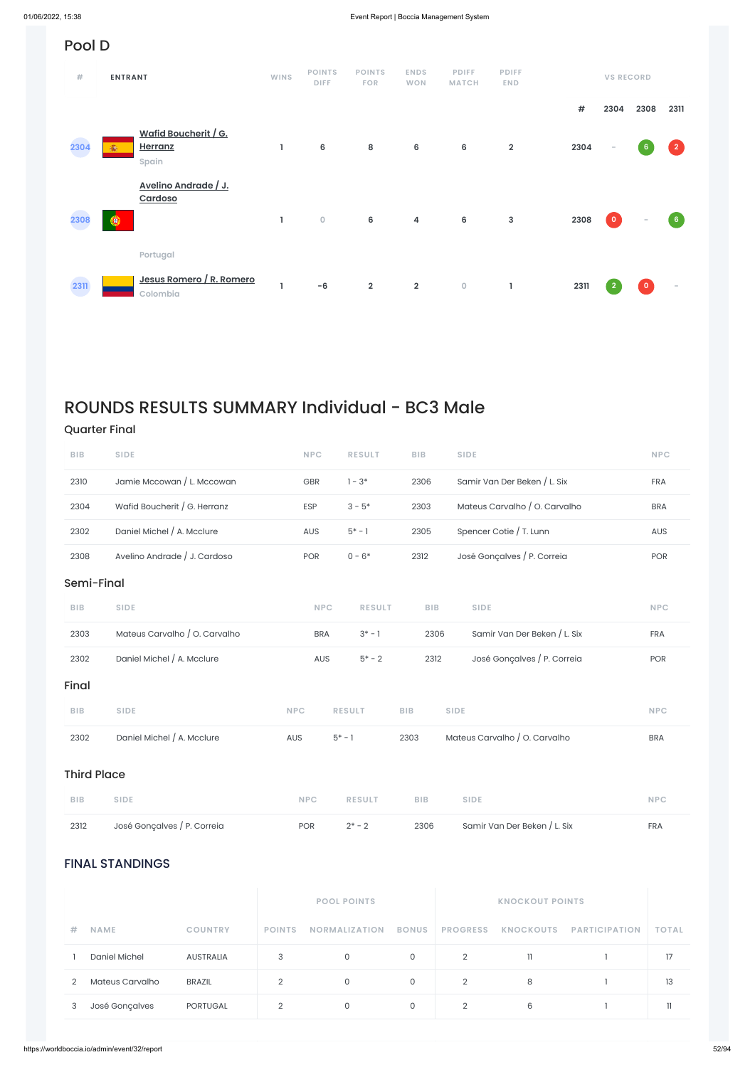## Pool D

| # | ENTRANT | WINS | POINTS DIFF | POINTS FOR | ENDS WON | PDIFF MATCH | PDIFF END |
|---|---|---|---|---|---|---|---|
| 2304 | Wafid Boucherit / G. Herranz<br>Spain | 1 | 6 | 8 | 6 | 6 | 2 |
| 2308 | Avelino Andrade / J. Cardoso<br>Portugal | 1 | 0 | 6 | 4 | 6 | 3 |
| 2311 | Jesus Romero / R. Romero<br>Colombia | 1 | -6 | 2 | 2 | 0 | 1 |

VS RECORD

| # | 2304 | 2308 | 2311 |
|---|---|---|---|
| 2304 | - | 6 | 2 |
| 2308 | 0 | - | 6 |
| 2311 | 2 | 0 | - |

# ROUNDS RESULTS SUMMARY Individual - BC3 Male

### Quarter Final

| BIB | SIDE | NPC | RESULT | BIB | SIDE | NPC |
|---|---|---|---|---|---|---|
| 2310 | Jamie Mccowan / L. Mccowan | GBR | 1 - 3* | 2306 | Samir Van Der Beken / L. Six | FRA |
| 2304 | Wafid Boucherit / G. Herranz | ESP | 3 - 5* | 2303 | Mateus Carvalho / O. Carvalho | BRA |
| 2302 | Daniel Michel / A. Mcclure | AUS | 5* - 1 | 2305 | Spencer Cotie / T. Lunn | AUS |
| 2308 | Avelino Andrade / J. Cardoso | POR | 0 - 6* | 2312 | José Gonçalves / P. Correia | POR |

### Semi-Final

| BIB | SIDE | NPC | RESULT | BIB | SIDE | NPC |
|---|---|---|---|---|---|---|
| 2303 | Mateus Carvalho / O. Carvalho | BRA | 3* - 1 | 2306 | Samir Van Der Beken / L. Six | FRA |
| 2302 | Daniel Michel / A. Mcclure | AUS | 5* - 2 | 2312 | José Gonçalves / P. Correia | POR |

### Final

| BIB | SIDE | NPC | RESULT | BIB | SIDE | NPC |
|---|---|---|---|---|---|---|
| 2302 | Daniel Michel / A. Mcclure | AUS | 5* - 1 | 2303 | Mateus Carvalho / O. Carvalho | BRA |

### Third Place

| BIB | SIDE | NPC | RESULT | BIB | SIDE | NPC |
|---|---|---|---|---|---|---|
| 2312 | José Gonçalves / P. Correia | POR | 2* - 2 | 2306 | Samir Van Der Beken / L. Six | FRA |

## FINAL STANDINGS

| | | | POOL POINTS | | | KNOCKOUT POINTS | | | |
|---|---|---|---|---|---|---|---|---|---|
| # | NAME | COUNTRY | POINTS | NORMALIZATION | BONUS | PROGRESS | KNOCKOUTS | PARTICIPATION | TOTAL |
| 1 | Daniel Michel | AUSTRALIA | 3 | 0 | 0 | 2 | 11 | 1 | 17 |
| 2 | Mateus Carvalho | BRAZIL | 2 | 0 | 0 | 2 | 8 | 1 | 13 |
| 3 | José Gonçalves | PORTUGAL | 2 | 0 | 0 | 2 | 6 | 1 | 11 |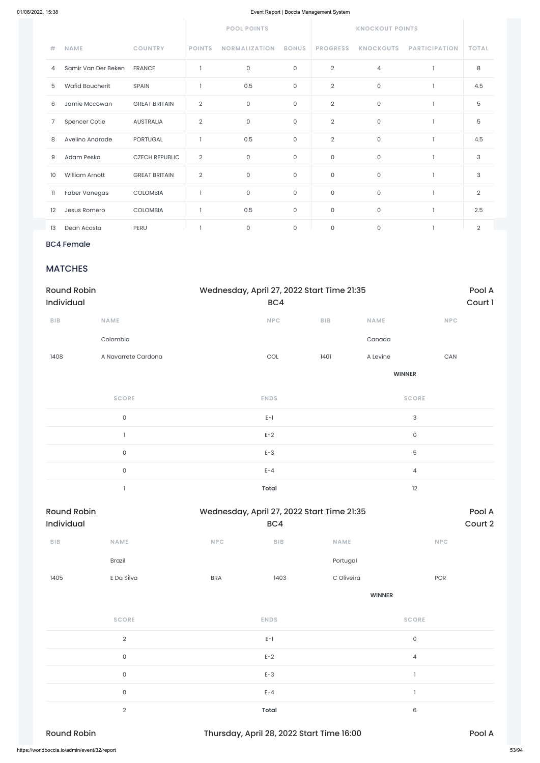| # | NAME | COUNTRY | POOL POINTS | | | KNOCKOUT POINTS | | | TOTAL |
|---|---|---|---|---|---|---|---|---|---|
| | | | POINTS | NORMALIZATION | BONUS | PROGRESS | KNOCKOUTS | PARTICIPATION | |
| 4 | Samir Van Der Beken | FRANCE | 1 | 0 | 0 | 2 | 4 | 1 | 8 |
| 5 | Wafid Boucherit | SPAIN | 1 | 0.5 | 0 | 2 | 0 | 1 | 4.5 |
| 6 | Jamie Mccowan | GREAT BRITAIN | 2 | 0 | 0 | 2 | 0 | 1 | 5 |
| 7 | Spencer Cotie | AUSTRALIA | 2 | 0 | 0 | 2 | 0 | 1 | 5 |
| 8 | Avelino Andrade | PORTUGAL | 1 | 0.5 | 0 | 2 | 0 | 1 | 4.5 |
| 9 | Adam Peska | CZECH REPUBLIC | 2 | 0 | 0 | 0 | 0 | 1 | 3 |
| 10 | William Arnott | GREAT BRITAIN | 2 | 0 | 0 | 0 | 0 | 1 | 3 |
| 11 | Faber Vanegas | COLOMBIA | 1 | 0 | 0 | 0 | 0 | 1 | 2 |
| 12 | Jesus Romero | COLOMBIA | 1 | 0.5 | 0 | 0 | 0 | 1 | 2.5 |
| 13 | Dean Acosta | PERU | 1 | 0 | 0 | 0 | 0 | 1 | 2 |

BC4 Female

## MATCHES

**Round Robin Individual** — Wednesday, April 27, 2022 Start Time 21:35 — BC4 — Pool A, Court 1

| BIB | NAME | NPC | BIB | NAME | NPC |
|---|---|---|---|---|---|
| | Colombia | | | Canada | |
| 1408 | A Navarrete Cardona | COL | 1401 | A Levine | CAN |
| | | | | WINNER | |

| SCORE | ENDS | SCORE |
|---|---|---|
| 0 | E-1 | 3 |
| 1 | E-2 | 0 |
| 0 | E-3 | 5 |
| 0 | E-4 | 4 |
| 1 | Total | 12 |

**Round Robin Individual** — Wednesday, April 27, 2022 Start Time 21:35 — BC4 — Pool A, Court 2

| BIB | NAME | NPC | BIB | NAME | NPC |
|---|---|---|---|---|---|
| | Brazil | | | Portugal | |
| 1405 | E Da Silva | BRA | 1403 | C Oliveira | POR |
| | | | | WINNER | |

| SCORE | ENDS | SCORE |
|---|---|---|
| 2 | E-1 | 0 |
| 0 | E-2 | 4 |
| 0 | E-3 | 1 |
| 0 | E-4 | 1 |
| 2 | Total | 6 |

**Round Robin** — Thursday, April 28, 2022 Start Time 16:00 — Pool A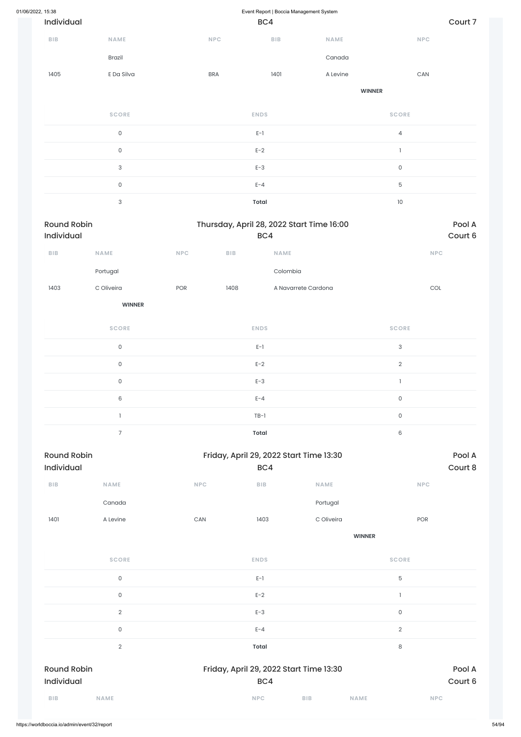Individual | BC4 | Court 7

| BIB | NAME | NPC | BIB | NAME | NPC |
|---|---|---|---|---|---|
| | Brazil | | | Canada | |
| 1405 | E Da Silva | BRA | 1401 | A Levine | CAN |
| | | | | **WINNER** | |

| SCORE | ENDS | SCORE |
|---|---|---|
| 0 | E-1 | 4 |
| 0 | E-2 | 1 |
| 3 | E-3 | 0 |
| 0 | E-4 | 5 |
| 3 | **Total** | 10 |

## Round Robin — Thursday, April 28, 2022 Start Time 16:00 — Pool A

Individual | BC4 | Court 6

| BIB | NAME | NPC | BIB | NAME | NPC |
|---|---|---|---|---|---|
| | Portugal | | | Colombia | |
| 1403 | C Oliveira | POR | 1408 | A Navarrete Cardona | COL |
| | **WINNER** | | | | |

| SCORE | ENDS | SCORE |
|---|---|---|
| 0 | E-1 | 3 |
| 0 | E-2 | 2 |
| 0 | E-3 | 1 |
| 6 | E-4 | 0 |
| 1 | TB-1 | 0 |
| 7 | **Total** | 6 |

## Round Robin — Friday, April 29, 2022 Start Time 13:30 — Pool A

Individual | BC4 | Court 8

| BIB | NAME | NPC | BIB | NAME | NPC |
|---|---|---|---|---|---|
| | Canada | | | Portugal | |
| 1401 | A Levine | CAN | 1403 | C Oliveira | POR |
| | | | | **WINNER** | |

| SCORE | ENDS | SCORE |
|---|---|---|
| 0 | E-1 | 5 |
| 0 | E-2 | 1 |
| 2 | E-3 | 0 |
| 0 | E-4 | 2 |
| 2 | **Total** | 8 |

## Round Robin — Friday, April 29, 2022 Start Time 13:30 — Pool A

Individual | BC4 | Court 6

| BIB | NAME | NPC | BIB | NAME | NPC |
|---|---|---|---|---|---|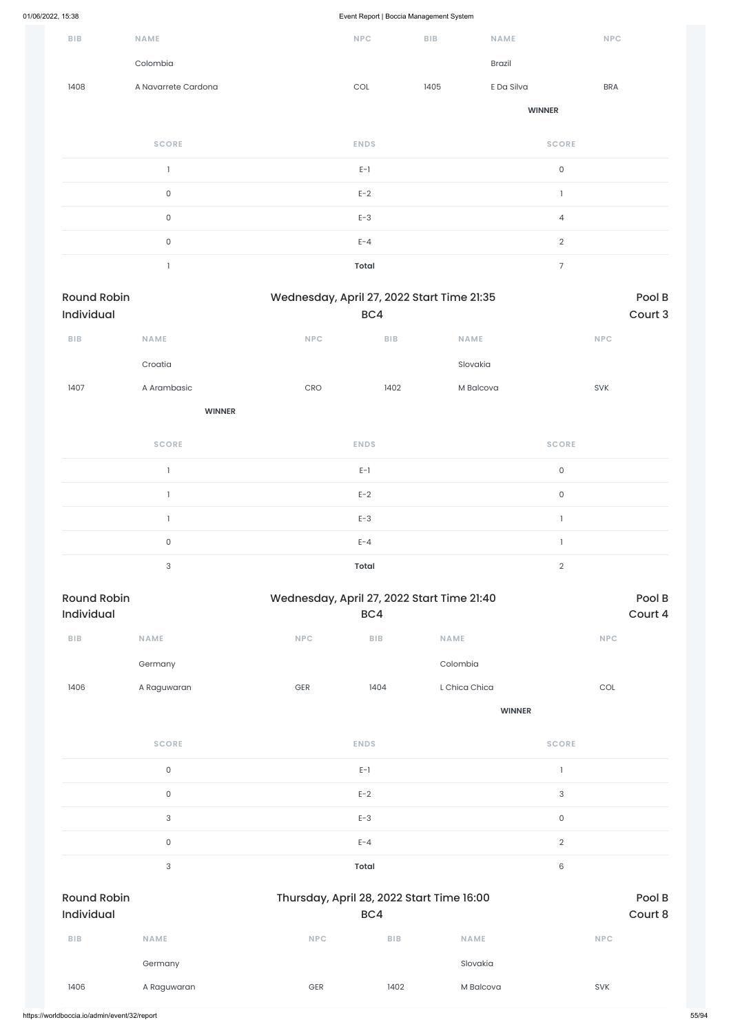| BIB | NAME | NPC | BIB | NAME | NPC |
|---|---|---|---|---|---|
| | Colombia | | | Brazil | |
| 1408 | A Navarrete Cardona | COL | 1405 | E Da Silva | BRA |
| | | | | **WINNER** | |

| SCORE | ENDS | SCORE |
|---|---|---|
| 1 | E-1 | 0 |
| 0 | E-2 | 1 |
| 0 | E-3 | 4 |
| 0 | E-4 | 2 |
| 1 | **Total** | 7 |

## Round Robin Individual — Wednesday, April 27, 2022 Start Time 21:35 — BC4 — Pool B Court 3

| BIB | NAME | NPC | BIB | NAME | NPC |
|---|---|---|---|---|---|
| | Croatia | | | Slovakia | |
| 1407 | A Arambasic | CRO | 1402 | M Balcova | SVK |
| | **WINNER** | | | | |

| SCORE | ENDS | SCORE |
|---|---|---|
| 1 | E-1 | 0 |
| 1 | E-2 | 0 |
| 1 | E-3 | 1 |
| 0 | E-4 | 1 |
| 3 | **Total** | 2 |

## Round Robin Individual — Wednesday, April 27, 2022 Start Time 21:40 — BC4 — Pool B Court 4

| BIB | NAME | NPC | BIB | NAME | NPC |
|---|---|---|---|---|---|
| | Germany | | | Colombia | |
| 1406 | A Raguwaran | GER | 1404 | L Chica Chica | COL |
| | | | | **WINNER** | |

| SCORE | ENDS | SCORE |
|---|---|---|
| 0 | E-1 | 1 |
| 0 | E-2 | 3 |
| 3 | E-3 | 0 |
| 0 | E-4 | 2 |
| 3 | **Total** | 6 |

## Round Robin Individual — Thursday, April 28, 2022 Start Time 16:00 — BC4 — Pool B Court 8

| BIB | NAME | NPC | BIB | NAME | NPC |
|---|---|---|---|---|---|
| | Germany | | | Slovakia | |
| 1406 | A Raguwaran | GER | 1402 | M Balcova | SVK |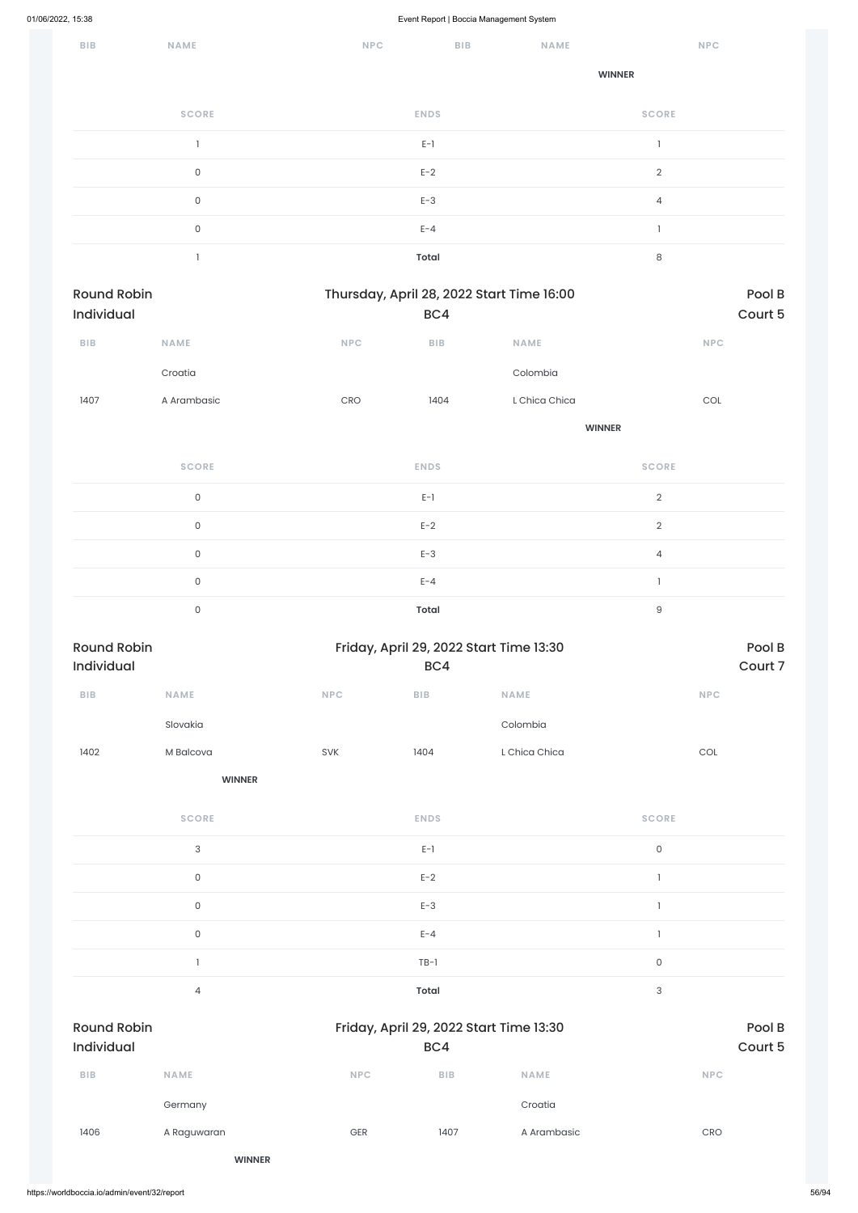| BIB | NAME | NPC | BIB | NAME | NPC |
|---|---|---|---|---|---|
| | | | | | |
| | | | | **WINNER** | |

| SCORE | ENDS | SCORE |
|---|---|---|
| 1 | E-1 | 1 |
| 0 | E-2 | 2 |
| 0 | E-3 | 4 |
| 0 | E-4 | 1 |
| 1 | **Total** | 8 |

Round Robin Individual — Thursday, April 28, 2022 Start Time 16:00 — BC4 — Pool B Court 5

| BIB | NAME | NPC | BIB | NAME | NPC |
|---|---|---|---|---|---|
| | Croatia | | | Colombia | |
| 1407 | A Arambasic | CRO | 1404 | L Chica Chica | COL |
| | | | | **WINNER** | |

| SCORE | ENDS | SCORE |
|---|---|---|
| 0 | E-1 | 2 |
| 0 | E-2 | 2 |
| 0 | E-3 | 4 |
| 0 | E-4 | 1 |
| 0 | **Total** | 9 |

Round Robin Individual — Friday, April 29, 2022 Start Time 13:30 — BC4 — Pool B Court 7

| BIB | NAME | NPC | BIB | NAME | NPC |
|---|---|---|---|---|---|
| | Slovakia | | | Colombia | |
| 1402 | M Balcova | SVK | 1404 | L Chica Chica | COL |
| | **WINNER** | | | | |

| SCORE | ENDS | SCORE |
|---|---|---|
| 3 | E-1 | 0 |
| 0 | E-2 | 1 |
| 0 | E-3 | 1 |
| 0 | E-4 | 1 |
| 1 | TB-1 | 0 |
| 4 | **Total** | 3 |

Round Robin Individual — Friday, April 29, 2022 Start Time 13:30 — BC4 — Pool B Court 5

| BIB | NAME | NPC | BIB | NAME | NPC |
|---|---|---|---|---|---|
| | Germany | | | Croatia | |
| 1406 | A Raguwaran | GER | 1407 | A Arambasic | CRO |
| | **WINNER** | | | | |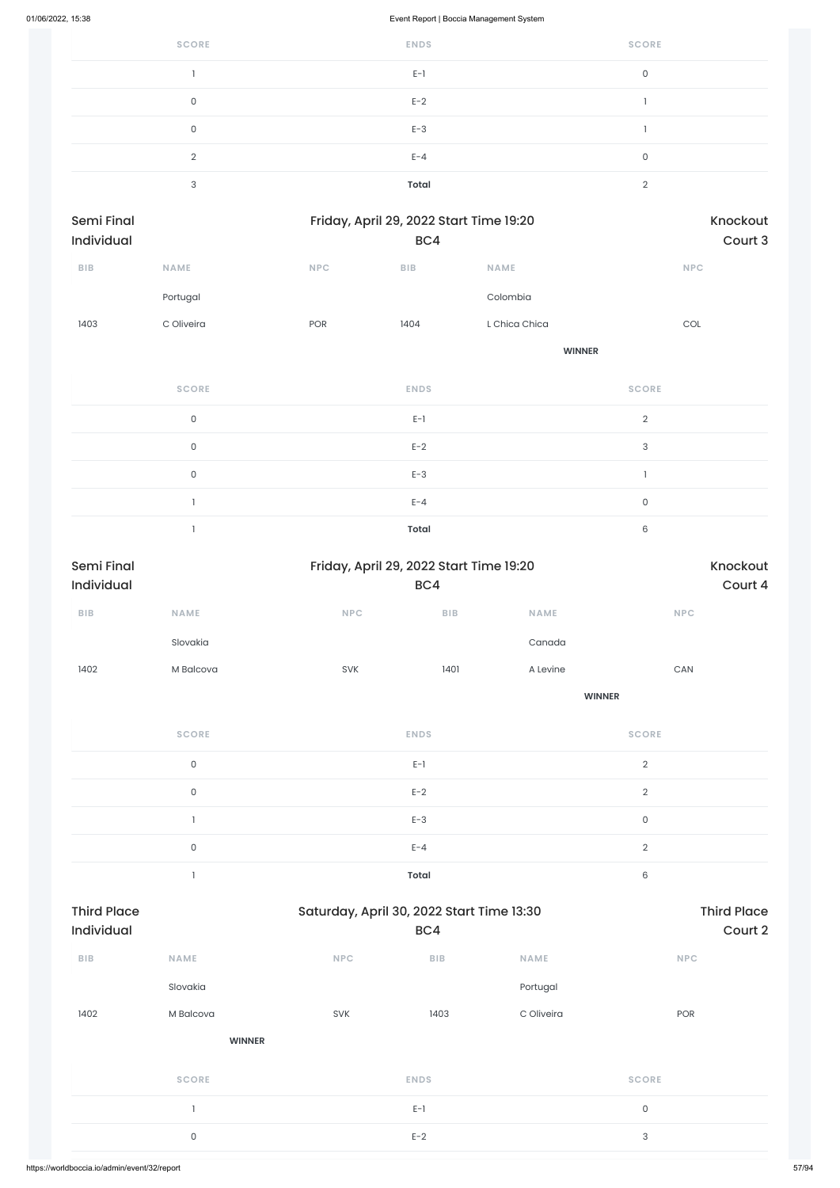| SCORE | ENDS | SCORE |
|---|---|---|
| 1 | E-1 | 0 |
| 0 | E-2 | 1 |
| 0 | E-3 | 1 |
| 2 | E-4 | 0 |
| 3 | **Total** | 2 |

Semi Final Individual | Friday, April 29, 2022 Start Time 19:20 | Knockout
BC4 | Court 3

| BIB | NAME | NPC | BIB | NAME | NPC |
|---|---|---|---|---|---|
| | Portugal | | | Colombia | |
| 1403 | C Oliveira | POR | 1404 | L Chica Chica | COL |
| | | | | **WINNER** | |

| SCORE | ENDS | SCORE |
|---|---|---|
| 0 | E-1 | 2 |
| 0 | E-2 | 3 |
| 0 | E-3 | 1 |
| 1 | E-4 | 0 |
| 1 | **Total** | 6 |

Semi Final Individual | Friday, April 29, 2022 Start Time 19:20 | Knockout
BC4 | Court 4

| BIB | NAME | NPC | BIB | NAME | NPC |
|---|---|---|---|---|---|
| | Slovakia | | | Canada | |
| 1402 | M Balcova | SVK | 1401 | A Levine | CAN |
| | | | | **WINNER** | |

| SCORE | ENDS | SCORE |
|---|---|---|
| 0 | E-1 | 2 |
| 0 | E-2 | 2 |
| 1 | E-3 | 0 |
| 0 | E-4 | 2 |
| 1 | **Total** | 6 |

Third Place Individual | Saturday, April 30, 2022 Start Time 13:30 | Third Place
BC4 | Court 2

| BIB | NAME | NPC | BIB | NAME | NPC |
|---|---|---|---|---|---|
| | Slovakia | | | Portugal | |
| 1402 | M Balcova | SVK | 1403 | C Oliveira | POR |
| | **WINNER** | | | | |

| SCORE | ENDS | SCORE |
|---|---|---|
| 1 | E-1 | 0 |
| 0 | E-2 | 3 |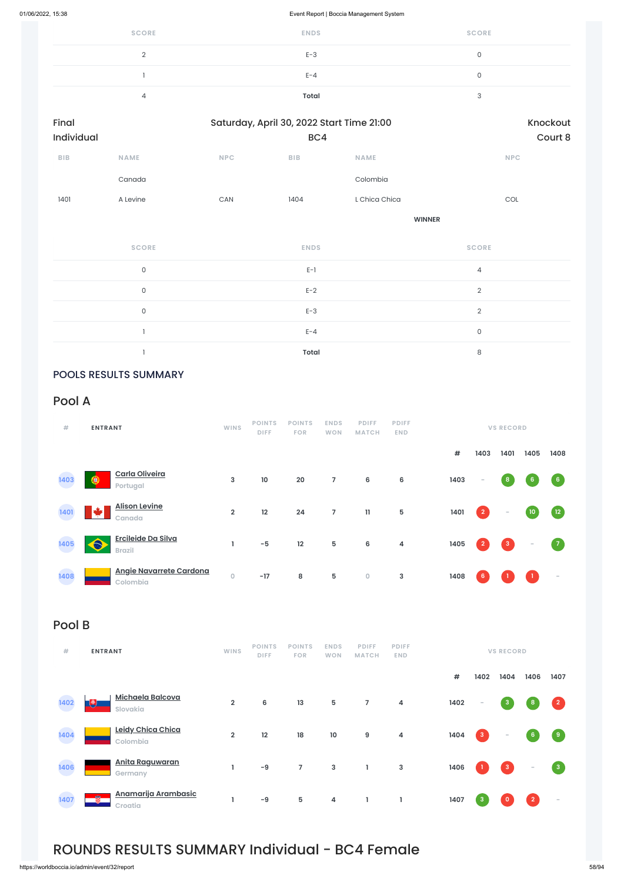| SCORE | ENDS | SCORE |
|---|---|---|
| 2 | E-3 | 0 |
| 1 | E-4 | 0 |
| 4 | **Total** | 3 |

Final Individual — Saturday, April 30, 2022 Start Time 21:00 — BC4 — Knockout Court 8

| BIB | NAME | NPC | BIB | NAME | NPC |
|---|---|---|---|---|---|
| | Canada | | | Colombia | |
| 1401 | A Levine | CAN | 1404 | L Chica Chica | COL |
| | | | | **WINNER** | |

| SCORE | ENDS | SCORE |
|---|---|---|
| 0 | E-1 | 4 |
| 0 | E-2 | 2 |
| 0 | E-3 | 2 |
| 1 | E-4 | 0 |
| 1 | **Total** | 8 |

## POOLS RESULTS SUMMARY

## Pool A

| # | ENTRANT | WINS | POINTS DIFF | POINTS FOR | ENDS WON | PDIFF MATCH | PDIFF END | # | 1403 | 1401 | 1405 | 1408 |
|---|---|---|---|---|---|---|---|---|---|---|---|---|
| 1403 | Carla Oliveira, Portugal | 3 | 10 | 20 | 7 | 6 | 6 | 1403 | - | 8 | 6 | 6 |
| 1401 | Alison Levine, Canada | 2 | 12 | 24 | 7 | 11 | 5 | 1401 | 2 | - | 10 | 12 |
| 1405 | Ercileide Da Silva, Brazil | 1 | -5 | 12 | 5 | 6 | 4 | 1405 | 2 | 3 | - | 7 |
| 1408 | Angie Navarrete Cardona, Colombia | 0 | -17 | 8 | 5 | 0 | 3 | 1408 | 6 | 1 | 1 | - |

## Pool B

| # | ENTRANT | WINS | POINTS DIFF | POINTS FOR | ENDS WON | PDIFF MATCH | PDIFF END | # | 1402 | 1404 | 1406 | 1407 |
|---|---|---|---|---|---|---|---|---|---|---|---|---|
| 1402 | Michaela Balcova, Slovakia | 2 | 6 | 13 | 5 | 7 | 4 | 1402 | - | 3 | 8 | 2 |
| 1404 | Leidy Chica Chica, Colombia | 2 | 12 | 18 | 10 | 9 | 4 | 1404 | 3 | - | 6 | 9 |
| 1406 | Anita Raguwaran, Germany | 1 | -9 | 7 | 3 | 1 | 3 | 1406 | 1 | 3 | - | 3 |
| 1407 | Anamarija Arambasic, Croatia | 1 | -9 | 5 | 4 | 1 | 1 | 1407 | 3 | 0 | 2 | - |

# ROUNDS RESULTS SUMMARY Individual - BC4 Female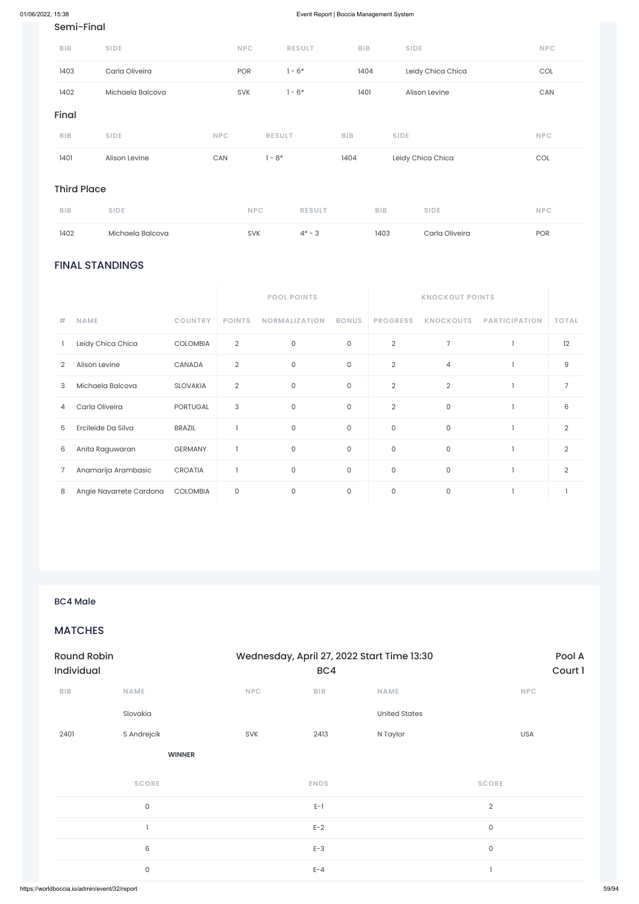### Semi-Final

| BIB | SIDE | NPC | RESULT | BIB | SIDE | NPC |
|---|---|---|---|---|---|---|
| 1403 | Carla Oliveira | POR | 1 - 6* | 1404 | Leidy Chica Chica | COL |
| 1402 | Michaela Balcova | SVK | 1 - 6* | 1401 | Alison Levine | CAN |

### Final

| BIB | SIDE | NPC | RESULT | BIB | SIDE | NPC |
|---|---|---|---|---|---|---|
| 1401 | Alison Levine | CAN | 1 - 8* | 1404 | Leidy Chica Chica | COL |

### Third Place

| BIB | SIDE | NPC | RESULT | BIB | SIDE | NPC |
|---|---|---|---|---|---|---|
| 1402 | Michaela Balcova | SVK | 4* - 3 | 1403 | Carla Oliveira | POR |

## FINAL STANDINGS

| | | | POOL POINTS | | | KNOCKOUT POINTS | | | |
|---|---|---|---|---|---|---|---|---|---|
| # | NAME | COUNTRY | POINTS | NORMALIZATION | BONUS | PROGRESS | KNOCKOUTS | PARTICIPATION | TOTAL |
| 1 | Leidy Chica Chica | COLOMBIA | 2 | 0 | 0 | 2 | 7 | 1 | 12 |
| 2 | Alison Levine | CANADA | 2 | 0 | 0 | 2 | 4 | 1 | 9 |
| 3 | Michaela Balcova | SLOVAKIA | 2 | 0 | 0 | 2 | 2 | 1 | 7 |
| 4 | Carla Oliveira | PORTUGAL | 3 | 0 | 0 | 2 | 0 | 1 | 6 |
| 5 | Ercileide Da Silva | BRAZIL | 1 | 0 | 0 | 0 | 0 | 1 | 2 |
| 6 | Anita Raguwaran | GERMANY | 1 | 0 | 0 | 0 | 0 | 1 | 2 |
| 7 | Anamarija Arambasic | CROATIA | 1 | 0 | 0 | 0 | 0 | 1 | 2 |
| 8 | Angie Navarrete Cardona | COLOMBIA | 0 | 0 | 0 | 0 | 0 | 1 | 1 |

### BC4 Male

## MATCHES

**Round Robin Individual** — Wednesday, April 27, 2022 Start Time 13:30 — BC4 — Pool A, Court 1

| BIB | NAME | NPC | BIB | NAME | NPC |
|---|---|---|---|---|---|
| | Slovakia | | | United States | |
| 2401 | S Andrejcik | SVK | 2413 | N Taylor | USA |
| | **WINNER** | | | | |

| SCORE | ENDS | SCORE |
|---|---|---|
| 0 | E-1 | 2 |
| 1 | E-2 | 0 |
| 6 | E-3 | 0 |
| 0 | E-4 | 1 |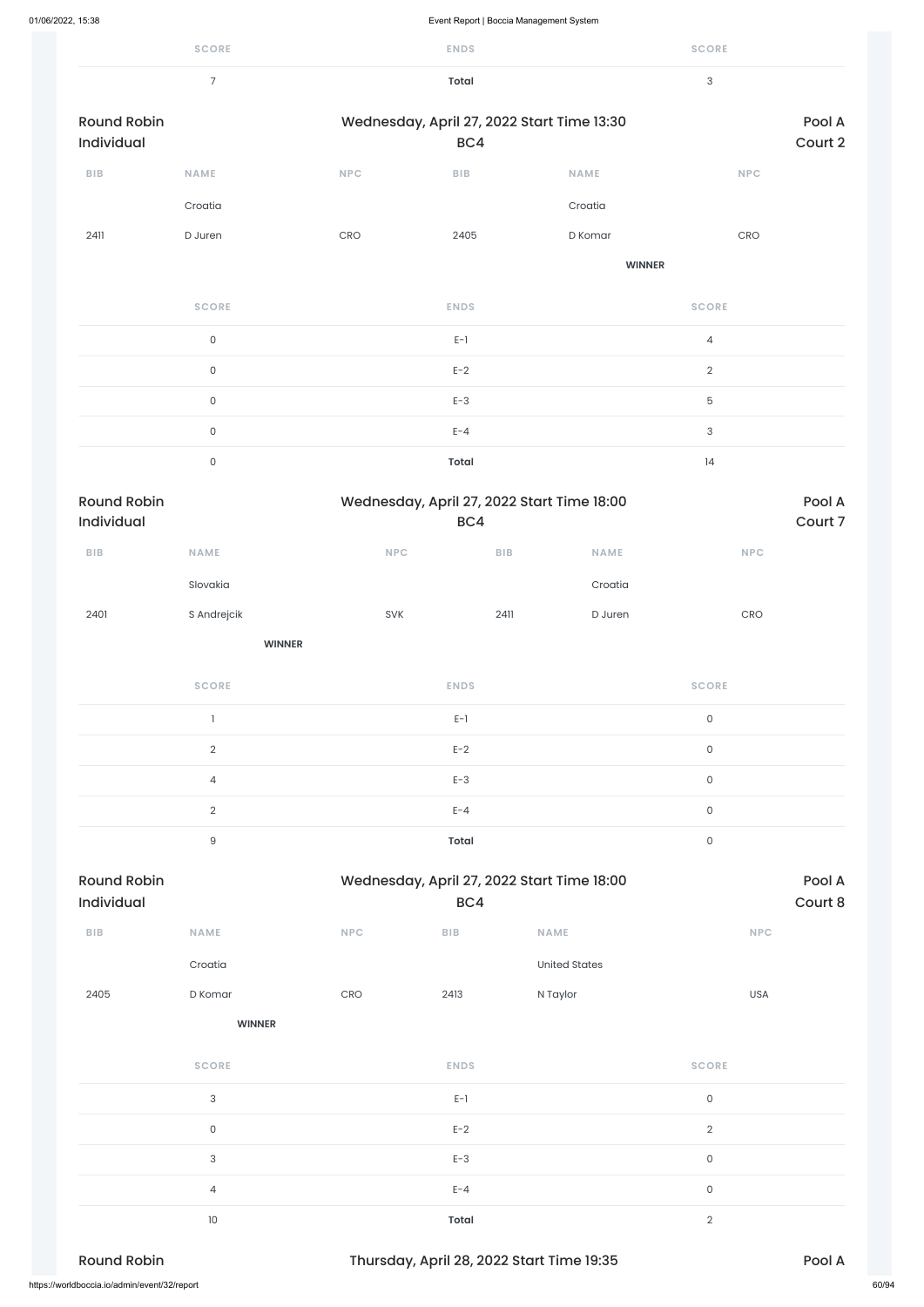| SCORE | ENDS | SCORE |
|---|---|---|
| 7 | **Total** | 3 |

Round Robin Individual | Wednesday, April 27, 2022 Start Time 13:30 BC4 | Pool A Court 2

| BIB | NAME | NPC | BIB | NAME | NPC |
|---|---|---|---|---|---|
| | Croatia | | | Croatia | |
| 2411 | D Juren | CRO | 2405 | D Komar | CRO |
| | | | | **WINNER** | |

| SCORE | ENDS | SCORE |
|---|---|---|
| 0 | E-1 | 4 |
| 0 | E-2 | 2 |
| 0 | E-3 | 5 |
| 0 | E-4 | 3 |
| 0 | **Total** | 14 |

Round Robin Individual | Wednesday, April 27, 2022 Start Time 18:00 BC4 | Pool A Court 7

| BIB | NAME | NPC | BIB | NAME | NPC |
|---|---|---|---|---|---|
| | Slovakia | | | Croatia | |
| 2401 | S Andrejcik | SVK | 2411 | D Juren | CRO |
| | **WINNER** | | | | |

| SCORE | ENDS | SCORE |
|---|---|---|
| 1 | E-1 | 0 |
| 2 | E-2 | 0 |
| 4 | E-3 | 0 |
| 2 | E-4 | 0 |
| 9 | **Total** | 0 |

Round Robin Individual | Wednesday, April 27, 2022 Start Time 18:00 BC4 | Pool A Court 8

| BIB | NAME | NPC | BIB | NAME | NPC |
|---|---|---|---|---|---|
| | Croatia | | | United States | |
| 2405 | D Komar | CRO | 2413 | N Taylor | USA |
| | **WINNER** | | | | |

| SCORE | ENDS | SCORE |
|---|---|---|
| 3 | E-1 | 0 |
| 0 | E-2 | 2 |
| 3 | E-3 | 0 |
| 4 | E-4 | 0 |
| 10 | **Total** | 2 |

Round Robin | Thursday, April 28, 2022 Start Time 19:35 | Pool A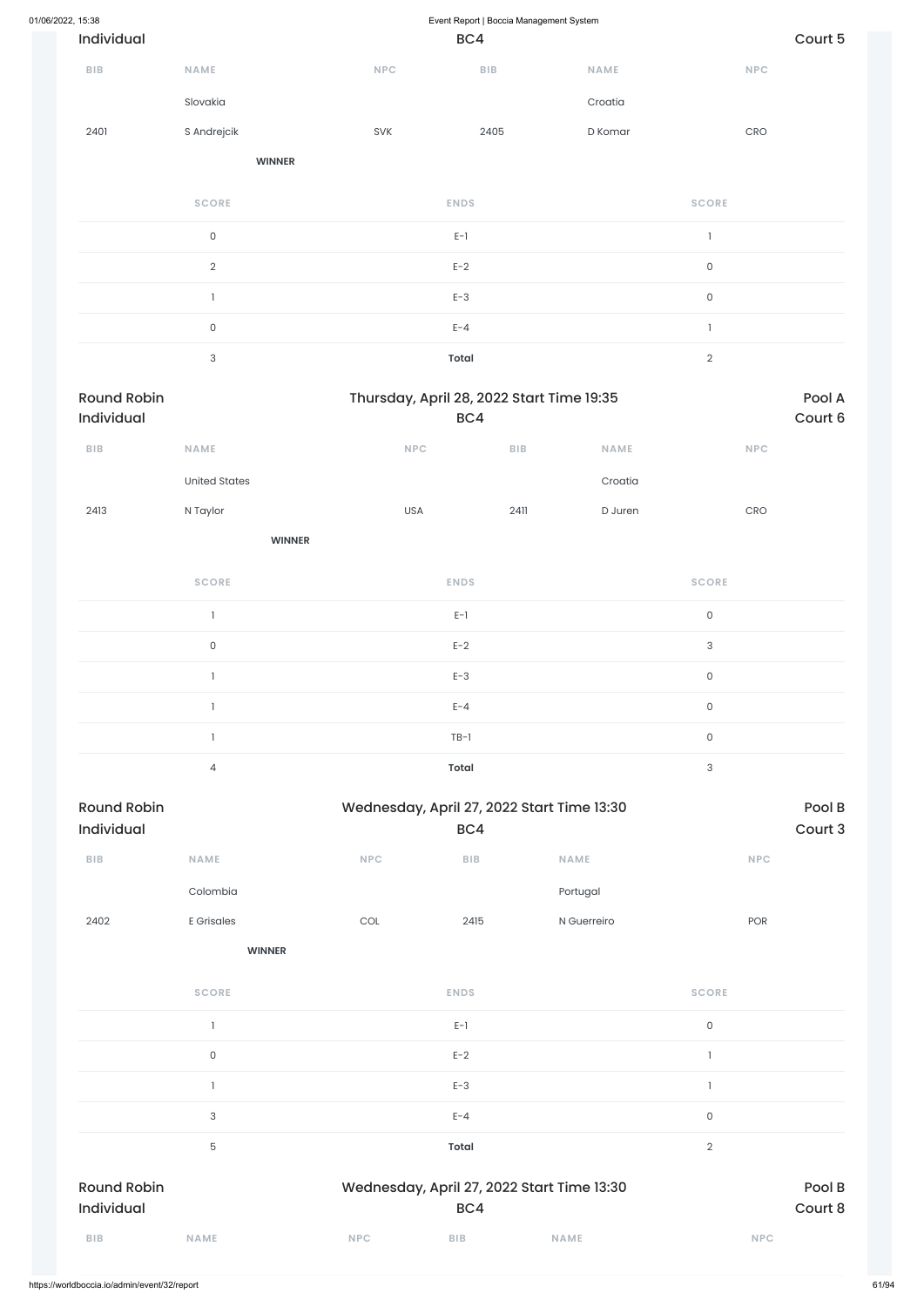Individual | BC4 | Court 5

| BIB | NAME | NPC | BIB | NAME | NPC |
|---|---|---|---|---|---|
| | Slovakia | | | Croatia | |
| 2401 | S Andrejcik | SVK | 2405 | D Komar | CRO |
| | **WINNER** | | | | |

| SCORE | ENDS | SCORE |
|---|---|---|
| 0 | E-1 | 1 |
| 2 | E-2 | 0 |
| 1 | E-3 | 0 |
| 0 | E-4 | 1 |
| 3 | **Total** | 2 |

## Round Robin Individual

Thursday, April 28, 2022 Start Time 19:35 | BC4 | Pool A | Court 6

| BIB | NAME | NPC | BIB | NAME | NPC |
|---|---|---|---|---|---|
| | United States | | | Croatia | |
| 2413 | N Taylor | USA | 2411 | D Juren | CRO |
| | **WINNER** | | | | |

| SCORE | ENDS | SCORE |
|---|---|---|
| 1 | E-1 | 0 |
| 0 | E-2 | 3 |
| 1 | E-3 | 0 |
| 1 | E-4 | 0 |
| 1 | TB-1 | 0 |
| 4 | **Total** | 3 |

## Round Robin Individual

Wednesday, April 27, 2022 Start Time 13:30 | BC4 | Pool B | Court 3

| BIB | NAME | NPC | BIB | NAME | NPC |
|---|---|---|---|---|---|
| | Colombia | | | Portugal | |
| 2402 | E Grisales | COL | 2415 | N Guerreiro | POR |
| | **WINNER** | | | | |

| SCORE | ENDS | SCORE |
|---|---|---|
| 1 | E-1 | 0 |
| 0 | E-2 | 1 |
| 1 | E-3 | 1 |
| 3 | E-4 | 0 |
| 5 | **Total** | 2 |

## Round Robin Individual

Wednesday, April 27, 2022 Start Time 13:30 | BC4 | Pool B | Court 8

| BIB | NAME | NPC | BIB | NAME | NPC |
|---|---|---|---|---|---|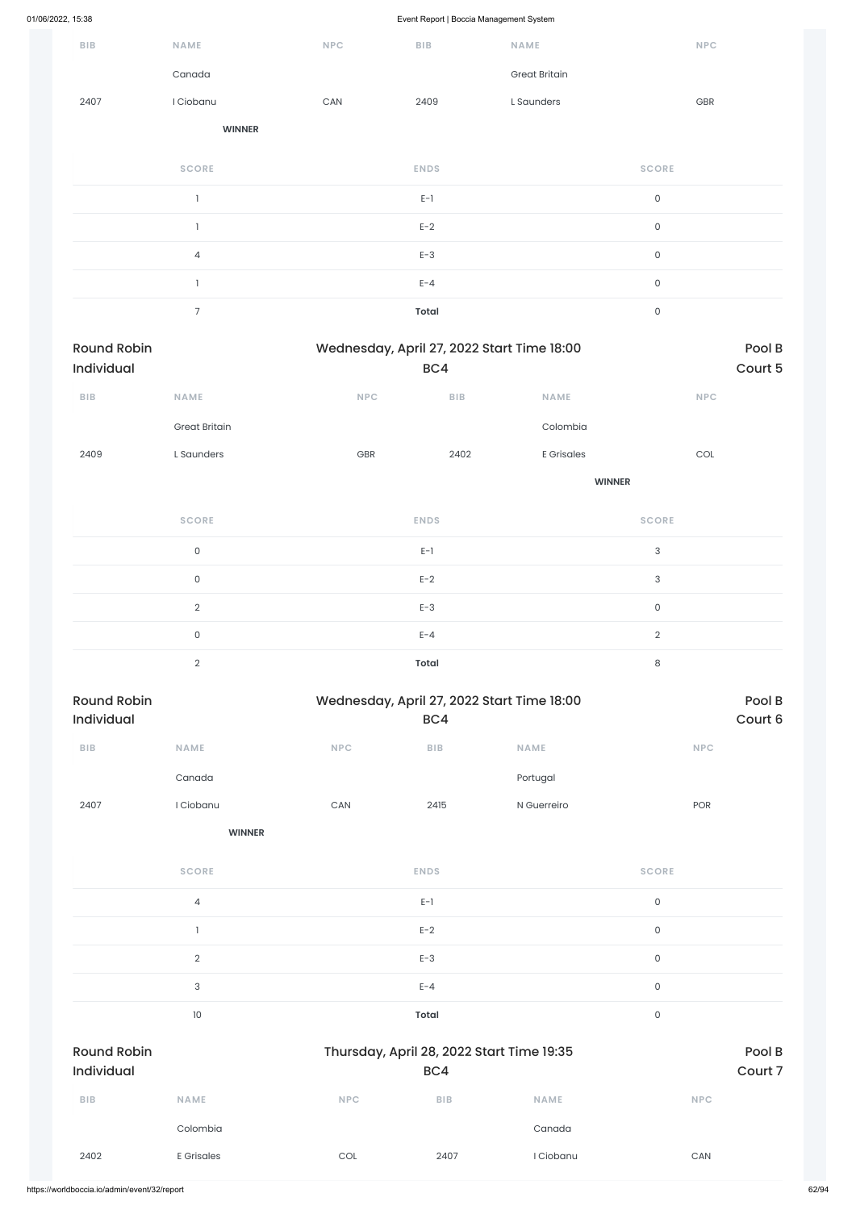| BIB | NAME | NPC | BIB | NAME | NPC |
|---|---|---|---|---|---|
| | Canada | | | Great Britain | |
| 2407 | I Ciobanu | CAN | 2409 | L Saunders | GBR |
| | **WINNER** | | | | |

| SCORE | ENDS | SCORE |
|---|---|---|
| 1 | E-1 | 0 |
| 1 | E-2 | 0 |
| 4 | E-3 | 0 |
| 1 | E-4 | 0 |
| 7 | **Total** | 0 |

## Round Robin Individual

Wednesday, April 27, 2022 Start Time 18:00

BC4

Pool B
Court 5

| BIB | NAME | NPC | BIB | NAME | NPC |
|---|---|---|---|---|---|
| | Great Britain | | | Colombia | |
| 2409 | L Saunders | GBR | 2402 | E Grisales | COL |
| | | | | **WINNER** | |

| SCORE | ENDS | SCORE |
|---|---|---|
| 0 | E-1 | 3 |
| 0 | E-2 | 3 |
| 2 | E-3 | 0 |
| 0 | E-4 | 2 |
| 2 | **Total** | 8 |

## Round Robin Individual

Wednesday, April 27, 2022 Start Time 18:00

BC4

Pool B
Court 6

| BIB | NAME | NPC | BIB | NAME | NPC |
|---|---|---|---|---|---|
| | Canada | | | Portugal | |
| 2407 | I Ciobanu | CAN | 2415 | N Guerreiro | POR |
| | **WINNER** | | | | |

| SCORE | ENDS | SCORE |
|---|---|---|
| 4 | E-1 | 0 |
| 1 | E-2 | 0 |
| 2 | E-3 | 0 |
| 3 | E-4 | 0 |
| 10 | **Total** | 0 |

## Round Robin Individual

Thursday, April 28, 2022 Start Time 19:35

BC4

Pool B
Court 7

| BIB | NAME | NPC | BIB | NAME | NPC |
|---|---|---|---|---|---|
| | Colombia | | | Canada | |
| 2402 | E Grisales | COL | 2407 | I Ciobanu | CAN |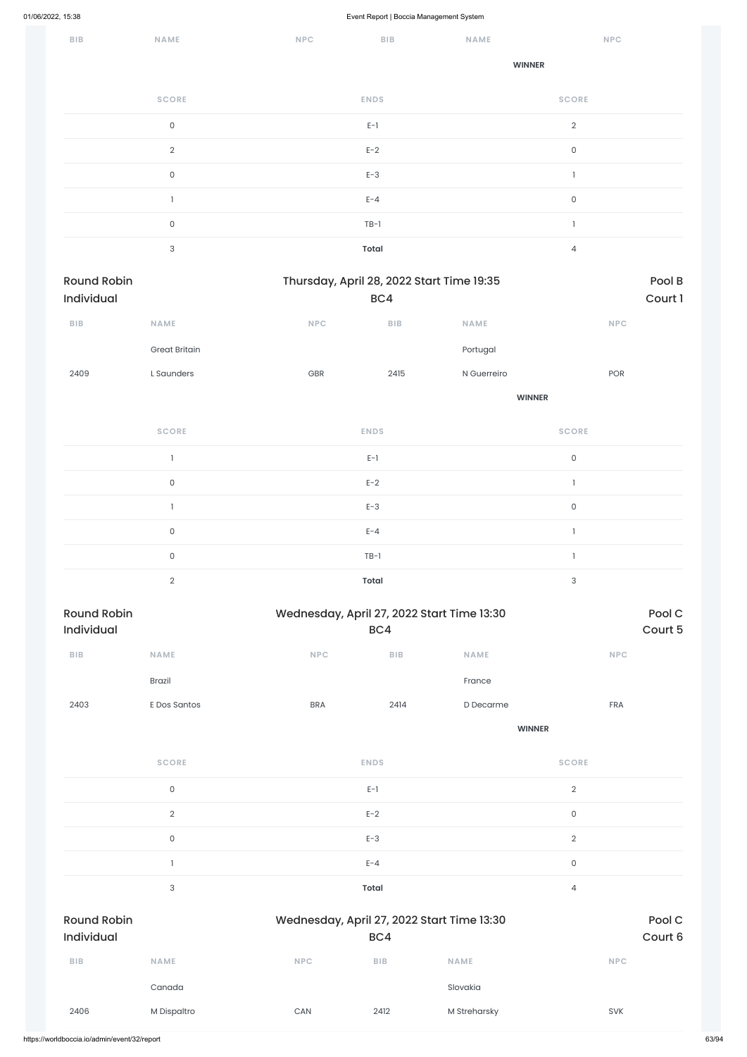| BIB | NAME | NPC | BIB | NAME | NPC |
|---|---|---|---|---|---|
| | | | | WINNER | |

| SCORE | ENDS | SCORE |
|---|---|---|
| 0 | E-1 | 2 |
| 2 | E-2 | 0 |
| 0 | E-3 | 1 |
| 1 | E-4 | 0 |
| 0 | TB-1 | 1 |
| 3 | **Total** | 4 |

Round Robin Individual — Thursday, April 28, 2022 Start Time 19:35 — BC4 — Pool B Court 1

| BIB | NAME | NPC | BIB | NAME | NPC |
|---|---|---|---|---|---|
| | Great Britain | | | Portugal | |
| 2409 | L Saunders | GBR | 2415 | N Guerreiro | POR |
| | | | | WINNER | |

| SCORE | ENDS | SCORE |
|---|---|---|
| 1 | E-1 | 0 |
| 0 | E-2 | 1 |
| 1 | E-3 | 0 |
| 0 | E-4 | 1 |
| 0 | TB-1 | 1 |
| 2 | **Total** | 3 |

Round Robin Individual — Wednesday, April 27, 2022 Start Time 13:30 — BC4 — Pool C Court 5

| BIB | NAME | NPC | BIB | NAME | NPC |
|---|---|---|---|---|---|
| | Brazil | | | France | |
| 2403 | E Dos Santos | BRA | 2414 | D Decarme | FRA |
| | | | | WINNER | |

| SCORE | ENDS | SCORE |
|---|---|---|
| 0 | E-1 | 2 |
| 2 | E-2 | 0 |
| 0 | E-3 | 2 |
| 1 | E-4 | 0 |
| 3 | **Total** | 4 |

Round Robin Individual — Wednesday, April 27, 2022 Start Time 13:30 — BC4 — Pool C Court 6

| BIB | NAME | NPC | BIB | NAME | NPC |
|---|---|---|---|---|---|
| | Canada | | | Slovakia | |
| 2406 | M Dispaltro | CAN | 2412 | M Streharsky | SVK |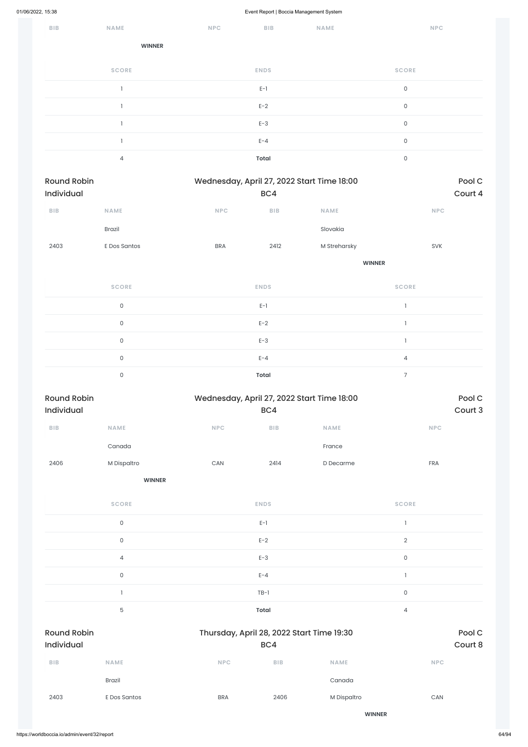| BIB | NAME | NPC | BIB | NAME | NPC |
|---|---|---|---|---|---|
| | WINNER | | | | |

| SCORE | ENDS | SCORE |
|---|---|---|
| 1 | E-1 | 0 |
| 1 | E-2 | 0 |
| 1 | E-3 | 0 |
| 1 | E-4 | 0 |
| 4 | **Total** | 0 |

## Round Robin Individual

Wednesday, April 27, 2022 Start Time 18:00

BC4

Pool C

Court 4

| BIB | NAME | NPC | BIB | NAME | NPC |
|---|---|---|---|---|---|
| | Brazil | | | Slovakia | |
| 2403 | E Dos Santos | BRA | 2412 | M Streharsky | SVK |
| | | | | WINNER | |

| SCORE | ENDS | SCORE |
|---|---|---|
| 0 | E-1 | 1 |
| 0 | E-2 | 1 |
| 0 | E-3 | 1 |
| 0 | E-4 | 4 |
| 0 | **Total** | 7 |

## Round Robin Individual

Wednesday, April 27, 2022 Start Time 18:00

BC4

Pool C

Court 3

| BIB | NAME | NPC | BIB | NAME | NPC |
|---|---|---|---|---|---|
| | Canada | | | France | |
| 2406 | M Dispaltro | CAN | 2414 | D Decarme | FRA |
| | WINNER | | | | |

| SCORE | ENDS | SCORE |
|---|---|---|
| 0 | E-1 | 1 |
| 0 | E-2 | 2 |
| 4 | E-3 | 0 |
| 0 | E-4 | 1 |
| 1 | TB-1 | 0 |
| 5 | **Total** | 4 |

## Round Robin Individual

Thursday, April 28, 2022 Start Time 19:30

BC4

Pool C

Court 8

| BIB | NAME | NPC | BIB | NAME | NPC |
|---|---|---|---|---|---|
| | Brazil | | | Canada | |
| 2403 | E Dos Santos | BRA | 2406 | M Dispaltro | CAN |
| | | | | WINNER | |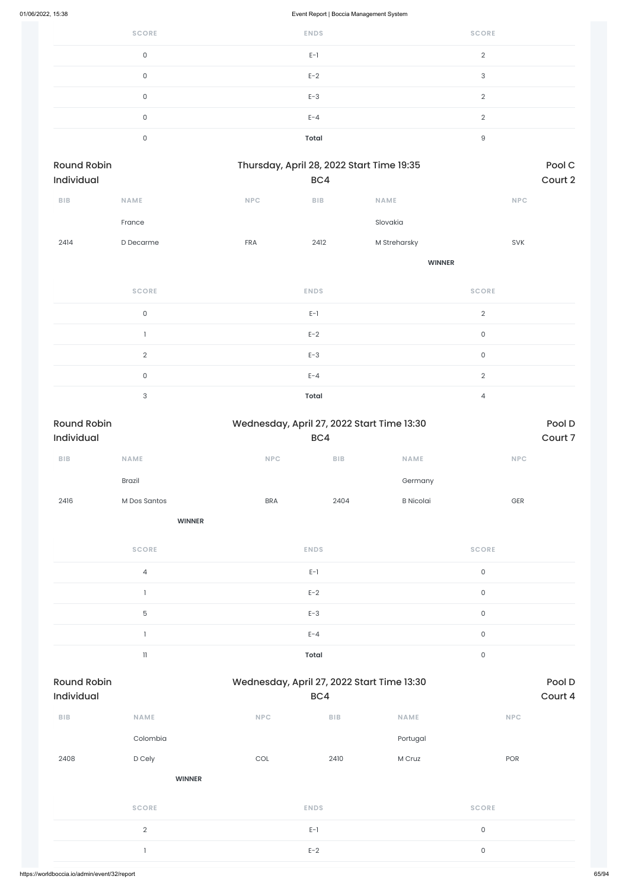| SCORE | ENDS | SCORE |
| --- | --- | --- |
| 0 | E-1 | 2 |
| 0 | E-2 | 3 |
| 0 | E-3 | 2 |
| 0 | E-4 | 2 |
| 0 | **Total** | 9 |

Round Robin Individual — Thursday, April 28, 2022 Start Time 19:35 — BC4 — Pool C Court 2

| BIB | NAME | NPC | BIB | NAME | NPC |
| --- | --- | --- | --- | --- | --- |
| | France | | | Slovakia | |
| 2414 | D Decarme | FRA | 2412 | M Streharsky | SVK |
| | | | | **WINNER** | |

| SCORE | ENDS | SCORE |
| --- | --- | --- |
| 0 | E-1 | 2 |
| 1 | E-2 | 0 |
| 2 | E-3 | 0 |
| 0 | E-4 | 2 |
| 3 | **Total** | 4 |

Round Robin Individual — Wednesday, April 27, 2022 Start Time 13:30 — BC4 — Pool D Court 7

| BIB | NAME | NPC | BIB | NAME | NPC |
| --- | --- | --- | --- | --- | --- |
| | Brazil | | | Germany | |
| 2416 | M Dos Santos | BRA | 2404 | B Nicolai | GER |
| | **WINNER** | | | | |

| SCORE | ENDS | SCORE |
| --- | --- | --- |
| 4 | E-1 | 0 |
| 1 | E-2 | 0 |
| 5 | E-3 | 0 |
| 1 | E-4 | 0 |
| 11 | **Total** | 0 |

Round Robin Individual — Wednesday, April 27, 2022 Start Time 13:30 — BC4 — Pool D Court 4

| BIB | NAME | NPC | BIB | NAME | NPC |
| --- | --- | --- | --- | --- | --- |
| | Colombia | | | Portugal | |
| 2408 | D Cely | COL | 2410 | M Cruz | POR |
| | **WINNER** | | | | |

| SCORE | ENDS | SCORE |
| --- | --- | --- |
| 2 | E-1 | 0 |
| 1 | E-2 | 0 |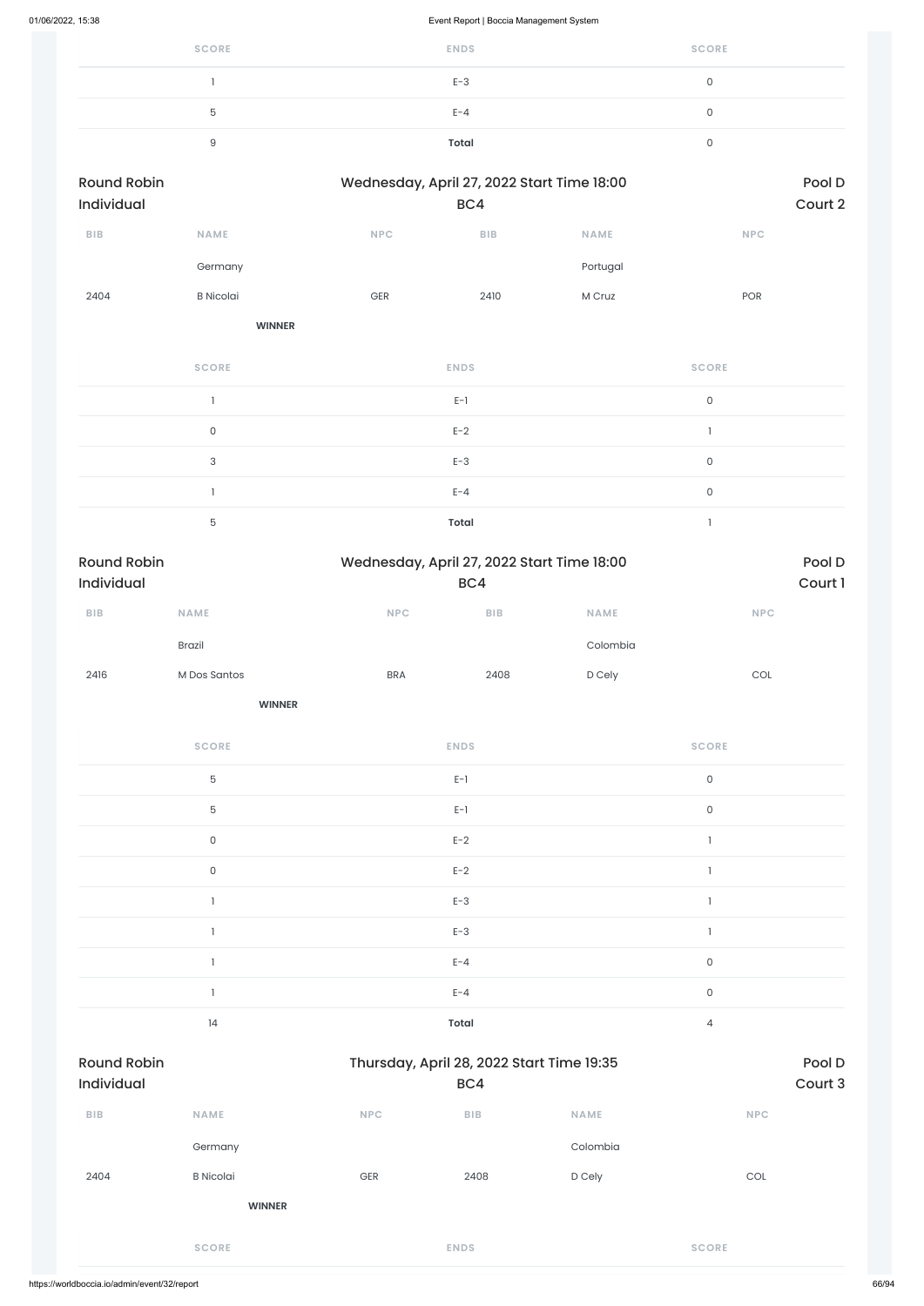| SCORE | ENDS | SCORE |
|---|---|---|
| 1 | E-3 | 0 |
| 5 | E-4 | 0 |
| 9 | **Total** | 0 |

Round Robin Individual | Wednesday, April 27, 2022 Start Time 18:00 BC4 | Pool D Court 2

| BIB | NAME | NPC | BIB | NAME | NPC |
|---|---|---|---|---|---|
| | Germany | | | Portugal | |
| 2404 | B Nicolai | GER | 2410 | M Cruz | POR |
| | **WINNER** | | | | |

| SCORE | ENDS | SCORE |
|---|---|---|
| 1 | E-1 | 0 |
| 0 | E-2 | 1 |
| 3 | E-3 | 0 |
| 1 | E-4 | 0 |
| 5 | **Total** | 1 |

Round Robin Individual | Wednesday, April 27, 2022 Start Time 18:00 BC4 | Pool D Court 1

| BIB | NAME | NPC | BIB | NAME | NPC |
|---|---|---|---|---|---|
| | Brazil | | | Colombia | |
| 2416 | M Dos Santos | BRA | 2408 | D Cely | COL |
| | **WINNER** | | | | |

| SCORE | ENDS | SCORE |
|---|---|---|
| 5 | E-1 | 0 |
| 5 | E-1 | 0 |
| 0 | E-2 | 1 |
| 0 | E-2 | 1 |
| 1 | E-3 | 1 |
| 1 | E-3 | 1 |
| 1 | E-4 | 0 |
| 1 | E-4 | 0 |
| 14 | **Total** | 4 |

Round Robin Individual | Thursday, April 28, 2022 Start Time 19:35 BC4 | Pool D Court 3

| BIB | NAME | NPC | BIB | NAME | NPC |
|---|---|---|---|---|---|
| | Germany | | | Colombia | |
| 2404 | B Nicolai | GER | 2408 | D Cely | COL |
| | **WINNER** | | | | |

| SCORE | ENDS | SCORE |
|---|---|---|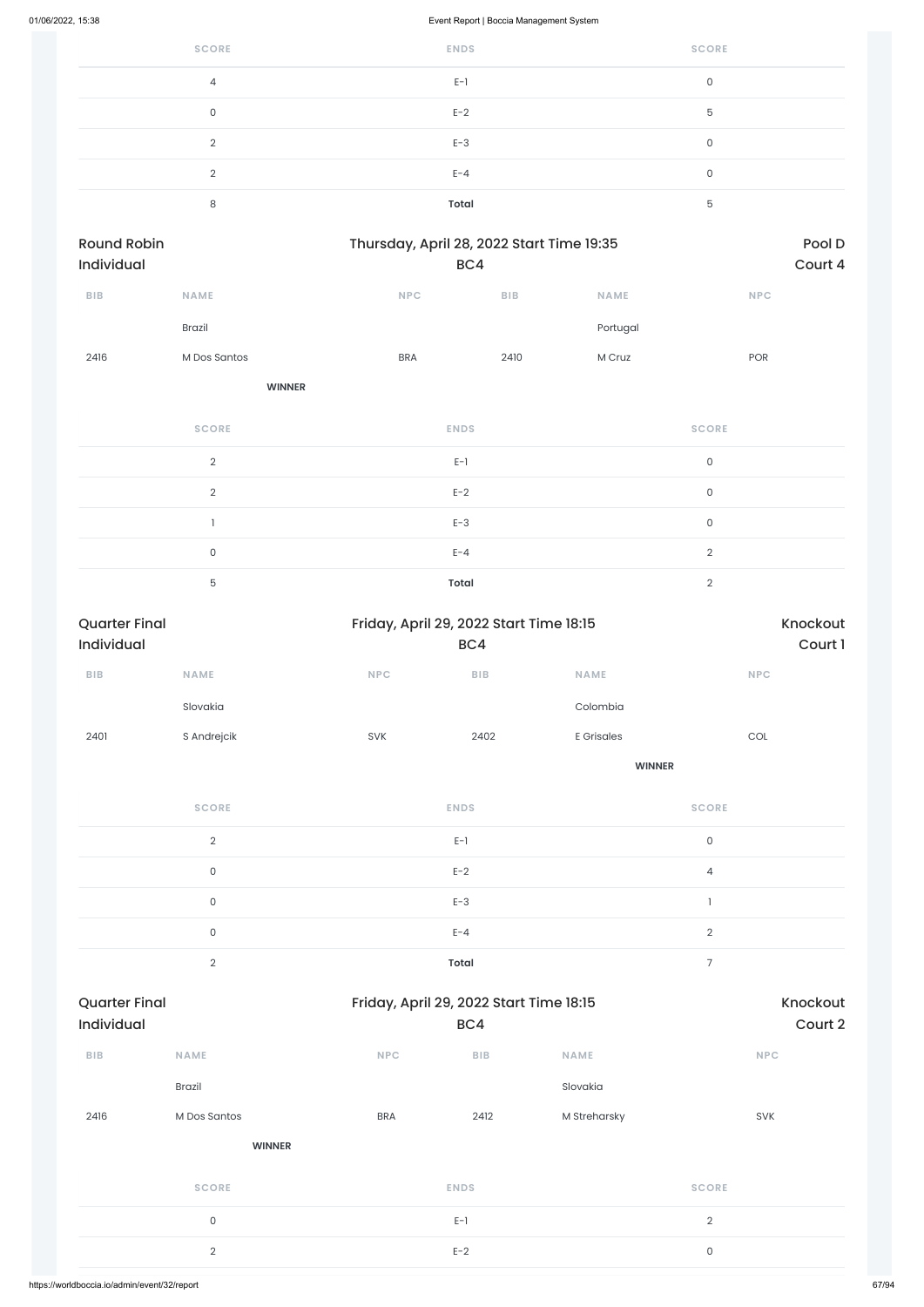| SCORE | ENDS | SCORE |
|---|---|---|
| 4 | E-1 | 0 |
| 0 | E-2 | 5 |
| 2 | E-3 | 0 |
| 2 | E-4 | 0 |
| 8 | **Total** | 5 |

## Round Robin Individual — Thursday, April 28, 2022 Start Time 19:35 — BC4 — Pool D Court 4

| BIB | NAME | NPC | BIB | NAME | NPC |
|---|---|---|---|---|---|
| | Brazil | | | Portugal | |
| 2416 | M Dos Santos | BRA | 2410 | M Cruz | POR |
| | **WINNER** | | | | |

| SCORE | ENDS | SCORE |
|---|---|---|
| 2 | E-1 | 0 |
| 2 | E-2 | 0 |
| 1 | E-3 | 0 |
| 0 | E-4 | 2 |
| 5 | **Total** | 2 |

## Quarter Final Individual — Friday, April 29, 2022 Start Time 18:15 — BC4 — Knockout Court 1

| BIB | NAME | NPC | BIB | NAME | NPC |
|---|---|---|---|---|---|
| | Slovakia | | | Colombia | |
| 2401 | S Andrejcik | SVK | 2402 | E Grisales | COL |
| | | | | **WINNER** | |

| SCORE | ENDS | SCORE |
|---|---|---|
| 2 | E-1 | 0 |
| 0 | E-2 | 4 |
| 0 | E-3 | 1 |
| 0 | E-4 | 2 |
| 2 | **Total** | 7 |

## Quarter Final Individual — Friday, April 29, 2022 Start Time 18:15 — BC4 — Knockout Court 2

| BIB | NAME | NPC | BIB | NAME | NPC |
|---|---|---|---|---|---|
| | Brazil | | | Slovakia | |
| 2416 | M Dos Santos | BRA | 2412 | M Streharsky | SVK |
| | **WINNER** | | | | |

| SCORE | ENDS | SCORE |
|---|---|---|
| 0 | E-1 | 2 |
| 2 | E-2 | 0 |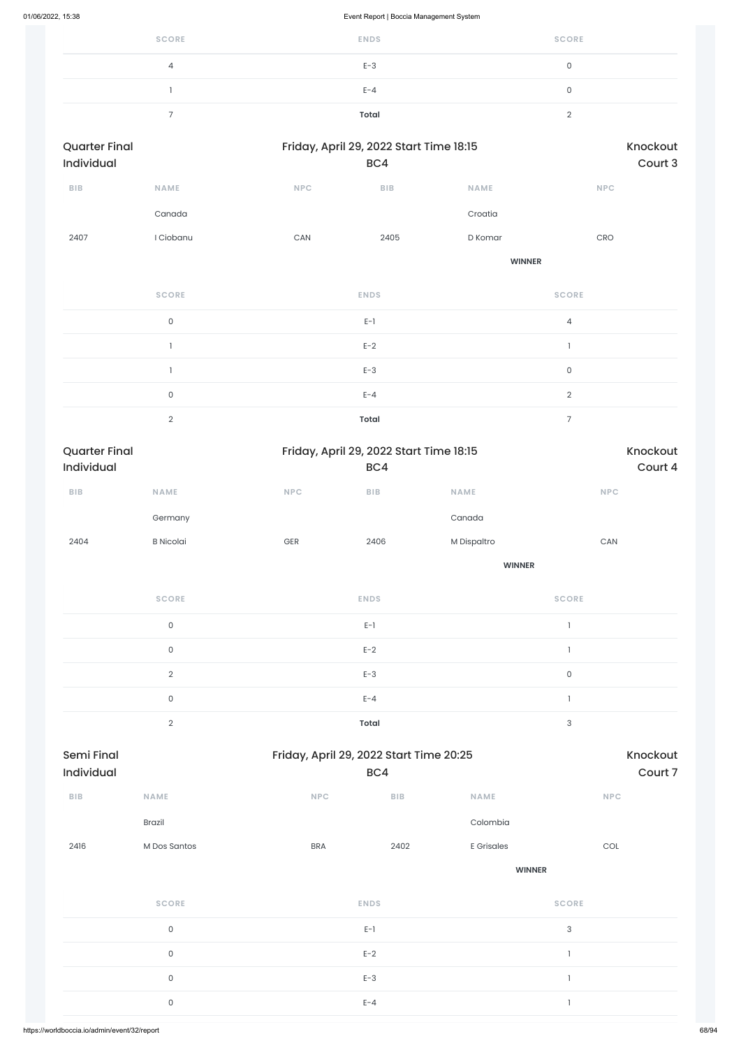| SCORE | ENDS | SCORE |
|---|---|---|
| 4 | E-3 | 0 |
| 1 | E-4 | 0 |
| 7 | **Total** | 2 |

## Quarter Final Individual

Friday, April 29, 2022 Start Time 18:15

BC4

Knockout Court 3

| BIB | NAME | NPC | BIB | NAME | NPC |
|---|---|---|---|---|---|
| | Canada | | | Croatia | |
| 2407 | I Ciobanu | CAN | 2405 | D Komar | CRO |
| | | | | **WINNER** | |

| SCORE | ENDS | SCORE |
|---|---|---|
| 0 | E-1 | 4 |
| 1 | E-2 | 1 |
| 1 | E-3 | 0 |
| 0 | E-4 | 2 |
| 2 | **Total** | 7 |

## Quarter Final Individual

Friday, April 29, 2022 Start Time 18:15

BC4

Knockout Court 4

| BIB | NAME | NPC | BIB | NAME | NPC |
|---|---|---|---|---|---|
| | Germany | | | Canada | |
| 2404 | B Nicolai | GER | 2406 | M Dispaltro | CAN |
| | | | | **WINNER** | |

| SCORE | ENDS | SCORE |
|---|---|---|
| 0 | E-1 | 1 |
| 0 | E-2 | 1 |
| 2 | E-3 | 0 |
| 0 | E-4 | 1 |
| 2 | **Total** | 3 |

## Semi Final Individual

Friday, April 29, 2022 Start Time 20:25

BC4

Knockout Court 7

| BIB | NAME | NPC | BIB | NAME | NPC |
|---|---|---|---|---|---|
| | Brazil | | | Colombia | |
| 2416 | M Dos Santos | BRA | 2402 | E Grisales | COL |
| | | | | **WINNER** | |

| SCORE | ENDS | SCORE |
|---|---|---|
| 0 | E-1 | 3 |
| 0 | E-2 | 1 |
| 0 | E-3 | 1 |
| 0 | E-4 | 1 |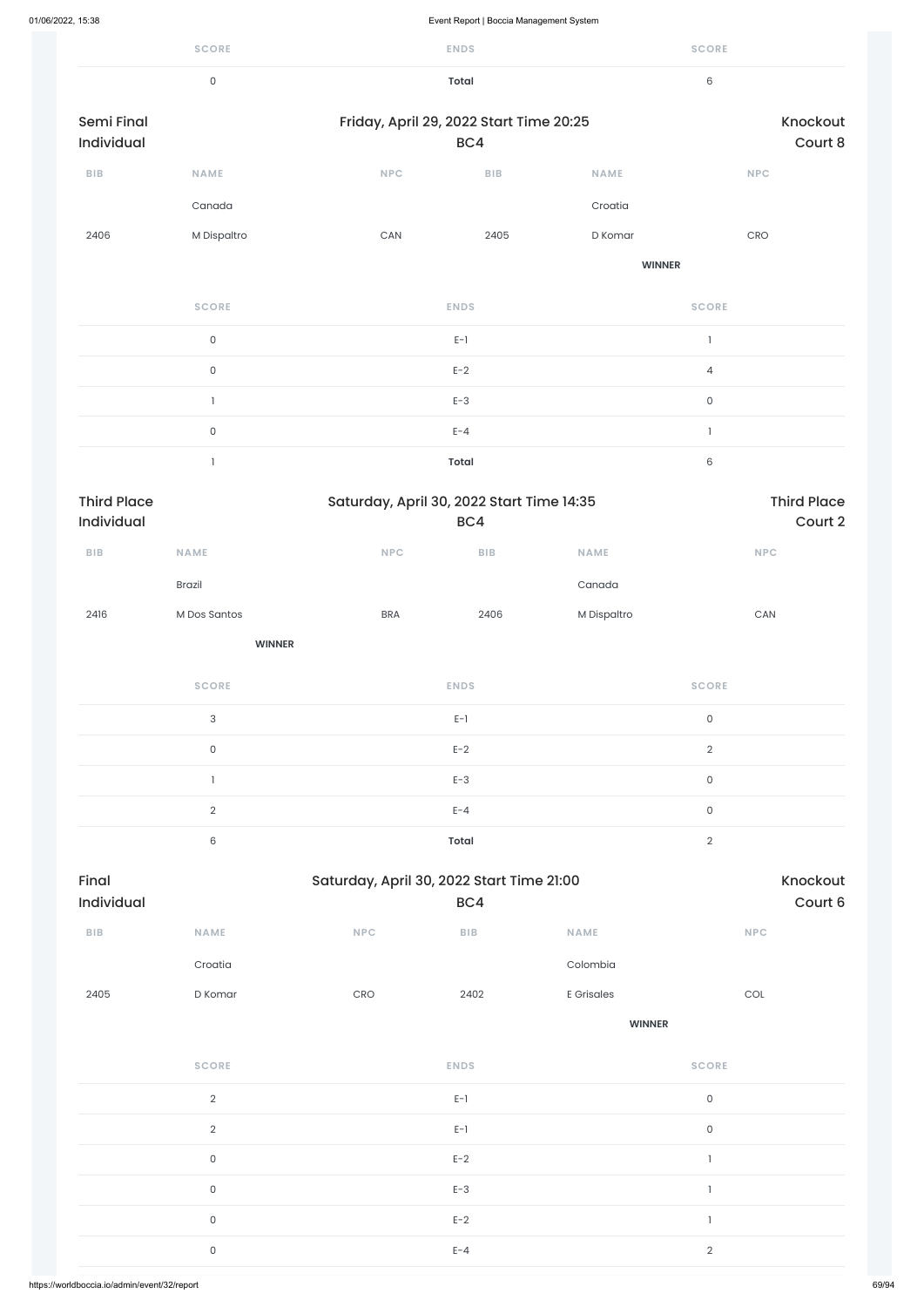| SCORE | ENDS | SCORE |
|---|---|---|
| 0 | **Total** | 6 |

Semi Final Individual — Friday, April 29, 2022 Start Time 20:25 — BC4 — Knockout Court 8

| BIB | NAME | NPC | BIB | NAME | NPC |
|---|---|---|---|---|---|
| | Canada | | | Croatia | |
| 2406 | M Dispaltro | CAN | 2405 | D Komar | CRO |
| | | | | **WINNER** | |

| SCORE | ENDS | SCORE |
|---|---|---|
| 0 | E-1 | 1 |
| 0 | E-2 | 4 |
| 1 | E-3 | 0 |
| 0 | E-4 | 1 |
| 1 | **Total** | 6 |

Third Place Individual — Saturday, April 30, 2022 Start Time 14:35 — BC4 — Third Place Court 2

| BIB | NAME | NPC | BIB | NAME | NPC |
|---|---|---|---|---|---|
| | Brazil | | | Canada | |
| 2416 | M Dos Santos | BRA | 2406 | M Dispaltro | CAN |
| | **WINNER** | | | | |

| SCORE | ENDS | SCORE |
|---|---|---|
| 3 | E-1 | 0 |
| 0 | E-2 | 2 |
| 1 | E-3 | 0 |
| 2 | E-4 | 0 |
| 6 | **Total** | 2 |

Final Individual — Saturday, April 30, 2022 Start Time 21:00 — BC4 — Knockout Court 6

| BIB | NAME | NPC | BIB | NAME | NPC |
|---|---|---|---|---|---|
| | Croatia | | | Colombia | |
| 2405 | D Komar | CRO | 2402 | E Grisales | COL |
| | | | | **WINNER** | |

| SCORE | ENDS | SCORE |
|---|---|---|
| 2 | E-1 | 0 |
| 2 | E-1 | 0 |
| 0 | E-2 | 1 |
| 0 | E-3 | 1 |
| 0 | E-2 | 1 |
| 0 | E-4 | 2 |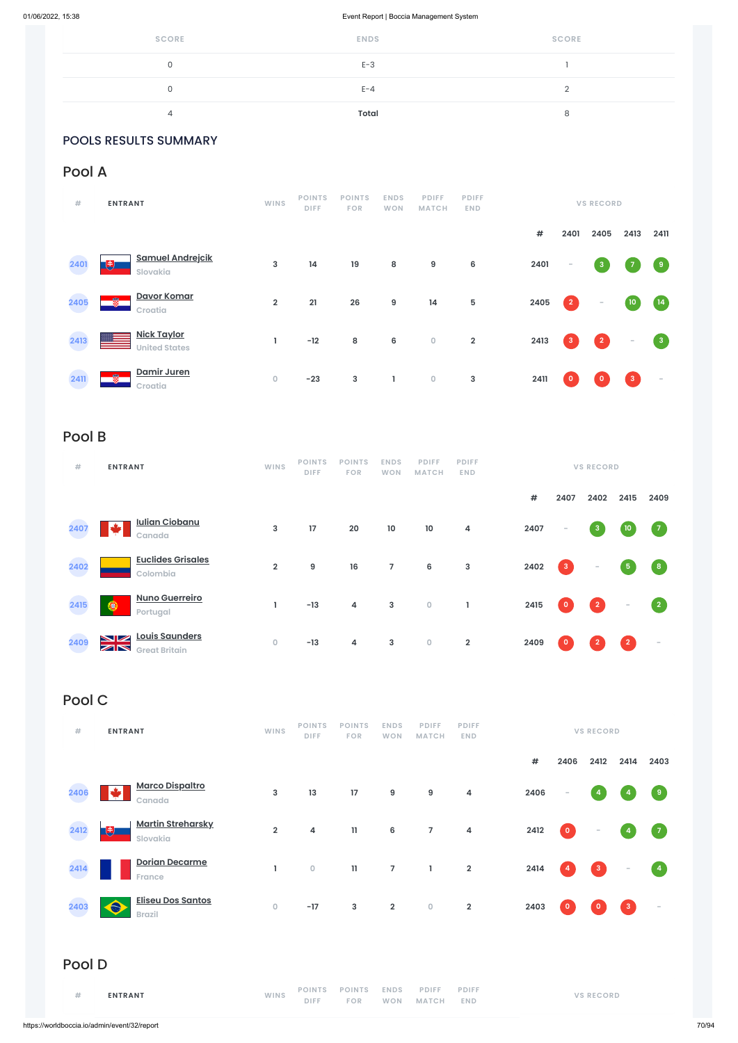| SCORE | ENDS | SCORE |
|---|---|---|
| 0 | E-3 | 1 |
| 0 | E-4 | 2 |
| 4 | **Total** | 8 |

## POOLS RESULTS SUMMARY

## Pool A

| # | ENTRANT | WINS | POINTS DIFF | POINTS FOR | ENDS WON | PDIFF MATCH | PDIFF END | # | 2401 | 2405 | 2413 | 2411 |
|---|---|---|---|---|---|---|---|---|---|---|---|---|
| 2401 | Samuel Andrejcik<br>Slovakia | 3 | 14 | 19 | 8 | 9 | 6 | 2401 | - | 3 | 7 | 9 |
| 2405 | Davor Komar<br>Croatia | 2 | 21 | 26 | 9 | 14 | 5 | 2405 | 2 | - | 10 | 14 |
| 2413 | Nick Taylor<br>United States | 1 | -12 | 8 | 6 | 0 | 2 | 2413 | 3 | 2 | - | 3 |
| 2411 | Damir Juren<br>Croatia | 0 | -23 | 3 | 1 | 0 | 3 | 2411 | 0 | 0 | 3 | - |

## Pool B

| # | ENTRANT | WINS | POINTS DIFF | POINTS FOR | ENDS WON | PDIFF MATCH | PDIFF END | # | 2407 | 2402 | 2415 | 2409 |
|---|---|---|---|---|---|---|---|---|---|---|---|---|
| 2407 | Iulian Ciobanu<br>Canada | 3 | 17 | 20 | 10 | 10 | 4 | 2407 | - | 3 | 10 | 7 |
| 2402 | Euclides Grisales<br>Colombia | 2 | 9 | 16 | 7 | 6 | 3 | 2402 | 3 | - | 5 | 8 |
| 2415 | Nuno Guerreiro<br>Portugal | 1 | -13 | 4 | 3 | 0 | 1 | 2415 | 0 | 2 | - | 2 |
| 2409 | Louis Saunders<br>Great Britain | 0 | -13 | 4 | 3 | 0 | 2 | 2409 | 0 | 2 | 2 | - |

## Pool C

| # | ENTRANT | WINS | POINTS DIFF | POINTS FOR | ENDS WON | PDIFF MATCH | PDIFF END | # | 2406 | 2412 | 2414 | 2403 |
|---|---|---|---|---|---|---|---|---|---|---|---|---|
| 2406 | Marco Dispaltro<br>Canada | 3 | 13 | 17 | 9 | 9 | 4 | 2406 | - | 4 | 4 | 9 |
| 2412 | Martin Strehársky<br>Slovakia | 2 | 4 | 11 | 6 | 7 | 4 | 2412 | 0 | - | 4 | 7 |
| 2414 | Dorian Decarme<br>France | 1 | 0 | 11 | 7 | 1 | 2 | 2414 | 4 | 3 | - | 4 |
| 2403 | Eliseu Dos Santos<br>Brazil | 0 | -17 | 3 | 2 | 0 | 2 | 2403 | 0 | 0 | 3 | - |

## Pool D

| # | ENTRANT | WINS | POINTS DIFF | POINTS FOR | ENDS WON | PDIFF MATCH | PDIFF END | VS RECORD |
|---|---|---|---|---|---|---|---|---|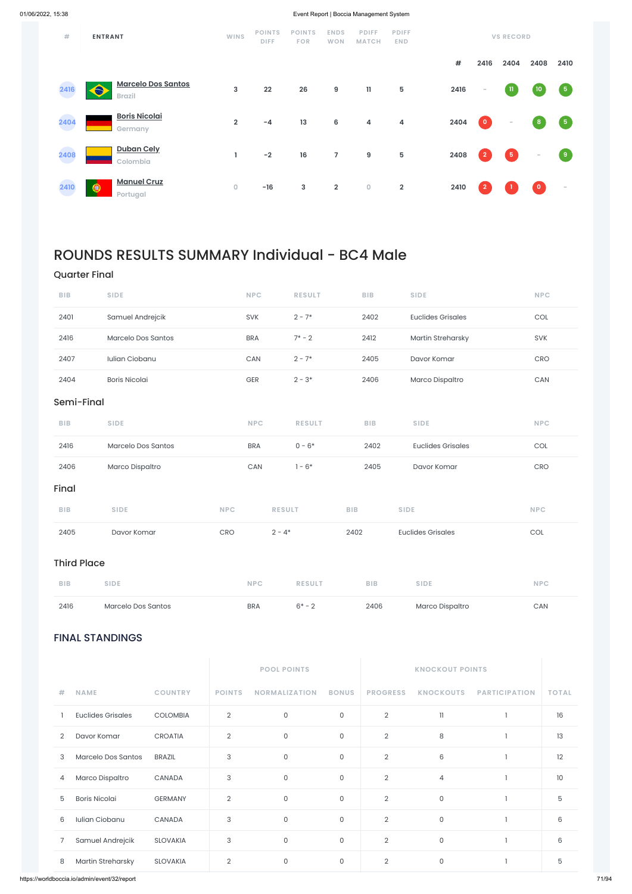| # | ENTRANT | WINS | POINTS DIFF | POINTS FOR | ENDS WON | PDIFF MATCH | PDIFF END | # | 2416 | 2404 | 2408 | 2410 |
|---|---|---|---|---|---|---|---|---|---|---|---|---|
| 2416 | Marcelo Dos Santos Brazil | 3 | 22 | 26 | 9 | 11 | 5 | 2416 | - | 11 | 10 | 5 |
| 2404 | Boris Nicolai Germany | 2 | -4 | 13 | 6 | 4 | 4 | 2404 | 0 | - | 8 | 5 |
| 2408 | Duban Cely Colombia | 1 | -2 | 16 | 7 | 9 | 5 | 2408 | 2 | 5 | - | 9 |
| 2410 | Manuel Cruz Portugal | 0 | -16 | 3 | 2 | 0 | 2 | 2410 | 2 | 1 | 0 | - |

# ROUNDS RESULTS SUMMARY Individual - BC4 Male

## Quarter Final

| BIB | SIDE | NPC | RESULT | BIB | SIDE | NPC |
|---|---|---|---|---|---|---|
| 2401 | Samuel Andrejcik | SVK | 2 - 7* | 2402 | Euclides Grisales | COL |
| 2416 | Marcelo Dos Santos | BRA | 7* - 2 | 2412 | Martin Streharsky | SVK |
| 2407 | Iulian Ciobanu | CAN | 2 - 7* | 2405 | Davor Komar | CRO |
| 2404 | Boris Nicolai | GER | 2 - 3* | 2406 | Marco Dispaltro | CAN |

## Semi-Final

| BIB | SIDE | NPC | RESULT | BIB | SIDE | NPC |
|---|---|---|---|---|---|---|
| 2416 | Marcelo Dos Santos | BRA | 0 - 6* | 2402 | Euclides Grisales | COL |
| 2406 | Marco Dispaltro | CAN | 1 - 6* | 2405 | Davor Komar | CRO |

## Final

| BIB | SIDE | NPC | RESULT | BIB | SIDE | NPC |
|---|---|---|---|---|---|---|
| 2405 | Davor Komar | CRO | 2 - 4* | 2402 | Euclides Grisales | COL |

## Third Place

| BIB | SIDE | NPC | RESULT | BIB | SIDE | NPC |
|---|---|---|---|---|---|---|
| 2416 | Marcelo Dos Santos | BRA | 6* - 2 | 2406 | Marco Dispaltro | CAN |

## FINAL STANDINGS

| | | | POOL POINTS | | | KNOCKOUT POINTS | | | |
|---|---|---|---|---|---|---|---|---|---|
| # | NAME | COUNTRY | POINTS | NORMALIZATION | BONUS | PROGRESS | KNOCKOUTS | PARTICIPATION | TOTAL |
| 1 | Euclides Grisales | COLOMBIA | 2 | 0 | 0 | 2 | 11 | 1 | 16 |
| 2 | Davor Komar | CROATIA | 2 | 0 | 0 | 2 | 8 | 1 | 13 |
| 3 | Marcelo Dos Santos | BRAZIL | 3 | 0 | 0 | 2 | 6 | 1 | 12 |
| 4 | Marco Dispaltro | CANADA | 3 | 0 | 0 | 2 | 4 | 1 | 10 |
| 5 | Boris Nicolai | GERMANY | 2 | 0 | 0 | 2 | 0 | 1 | 5 |
| 6 | Iulian Ciobanu | CANADA | 3 | 0 | 0 | 2 | 0 | 1 | 6 |
| 7 | Samuel Andrejcik | SLOVAKIA | 3 | 0 | 0 | 2 | 0 | 1 | 6 |
| 8 | Martin Streharsky | SLOVAKIA | 2 | 0 | 0 | 2 | 0 | 1 | 5 |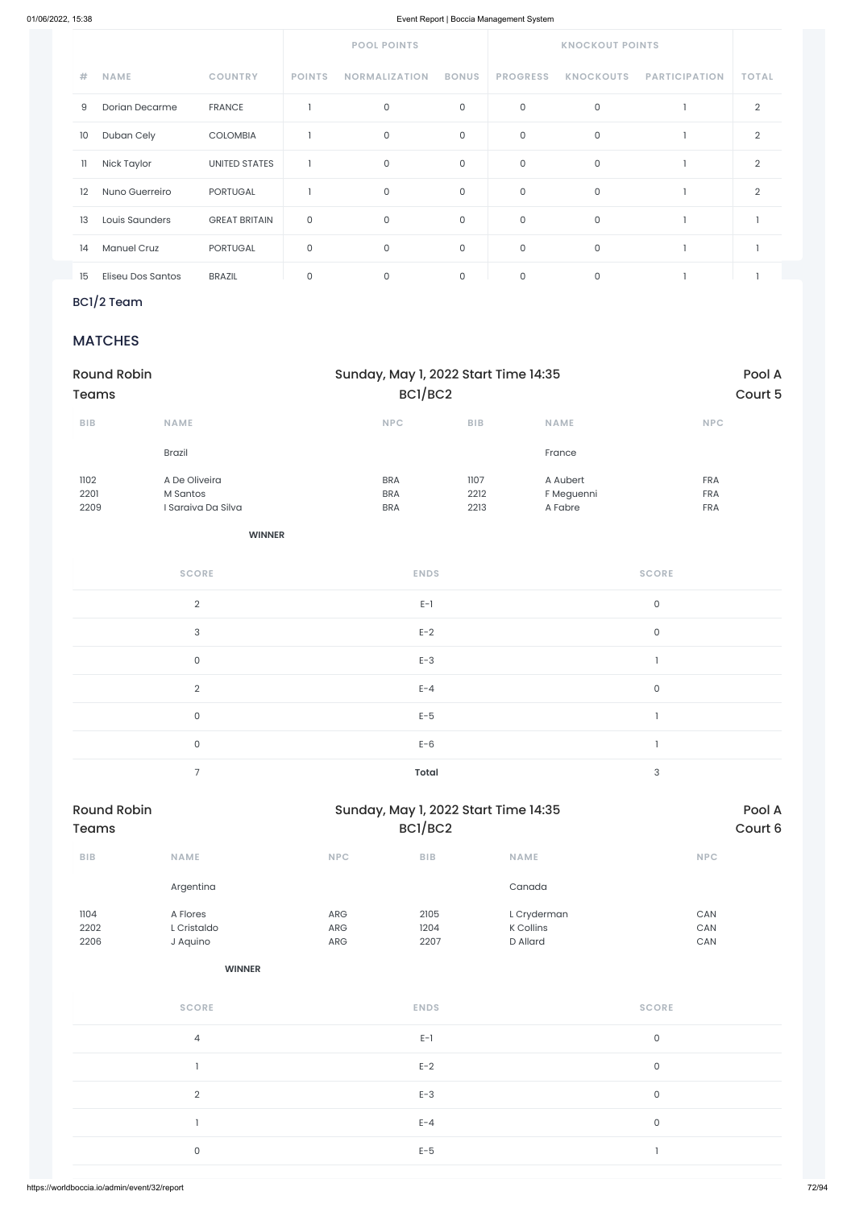| | | | POOL POINTS | | | KNOCKOUT POINTS | | | |
|---|---|---|---|---|---|---|---|---|---|
| # | NAME | COUNTRY | POINTS | NORMALIZATION | BONUS | PROGRESS | KNOCKOUTS | PARTICIPATION | TOTAL |
| 9 | Dorian Decarme | FRANCE | 1 | 0 | 0 | 0 | 0 | 1 | 2 |
| 10 | Duban Cely | COLOMBIA | 1 | 0 | 0 | 0 | 0 | 1 | 2 |
| 11 | Nick Taylor | UNITED STATES | 1 | 0 | 0 | 0 | 0 | 1 | 2 |
| 12 | Nuno Guerreiro | PORTUGAL | 1 | 0 | 0 | 0 | 0 | 1 | 2 |
| 13 | Louis Saunders | GREAT BRITAIN | 0 | 0 | 0 | 0 | 0 | 1 | 1 |
| 14 | Manuel Cruz | PORTUGAL | 0 | 0 | 0 | 0 | 0 | 1 | 1 |
| 15 | Eliseu Dos Santos | BRAZIL | 0 | 0 | 0 | 0 | 0 | 1 | 1 |

## BC1/2 Team

## MATCHES

### Round Robin Teams — Sunday, May 1, 2022 Start Time 14:35 — BC1/BC2 — Pool A, Court 5

| BIB | NAME | NPC | BIB | NAME | NPC |
|---|---|---|---|---|---|
| | Brazil | | | France | |
| 1102 | A De Oliveira | BRA | 1107 | A Aubert | FRA |
| 2201 | M Santos | BRA | 2212 | F Meguenni | FRA |
| 2209 | I Saraiva Da Silva | BRA | 2213 | A Fabre | FRA |

**WINNER**

| SCORE | ENDS | SCORE |
|---|---|---|
| 2 | E-1 | 0 |
| 3 | E-2 | 0 |
| 0 | E-3 | 1 |
| 2 | E-4 | 0 |
| 0 | E-5 | 1 |
| 0 | E-6 | 1 |
| 7 | **Total** | 3 |

### Round Robin Teams — Sunday, May 1, 2022 Start Time 14:35 — BC1/BC2 — Pool A, Court 6

| BIB | NAME | NPC | BIB | NAME | NPC |
|---|---|---|---|---|---|
| | Argentina | | | Canada | |
| 1104 | A Flores | ARG | 2105 | L Cryderman | CAN |
| 2202 | L Cristaldo | ARG | 1204 | K Collins | CAN |
| 2206 | J Aquino | ARG | 2207 | D Allard | CAN |

**WINNER**

| SCORE | ENDS | SCORE |
|---|---|---|
| 4 | E-1 | 0 |
| 1 | E-2 | 0 |
| 2 | E-3 | 0 |
| 1 | E-4 | 0 |
| 0 | E-5 | 1 |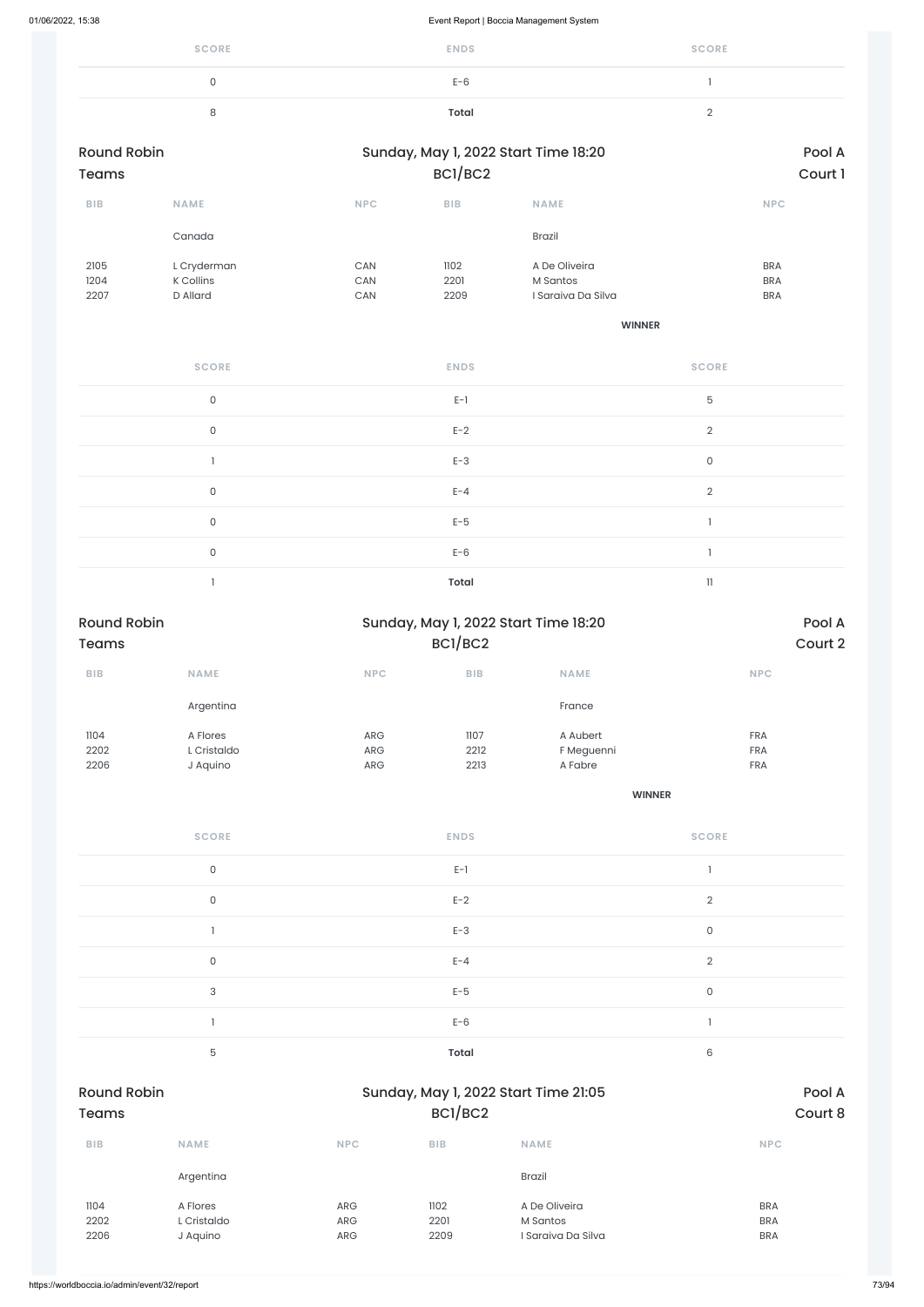| SCORE | ENDS | SCORE |
|---|---|---|
| 0 | E-6 | 1 |
| 8 | **Total** | 2 |

**Round Robin Teams** — Sunday, May 1, 2022 Start Time 18:20 — BC1/BC2 — Pool A Court 1

| BIB | NAME | NPC | BIB | NAME | NPC |
|---|---|---|---|---|---|
| | Canada | | | Brazil | |
| 2105 | L Cryderman | CAN | 1102 | A De Oliveira | BRA |
| 1204 | K Collins | CAN | 2201 | M Santos | BRA |
| 2207 | D Allard | CAN | 2209 | I Saraiva Da Silva | BRA |
| | | | | **WINNER** | |

| SCORE | ENDS | SCORE |
|---|---|---|
| 0 | E-1 | 5 |
| 0 | E-2 | 2 |
| 1 | E-3 | 0 |
| 0 | E-4 | 2 |
| 0 | E-5 | 1 |
| 0 | E-6 | 1 |
| 1 | **Total** | 11 |

**Round Robin Teams** — Sunday, May 1, 2022 Start Time 18:20 — BC1/BC2 — Pool A Court 2

| BIB | NAME | NPC | BIB | NAME | NPC |
|---|---|---|---|---|---|
| | Argentina | | | France | |
| 1104 | A Flores | ARG | 1107 | A Aubert | FRA |
| 2202 | L Cristaldo | ARG | 2212 | F Meguenni | FRA |
| 2206 | J Aquino | ARG | 2213 | A Fabre | FRA |
| | | | | **WINNER** | |

| SCORE | ENDS | SCORE |
|---|---|---|
| 0 | E-1 | 1 |
| 0 | E-2 | 2 |
| 1 | E-3 | 0 |
| 0 | E-4 | 2 |
| 3 | E-5 | 0 |
| 1 | E-6 | 1 |
| 5 | **Total** | 6 |

**Round Robin Teams** — Sunday, May 1, 2022 Start Time 21:05 — BC1/BC2 — Pool A Court 8

| BIB | NAME | NPC | BIB | NAME | NPC |
|---|---|---|---|---|---|
| | Argentina | | | Brazil | |
| 1104 | A Flores | ARG | 1102 | A De Oliveira | BRA |
| 2202 | L Cristaldo | ARG | 2201 | M Santos | BRA |
| 2206 | J Aquino | ARG | 2209 | I Saraiva Da Silva | BRA |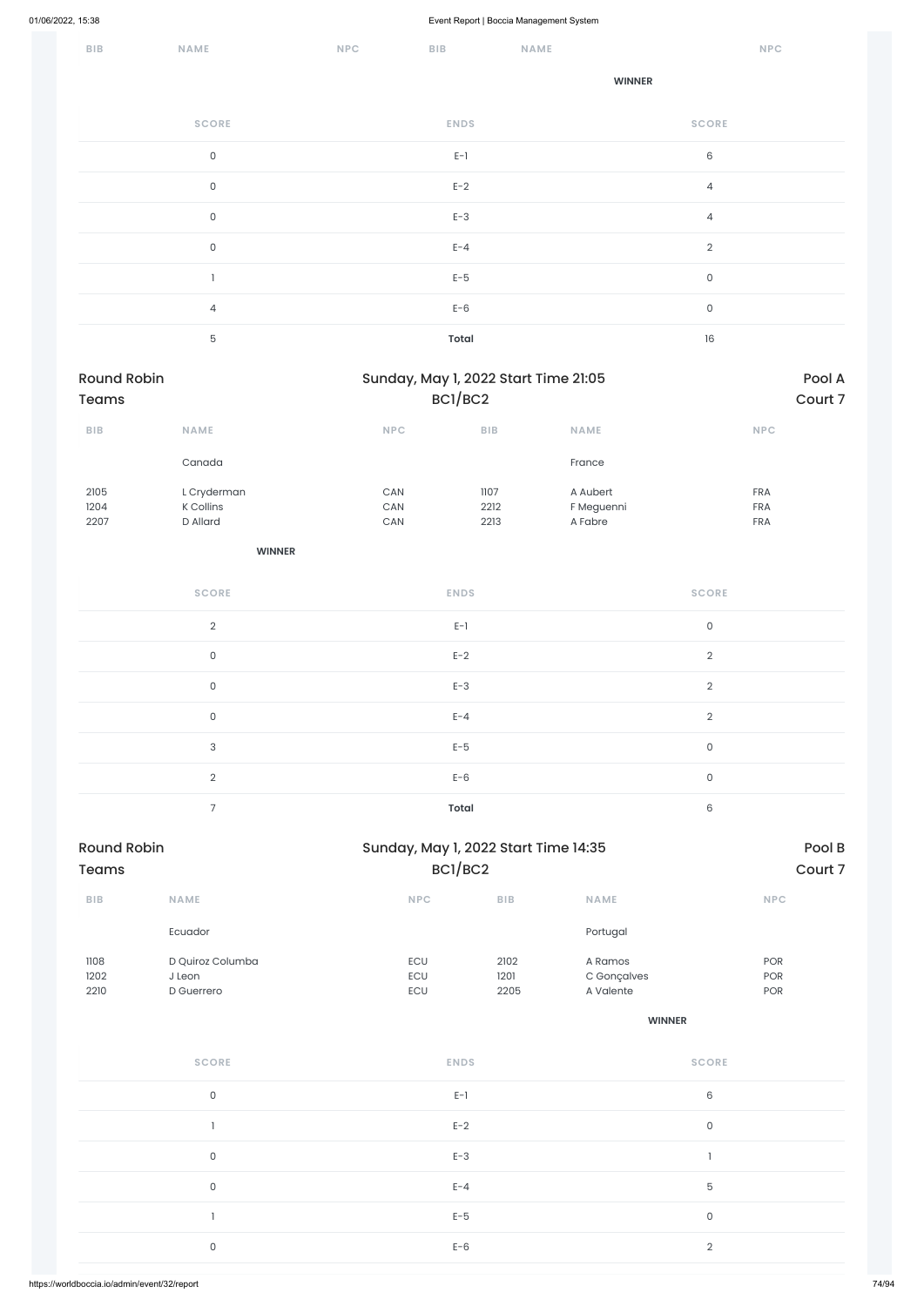| BIB | NAME | NPC | BIB | NAME | NPC |
|---|---|---|---|---|---|

**WINNER** (right)

| SCORE | ENDS | SCORE |
|---|---|---|
| 0 | E-1 | 6 |
| 0 | E-2 | 4 |
| 0 | E-3 | 4 |
| 0 | E-4 | 2 |
| 1 | E-5 | 0 |
| 4 | E-6 | 0 |
| 5 | **Total** | 16 |

## Round Robin Teams — Sunday, May 1, 2022 Start Time 21:05 — BC1/BC2 — Pool A, Court 7

| BIB | NAME | NPC | BIB | NAME | NPC |
|---|---|---|---|---|---|
| | Canada | | | France | |
| 2105 | L Cryderman | CAN | 1107 | A Aubert | FRA |
| 1204 | K Collins | CAN | 2212 | F Meguenni | FRA |
| 2207 | D Allard | CAN | 2213 | A Fabre | FRA |

**WINNER** (left)

| SCORE | ENDS | SCORE |
|---|---|---|
| 2 | E-1 | 0 |
| 0 | E-2 | 2 |
| 0 | E-3 | 2 |
| 0 | E-4 | 2 |
| 3 | E-5 | 0 |
| 2 | E-6 | 0 |
| 7 | **Total** | 6 |

## Round Robin Teams — Sunday, May 1, 2022 Start Time 14:35 — BC1/BC2 — Pool B, Court 7

| BIB | NAME | NPC | BIB | NAME | NPC |
|---|---|---|---|---|---|
| | Ecuador | | | Portugal | |
| 1108 | D Quiroz Columba | ECU | 2102 | A Ramos | POR |
| 1202 | J Leon | ECU | 1201 | C Gonçalves | POR |
| 2210 | D Guerrero | ECU | 2205 | A Valente | POR |

**WINNER** (right)

| SCORE | ENDS | SCORE |
|---|---|---|
| 0 | E-1 | 6 |
| 1 | E-2 | 0 |
| 0 | E-3 | 1 |
| 0 | E-4 | 5 |
| 1 | E-5 | 0 |
| 0 | E-6 | 2 |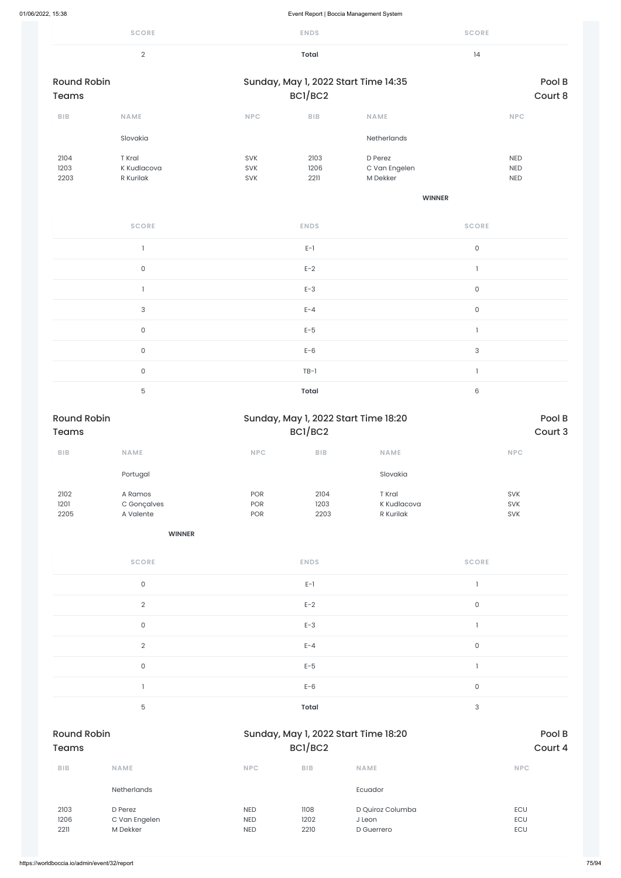| SCORE | ENDS | SCORE |
|---|---|---|
| 2 | **Total** | 14 |

## Round Robin Teams

Sunday, May 1, 2022 Start Time 14:35
BC1/BC2

Pool B
Court 8

| BIB | NAME | NPC | BIB | NAME | NPC |
|---|---|---|---|---|---|
| | Slovakia | | | Netherlands | |
| 2104 | T Kral | SVK | 2103 | D Perez | NED |
| 1203 | K Kudlacova | SVK | 1206 | C Van Engelen | NED |
| 2203 | R Kurilak | SVK | 2211 | M Dekker | NED |
| | | | | **WINNER** | |

| SCORE | ENDS | SCORE |
|---|---|---|
| 1 | E-1 | 0 |
| 0 | E-2 | 1 |
| 1 | E-3 | 0 |
| 3 | E-4 | 0 |
| 0 | E-5 | 1 |
| 0 | E-6 | 3 |
| 0 | TB-1 | 1 |
| 5 | **Total** | 6 |

## Round Robin Teams

Sunday, May 1, 2022 Start Time 18:20
BC1/BC2

Pool B
Court 3

| BIB | NAME | NPC | BIB | NAME | NPC |
|---|---|---|---|---|---|
| | Portugal | | | Slovakia | |
| 2102 | A Ramos | POR | 2104 | T Kral | SVK |
| 1201 | C Gonçalves | POR | 1203 | K Kudlacova | SVK |
| 2205 | A Valente | POR | 2203 | R Kurilak | SVK |
| | **WINNER** | | | | |

| SCORE | ENDS | SCORE |
|---|---|---|
| 0 | E-1 | 1 |
| 2 | E-2 | 0 |
| 0 | E-3 | 1 |
| 2 | E-4 | 0 |
| 0 | E-5 | 1 |
| 1 | E-6 | 0 |
| 5 | **Total** | 3 |

## Round Robin Teams

Sunday, May 1, 2022 Start Time 18:20
BC1/BC2

Pool B
Court 4

| BIB | NAME | NPC | BIB | NAME | NPC |
|---|---|---|---|---|---|
| | Netherlands | | | Ecuador | |
| 2103 | D Perez | NED | 1108 | D Quiroz Columba | ECU |
| 1206 | C Van Engelen | NED | 1202 | J Leon | ECU |
| 2211 | M Dekker | NED | 2210 | D Guerrero | ECU |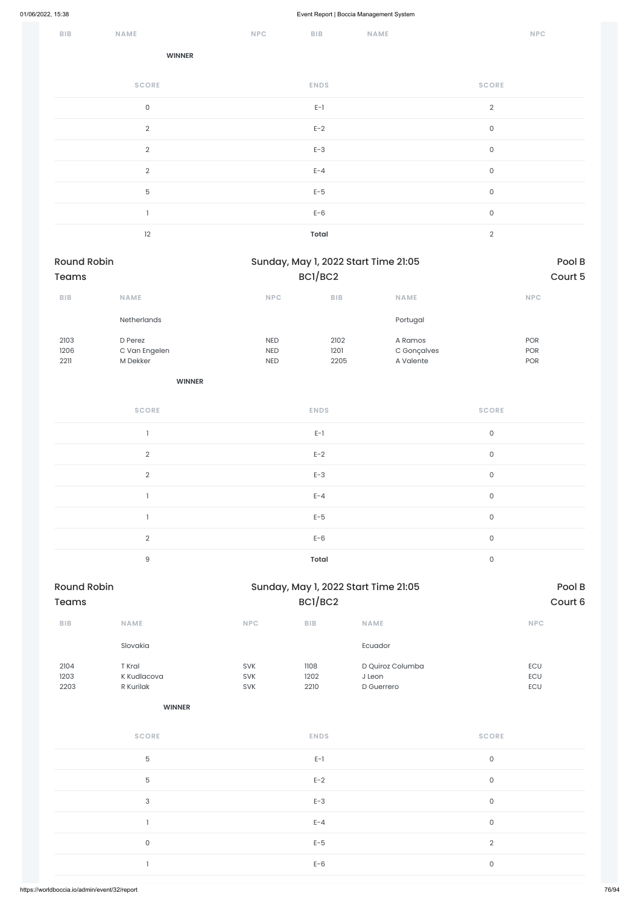| BIB | NAME | NPC | BIB | NAME | NPC |
|---|---|---|---|---|---|

**WINNER**

| SCORE | ENDS | SCORE |
|---|---|---|
| 0 | E-1 | 2 |
| 2 | E-2 | 0 |
| 2 | E-3 | 0 |
| 2 | E-4 | 0 |
| 5 | E-5 | 0 |
| 1 | E-6 | 0 |
| 12 | **Total** | 2 |

## Round Robin Teams — Sunday, May 1, 2022 Start Time 21:05 — BC1/BC2 — Pool B Court 5

| BIB | NAME | NPC | BIB | NAME | NPC |
|---|---|---|---|---|---|
| | Netherlands | | | Portugal | |
| 2103 | D Perez | NED | 2102 | A Ramos | POR |
| 1206 | C Van Engelen | NED | 1201 | C Gonçalves | POR |
| 2211 | M Dekker | NED | 2205 | A Valente | POR |

**WINNER**

| SCORE | ENDS | SCORE |
|---|---|---|
| 1 | E-1 | 0 |
| 2 | E-2 | 0 |
| 2 | E-3 | 0 |
| 1 | E-4 | 0 |
| 1 | E-5 | 0 |
| 2 | E-6 | 0 |
| 9 | **Total** | 0 |

## Round Robin Teams — Sunday, May 1, 2022 Start Time 21:05 — BC1/BC2 — Pool B Court 6

| BIB | NAME | NPC | BIB | NAME | NPC |
|---|---|---|---|---|---|
| | Slovakia | | | Ecuador | |
| 2104 | T Kral | SVK | 1108 | D Quiroz Columba | ECU |
| 1203 | K Kudlacova | SVK | 1202 | J Leon | ECU |
| 2203 | R Kurilak | SVK | 2210 | D Guerrero | ECU |

**WINNER**

| SCORE | ENDS | SCORE |
|---|---|---|
| 5 | E-1 | 0 |
| 5 | E-2 | 0 |
| 3 | E-3 | 0 |
| 1 | E-4 | 0 |
| 0 | E-5 | 2 |
| 1 | E-6 | 0 |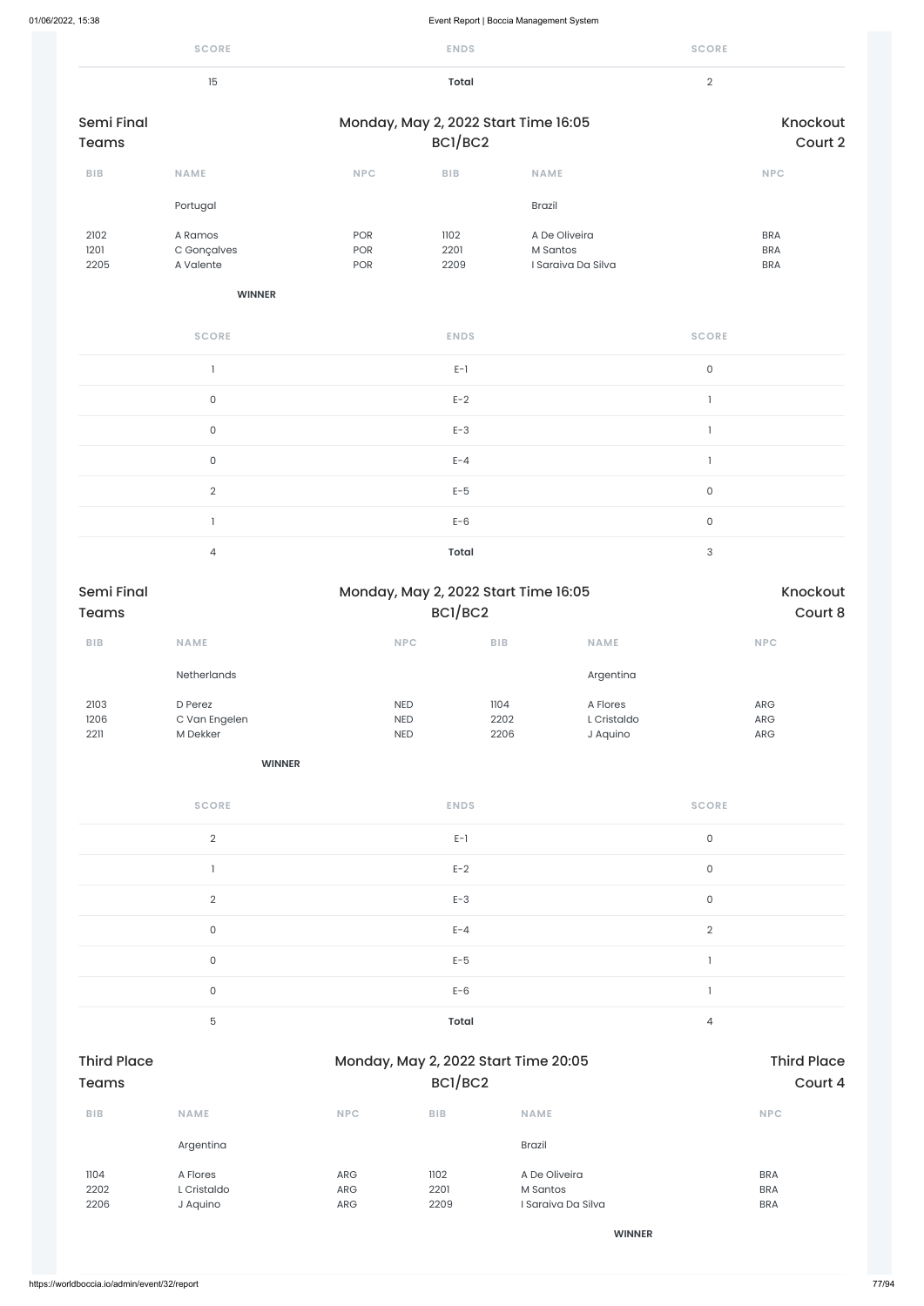| SCORE | ENDS | SCORE |
|---|---|---|
| 15 | **Total** | 2 |

## Semi Final Teams

Monday, May 2, 2022 Start Time 16:05
BC1/BC2

Knockout Court 2

| BIB | NAME | NPC | BIB | NAME | NPC |
|---|---|---|---|---|---|
| | Portugal | | | Brazil | |
| 2102 | A Ramos | POR | 1102 | A De Oliveira | BRA |
| 1201 | C Gonçalves | POR | 2201 | M Santos | BRA |
| 2205 | A Valente | POR | 2209 | I Saraiva Da Silva | BRA |
| | **WINNER** | | | | |

| SCORE | ENDS | SCORE |
|---|---|---|
| 1 | E-1 | 0 |
| 0 | E-2 | 1 |
| 0 | E-3 | 1 |
| 0 | E-4 | 1 |
| 2 | E-5 | 0 |
| 1 | E-6 | 0 |
| 4 | **Total** | 3 |

## Semi Final Teams

Monday, May 2, 2022 Start Time 16:05
BC1/BC2

Knockout Court 8

| BIB | NAME | NPC | BIB | NAME | NPC |
|---|---|---|---|---|---|
| | Netherlands | | | Argentina | |
| 2103 | D Perez | NED | 1104 | A Flores | ARG |
| 1206 | C Van Engelen | NED | 2202 | L Cristaldo | ARG |
| 2211 | M Dekker | NED | 2206 | J Aquino | ARG |
| | **WINNER** | | | | |

| SCORE | ENDS | SCORE |
|---|---|---|
| 2 | E-1 | 0 |
| 1 | E-2 | 0 |
| 2 | E-3 | 0 |
| 0 | E-4 | 2 |
| 0 | E-5 | 1 |
| 0 | E-6 | 1 |
| 5 | **Total** | 4 |

## Third Place Teams

Monday, May 2, 2022 Start Time 20:05
BC1/BC2

Third Place Court 4

| BIB | NAME | NPC | BIB | NAME | NPC |
|---|---|---|---|---|---|
| | Argentina | | | Brazil | |
| 1104 | A Flores | ARG | 1102 | A De Oliveira | BRA |
| 2202 | L Cristaldo | ARG | 2201 | M Santos | BRA |
| 2206 | J Aquino | ARG | 2209 | I Saraiva Da Silva | BRA |
| | | | | **WINNER** | |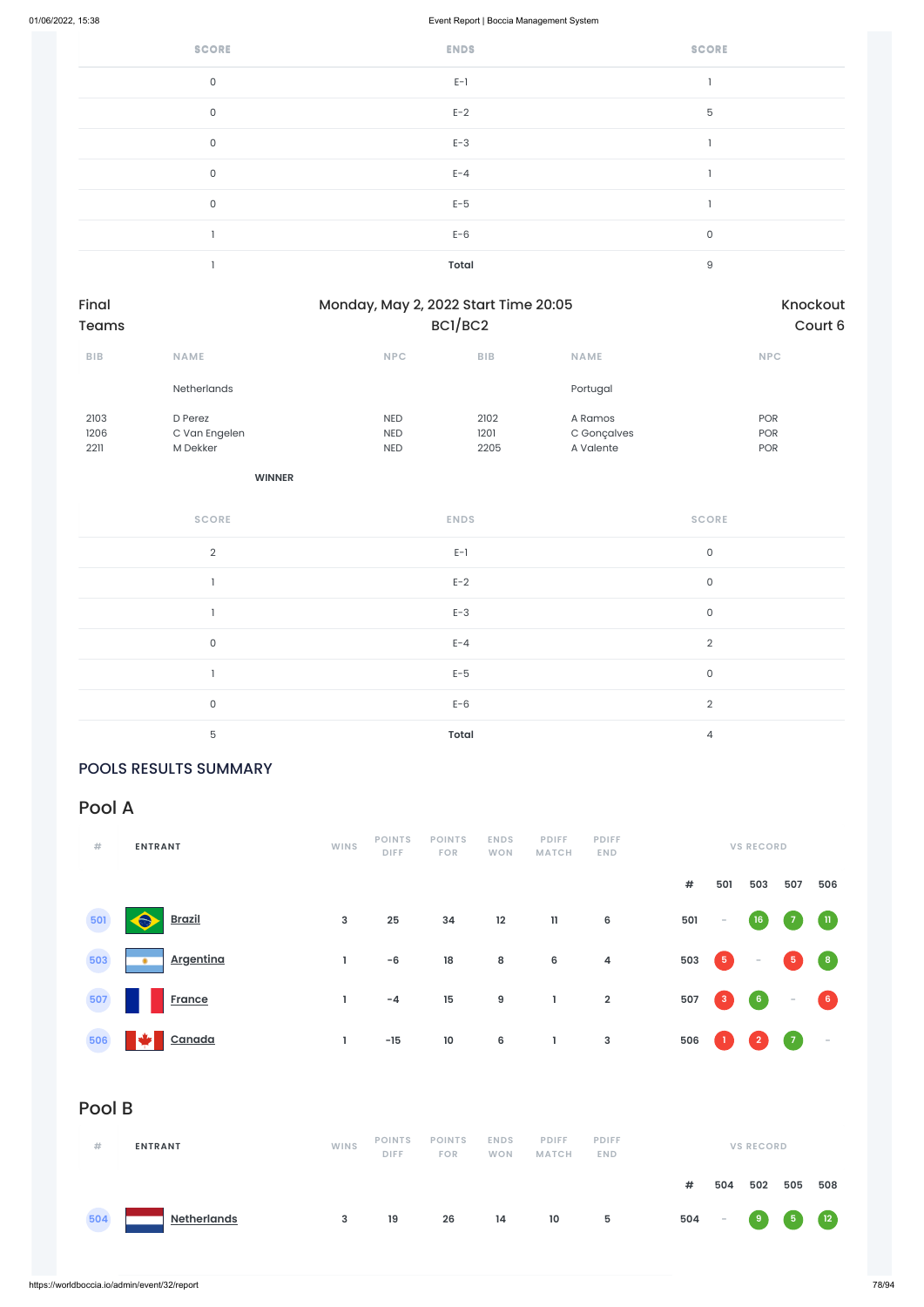| SCORE | ENDS | SCORE |
|---|---|---|
| 0 | E-1 | 1 |
| 0 | E-2 | 5 |
| 0 | E-3 | 1 |
| 0 | E-4 | 1 |
| 0 | E-5 | 1 |
| 1 | E-6 | 0 |
| 1 | **Total** | 9 |

Final
Teams

Monday, May 2, 2022 Start Time 20:05
BC1/BC2

Knockout
Court 6

| BIB | NAME | NPC | BIB | NAME | NPC |
|---|---|---|---|---|---|
| | Netherlands | | | Portugal | |
| 2103 | D Perez | NED | 2102 | A Ramos | POR |
| 1206 | C Van Engelen | NED | 1201 | C Gonçalves | POR |
| 2211 | M Dekker | NED | 2205 | A Valente | POR |

**WINNER**

| SCORE | ENDS | SCORE |
|---|---|---|
| 2 | E-1 | 0 |
| 1 | E-2 | 0 |
| 1 | E-3 | 0 |
| 0 | E-4 | 2 |
| 1 | E-5 | 0 |
| 0 | E-6 | 2 |
| 5 | **Total** | 4 |

## POOLS RESULTS SUMMARY

## Pool A

| # | ENTRANT | WINS | POINTS DIFF | POINTS FOR | ENDS WON | PDIFF MATCH | PDIFF END | # | 501 | 503 | 507 | 506 |
|---|---|---|---|---|---|---|---|---|---|---|---|---|
| 501 | Brazil | 3 | 25 | 34 | 12 | 11 | 6 | 501 | - | 16 | 7 | 11 |
| 503 | Argentina | 1 | -6 | 18 | 8 | 6 | 4 | 503 | 5 | - | 5 | 8 |
| 507 | France | 1 | -4 | 15 | 9 | 1 | 2 | 507 | 3 | 6 | - | 6 |
| 506 | Canada | 1 | -15 | 10 | 6 | 1 | 3 | 506 | 1 | 2 | 7 | - |

## Pool B

| # | ENTRANT | WINS | POINTS DIFF | POINTS FOR | ENDS WON | PDIFF MATCH | PDIFF END | # | 504 | 502 | 505 | 508 |
|---|---|---|---|---|---|---|---|---|---|---|---|---|
| 504 | Netherlands | 3 | 19 | 26 | 14 | 10 | 5 | 504 | - | 9 | 5 | 12 |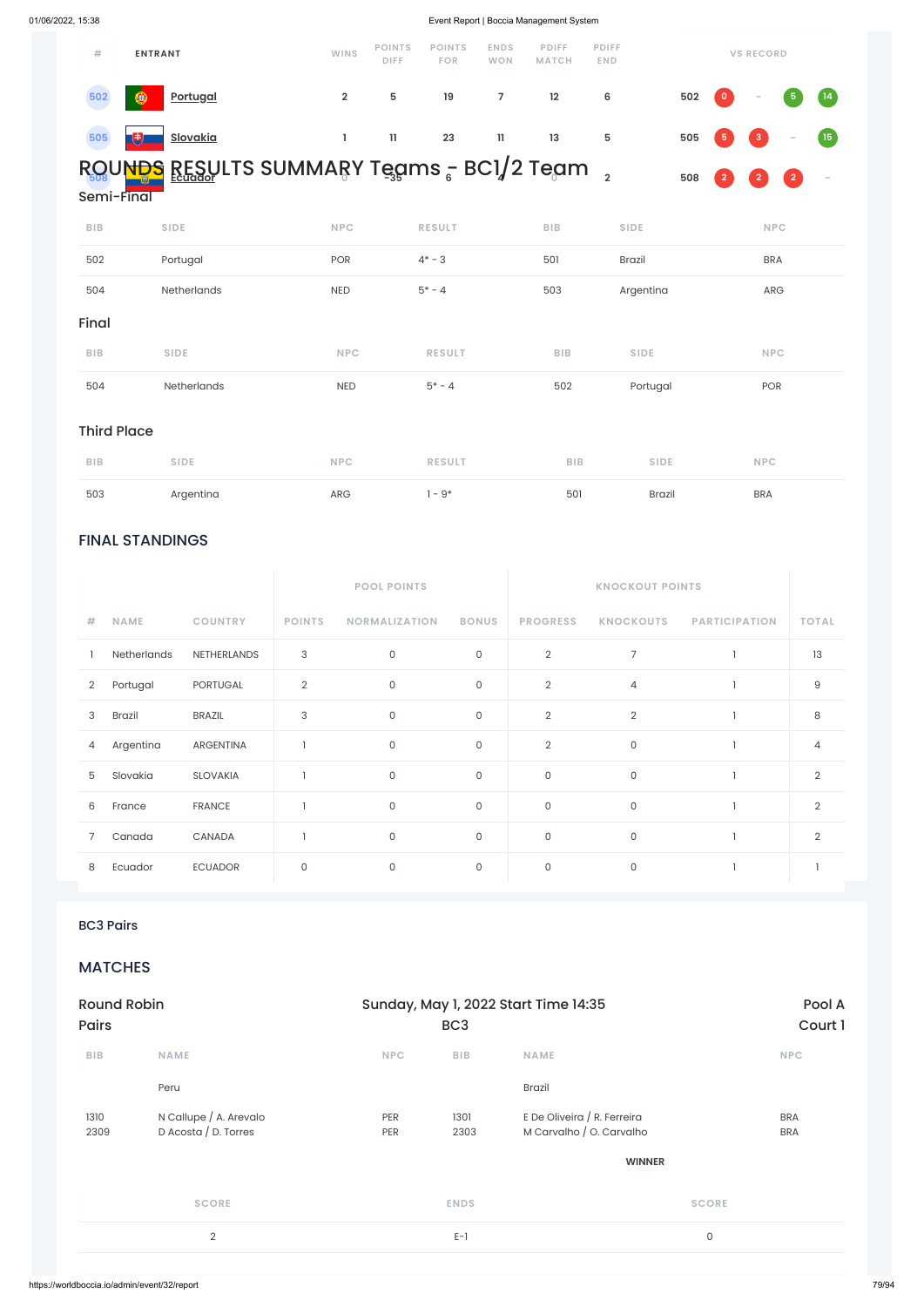| # | ENTRANT | WINS | POINTS DIFF | POINTS FOR | ENDS WON | PDIFF MATCH | PDIFF END | VS RECORD | | | | |
|---|---|---|---|---|---|---|---|---|---|---|---|---|
| 502 | Portugal | 2 | 5 | 19 | 7 | 12 | 6 | 502 | 0 | - | 5 | 14 |
| 505 | Slovakia | 1 | 11 | 23 | 11 | 13 | 5 | 505 | 5 | 3 | - | 15 |
| 508 | Ecuador | 0 | -35 | 6 | 4 | 0 | 2 | 508 | 2 | 2 | 2 | - |

## ROUNDS RESULTS SUMMARY Teams - BC1/2 Team

### Semi-Final

| BIB | SIDE | NPC | RESULT | BIB | SIDE | NPC |
|---|---|---|---|---|---|---|
| 502 | Portugal | POR | 4* - 3 | 501 | Brazil | BRA |
| 504 | Netherlands | NED | 5* - 4 | 503 | Argentina | ARG |

### Final

| BIB | SIDE | NPC | RESULT | BIB | SIDE | NPC |
|---|---|---|---|---|---|---|
| 504 | Netherlands | NED | 5* - 4 | 502 | Portugal | POR |

### Third Place

| BIB | SIDE | NPC | RESULT | BIB | SIDE | NPC |
|---|---|---|---|---|---|---|
| 503 | Argentina | ARG | 1 - 9* | 501 | Brazil | BRA |

## FINAL STANDINGS

| | | | POOL POINTS | | | KNOCKOUT POINTS | | | |
|---|---|---|---|---|---|---|---|---|---|
| # | NAME | COUNTRY | POINTS | NORMALIZATION | BONUS | PROGRESS | KNOCKOUTS | PARTICIPATION | TOTAL |
| 1 | Netherlands | NETHERLANDS | 3 | 0 | 0 | 2 | 7 | 1 | 13 |
| 2 | Portugal | PORTUGAL | 2 | 0 | 0 | 2 | 4 | 1 | 9 |
| 3 | Brazil | BRAZIL | 3 | 0 | 0 | 2 | 2 | 1 | 8 |
| 4 | Argentina | ARGENTINA | 1 | 0 | 0 | 2 | 0 | 1 | 4 |
| 5 | Slovakia | SLOVAKIA | 1 | 0 | 0 | 0 | 0 | 1 | 2 |
| 6 | France | FRANCE | 1 | 0 | 0 | 0 | 0 | 1 | 2 |
| 7 | Canada | CANADA | 1 | 0 | 0 | 0 | 0 | 1 | 2 |
| 8 | Ecuador | ECUADOR | 0 | 0 | 0 | 0 | 0 | 1 | 1 |

### BC3 Pairs

## MATCHES

Round Robin Pairs | Sunday, May 1, 2022 Start Time 14:35 BC3 | Pool A Court 1

| BIB | NAME | NPC | BIB | NAME | NPC |
|---|---|---|---|---|---|
| | Peru | | | Brazil | |
| 1310<br>2309 | N Callupe / A. Arevalo<br>D Acosta / D. Torres | PER<br>PER | 1301<br>2303 | E De Oliveira / R. Ferreira<br>M Carvalho / O. Carvalho | BRA<br>BRA |

WINNER

| SCORE | ENDS | SCORE |
|---|---|---|
| 2 | E-1 | 0 |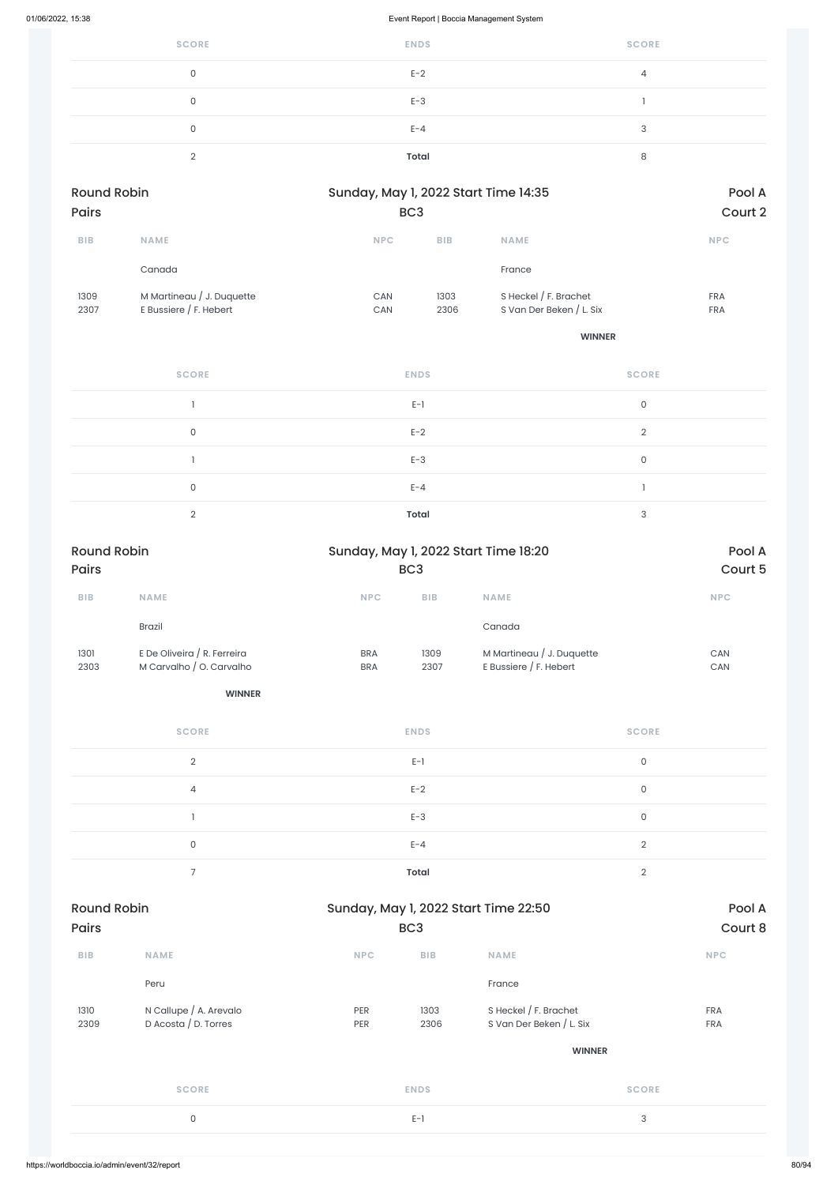| SCORE | ENDS | SCORE |
|---|---|---|
| 0 | E-2 | 4 |
| 0 | E-3 | 1 |
| 0 | E-4 | 3 |
| 2 | Total | 8 |

Round Robin | Sunday, May 1, 2022 Start Time 14:35 | Pool A
Pairs | BC3 | Court 2

| BIB | NAME | NPC | BIB | NAME | NPC |
|---|---|---|---|---|---|
| | Canada | | | France | |
| 1309 | M Martineau / J. Duquette | CAN | 1303 | S Heckel / F. Brachet | FRA |
| 2307 | E Bussiere / F. Hebert | CAN | 2306 | S Van Der Beken / L. Six | FRA |
| | | | | WINNER | |

| SCORE | ENDS | SCORE |
|---|---|---|
| 1 | E-1 | 0 |
| 0 | E-2 | 2 |
| 1 | E-3 | 0 |
| 0 | E-4 | 1 |
| 2 | Total | 3 |

Round Robin | Sunday, May 1, 2022 Start Time 18:20 | Pool A
Pairs | BC3 | Court 5

| BIB | NAME | NPC | BIB | NAME | NPC |
|---|---|---|---|---|---|
| | Brazil | | | Canada | |
| 1301 | E De Oliveira / R. Ferreira | BRA | 1309 | M Martineau / J. Duquette | CAN |
| 2303 | M Carvalho / O. Carvalho | BRA | 2307 | E Bussiere / F. Hebert | CAN |
| | WINNER | | | | |

| SCORE | ENDS | SCORE |
|---|---|---|
| 2 | E-1 | 0 |
| 4 | E-2 | 0 |
| 1 | E-3 | 0 |
| 0 | E-4 | 2 |
| 7 | Total | 2 |

Round Robin | Sunday, May 1, 2022 Start Time 22:50 | Pool A
Pairs | BC3 | Court 8

| BIB | NAME | NPC | BIB | NAME | NPC |
|---|---|---|---|---|---|
| | Peru | | | France | |
| 1310 | N Callupe / A. Arevalo | PER | 1303 | S Heckel / F. Brachet | FRA |
| 2309 | D Acosta / D. Torres | PER | 2306 | S Van Der Beken / L. Six | FRA |
| | | | | WINNER | |

| SCORE | ENDS | SCORE |
|---|---|---|
| 0 | E-1 | 3 |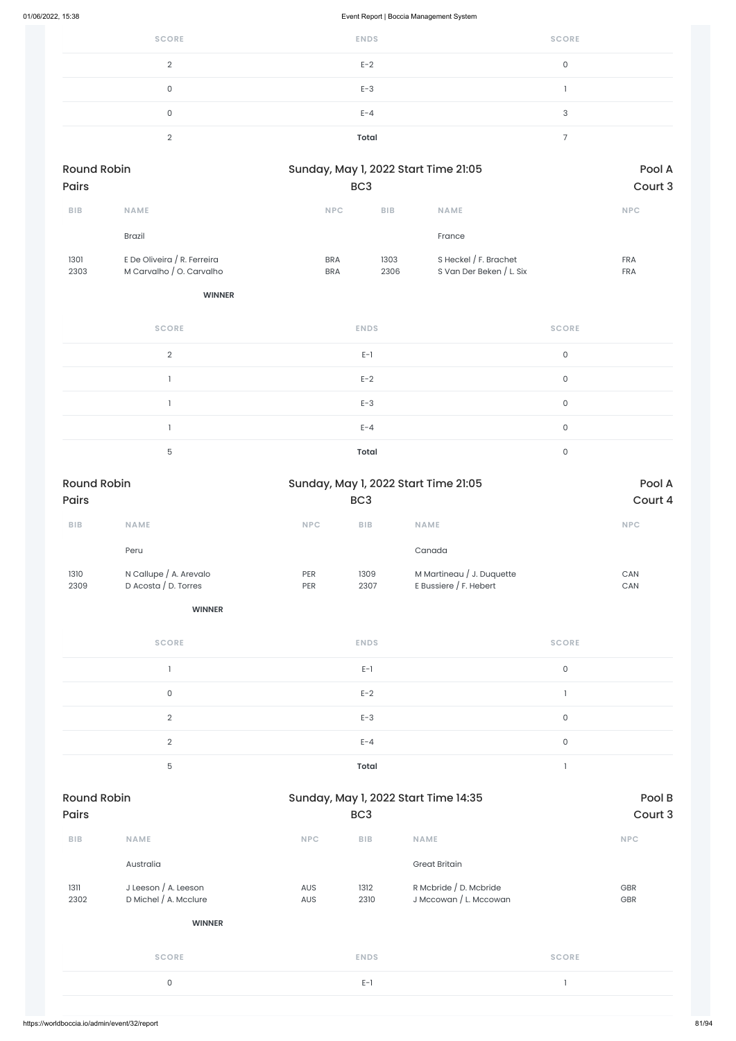| SCORE | ENDS | SCORE |
| --- | --- | --- |
| 2 | E-2 | 0 |
| 0 | E-3 | 1 |
| 0 | E-4 | 3 |
| 2 | **Total** | 7 |

**Round Robin** | **Sunday, May 1, 2022 Start Time 21:05** | **Pool A**
**Pairs** | **BC3** | **Court 3**

| BIB | NAME | NPC | BIB | NAME | NPC |
| --- | --- | --- | --- | --- | --- |
| | Brazil | | | France | |
| 1301 | E De Oliveira / R. Ferreira | BRA | 1303 | S Heckel / F. Brachet | FRA |
| 2303 | M Carvalho / O. Carvalho | BRA | 2306 | S Van Der Beken / L. Six | FRA |
| | **WINNER** | | | | |

| SCORE | ENDS | SCORE |
| --- | --- | --- |
| 2 | E-1 | 0 |
| 1 | E-2 | 0 |
| 1 | E-3 | 0 |
| 1 | E-4 | 0 |
| 5 | **Total** | 0 |

**Round Robin** | **Sunday, May 1, 2022 Start Time 21:05** | **Pool A**
**Pairs** | **BC3** | **Court 4**

| BIB | NAME | NPC | BIB | NAME | NPC |
| --- | --- | --- | --- | --- | --- |
| | Peru | | | Canada | |
| 1310 | N Callupe / A. Arevalo | PER | 1309 | M Martineau / J. Duquette | CAN |
| 2309 | D Acosta / D. Torres | PER | 2307 | E Bussiere / F. Hebert | CAN |
| | **WINNER** | | | | |

| SCORE | ENDS | SCORE |
| --- | --- | --- |
| 1 | E-1 | 0 |
| 0 | E-2 | 1 |
| 2 | E-3 | 0 |
| 2 | E-4 | 0 |
| 5 | **Total** | 1 |

**Round Robin** | **Sunday, May 1, 2022 Start Time 14:35** | **Pool B**
**Pairs** | **BC3** | **Court 3**

| BIB | NAME | NPC | BIB | NAME | NPC |
| --- | --- | --- | --- | --- | --- |
| | Australia | | | Great Britain | |
| 1311 | J Leeson / A. Leeson | AUS | 1312 | R Mcbride / D. Mcbride | GBR |
| 2302 | D Michel / A. Mcclure | AUS | 2310 | J Mccowan / L. Mccowan | GBR |
| | **WINNER** | | | | |

| SCORE | ENDS | SCORE |
| --- | --- | --- |
| 0 | E-1 | 1 |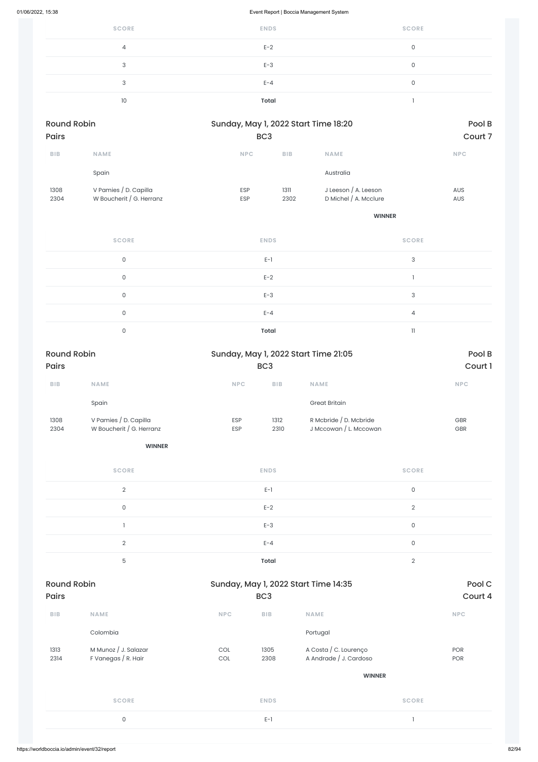| SCORE | ENDS | SCORE |
|---|---|---|
| 4 | E-2 | 0 |
| 3 | E-3 | 0 |
| 3 | E-4 | 0 |
| 10 | Total | 1 |

**Round Robin** | **Sunday, May 1, 2022 Start Time 18:20** | **Pool B**

**Pairs** | **BC3** | **Court 7**

| BIB | NAME | NPC | BIB | NAME | NPC |
|---|---|---|---|---|---|
| | Spain | | | Australia | |
| 1308 | V Pamies / D. Capilla | ESP | 1311 | J Leeson / A. Leeson | AUS |
| 2304 | W Boucherit / G. Herranz | ESP | 2302 | D Michel / A. Mcclure | AUS |
| | | | | **WINNER** | |

| SCORE | ENDS | SCORE |
|---|---|---|
| 0 | E-1 | 3 |
| 0 | E-2 | 1 |
| 0 | E-3 | 3 |
| 0 | E-4 | 4 |
| 0 | Total | 11 |

**Round Robin** | **Sunday, May 1, 2022 Start Time 21:05** | **Pool B**

**Pairs** | **BC3** | **Court 1**

| BIB | NAME | NPC | BIB | NAME | NPC |
|---|---|---|---|---|---|
| | Spain | | | Great Britain | |
| 1308 | V Pamies / D. Capilla | ESP | 1312 | R Mcbride / D. Mcbride | GBR |
| 2304 | W Boucherit / G. Herranz | ESP | 2310 | J Mccowan / L. Mccowan | GBR |
| | **WINNER** | | | | |

| SCORE | ENDS | SCORE |
|---|---|---|
| 2 | E-1 | 0 |
| 0 | E-2 | 2 |
| 1 | E-3 | 0 |
| 2 | E-4 | 0 |
| 5 | Total | 2 |

**Round Robin** | **Sunday, May 1, 2022 Start Time 14:35** | **Pool C**

**Pairs** | **BC3** | **Court 4**

| BIB | NAME | NPC | BIB | NAME | NPC |
|---|---|---|---|---|---|
| | Colombia | | | Portugal | |
| 1313 | M Munoz / J. Salazar | COL | 1305 | A Costa / C. Lourenço | POR |
| 2314 | F Vanegas / R. Hair | COL | 2308 | A Andrade / J. Cardoso | POR |
| | | | | **WINNER** | |

| SCORE | ENDS | SCORE |
|---|---|---|
| 0 | E-1 | 1 |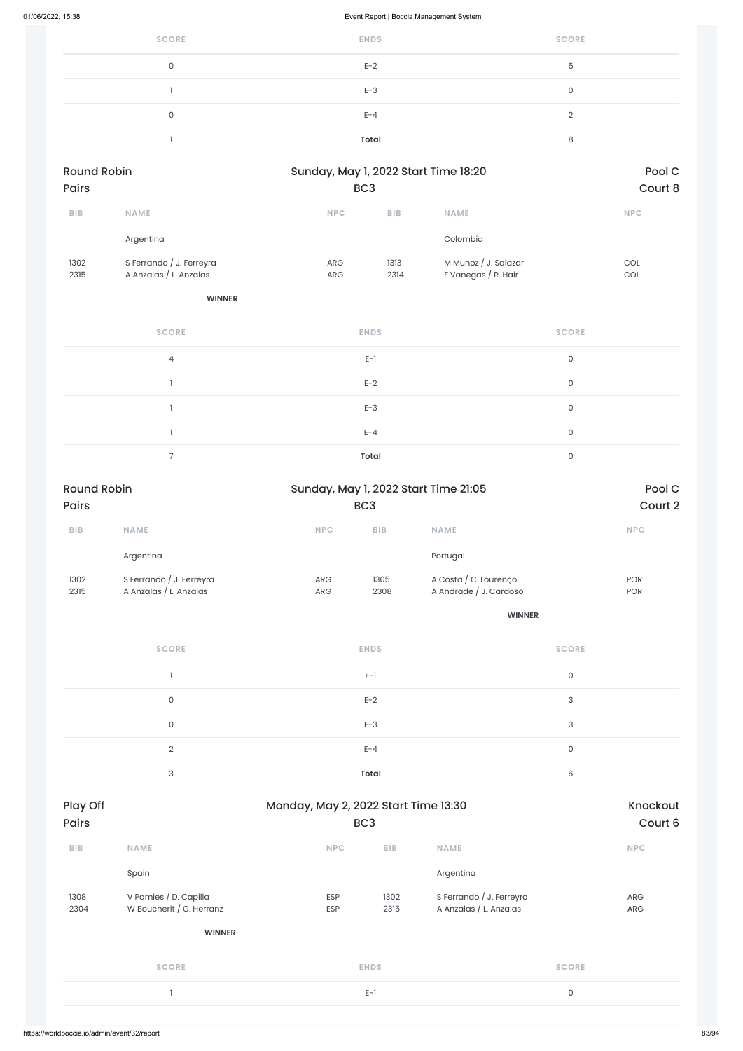| SCORE | ENDS | SCORE |
|---|---|---|
| 0 | E-2 | 5 |
| 1 | E-3 | 0 |
| 0 | E-4 | 2 |
| 1 | **Total** | 8 |

Round Robin | Sunday, May 1, 2022 Start Time 18:20 | Pool C
Pairs | BC3 | Court 8

| BIB | NAME | NPC | BIB | NAME | NPC |
|---|---|---|---|---|---|
| | Argentina | | | Colombia | |
| 1302<br>2315 | S Ferrando / J. Ferreyra<br>A Anzalas / L. Anzalas | ARG<br>ARG | 1313<br>2314 | M Munoz / J. Salazar<br>F Vanegas / R. Hair | COL<br>COL |
| | **WINNER** | | | | |

| SCORE | ENDS | SCORE |
|---|---|---|
| 4 | E-1 | 0 |
| 1 | E-2 | 0 |
| 1 | E-3 | 0 |
| 1 | E-4 | 0 |
| 7 | **Total** | 0 |

Round Robin | Sunday, May 1, 2022 Start Time 21:05 | Pool C
Pairs | BC3 | Court 2

| BIB | NAME | NPC | BIB | NAME | NPC |
|---|---|---|---|---|---|
| | Argentina | | | Portugal | |
| 1302<br>2315 | S Ferrando / J. Ferreyra<br>A Anzalas / L. Anzalas | ARG<br>ARG | 1305<br>2308 | A Costa / C. Lourenço<br>A Andrade / J. Cardoso | POR<br>POR |
| | | | | **WINNER** | |

| SCORE | ENDS | SCORE |
|---|---|---|
| 1 | E-1 | 0 |
| 0 | E-2 | 3 |
| 0 | E-3 | 3 |
| 2 | E-4 | 0 |
| 3 | **Total** | 6 |

Play Off | Monday, May 2, 2022 Start Time 13:30 | Knockout
Pairs | BC3 | Court 6

| BIB | NAME | NPC | BIB | NAME | NPC |
|---|---|---|---|---|---|
| | Spain | | | Argentina | |
| 1308<br>2304 | V Pamies / D. Capilla<br>W Boucherit / G. Herranz | ESP<br>ESP | 1302<br>2315 | S Ferrando / J. Ferreyra<br>A Anzalas / L. Anzalas | ARG<br>ARG |
| | **WINNER** | | | | |

| SCORE | ENDS | SCORE |
|---|---|---|
| 1 | E-1 | 0 |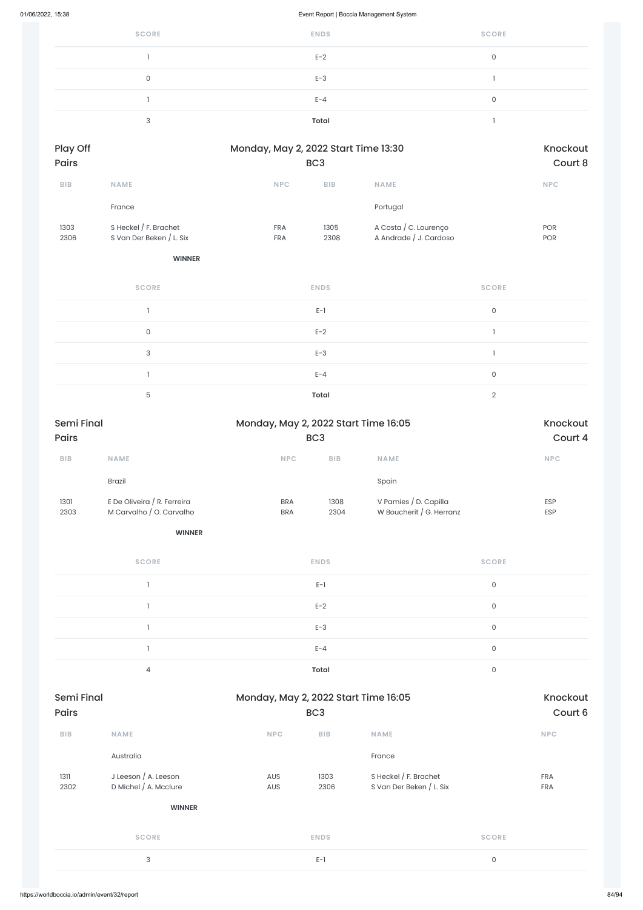| SCORE | ENDS | SCORE |
|---|---|---|
| 1 | E-2 | 0 |
| 0 | E-3 | 1 |
| 1 | E-4 | 0 |
| 3 | **Total** | 1 |

## Play Off Pairs — Monday, May 2, 2022 Start Time 13:30 — BC3 — Knockout Court 8

| BIB | NAME | NPC | BIB | NAME | NPC |
|---|---|---|---|---|---|
| | France | | | Portugal | |
| 1303 | S Heckel / F. Brachet | FRA | 1305 | A Costa / C. Lourenço | POR |
| 2306 | S Van Der Beken / L. Six | FRA | 2308 | A Andrade / J. Cardoso | POR |

**WINNER**

| SCORE | ENDS | SCORE |
|---|---|---|
| 1 | E-1 | 0 |
| 0 | E-2 | 1 |
| 3 | E-3 | 1 |
| 1 | E-4 | 0 |
| 5 | **Total** | 2 |

## Semi Final Pairs — Monday, May 2, 2022 Start Time 16:05 — BC3 — Knockout Court 4

| BIB | NAME | NPC | BIB | NAME | NPC |
|---|---|---|---|---|---|
| | Brazil | | | Spain | |
| 1301 | E De Oliveira / R. Ferreira | BRA | 1308 | V Pamies / D. Capilla | ESP |
| 2303 | M Carvalho / O. Carvalho | BRA | 2304 | W Boucherit / G. Herranz | ESP |

**WINNER**

| SCORE | ENDS | SCORE |
|---|---|---|
| 1 | E-1 | 0 |
| 1 | E-2 | 0 |
| 1 | E-3 | 0 |
| 1 | E-4 | 0 |
| 4 | **Total** | 0 |

## Semi Final Pairs — Monday, May 2, 2022 Start Time 16:05 — BC3 — Knockout Court 6

| BIB | NAME | NPC | BIB | NAME | NPC |
|---|---|---|---|---|---|
| | Australia | | | France | |
| 1311 | J Leeson / A. Leeson | AUS | 1303 | S Heckel / F. Brachet | FRA |
| 2302 | D Michel / A. Mcclure | AUS | 2306 | S Van Der Beken / L. Six | FRA |

**WINNER**

| SCORE | ENDS | SCORE |
|---|---|---|
| 3 | E-1 | 0 |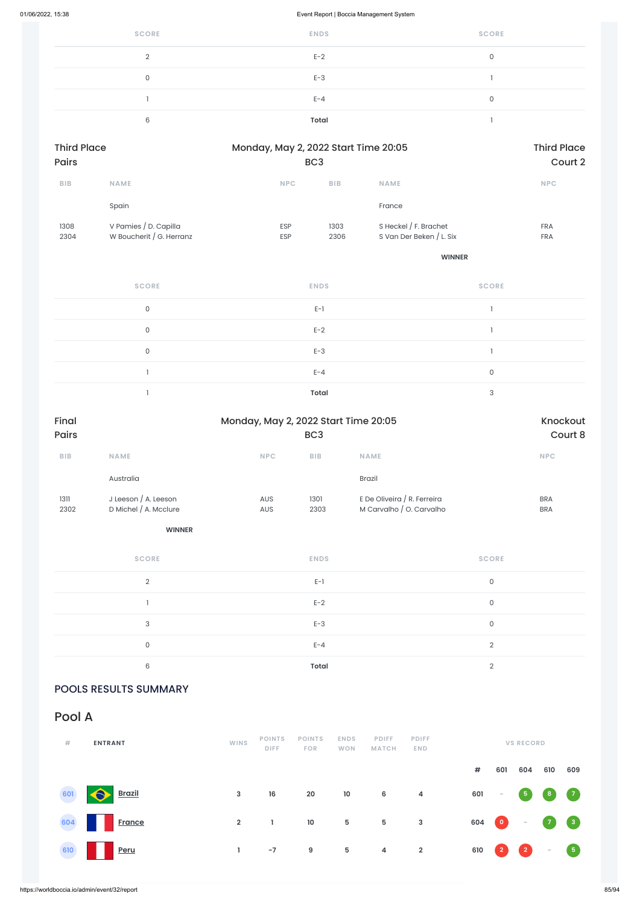| SCORE | ENDS | SCORE |
|---|---|---|
| 2 | E-2 | 0 |
| 0 | E-3 | 1 |
| 1 | E-4 | 0 |
| 6 | **Total** | 1 |

Third Place
Pairs

Monday, May 2, 2022 Start Time 20:05
BC3

Third Place
Court 2

| BIB | NAME | NPC | BIB | NAME | NPC |
|---|---|---|---|---|---|
| | Spain | | | France | |
| 1308 | V Pamies / D. Capilla | ESP | 1303 | S Heckel / F. Brachet | FRA |
| 2304 | W Boucherit / G. Herranz | ESP | 2306 | S Van Der Beken / L. Six | FRA |
| | | | | **WINNER** | |

| SCORE | ENDS | SCORE |
|---|---|---|
| 0 | E-1 | 1 |
| 0 | E-2 | 1 |
| 0 | E-3 | 1 |
| 1 | E-4 | 0 |
| 1 | **Total** | 3 |

Final
Pairs

Monday, May 2, 2022 Start Time 20:05
BC3

Knockout
Court 8

| BIB | NAME | NPC | BIB | NAME | NPC |
|---|---|---|---|---|---|
| | Australia | | | Brazil | |
| 1311 | J Leeson / A. Leeson | AUS | 1301 | E De Oliveira / R. Ferreira | BRA |
| 2302 | D Michel / A. Mcclure | AUS | 2303 | M Carvalho / O. Carvalho | BRA |
| | **WINNER** | | | | |

| SCORE | ENDS | SCORE |
|---|---|---|
| 2 | E-1 | 0 |
| 1 | E-2 | 0 |
| 3 | E-3 | 0 |
| 0 | E-4 | 2 |
| 6 | **Total** | 2 |

## POOLS RESULTS SUMMARY

## Pool A

| # | ENTRANT | WINS | POINTS DIFF | POINTS FOR | ENDS WON | PDIFF MATCH | PDIFF END | # | 601 | 604 | 610 | 609 |
|---|---|---|---|---|---|---|---|---|---|---|---|---|
| 601 | **Brazil** | 3 | 16 | 20 | 10 | 6 | 4 | 601 | - | 5 | 8 | 7 |
| 604 | **France** | 2 | 1 | 10 | 5 | 5 | 3 | 604 | 0 | - | 7 | 3 |
| 610 | **Peru** | 1 | -7 | 9 | 5 | 4 | 2 | 610 | 2 | 2 | - | 5 |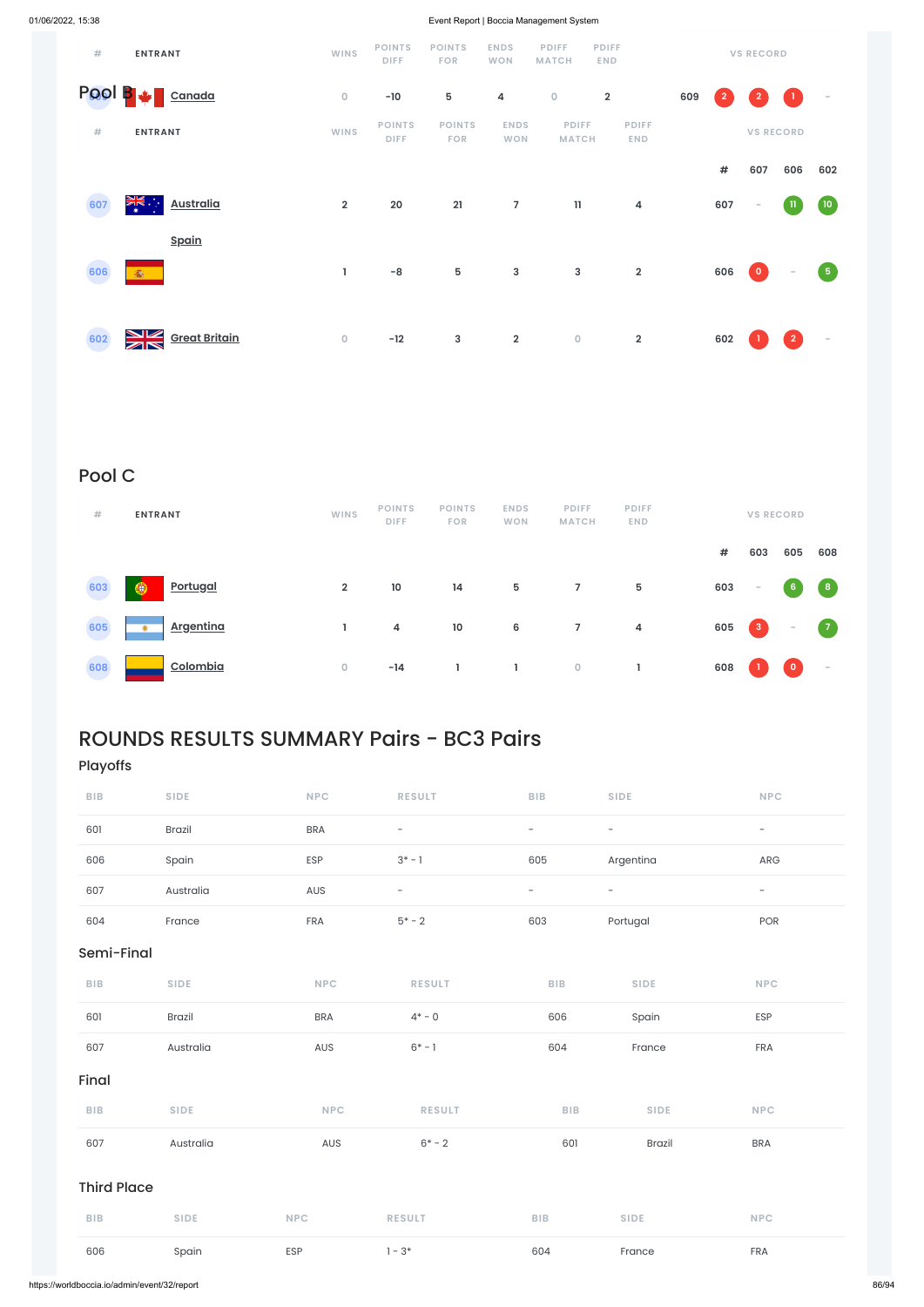| # | ENTRANT | WINS | POINTS DIFF | POINTS FOR | ENDS WON | PDIFF MATCH | PDIFF END | | VS RECORD | | |
|---|---|---|---|---|---|---|---|---|---|---|---|
| 609 | Canada | 0 | -10 | 5 | 4 | 0 | 2 | 609 | 2 | 2 | 1 | - |

## Pool B

| # | ENTRANT | WINS | POINTS DIFF | POINTS FOR | ENDS WON | PDIFF MATCH | PDIFF END | # | 607 | 606 | 602 |
|---|---|---|---|---|---|---|---|---|---|---|---|
| 607 | Australia | 2 | 20 | 21 | 7 | 11 | 4 | 607 | - | 11 | 10 |
| 606 | Spain | 1 | -8 | 5 | 3 | 3 | 2 | 606 | 0 | - | 5 |
| 602 | Great Britain | 0 | -12 | 3 | 2 | 0 | 2 | 602 | 1 | 2 | - |

## Pool C

| # | ENTRANT | WINS | POINTS DIFF | POINTS FOR | ENDS WON | PDIFF MATCH | PDIFF END | # | 603 | 605 | 608 |
|---|---|---|---|---|---|---|---|---|---|---|---|
| 603 | Portugal | 2 | 10 | 14 | 5 | 7 | 5 | 603 | - | 6 | 8 |
| 605 | Argentina | 1 | 4 | 10 | 6 | 7 | 4 | 605 | 3 | - | 7 |
| 608 | Colombia | 0 | -14 | 1 | 1 | 0 | 1 | 608 | 1 | 0 | - |

# ROUNDS RESULTS SUMMARY Pairs - BC3 Pairs

## Playoffs

| BIB | SIDE | NPC | RESULT | BIB | SIDE | NPC |
|---|---|---|---|---|---|---|
| 601 | Brazil | BRA | - | - | - | - |
| 606 | Spain | ESP | 3* - 1 | 605 | Argentina | ARG |
| 607 | Australia | AUS | - | - | - | - |
| 604 | France | FRA | 5* - 2 | 603 | Portugal | POR |

## Semi-Final

| BIB | SIDE | NPC | RESULT | BIB | SIDE | NPC |
|---|---|---|---|---|---|---|
| 601 | Brazil | BRA | 4* - 0 | 606 | Spain | ESP |
| 607 | Australia | AUS | 6* - 1 | 604 | France | FRA |

## Final

| BIB | SIDE | NPC | RESULT | BIB | SIDE | NPC |
|---|---|---|---|---|---|---|
| 607 | Australia | AUS | 6* - 2 | 601 | Brazil | BRA |

## Third Place

| BIB | SIDE | NPC | RESULT | BIB | SIDE | NPC |
|---|---|---|---|---|---|---|
| 606 | Spain | ESP | 1 - 3* | 604 | France | FRA |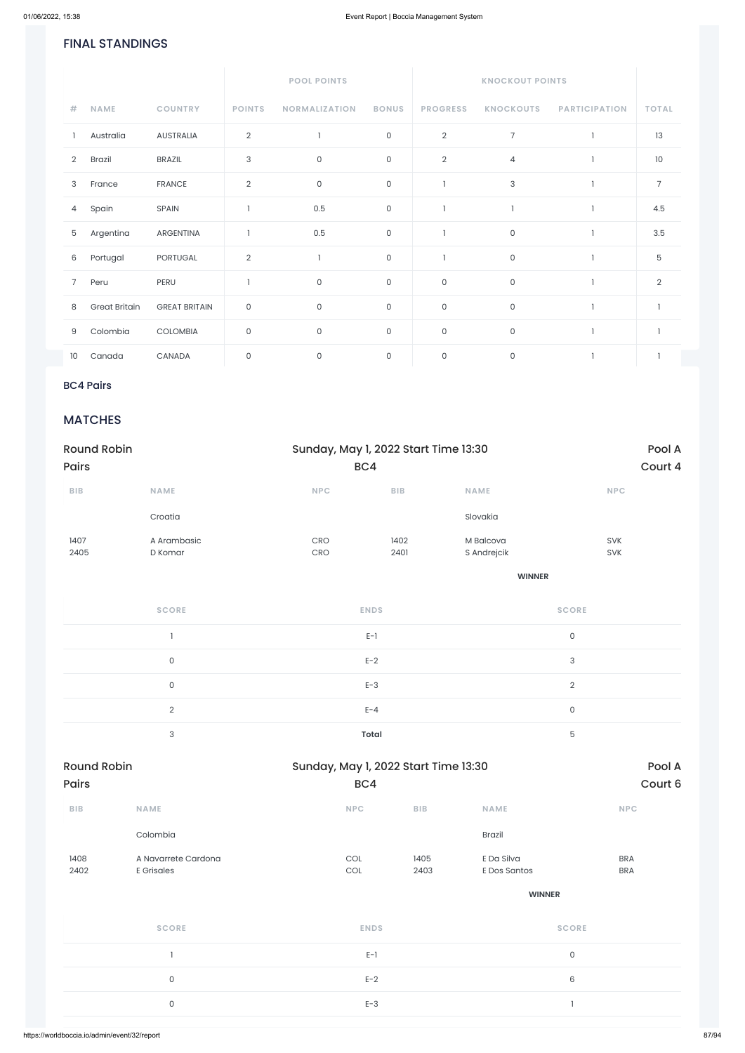## FINAL STANDINGS

| # | NAME | COUNTRY | POOL POINTS | | | KNOCKOUT POINTS | | | TOTAL |
|---|---|---|---|---|---|---|---|---|---|
| | | | POINTS | NORMALIZATION | BONUS | PROGRESS | KNOCKOUTS | PARTICIPATION | |
| 1 | Australia | AUSTRALIA | 2 | 1 | 0 | 2 | 7 | 1 | 13 |
| 2 | Brazil | BRAZIL | 3 | 0 | 0 | 2 | 4 | 1 | 10 |
| 3 | France | FRANCE | 2 | 0 | 0 | 1 | 3 | 1 | 7 |
| 4 | Spain | SPAIN | 1 | 0.5 | 0 | 1 | 1 | 1 | 4.5 |
| 5 | Argentina | ARGENTINA | 1 | 0.5 | 0 | 1 | 0 | 1 | 3.5 |
| 6 | Portugal | PORTUGAL | 2 | 1 | 0 | 1 | 0 | 1 | 5 |
| 7 | Peru | PERU | 1 | 0 | 0 | 0 | 0 | 1 | 2 |
| 8 | Great Britain | GREAT BRITAIN | 0 | 0 | 0 | 0 | 0 | 1 | 1 |
| 9 | Colombia | COLOMBIA | 0 | 0 | 0 | 0 | 0 | 1 | 1 |
| 10 | Canada | CANADA | 0 | 0 | 0 | 0 | 0 | 1 | 1 |

BC4 Pairs

## MATCHES

**Round Robin Pairs** — Sunday, May 1, 2022 Start Time 13:30 — BC4 — Pool A — Court 4

| BIB | NAME | NPC | BIB | NAME | NPC |
|---|---|---|---|---|---|
| | Croatia | | | Slovakia | |
| 1407 | A Arambasic | CRO | 1402 | M Balcova | SVK |
| 2405 | D Komar | CRO | 2401 | S Andrejcik | SVK |
| | | | | WINNER | |

| SCORE | ENDS | SCORE |
|---|---|---|
| 1 | E-1 | 0 |
| 0 | E-2 | 3 |
| 0 | E-3 | 2 |
| 2 | E-4 | 0 |
| 3 | **Total** | 5 |

**Round Robin Pairs** — Sunday, May 1, 2022 Start Time 13:30 — BC4 — Pool A — Court 6

| BIB | NAME | NPC | BIB | NAME | NPC |
|---|---|---|---|---|---|
| | Colombia | | | Brazil | |
| 1408 | A Navarrete Cardona | COL | 1405 | E Da Silva | BRA |
| 2402 | E Grisales | COL | 2403 | E Dos Santos | BRA |
| | | | | WINNER | |

| SCORE | ENDS | SCORE |
|---|---|---|
| 1 | E-1 | 0 |
| 0 | E-2 | 6 |
| 0 | E-3 | 1 |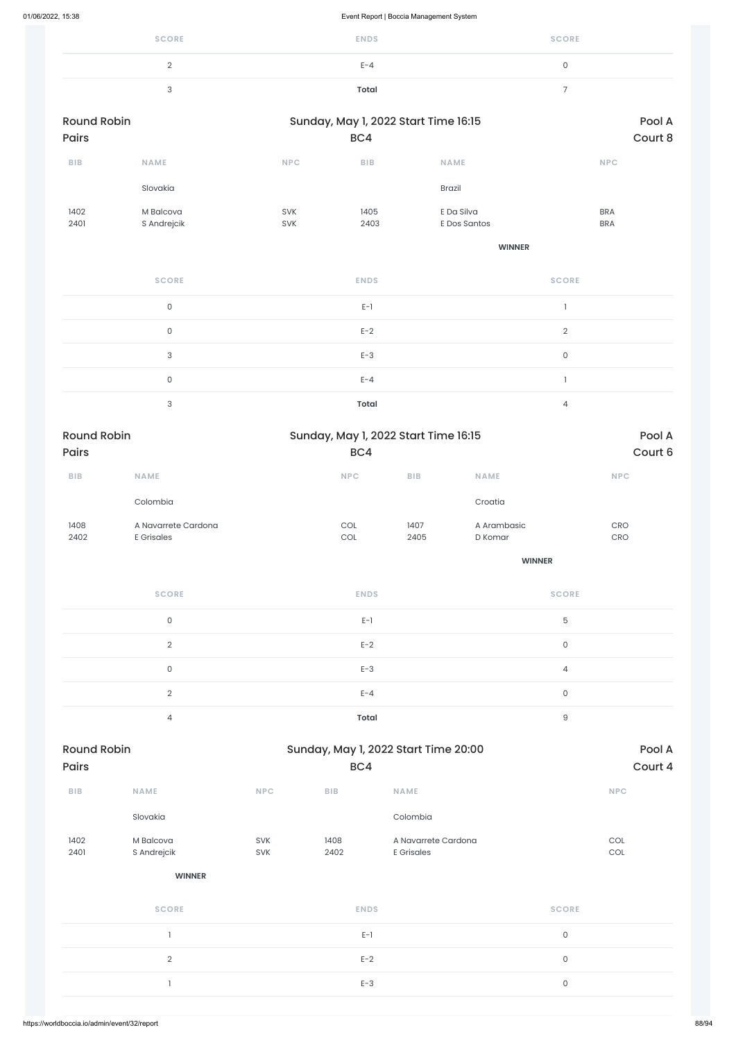| SCORE | ENDS | SCORE |
|---|---|---|
| 2 | E-4 | 0 |
| 3 | **Total** | 7 |

## Round Robin Pairs

Sunday, May 1, 2022 Start Time 16:15
BC4
Pool A
Court 8

| BIB | NAME | NPC | BIB | NAME | NPC |
|---|---|---|---|---|---|
| | Slovakia | | | Brazil | |
| 1402<br>2401 | M Balcova<br>S Andrejcik | SVK<br>SVK | 1405<br>2403 | E Da Silva<br>E Dos Santos | BRA<br>BRA |
| | | | | **WINNER** | |

| SCORE | ENDS | SCORE |
|---|---|---|
| 0 | E-1 | 1 |
| 0 | E-2 | 2 |
| 3 | E-3 | 0 |
| 0 | E-4 | 1 |
| 3 | **Total** | 4 |

## Round Robin Pairs

Sunday, May 1, 2022 Start Time 16:15
BC4
Pool A
Court 6

| BIB | NAME | NPC | BIB | NAME | NPC |
|---|---|---|---|---|---|
| | Colombia | | | Croatia | |
| 1408<br>2402 | A Navarrete Cardona<br>E Grisales | COL<br>COL | 1407<br>2405 | A Arambasic<br>D Komar | CRO<br>CRO |
| | | | | **WINNER** | |

| SCORE | ENDS | SCORE |
|---|---|---|
| 0 | E-1 | 5 |
| 2 | E-2 | 0 |
| 0 | E-3 | 4 |
| 2 | E-4 | 0 |
| 4 | **Total** | 9 |

## Round Robin Pairs

Sunday, May 1, 2022 Start Time 20:00
BC4
Pool A
Court 4

| BIB | NAME | NPC | BIB | NAME | NPC |
|---|---|---|---|---|---|
| | Slovakia | | | Colombia | |
| 1402<br>2401 | M Balcova<br>S Andrejcik | SVK<br>SVK | 1408<br>2402 | A Navarrete Cardona<br>E Grisales | COL<br>COL |
| | **WINNER** | | | | |

| SCORE | ENDS | SCORE |
|---|---|---|
| 1 | E-1 | 0 |
| 2 | E-2 | 0 |
| 1 | E-3 | 0 |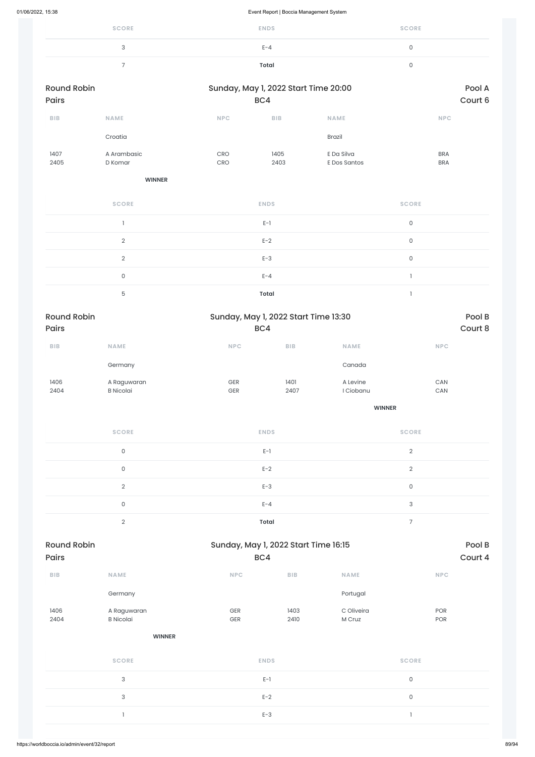| SCORE | ENDS | SCORE |
|---|---|---|
| 3 | E-4 | 0 |
| 7 | **Total** | 0 |

## Round Robin Pairs

**Sunday, May 1, 2022 Start Time 20:00**
**BC4**
**Pool A**
**Court 6**

| BIB | NAME | NPC | BIB | NAME | NPC |
|---|---|---|---|---|---|
| | Croatia | | | Brazil | |
| 1407<br>2405 | A Arambasic<br>D Komar | CRO<br>CRO | 1405<br>2403 | E Da Silva<br>E Dos Santos | BRA<br>BRA |
| | **WINNER** | | | | |

| SCORE | ENDS | SCORE |
|---|---|---|
| 1 | E-1 | 0 |
| 2 | E-2 | 0 |
| 2 | E-3 | 0 |
| 0 | E-4 | 1 |
| 5 | **Total** | 1 |

## Round Robin Pairs

**Sunday, May 1, 2022 Start Time 13:30**
**BC4**
**Pool B**
**Court 8**

| BIB | NAME | NPC | BIB | NAME | NPC |
|---|---|---|---|---|---|
| | Germany | | | Canada | |
| 1406<br>2404 | A Raguwaran<br>B Nicolai | GER<br>GER | 1401<br>2407 | A Levine<br>I Ciobanu | CAN<br>CAN |
| | | | | **WINNER** | |

| SCORE | ENDS | SCORE |
|---|---|---|
| 0 | E-1 | 2 |
| 0 | E-2 | 2 |
| 2 | E-3 | 0 |
| 0 | E-4 | 3 |
| 2 | **Total** | 7 |

## Round Robin Pairs

**Sunday, May 1, 2022 Start Time 16:15**
**BC4**
**Pool B**
**Court 4**

| BIB | NAME | NPC | BIB | NAME | NPC |
|---|---|---|---|---|---|
| | Germany | | | Portugal | |
| 1406<br>2404 | A Raguwaran<br>B Nicolai | GER<br>GER | 1403<br>2410 | C Oliveira<br>M Cruz | POR<br>POR |
| | **WINNER** | | | | |

| SCORE | ENDS | SCORE |
|---|---|---|
| 3 | E-1 | 0 |
| 3 | E-2 | 0 |
| 1 | E-3 | 1 |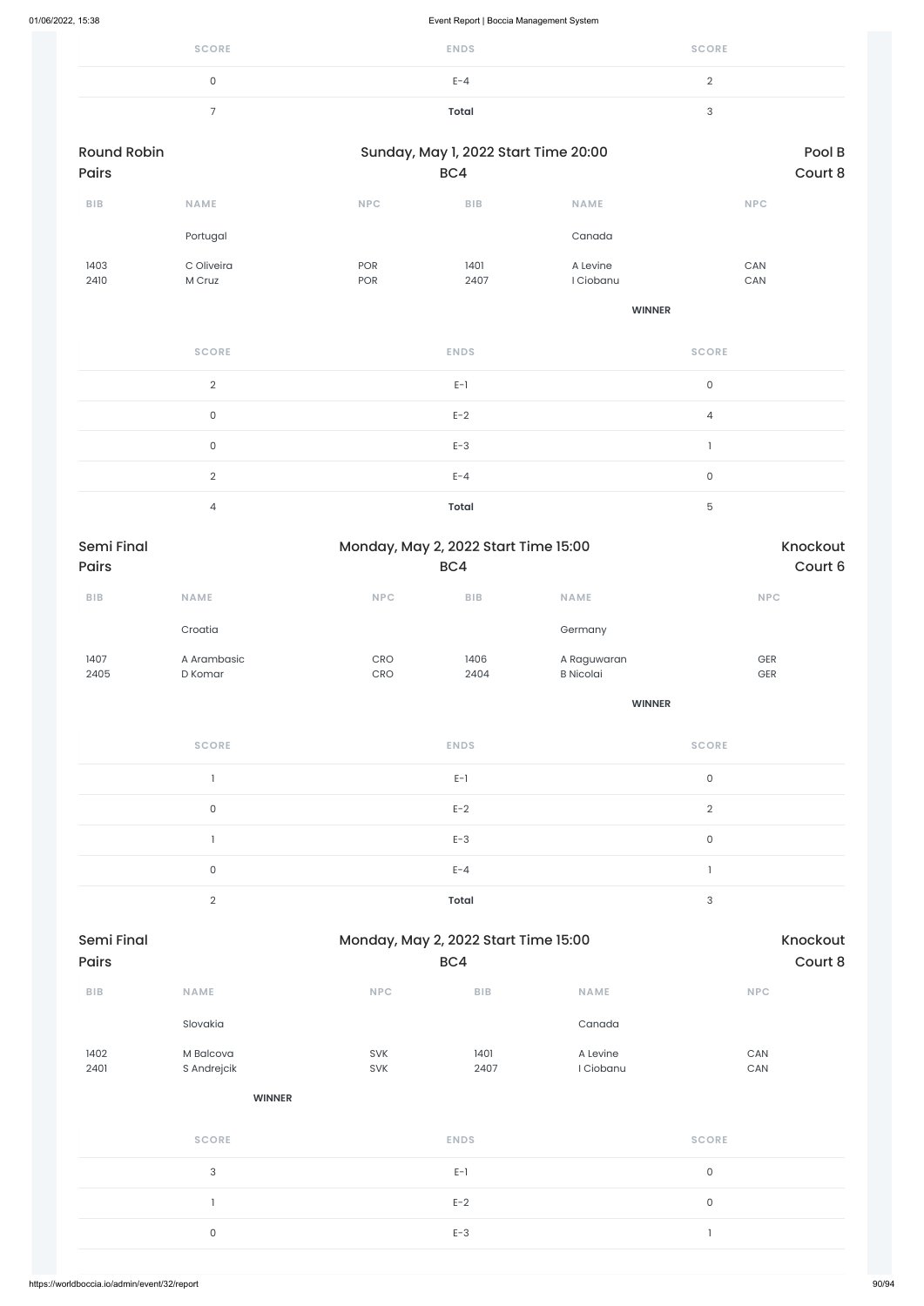| SCORE | ENDS | SCORE |
|---|---|---|
| 0 | E-4 | 2 |
| 7 | **Total** | 3 |

## Round Robin Pairs — Sunday, May 1, 2022 Start Time 20:00 — BC4 — Pool B, Court 8

| BIB | NAME | NPC | BIB | NAME | NPC |
|---|---|---|---|---|---|
| | Portugal | | | Canada | |
| 1403 | C Oliveira | POR | 1401 | A Levine | CAN |
| 2410 | M Cruz | POR | 2407 | I Ciobanu | CAN |
| | | | | **WINNER** | |

| SCORE | ENDS | SCORE |
|---|---|---|
| 2 | E-1 | 0 |
| 0 | E-2 | 4 |
| 0 | E-3 | 1 |
| 2 | E-4 | 0 |
| 4 | **Total** | 5 |

## Semi Final Pairs — Monday, May 2, 2022 Start Time 15:00 — BC4 — Knockout, Court 6

| BIB | NAME | NPC | BIB | NAME | NPC |
|---|---|---|---|---|---|
| | Croatia | | | Germany | |
| 1407 | A Arambasic | CRO | 1406 | A Raguwaran | GER |
| 2405 | D Komar | CRO | 2404 | B Nicolai | GER |
| | | | | **WINNER** | |

| SCORE | ENDS | SCORE |
|---|---|---|
| 1 | E-1 | 0 |
| 0 | E-2 | 2 |
| 1 | E-3 | 0 |
| 0 | E-4 | 1 |
| 2 | **Total** | 3 |

## Semi Final Pairs — Monday, May 2, 2022 Start Time 15:00 — BC4 — Knockout, Court 8

| BIB | NAME | NPC | BIB | NAME | NPC |
|---|---|---|---|---|---|
| | Slovakia | | | Canada | |
| 1402 | M Balcova | SVK | 1401 | A Levine | CAN |
| 2401 | S Andrejcik | SVK | 2407 | I Ciobanu | CAN |
| | **WINNER** | | | | |

| SCORE | ENDS | SCORE |
|---|---|---|
| 3 | E-1 | 0 |
| 1 | E-2 | 0 |
| 0 | E-3 | 1 |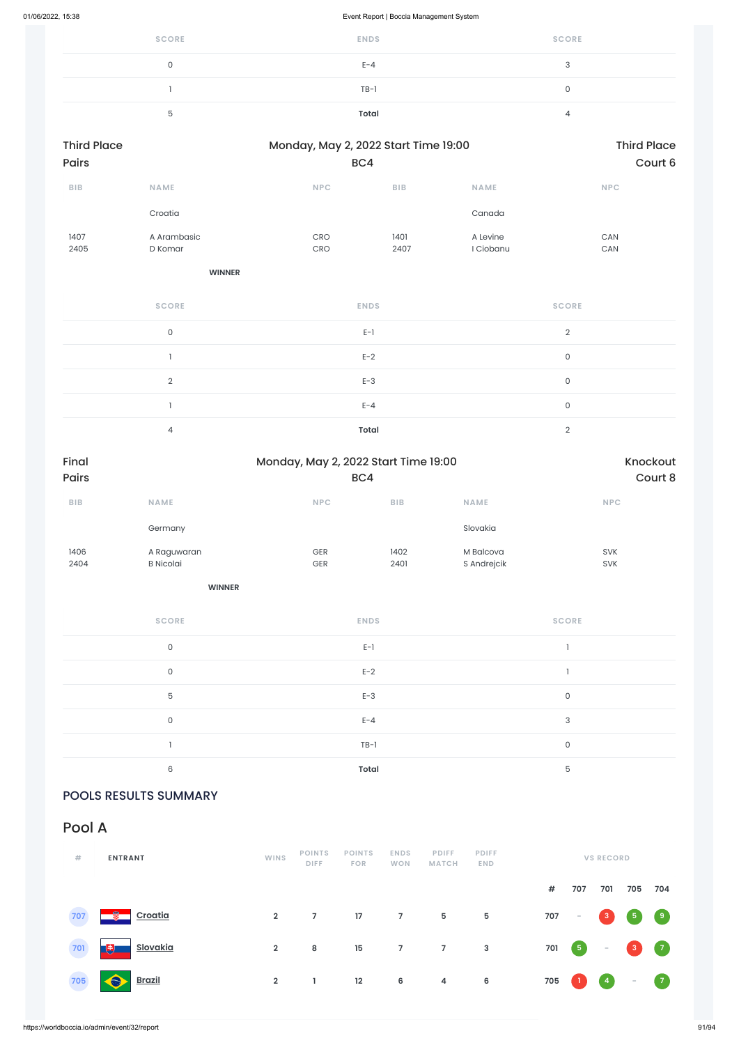| SCORE | ENDS | SCORE |
|---|---|---|
| 0 | E-4 | 3 |
| 1 | TB-1 | 0 |
| 5 | **Total** | 4 |

Third Place
Pairs

Monday, May 2, 2022 Start Time 19:00
BC4

Third Place
Court 6

| BIB | NAME | NPC | BIB | NAME | NPC |
|---|---|---|---|---|---|
| | Croatia | | | Canada | |
| 1407<br>2405 | A Arambasic<br>D Komar | CRO<br>CRO | 1401<br>2407 | A Levine<br>I Ciobanu | CAN<br>CAN |

**WINNER**

| SCORE | ENDS | SCORE |
|---|---|---|
| 0 | E-1 | 2 |
| 1 | E-2 | 0 |
| 2 | E-3 | 0 |
| 1 | E-4 | 0 |
| 4 | **Total** | 2 |

Final
Pairs

Monday, May 2, 2022 Start Time 19:00
BC4

Knockout
Court 8

| BIB | NAME | NPC | BIB | NAME | NPC |
|---|---|---|---|---|---|
| | Germany | | | Slovakia | |
| 1406<br>2404 | A Raguwaran<br>B Nicolai | GER<br>GER | 1402<br>2401 | M Balcova<br>S Andrejcik | SVK<br>SVK |

**WINNER**

| SCORE | ENDS | SCORE |
|---|---|---|
| 0 | E-1 | 1 |
| 0 | E-2 | 1 |
| 5 | E-3 | 0 |
| 0 | E-4 | 3 |
| 1 | TB-1 | 0 |
| 6 | **Total** | 5 |

## POOLS RESULTS SUMMARY

## Pool A

| # | ENTRANT | WINS | POINTS DIFF | POINTS FOR | ENDS WON | PDIFF MATCH | PDIFF END | # | 707 | 701 | 705 | 704 |
|---|---|---|---|---|---|---|---|---|---|---|---|---|
| 707 | Croatia | 2 | 7 | 17 | 7 | 5 | 5 | 707 | - | 3 | 5 | 9 |
| 701 | Slovakia | 2 | 8 | 15 | 7 | 7 | 3 | 701 | 5 | - | 3 | 7 |
| 705 | Brazil | 2 | 1 | 12 | 6 | 4 | 6 | 705 | 1 | 4 | - | 7 |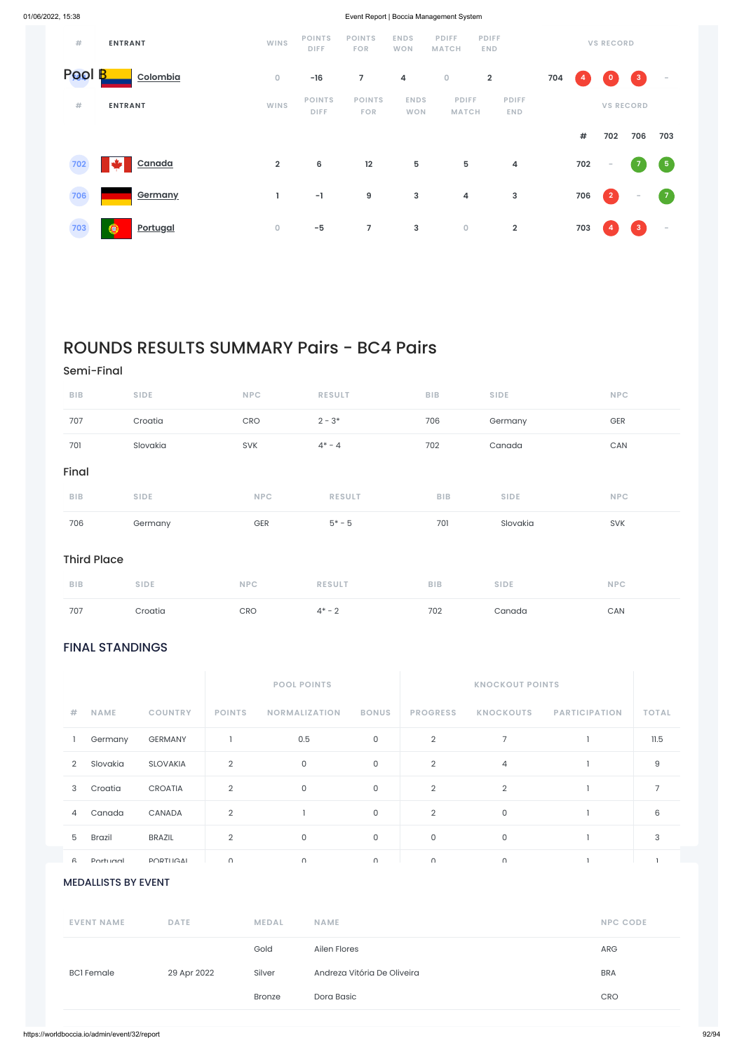| # | ENTRANT | WINS | POINTS DIFF | POINTS FOR | ENDS WON | PDIFF MATCH | PDIFF END | VS RECORD | | | | |
|---|---|---|---|---|---|---|---|---|---|---|---|---|
| | Colombia | 0 | -16 | 7 | 4 | 0 | 2 | 704 | 4 | 0 | 3 | - |

## Pool B

| # | ENTRANT | WINS | POINTS DIFF | POINTS FOR | ENDS WON | PDIFF MATCH | PDIFF END | VS RECORD | | | |
|---|---|---|---|---|---|---|---|---|---|---|---|
| | | | | | | | | # | 702 | 706 | 703 |
| 702 | Canada | 2 | 6 | 12 | 5 | 5 | 4 | 702 | - | 7 | 5 |
| 706 | Germany | 1 | -1 | 9 | 3 | 4 | 3 | 706 | 2 | - | 7 |
| 703 | Portugal | 0 | -5 | 7 | 3 | 0 | 2 | 703 | 4 | 3 | - |

# ROUNDS RESULTS SUMMARY Pairs - BC4 Pairs

## Semi-Final

| BIB | SIDE | NPC | RESULT | BIB | SIDE | NPC |
|---|---|---|---|---|---|---|
| 707 | Croatia | CRO | 2 - 3* | 706 | Germany | GER |
| 701 | Slovakia | SVK | 4* - 4 | 702 | Canada | CAN |

## Final

| BIB | SIDE | NPC | RESULT | BIB | SIDE | NPC |
|---|---|---|---|---|---|---|
| 706 | Germany | GER | 5* - 5 | 701 | Slovakia | SVK |

## Third Place

| BIB | SIDE | NPC | RESULT | BIB | SIDE | NPC |
|---|---|---|---|---|---|---|
| 707 | Croatia | CRO | 4* - 2 | 702 | Canada | CAN |

## FINAL STANDINGS

| | | | POOL POINTS | | | KNOCKOUT POINTS | | | |
|---|---|---|---|---|---|---|---|---|---|
| # | NAME | COUNTRY | POINTS | NORMALIZATION | BONUS | PROGRESS | KNOCKOUTS | PARTICIPATION | TOTAL |
| 1 | Germany | GERMANY | 1 | 0.5 | 0 | 2 | 7 | 1 | 11.5 |
| 2 | Slovakia | SLOVAKIA | 2 | 0 | 0 | 2 | 4 | 1 | 9 |
| 3 | Croatia | CROATIA | 2 | 0 | 0 | 2 | 2 | 1 | 7 |
| 4 | Canada | CANADA | 2 | 1 | 0 | 2 | 0 | 1 | 6 |
| 5 | Brazil | BRAZIL | 2 | 0 | 0 | 0 | 0 | 1 | 3 |
| 6 | Portugal | PORTUGAL | 0 | 0 | 0 | 0 | 0 | 1 | 1 |

## MEDALLISTS BY EVENT

| EVENT NAME | DATE | MEDAL | NAME | NPC CODE |
|---|---|---|---|---|
| BC1 Female | 29 Apr 2022 | Gold | Ailen Flores | ARG |
| | | Silver | Andreza Vitória De Oliveira | BRA |
| | | Bronze | Dora Basic | CRO |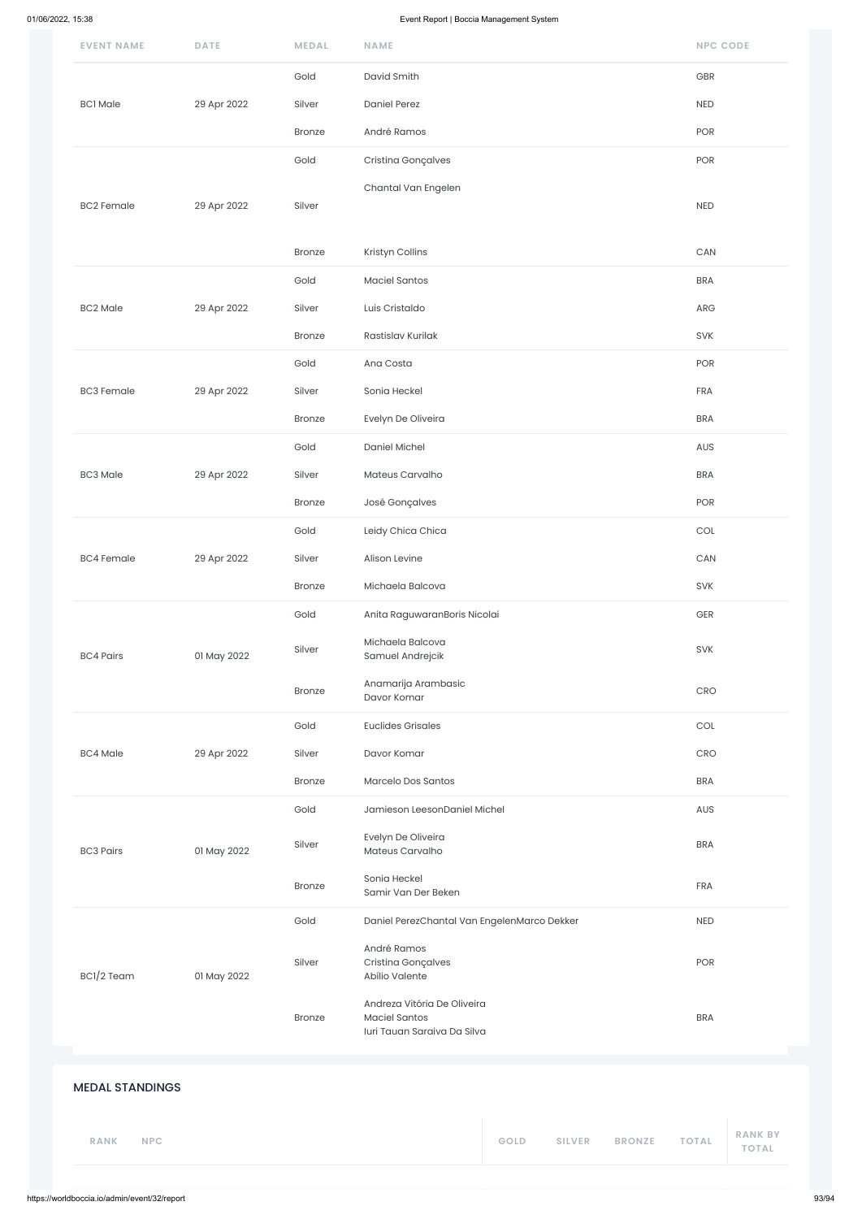| EVENT NAME | DATE | MEDAL | NAME | NPC CODE |
|---|---|---|---|---|
| BC1 Male | 29 Apr 2022 | Gold | David Smith | GBR |
| | | Silver | Daniel Perez | NED |
| | | Bronze | André Ramos | POR |
| BC2 Female | 29 Apr 2022 | Gold | Cristina Gonçalves | POR |
| | | Silver | Chantal Van Engelen | NED |
| | | Bronze | Kristyn Collins | CAN |
| BC2 Male | 29 Apr 2022 | Gold | Maciel Santos | BRA |
| | | Silver | Luis Cristaldo | ARG |
| | | Bronze | Rastislav Kurilak | SVK |
| BC3 Female | 29 Apr 2022 | Gold | Ana Costa | POR |
| | | Silver | Sonia Heckel | FRA |
| | | Bronze | Evelyn De Oliveira | BRA |
| BC3 Male | 29 Apr 2022 | Gold | Daniel Michel | AUS |
| | | Silver | Mateus Carvalho | BRA |
| | | Bronze | José Gonçalves | POR |
| BC4 Female | 29 Apr 2022 | Gold | Leidy Chica Chica | COL |
| | | Silver | Alison Levine | CAN |
| | | Bronze | Michaela Balcova | SVK |
| BC4 Pairs | 01 May 2022 | Gold | Anita RaguwaranBoris Nicolai | GER |
| | | Silver | Michaela Balcova<br>Samuel Andrejcik | SVK |
| | | Bronze | Anamarija Arambasic<br>Davor Komar | CRO |
| BC4 Male | 29 Apr 2022 | Gold | Euclides Grisales | COL |
| | | Silver | Davor Komar | CRO |
| | | Bronze | Marcelo Dos Santos | BRA |
| BC3 Pairs | 01 May 2022 | Gold | Jamieson LeesonDaniel Michel | AUS |
| | | Silver | Evelyn De Oliveira<br>Mateus Carvalho | BRA |
| | | Bronze | Sonia Heckel<br>Samir Van Der Beken | FRA |
| BC1/2 Team | 01 May 2022 | Gold | Daniel PerezChantal Van EngelenMarco Dekker | NED |
| | | Silver | André Ramos<br>Cristina Gonçalves<br>Abílio Valente | POR |
| | | Bronze | Andreza Vitória De Oliveira<br>Maciel Santos<br>Iuri Tauan Saraiva Da Silva | BRA |

## MEDAL STANDINGS

| RANK | NPC | GOLD | SILVER | BRONZE | TOTAL | RANK BY TOTAL |
|---|---|---|---|---|---|---|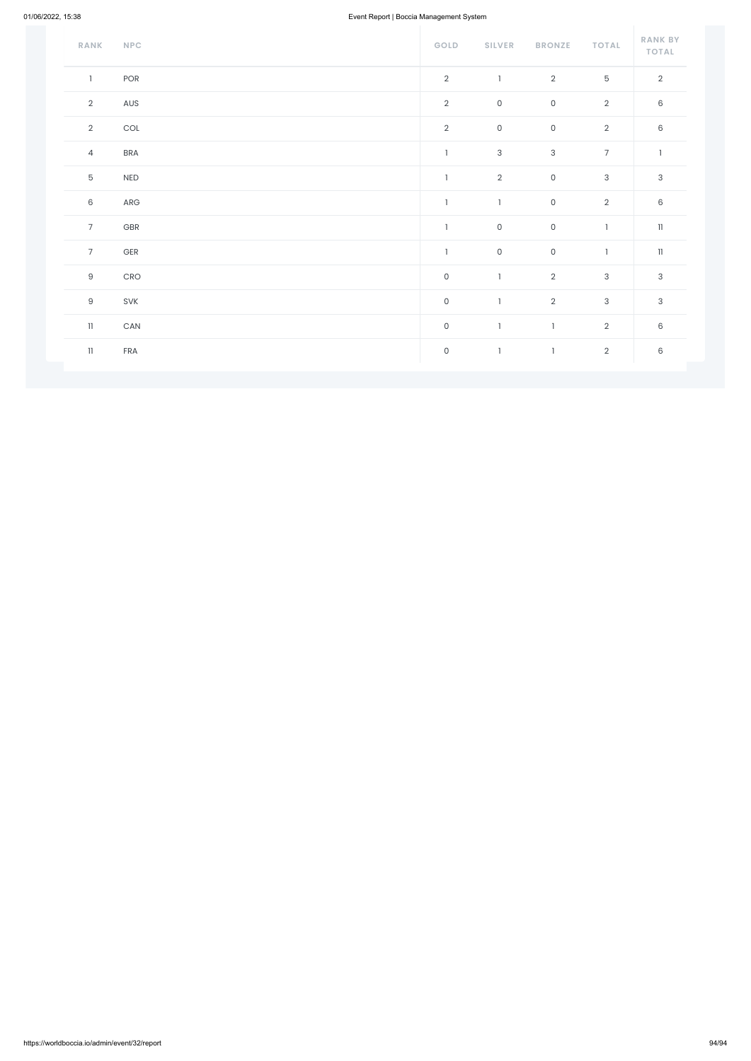| RANK | NPC | GOLD | SILVER | BRONZE | TOTAL | RANK BY TOTAL |
|---|---|---|---|---|---|---|
| 1 | POR | 2 | 1 | 2 | 5 | 2 |
| 2 | AUS | 2 | 0 | 0 | 2 | 6 |
| 2 | COL | 2 | 0 | 0 | 2 | 6 |
| 4 | BRA | 1 | 3 | 3 | 7 | 1 |
| 5 | NED | 1 | 2 | 0 | 3 | 3 |
| 6 | ARG | 1 | 1 | 0 | 2 | 6 |
| 7 | GBR | 1 | 0 | 0 | 1 | 11 |
| 7 | GER | 1 | 0 | 0 | 1 | 11 |
| 9 | CRO | 0 | 1 | 2 | 3 | 3 |
| 9 | SVK | 0 | 1 | 2 | 3 | 3 |
| 11 | CAN | 0 | 1 | 1 | 2 | 6 |
| 11 | FRA | 0 | 1 | 1 | 2 | 6 |